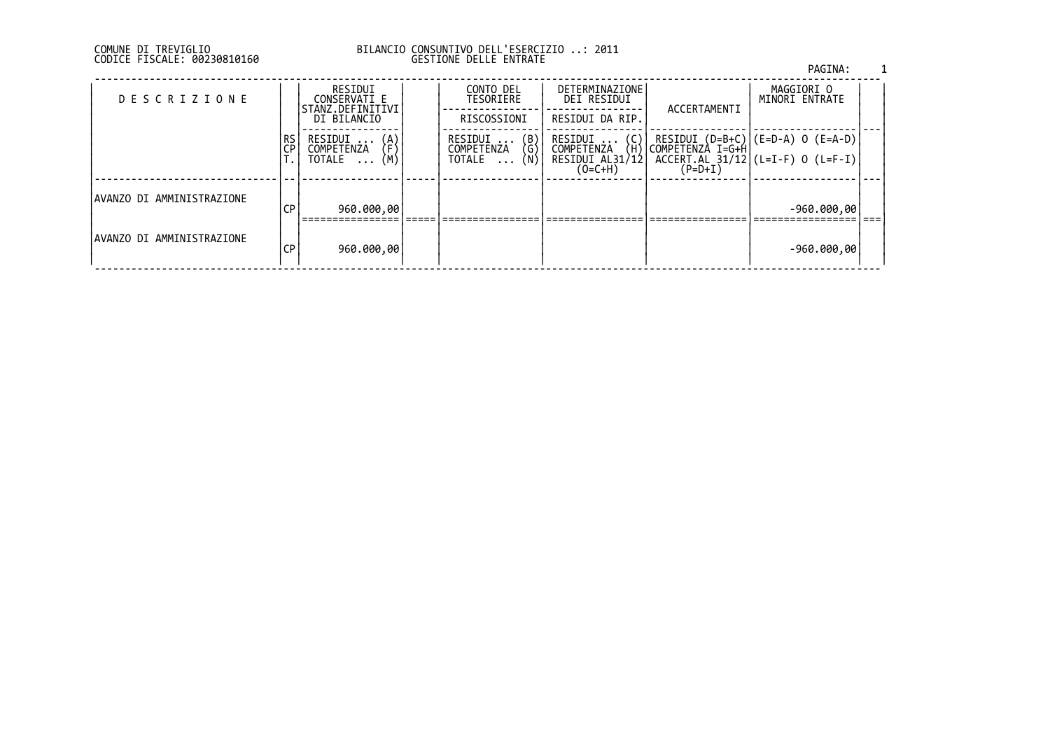COMUNE DI TREVIGLIO
CODICE FISCALE: 00230810160

BILANCIO CONSUNTIVO DELL'ESERCIZIO ..: 2011
GESTIONE DELLE ENTRATE

| D E S C R I Z I O N E | RS / CP / T. | RESIDUI CONSERVATI E STANZ.DEFINITIVI DI BILANCIO — RESIDUI ... (A) COMPETENZA (F) TOTALE ... (M) | | CONTO DEL TESORIERE — RISCOSSIONI — RESIDUI ... (B) COMPETENZA (G) TOTALE ... (N) | DETERMINAZIONE DEI RESIDUI — RESIDUI DA RIP. — RESIDUI ... (C) COMPETENZA (H) RESIDUI AL31/12 (O=C+H) | ACCERTAMENTI — RESIDUI (D=B+C) COMPETENZA I=G+H ACCERT.AL 31/12 (P=D+I) | MAGGIORI O MINORI ENTRATE — (E=D-A) O (E=A-D) (L=I-F) O (L=F-I) | |
|---|---|---|---|---|---|---|---|---|
| AVANZO DI AMMINISTRAZIONE | CP | 960.000,00 | | | | | -960.000,00 | |
| AVANZO DI AMMINISTRAZIONE | CP | 960.000,00 | | | | | -960.000,00 | |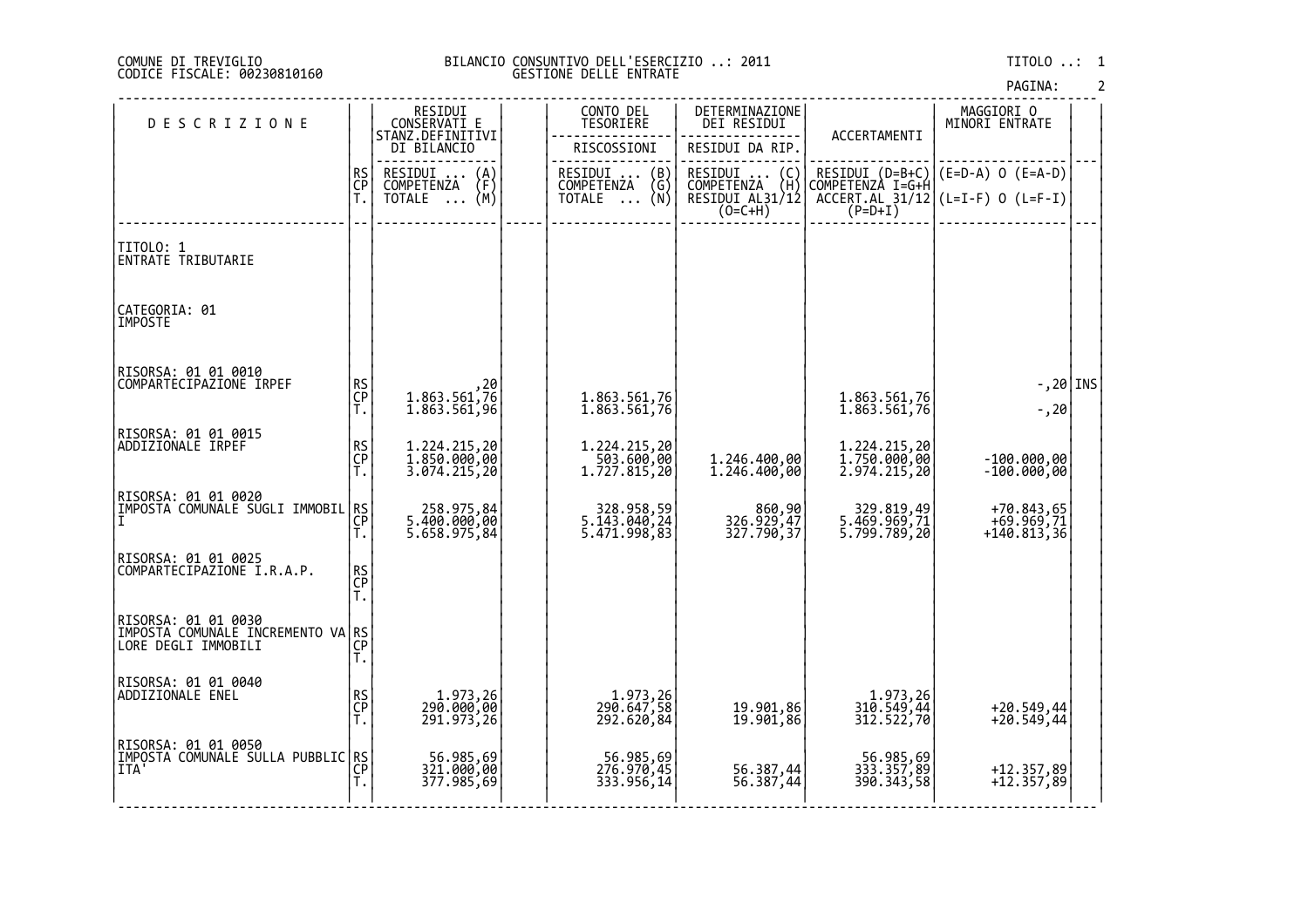COMUNE DI TREVIGLIO
CODICE FISCALE: 00230810160

BILANCIO CONSUNTIVO DELL'ESERCIZIO ..: 2011
GESTIONE DELLE ENTRATE

TITOLO ..: 1

| DESCRIZIONE | | RESIDUI CONSERVATI E STANZ.DEFINITIVI DI BILANCIO | | CONTO DEL TESORIERE | DETERMINAZIONE DEI RESIDUI | ACCERTAMENTI | MAGGIORI O MINORI ENTRATE | |
|---|---|---|---|---|---|---|---|---|
| | | | | RISCOSSIONI | RESIDUI DA RIP. | | | |
| | RS CP T. | RESIDUI ... (A) COMPETENZA (F) TOTALE ... (M) | | RESIDUI ... (B) COMPETENZA (G) TOTALE ... (N) | RESIDUI ... (C) COMPETENZA (H) RESIDUI AL31/12 (O=C+H) | RESIDUI (D=B+C) COMPETENZA I=G+H ACCERT.AL 31/12 (P=D+I) | (E=D-A) O (E=A-D) (L=I-F) O (L=F-I) | |
| TITOLO: 1 ENTRATE TRIBUTARIE | | | | | | | | |
| CATEGORIA: 01 IMPOSTE | | | | | | | | |
| RISORSA: 01 01 0010 COMPARTECIPAZIONE IRPEF | RS | ,20 | | | | | -,20 | INS |
| | CP | 1.863.561,76 | | 1.863.561,76 | | 1.863.561,76 | | |
| | T. | 1.863.561,96 | | 1.863.561,76 | | 1.863.561,76 | -,20 | |
| RISORSA: 01 01 0015 ADDIZIONALE IRPEF | RS | 1.224.215,20 | | 1.224.215,20 | | 1.224.215,20 | | |
| | CP | 1.850.000,00 | | 503.600,00 | 1.246.400,00 | 1.750.000,00 | -100.000,00 | |
| | T. | 3.074.215,20 | | 1.727.815,20 | 1.246.400,00 | 2.974.215,20 | -100.000,00 | |
| RISORSA: 01 01 0020 IMPOSTA COMUNALE SUGLI IMMOBILI | RS | 258.975,84 | | 328.958,59 | 860,90 | 329.819,49 | +70.843,65 | |
| | CP | 5.400.000,00 | | 5.143.040,24 | 326.929,47 | 5.469.969,71 | +69.969,71 | |
| | T. | 5.658.975,84 | | 5.471.998,83 | 327.790,37 | 5.799.789,20 | +140.813,36 | |
| RISORSA: 01 01 0025 COMPARTECIPAZIONE I.R.A.P. | RS | | | | | | | |
| | CP | | | | | | | |
| | T. | | | | | | | |
| RISORSA: 01 01 0030 IMPOSTA COMUNALE INCREMENTO VALORE DEGLI IMMOBILI | RS | | | | | | | |
| | CP | | | | | | | |
| | T. | | | | | | | |
| RISORSA: 01 01 0040 ADDIZIONALE ENEL | RS | 1.973,26 | | 1.973,26 | | 1.973,26 | | |
| | CP | 290.000,00 | | 290.647,58 | 19.901,86 | 310.549,44 | +20.549,44 | |
| | T. | 291.973,26 | | 292.620,84 | 19.901,86 | 312.522,70 | +20.549,44 | |
| RISORSA: 01 01 0050 IMPOSTA COMUNALE SULLA PUBBLICITA' | RS | 56.985,69 | | 56.985,69 | | 56.985,69 | | |
| | CP | 321.000,00 | | 276.970,45 | 56.387,44 | 333.357,89 | +12.357,89 | |
| | T. | 377.985,69 | | 333.956,14 | 56.387,44 | 390.343,58 | +12.357,89 | |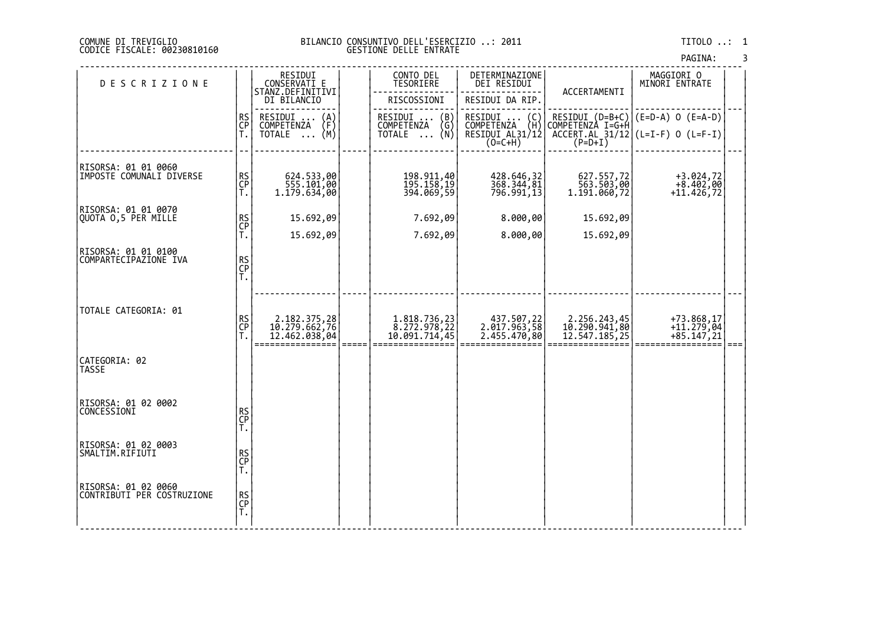COMUNE DI TREVIGLIO
CODICE FISCALE: 00230810160

BILANCIO CONSUNTIVO DELL'ESERCIZIO ..: 2011
GESTIONE DELLE ENTRATE

TITOLO ..: 1

| DESCRIZIONE | | RESIDUI CONSERVATI E STANZ.DEFINITIVI DI BILANCIO | | CONTO DEL TESORIERE | DETERMINAZIONE DEI RESIDUI | ACCERTAMENTI | MAGGIORI O MINORI ENTRATE | |
|---|---|---|---|---|---|---|---|---|
| | | | | RISCOSSIONI | RESIDUI DA RIP. | | | |
| | RS CP T. | RESIDUI ... (A) COMPETENZA (F) TOTALE ... (M) | | RESIDUI ... (B) COMPETENZA (G) TOTALE ... (N) | RESIDUI ... (C) COMPETENZA (H) RESIDUI AL31/12 (O=C+H) | RESIDUI (D=B+C) COMPETENZA I=G+H ACCERT.AL 31/12 (P=D+I) | (E=D-A) O (E=A-D) (L=I-F) O (L=F-I) | |
| RISORSA: 01 01 0060 IMPOSTE COMUNALI DIVERSE | RS | 624.533,00 | | 198.911,40 | 428.646,32 | 627.557,72 | +3.024,72 | |
| | CP | 555.101,00 | | 195.158,19 | 368.344,81 | 563.503,00 | +8.402,00 | |
| | T. | 1.179.634,00 | | 394.069,59 | 796.991,13 | 1.191.060,72 | +11.426,72 | |
| RISORSA: 01 01 0070 QUOTA 0,5 PER MILLE | RS | 15.692,09 | | 7.692,09 | 8.000,00 | 15.692,09 | | |
| | CP | | | | | | | |
| | T. | 15.692,09 | | 7.692,09 | 8.000,00 | 15.692,09 | | |
| RISORSA: 01 01 0100 COMPARTECIPAZIONE IVA | RS | | | | | | | |
| | CP | | | | | | | |
| | T. | | | | | | | |
| TOTALE CATEGORIA: 01 | RS | 2.182.375,28 | | 1.818.736,23 | 437.507,22 | 2.256.243,45 | +73.868,17 | |
| | CP | 10.279.662,76 | | 8.272.978,22 | 2.017.963,58 | 10.290.941,80 | +11.279,04 | |
| | T. | 12.462.038,04 | | 10.091.714,45 | 2.455.470,80 | 12.547.185,25 | +85.147,21 | |
| CATEGORIA: 02 TASSE | | | | | | | | |
| RISORSA: 01 02 0002 CONCESSIONI | RS | | | | | | | |
| | CP | | | | | | | |
| | T. | | | | | | | |
| RISORSA: 01 02 0003 SMALTIM.RIFIUTI | RS | | | | | | | |
| | CP | | | | | | | |
| | T. | | | | | | | |
| RISORSA: 01 02 0060 CONTRIBUTI PER COSTRUZIONE | RS | | | | | | | |
| | CP | | | | | | | |
| | T. | | | | | | | |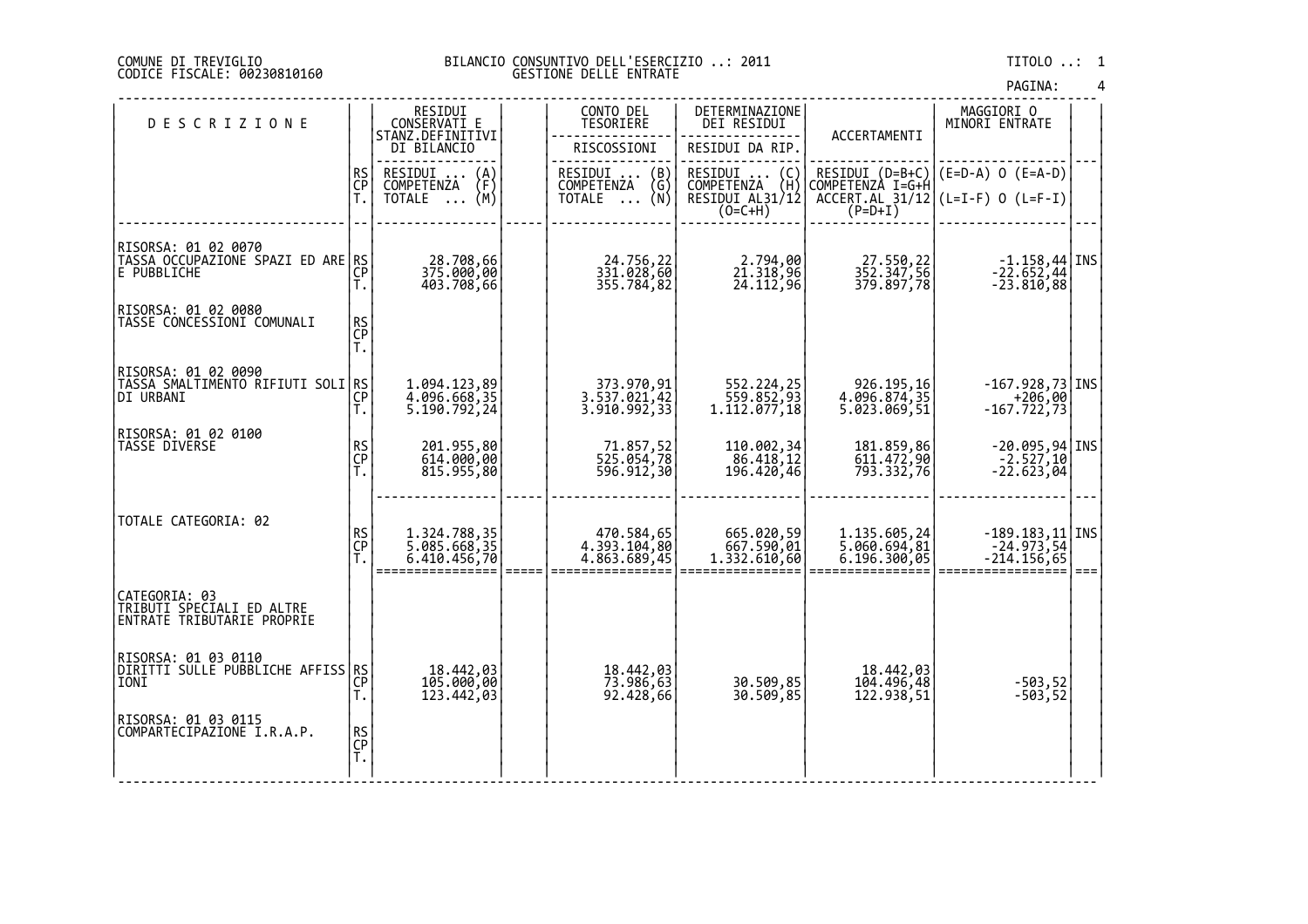COMUNE DI TREVIGLIO
CODICE FISCALE: 00230810160

BILANCIO CONSUNTIVO DELL'ESERCIZIO ..: 2011
GESTIONE DELLE ENTRATE

TITOLO ..: 1

| DESCRIZIONE | | RESIDUI CONSERVATI E STANZ.DEFINITIVI DI BILANCIO | | CONTO DEL TESORIERE | DETERMINAZIONE DEI RESIDUI | ACCERTAMENTI | MAGGIORI O MINORI ENTRATE | |
|---|---|---|---|---|---|---|---|---|
| | | | | RISCOSSIONI | RESIDUI DA RIP. | | | |
| | RS CP T. | RESIDUI ... (A) COMPETENZA (F) TOTALE ... (M) | | RESIDUI ... (B) COMPETENZA (G) TOTALE ... (N) | RESIDUI ... (C) COMPETENZA (H) RESIDUI AL31/12 (O=C+H) | RESIDUI (D=B+C) COMPETENZA I=G+H ACCERT.AL 31/12 (P=D+I) | (E=D-A) O (E=A-D) (L=I-F) O (L=F-I) | |
| RISORSA: 01 02 0070 TASSA OCCUPAZIONE SPAZI ED ARE E PUBBLICHE | RS | 28.708,66 | | 24.756,22 | 2.794,00 | 27.550,22 | -1.158,44 | INS |
| | CP | 375.000,00 | | 331.028,60 | 21.318,96 | 352.347,56 | -22.652,44 | |
| | T. | 403.708,66 | | 355.784,82 | 24.112,96 | 379.897,78 | -23.810,88 | |
| RISORSA: 01 02 0080 TASSE CONCESSIONI COMUNALI | RS | | | | | | | |
| | CP | | | | | | | |
| | T. | | | | | | | |
| RISORSA: 01 02 0090 TASSA SMALTIMENTO RIFIUTI SOLI DI URBANI | RS | 1.094.123,89 | | 373.970,91 | 552.224,25 | 926.195,16 | -167.928,73 | INS |
| | CP | 4.096.668,35 | | 3.537.021,42 | 559.852,93 | 4.096.874,35 | +206,00 | |
| | T. | 5.190.792,24 | | 3.910.992,33 | 1.112.077,18 | 5.023.069,51 | -167.722,73 | |
| RISORSA: 01 02 0100 TASSE DIVERSE | RS | 201.955,80 | | 71.857,52 | 110.002,34 | 181.859,86 | -20.095,94 | INS |
| | CP | 614.000,00 | | 525.054,78 | 86.418,12 | 611.472,90 | -2.527,10 | |
| | T. | 815.955,80 | | 596.912,30 | 196.420,46 | 793.332,76 | -22.623,04 | |
| TOTALE CATEGORIA: 02 | RS | 1.324.788,35 | | 470.584,65 | 665.020,59 | 1.135.605,24 | -189.183,11 | INS |
| | CP | 5.085.668,35 | | 4.393.104,80 | 667.590,01 | 5.060.694,81 | -24.973,54 | |
| | T. | 6.410.456,70 | | 4.863.689,45 | 1.332.610,60 | 6.196.300,05 | -214.156,65 | |
| CATEGORIA: 03 TRIBUTI SPECIALI ED ALTRE ENTRATE TRIBUTARIE PROPRIE | | | | | | | | |
| RISORSA: 01 03 0110 DIRITTI SULLE PUBBLICHE AFFISS IONI | RS | 18.442,03 | | 18.442,03 | | 18.442,03 | | |
| | CP | 105.000,00 | | 73.986,63 | 30.509,85 | 104.496,48 | -503,52 | |
| | T. | 123.442,03 | | 92.428,66 | 30.509,85 | 122.938,51 | -503,52 | |
| RISORSA: 01 03 0115 COMPARTECIPAZIONE I.R.A.P. | RS | | | | | | | |
| | CP | | | | | | | |
| | T. | | | | | | | |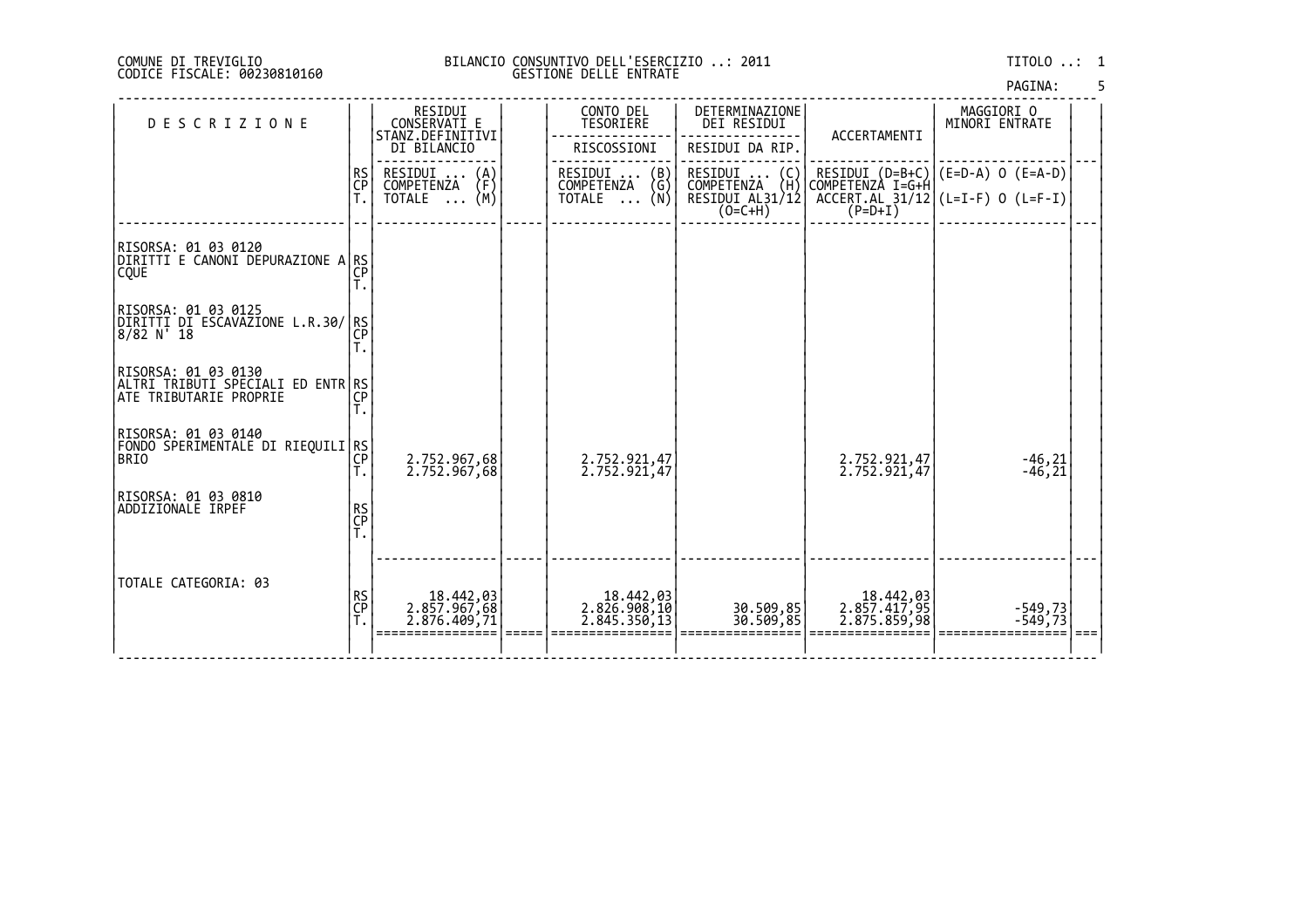COMUNE DI TREVIGLIO
CODICE FISCALE: 00230810160

BILANCIO CONSUNTIVO DELL'ESERCIZIO ..: 2011
GESTIONE DELLE ENTRATE

TITOLO ..: 1

| DESCRIZIONE | | RESIDUI CONSERVATI E STANZ.DEFINITIVI DI BILANCIO<br>RESIDUI ... (A)<br>COMPETENZA (F)<br>TOTALE ... (M) | CONTO DEL TESORIERE<br>RISCOSSIONI<br>RESIDUI ... (B)<br>COMPETENZA (G)<br>TOTALE ... (N) | DETERMINAZIONE DEI RESIDUI<br>RESIDUI DA RIP.<br>RESIDUI ... (C)<br>COMPETENZA (H)<br>RESIDUI AL31/12 (O=C+H) | ACCERTAMENTI<br>RESIDUI (D=B+C)<br>COMPETENZA I=G+H<br>ACCERT.AL 31/12 (P=D+I) | MAGGIORI O MINORI ENTRATE<br>(E=D-A) O (E=A-D)<br>(L=I-F) O (L=F-I) |
|---|---|---|---|---|---|---|
| RISORSA: 01 03 0120<br>DIRITTI E CANONI DEPURAZIONE ACQUE | RS<br>CP<br>T. | | | | | |
| RISORSA: 01 03 0125<br>DIRITTI DI ESCAVAZIONE L.R.30/8/82 N' 18 | RS<br>CP<br>T. | | | | | |
| RISORSA: 01 03 0130<br>ALTRI TRIBUTI SPECIALI ED ENTRATE TRIBUTARIE PROPRIE | RS<br>CP<br>T. | | | | | |
| RISORSA: 01 03 0140<br>FONDO SPERIMENTALE DI RIEQUILIBRIO | RS<br>CP<br>T. | <br>2.752.967,68<br>2.752.967,68 | <br>2.752.921,47<br>2.752.921,47 | | <br>2.752.921,47<br>2.752.921,47 | <br>-46,21<br>-46,21 |
| RISORSA: 01 03 0810<br>ADDIZIONALE IRPEF | RS<br>CP<br>T. | | | | | |
| TOTALE CATEGORIA: 03 | RS<br>CP<br>T. | 18.442,03<br>2.857.967,68<br>2.876.409,71 | 18.442,03<br>2.826.908,10<br>2.845.350,13 | <br>30.509,85<br>30.509,85 | 18.442,03<br>2.857.417,95<br>2.875.859,98 | <br>-549,73<br>-549,73 |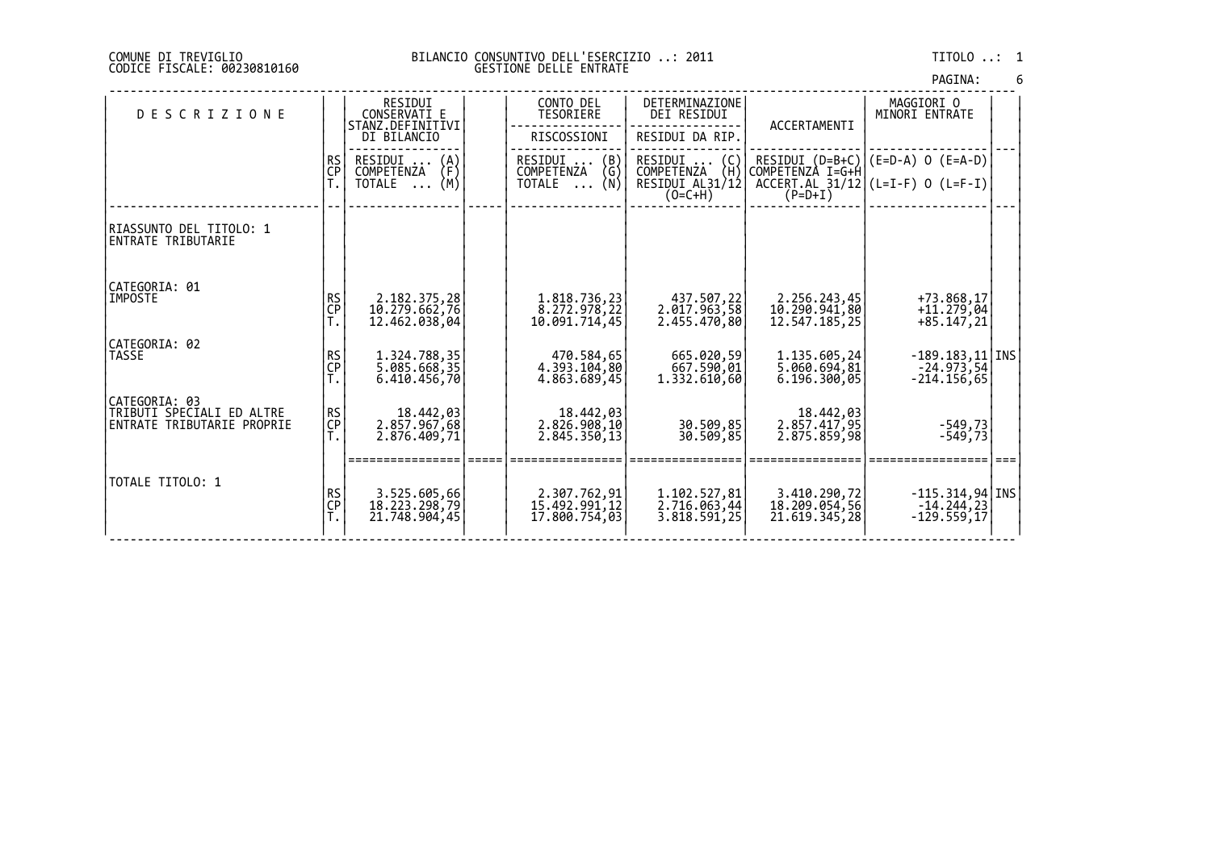COMUNE DI TREVIGLIO
CODICE FISCALE: 00230810160

BILANCIO CONSUNTIVO DELL'ESERCIZIO ..: 2011
GESTIONE DELLE ENTRATE

TITOLO ..: 1

| D E S C R I Z I O N E | | RESIDUI CONSERVATI E STANZ.DEFINITIVI DI BILANCIO | | CONTO DEL TESORIERE | DETERMINAZIONE DEI RESIDUI | ACCERTAMENTI | MAGGIORI O MINORI ENTRATE | |
|---|---|---|---|---|---|---|---|---|
| | | | | RISCOSSIONI | RESIDUI DA RIP. | | | |
| | RS CP T. | RESIDUI ... (A) COMPETENZA (F) TOTALE ... (M) | | RESIDUI ... (B) COMPETENZA (G) TOTALE ... (N) | RESIDUI ... (C) COMPETENZA (H) RESIDUI AL31/12 (O=C+H) | RESIDUI (D=B+C) COMPETENZA I=G+H ACCERT.AL 31/12 (P=D+I) | (E=D-A) O (E=A-D) (L=I-F) O (L=F-I) | |
| RIASSUNTO DEL TITOLO: 1 ENTRATE TRIBUTARIE | | | | | | | | |
| CATEGORIA: 01 IMPOSTE | RS | 2.182.375,28 | | 1.818.736,23 | 437.507,22 | 2.256.243,45 | +73.868,17 | |
| | CP | 10.279.662,76 | | 8.272.978,22 | 2.017.963,58 | 10.290.941,80 | +11.279,04 | |
| | T. | 12.462.038,04 | | 10.091.714,45 | 2.455.470,80 | 12.547.185,25 | +85.147,21 | |
| CATEGORIA: 02 TASSE | RS | 1.324.788,35 | | 470.584,65 | 665.020,59 | 1.135.605,24 | -189.183,11 | INS |
| | CP | 5.085.668,35 | | 4.393.104,80 | 667.590,01 | 5.060.694,81 | -24.973,54 | |
| | T. | 6.410.456,70 | | 4.863.689,45 | 1.332.610,60 | 6.196.300,05 | -214.156,65 | |
| CATEGORIA: 03 TRIBUTI SPECIALI ED ALTRE ENTRATE TRIBUTARIE PROPRIE | RS | 18.442,03 | | 18.442,03 | | 18.442,03 | | |
| | CP | 2.857.967,68 | | 2.826.908,10 | 30.509,85 | 2.857.417,95 | -549,73 | |
| | T. | 2.876.409,71 | | 2.845.350,13 | 30.509,85 | 2.875.859,98 | -549,73 | |
| TOTALE TITOLO: 1 | RS | 3.525.605,66 | | 2.307.762,91 | 1.102.527,81 | 3.410.290,72 | -115.314,94 | INS |
| | CP | 18.223.298,79 | | 15.492.991,12 | 2.716.063,44 | 18.209.054,56 | -14.244,23 | |
| | T. | 21.748.904,45 | | 17.800.754,03 | 3.818.591,25 | 21.619.345,28 | -129.559,17 | |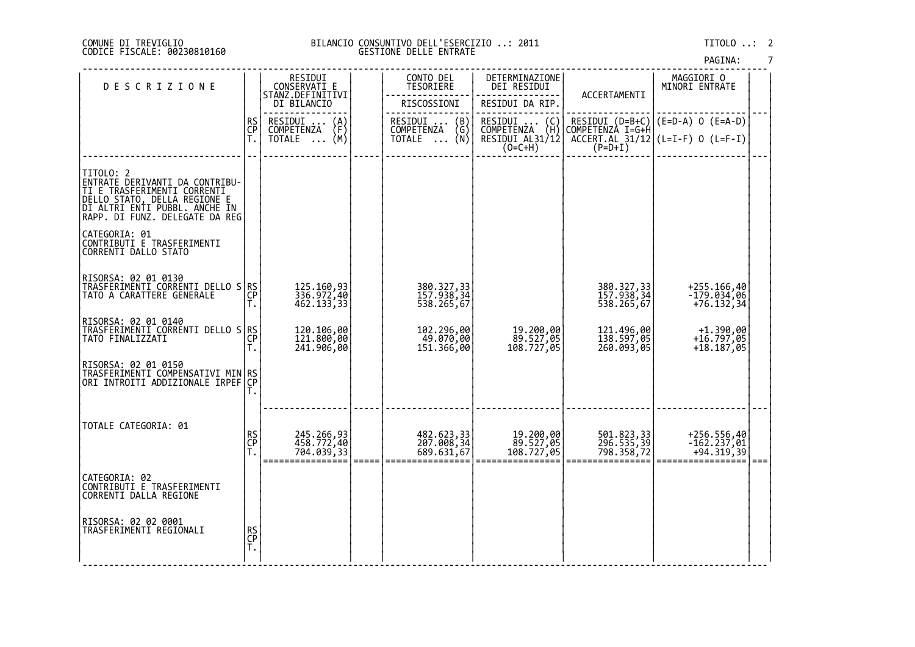COMUNE DI TREVIGLIO
CODICE FISCALE: 00230810160

BILANCIO CONSUNTIVO DELL'ESERCIZIO ..: 2011
GESTIONE DELLE ENTRATE

TITOLO ..: 2

| D E S C R I Z I O N E | | RESIDUI CONSERVATI E STANZ.DEFINITIVI DI BILANCIO<br>RESIDUI ... (A)<br>COMPETENZA (F)<br>TOTALE ... (M) | CONTO DEL TESORIERE<br>RISCOSSIONI<br>RESIDUI ... (B)<br>COMPETENZA (G)<br>TOTALE ... (N) | DETERMINAZIONE DEI RESIDUI<br>RESIDUI DA RIP.<br>RESIDUI ... (C)<br>COMPETENZA (H)<br>RESIDUI AL31/12 (O=C+H) | ACCERTAMENTI<br>RESIDUI (D=B+C)<br>COMPETENZA I=G+H<br>ACCERT.AL 31/12 (P=D+I) | MAGGIORI O MINORI ENTRATE<br>(E=D-A) O (E=A-D)<br>(L=I-F) O (L=F-I) |
|---|---|---|---|---|---|---|
| TITOLO: 2<br>ENTRATE DERIVANTI DA CONTRIBUTI E TRASFERIMENTI CORRENTI DELLO STATO, DELLA REGIONE E DI ALTRI ENTI PUBBL. ANCHE IN RAPP. DI FUNZ. DELEGATE DA REG | | | | | | |
| CATEGORIA: 01<br>CONTRIBUTI E TRASFERIMENTI CORRENTI DALLO STATO | | | | | | |
| RISORSA: 02 01 0130<br>TRASFERIMENTI CORRENTI DELLO STATO A CARATTERE GENERALE | RS<br>CP<br>T. | 125.160,93<br>336.972,40<br>462.133,33 | 380.327,33<br>157.938,34<br>538.265,67 | | 380.327,33<br>157.938,34<br>538.265,67 | +255.166,40<br>-179.034,06<br>+76.132,34 |
| RISORSA: 02 01 0140<br>TRASFERIMENTI CORRENTI DELLO STATO FINALIZZATI | RS<br>CP<br>T. | 120.106,00<br>121.800,00<br>241.906,00 | 102.296,00<br>49.070,00<br>151.366,00 | 19.200,00<br>89.527,05<br>108.727,05 | 121.496,00<br>138.597,05<br>260.093,05 | +1.390,00<br>+16.797,05<br>+18.187,05 |
| RISORSA: 02 01 0150<br>TRASFERIMENTI COMPENSATIVI MINORI INTROITI ADDIZIONALE IRPEF | RS<br>CP<br>T. | | | | | |
| TOTALE CATEGORIA: 01 | RS<br>CP<br>T. | 245.266,93<br>458.772,40<br>704.039,33 | 482.623,33<br>207.008,34<br>689.631,67 | 19.200,00<br>89.527,05<br>108.727,05 | 501.823,33<br>296.535,39<br>798.358,72 | +256.556,40<br>-162.237,01<br>+94.319,39 |
| CATEGORIA: 02<br>CONTRIBUTI E TRASFERIMENTI CORRENTI DALLA REGIONE | | | | | | |
| RISORSA: 02 02 0001<br>TRASFERIMENTI REGIONALI | RS<br>CP<br>T. | | | | | |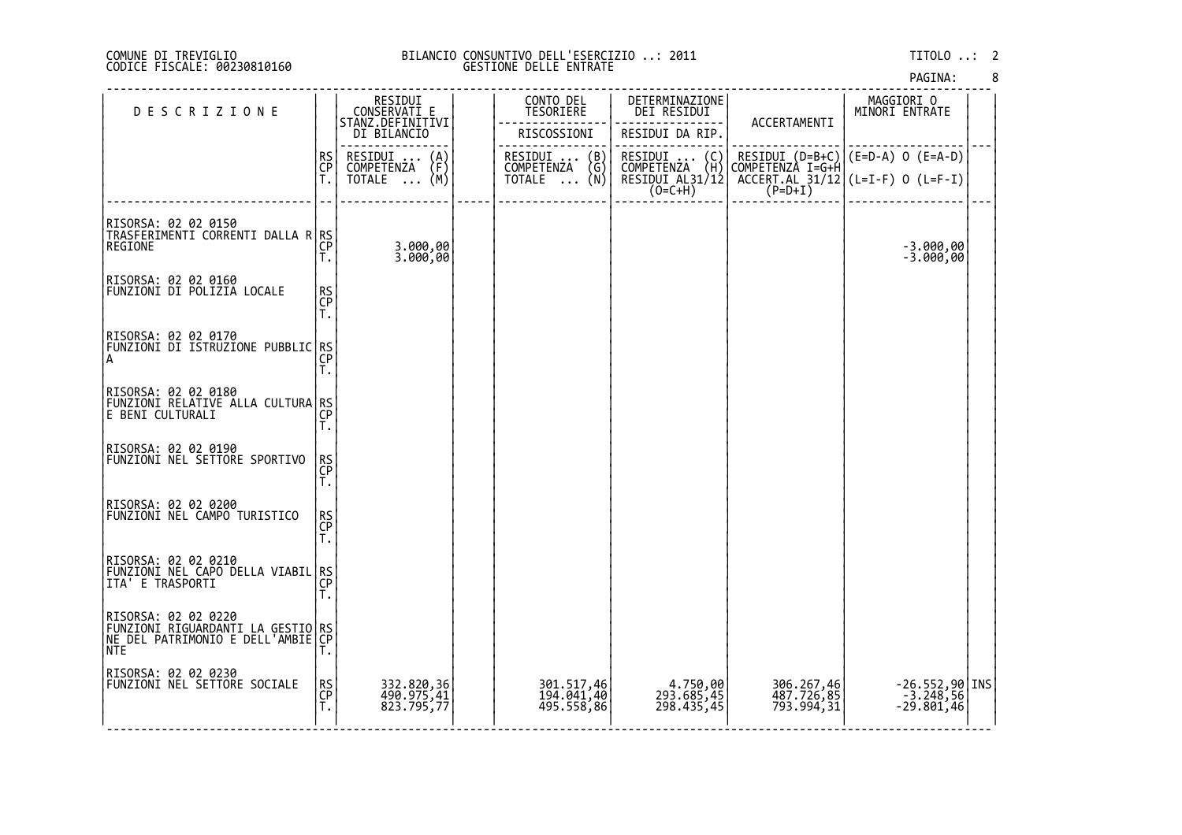COMUNE DI TREVIGLIO
CODICE FISCALE: 00230810160

BILANCIO CONSUNTIVO DELL'ESERCIZIO ..: 2011
GESTIONE DELLE ENTRATE

TITOLO ..: 2

| D E S C R I Z I O N E | | RESIDUI CONSERVATI E STANZ.DEFINITIVI DI BILANCIO | | CONTO DEL TESORIERE | DETERMINAZIONE DEI RESIDUI | ACCERTAMENTI | MAGGIORI O MINORI ENTRATE | |
|---|---|---|---|---|---|---|---|---|
| | | | | RISCOSSIONI | RESIDUI DA RIP. | | | |
| | RS CP T. | RESIDUI ... (A) COMPETENZA (F) TOTALE ... (M) | | RESIDUI ... (B) COMPETENZA (G) TOTALE ... (N) | RESIDUI ... (C) COMPETENZA (H) RESIDUI AL31/12 (O=C+H) | RESIDUI (D=B+C) COMPETENZA I=G+H ACCERT.AL 31/12 (P=D+I) | (E=D-A) O (E=A-D) (L=I-F) O (L=F-I) | |
| RISORSA: 02 02 0150 TRASFERIMENTI CORRENTI DALLA REGIONE | RS | | | | | | | |
| | CP | 3.000,00 | | | | | -3.000,00 | |
| | T. | 3.000,00 | | | | | -3.000,00 | |
| RISORSA: 02 02 0160 FUNZIONI DI POLIZIA LOCALE | RS | | | | | | | |
| | CP | | | | | | | |
| | T. | | | | | | | |
| RISORSA: 02 02 0170 FUNZIONI DI ISTRUZIONE PUBBLICA | RS | | | | | | | |
| | CP | | | | | | | |
| | T. | | | | | | | |
| RISORSA: 02 02 0180 FUNZIONI RELATIVE ALLA CULTURA E BENI CULTURALI | RS | | | | | | | |
| | CP | | | | | | | |
| | T. | | | | | | | |
| RISORSA: 02 02 0190 FUNZIONI NEL SETTORE SPORTIVO | RS | | | | | | | |
| | CP | | | | | | | |
| | T. | | | | | | | |
| RISORSA: 02 02 0200 FUNZIONI NEL CAMPO TURISTICO | RS | | | | | | | |
| | CP | | | | | | | |
| | T. | | | | | | | |
| RISORSA: 02 02 0210 FUNZIONI NEL CAPO DELLA VIABILITA' E TRASPORTI | RS | | | | | | | |
| | CP | | | | | | | |
| | T. | | | | | | | |
| RISORSA: 02 02 0220 FUNZIONI RIGUARDANTI LA GESTIONE DEL PATRIMONIO E DELL'AMBIENTE | RS | | | | | | | |
| | CP | | | | | | | |
| | T. | | | | | | | |
| RISORSA: 02 02 0230 FUNZIONI NEL SETTORE SOCIALE | RS | 332.820,36 | | 301.517,46 | 4.750,00 | 306.267,46 | -26.552,90 | INS |
| | CP | 490.975,41 | | 194.041,40 | 293.685,45 | 487.726,85 | -3.248,56 | |
| | T. | 823.795,77 | | 495.558,86 | 298.435,45 | 793.994,31 | -29.801,46 | |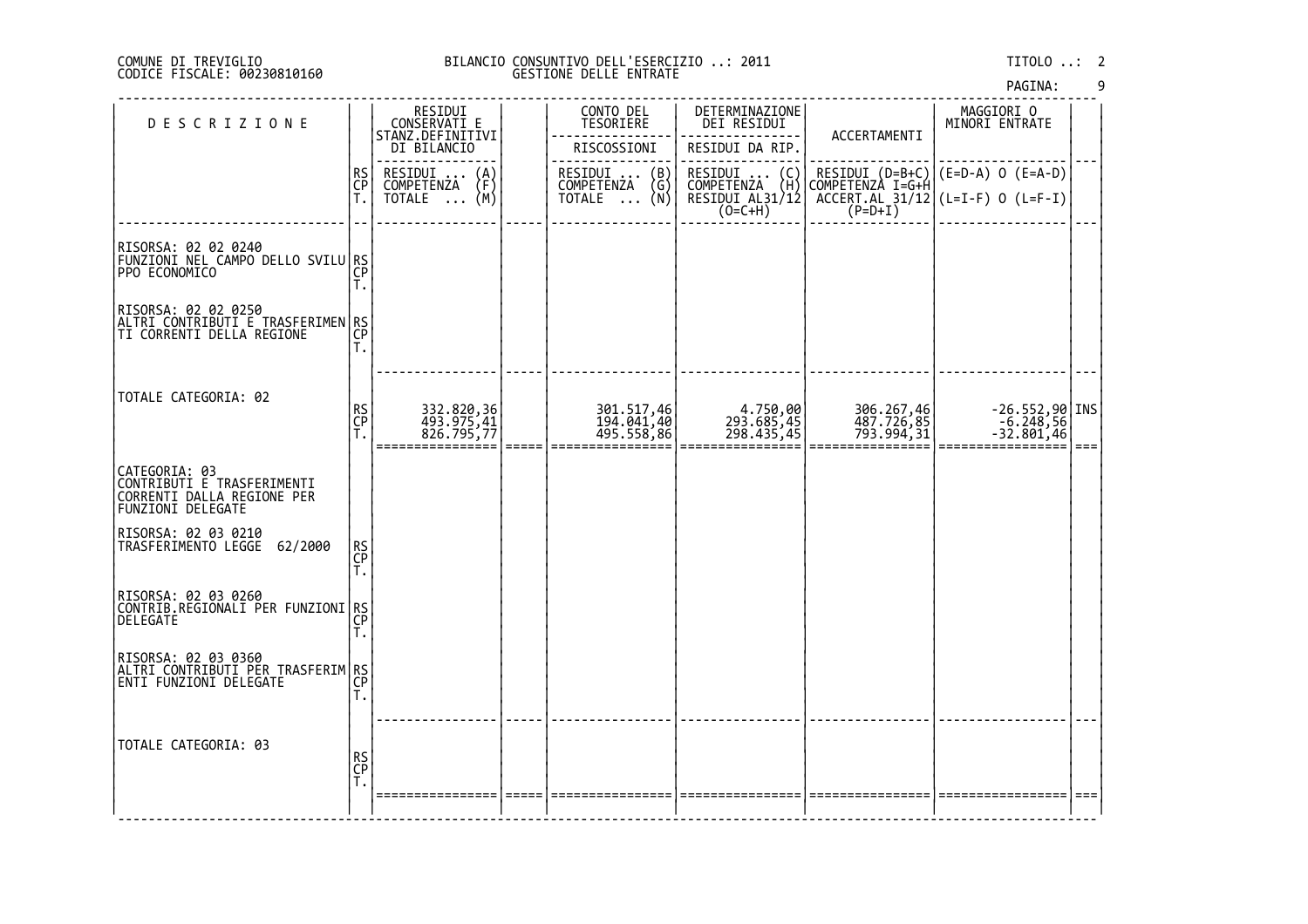COMUNE DI TREVIGLIO
CODICE FISCALE: 00230810160

BILANCIO CONSUNTIVO DELL'ESERCIZIO ..: 2011
GESTIONE DELLE ENTRATE

TITOLO ..: 2

| DESCRIZIONE | | RESIDUI CONSERVATI E STANZ.DEFINITIVI DI BILANCIO | | CONTO DEL TESORIERE | DETERMINAZIONE DEI RESIDUI | ACCERTAMENTI | MAGGIORI O MINORI ENTRATE | |
|---|---|---|---|---|---|---|---|---|
| | | | | RISCOSSIONI | RESIDUI DA RIP. | | | |
| | RS CP T. | RESIDUI ... (A) COMPETENZA (F) TOTALE ... (M) | | RESIDUI ... (B) COMPETENZA (G) TOTALE ... (N) | RESIDUI ... (C) COMPETENZA (H) RESIDUI AL31/12 (O=C+H) | RESIDUI (D=B+C) COMPETENZA I=G+H ACCERT.AL 31/12 (P=D+I) | (E=D-A) O (E=A-D) (L=I-F) O (L=F-I) | |
| RISORSA: 02 02 0240 FUNZIONI NEL CAMPO DELLO SVILUPPO ECONOMICO | RS CP T. | | | | | | | |
| RISORSA: 02 02 0250 ALTRI CONTRIBUTI E TRASFERIMENTI CORRENTI DELLA REGIONE | RS CP T. | | | | | | | |
| TOTALE CATEGORIA: 02 | RS | 332.820,36 | | 301.517,46 | 4.750,00 | 306.267,46 | -26.552,90 | INS |
| | CP | 493.975,41 | | 194.041,40 | 293.685,45 | 487.726,85 | -6.248,56 | |
| | T. | 826.795,77 | | 495.558,86 | 298.435,45 | 793.994,31 | -32.801,46 | |
| CATEGORIA: 03 CONTRIBUTI E TRASFERIMENTI CORRENTI DALLA REGIONE PER FUNZIONI DELEGATE | | | | | | | | |
| RISORSA: 02 03 0210 TRASFERIMENTO LEGGE 62/2000 | RS CP T. | | | | | | | |
| RISORSA: 02 03 0260 CONTRIB.REGIONALI PER FUNZIONI DELEGATE | RS CP T. | | | | | | | |
| RISORSA: 02 03 0360 ALTRI CONTRIBUTI PER TRASFERIMENTI FUNZIONI DELEGATE | RS CP T. | | | | | | | |
| TOTALE CATEGORIA: 03 | RS CP T. | | | | | | | |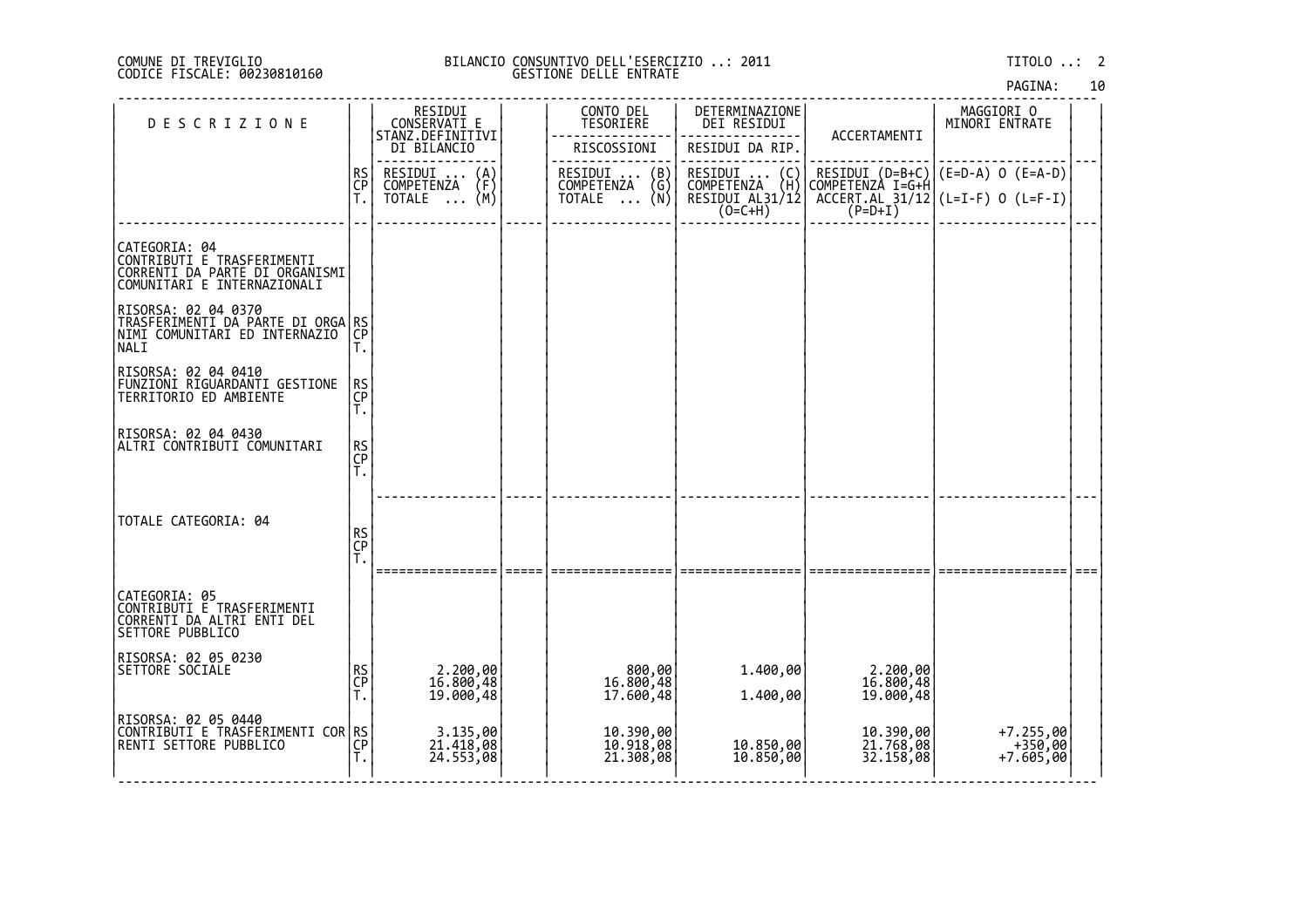COMUNE DI TREVIGLIO
CODICE FISCALE: 00230810160

BILANCIO CONSUNTIVO DELL'ESERCIZIO ..: 2011
GESTIONE DELLE ENTRATE

TITOLO ..: 2

| DESCRIZIONE | | RESIDUI CONSERVATI E STANZ.DEFINITIVI DI BILANCIO<br>RESIDUI ... (A)<br>COMPETENZA (F)<br>TOTALE ... (M) | | CONTO DEL TESORIERE<br>RISCOSSIONI<br>RESIDUI ... (B)<br>COMPETENZA (G)<br>TOTALE ... (N) | DETERMINAZIONE DEI RESIDUI<br>RESIDUI DA RIP.<br>RESIDUI ... (C)<br>COMPETENZA (H)<br>RESIDUI AL31/12 (O=C+H) | ACCERTAMENTI<br>RESIDUI (D=B+C)<br>COMPETENZA I=G+H<br>ACCERT.AL 31/12 (P=D+I) | MAGGIORI O MINORI ENTRATE<br>(E=D-A) O (E=A-D)<br>(L=I-F) O (L=F-I) | |
|---|---|---|---|---|---|---|---|---|
| CATEGORIA: 04 CONTRIBUTI E TRASFERIMENTI CORRENTI DA PARTE DI ORGANISMI COMUNITARI E INTERNAZIONALI | | | | | | | | |
| RISORSA: 02 04 0370 TRASFERIMENTI DA PARTE DI ORGANIMI COMUNITARI ED INTERNAZIONALI | RS<br>CP<br>T. | | | | | | | |
| RISORSA: 02 04 0410 FUNZIONI RIGUARDANTI GESTIONE TERRITORIO ED AMBIENTE | RS<br>CP<br>T. | | | | | | | |
| RISORSA: 02 04 0430 ALTRI CONTRIBUTI COMUNITARI | RS<br>CP<br>T. | | | | | | | |
| TOTALE CATEGORIA: 04 | RS<br>CP<br>T. | | | | | | | |
| CATEGORIA: 05 CONTRIBUTI E TRASFERIMENTI CORRENTI DA ALTRI ENTI DEL SETTORE PUBBLICO | | | | | | | | |
| RISORSA: 02 05 0230 SETTORE SOCIALE | RS<br>CP<br>T. | 2.200,00<br>16.800,48<br>19.000,48 | | 800,00<br>16.800,48<br>17.600,48 | 1.400,00<br><br>1.400,00 | 2.200,00<br>16.800,48<br>19.000,48 | | |
| RISORSA: 02 05 0440 CONTRIBUTI E TRASFERIMENTI CORRENTI SETTORE PUBBLICO | RS<br>CP<br>T. | 3.135,00<br>21.418,08<br>24.553,08 | | 10.390,00<br>10.918,08<br>21.308,08 | <br>10.850,00<br>10.850,00 | 10.390,00<br>21.768,08<br>32.158,08 | +7.255,00<br>+350,00<br>+7.605,00 | |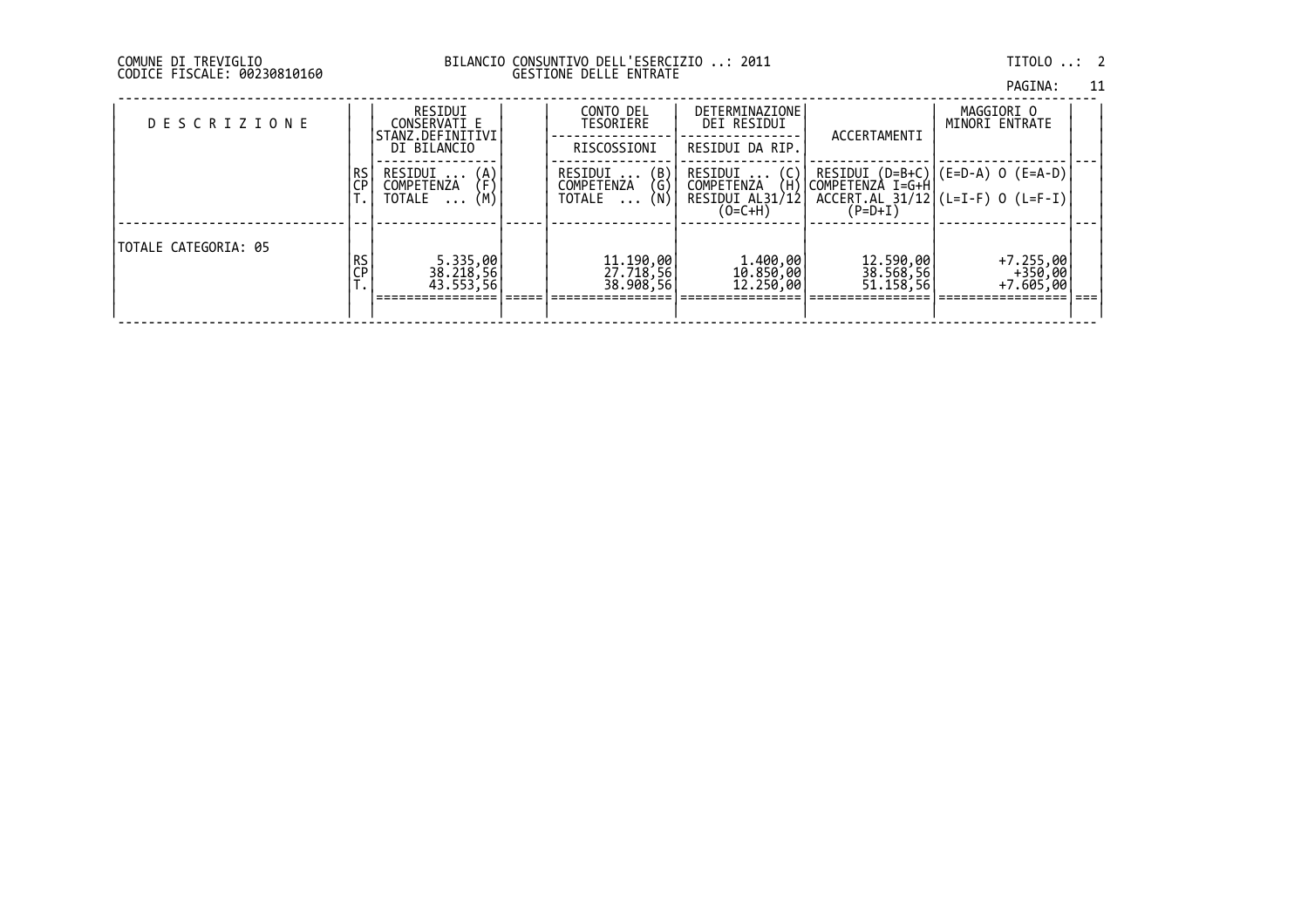COMUNE DI TREVIGLIO
CODICE FISCALE: 00230810160

BILANCIO CONSUNTIVO DELL'ESERCIZIO ..: 2011
GESTIONE DELLE ENTRATE

TITOLO ..: 2

| D E S C R I Z I O N E | | RESIDUI CONSERVATI E STANZ.DEFINITIVI DI BILANCIO | | CONTO DEL TESORIERE RISCOSSIONI | DETERMINAZIONE DEI RESIDUI RESIDUI DA RIP. | ACCERTAMENTI | MAGGIORI O MINORI ENTRATE |
|---|---|---|---|---|---|---|---|
| | RS<br>CP<br>T. | RESIDUI ... (A)<br>COMPETENZA (F)<br>TOTALE ... (M) | | RESIDUI ... (B)<br>COMPETENZA (G)<br>TOTALE ... (N) | RESIDUI ... (C)<br>COMPETENZA (H)<br>RESIDUI AL31/12 (O=C+H) | RESIDUI (D=B+C)<br>COMPETENZA I=G+H<br>ACCERT.AL 31/12 (P=D+I) | (E=D-A) O (E=A-D)<br>(L=I-F) O (L=F-I) |
| TOTALE CATEGORIA: 05 | RS<br>CP<br>T. | 5.335,00<br>38.218,56<br>43.553,56 | | 11.190,00<br>27.718,56<br>38.908,56 | 1.400,00<br>10.850,00<br>12.250,00 | 12.590,00<br>38.568,56<br>51.158,56 | +7.255,00<br>+350,00<br>+7.605,00 |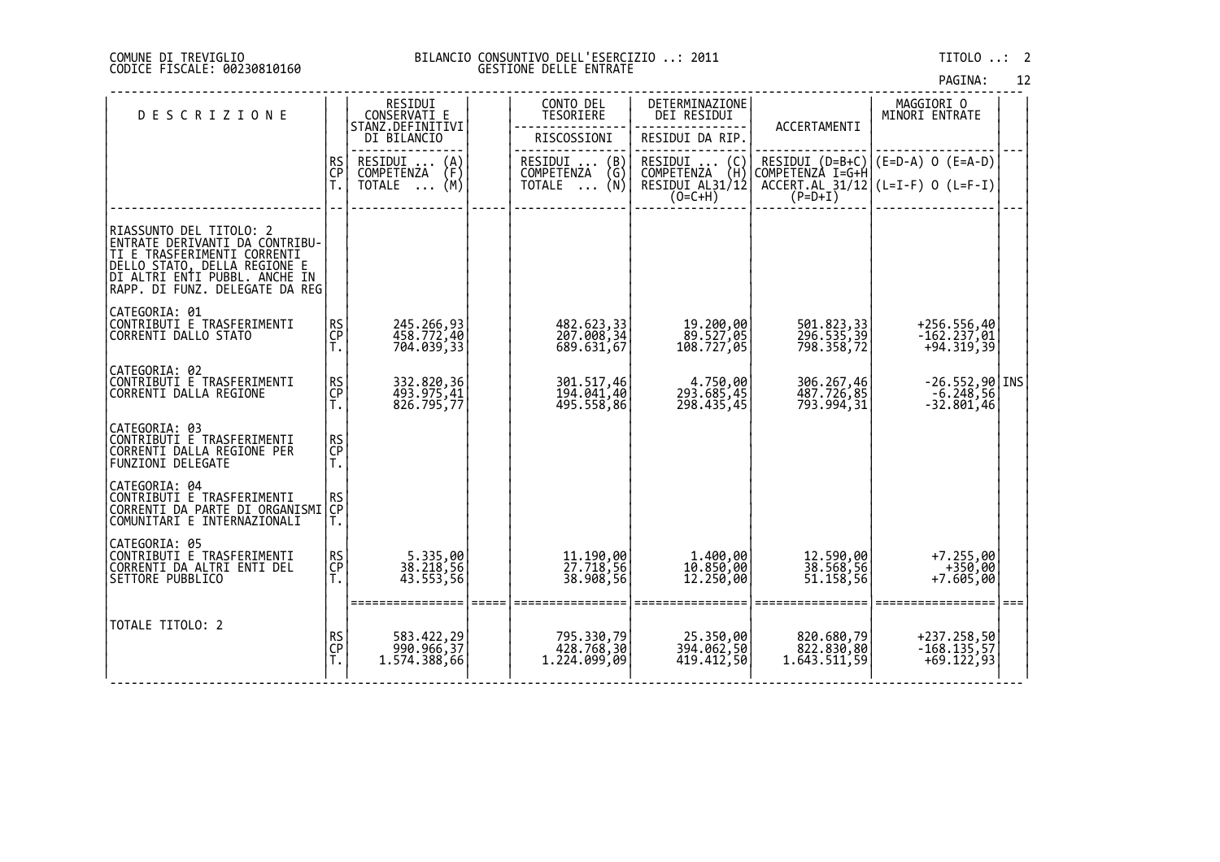COMUNE DI TREVIGLIO
CODICE FISCALE: 00230810160

BILANCIO CONSUNTIVO DELL'ESERCIZIO ..: 2011
GESTIONE DELLE ENTRATE

TITOLO ..: 2

| DESCRIZIONE | | RESIDUI CONSERVATI E STANZ.DEFINITIVI DI BILANCIO | | CONTO DEL TESORIERE | DETERMINAZIONE DEI RESIDUI | ACCERTAMENTI | MAGGIORI O MINORI ENTRATE | |
|---|---|---|---|---|---|---|---|---|
| | | | | RISCOSSIONI | RESIDUI DA RIP. | | | |
| | RS CP T. | RESIDUI ... (A) COMPETENZA (F) TOTALE ... (M) | | RESIDUI ... (B) COMPETENZA (G) TOTALE ... (N) | RESIDUI ... (C) COMPETENZA (H) RESIDUI AL31/12 (O=C+H) | RESIDUI (D=B+C) COMPETENZA I=G+H ACCERT.AL 31/12 (P=D+I) | (E=D-A) O (E=A-D) (L=I-F) O (L=F-I) | |
| RIASSUNTO DEL TITOLO: 2 ENTRATE DERIVANTI DA CONTRIBUTI E TRASFERIMENTI CORRENTI DELLO STATO, DELLA REGIONE E DI ALTRI ENTI PUBBL. ANCHE IN RAPP. DI FUNZ. DELEGATE DA REG | | | | | | | | |
| CATEGORIA: 01 CONTRIBUTI E TRASFERIMENTI CORRENTI DALLO STATO | RS | 245.266,93 | | 482.623,33 | 19.200,00 | 501.823,33 | +256.556,40 | |
| | CP | 458.772,40 | | 207.008,34 | 89.527,05 | 296.535,39 | -162.237,01 | |
| | T. | 704.039,33 | | 689.631,67 | 108.727,05 | 798.358,72 | +94.319,39 | |
| CATEGORIA: 02 CONTRIBUTI E TRASFERIMENTI CORRENTI DALLA REGIONE | RS | 332.820,36 | | 301.517,46 | 4.750,00 | 306.267,46 | -26.552,90 | INS |
| | CP | 493.975,41 | | 194.041,40 | 293.685,45 | 487.726,85 | -6.248,56 | |
| | T. | 826.795,77 | | 495.558,86 | 298.435,45 | 793.994,31 | -32.801,46 | |
| CATEGORIA: 03 CONTRIBUTI E TRASFERIMENTI CORRENTI DALLA REGIONE PER FUNZIONI DELEGATE | RS | | | | | | | |
| | CP | | | | | | | |
| | T. | | | | | | | |
| CATEGORIA: 04 CONTRIBUTI E TRASFERIMENTI CORRENTI DA PARTE DI ORGANISMI COMUNITARI E INTERNAZIONALI | RS | | | | | | | |
| | CP | | | | | | | |
| | T. | | | | | | | |
| CATEGORIA: 05 CONTRIBUTI E TRASFERIMENTI CORRENTI DA ALTRI ENTI DEL SETTORE PUBBLICO | RS | 5.335,00 | | 11.190,00 | 1.400,00 | 12.590,00 | +7.255,00 | |
| | CP | 38.218,56 | | 27.718,56 | 10.850,00 | 38.568,56 | +350,00 | |
| | T. | 43.553,56 | | 38.908,56 | 12.250,00 | 51.158,56 | +7.605,00 | |
| TOTALE TITOLO: 2 | RS | 583.422,29 | | 795.330,79 | 25.350,00 | 820.680,79 | +237.258,50 | |
| | CP | 990.966,37 | | 428.768,30 | 394.062,50 | 822.830,80 | -168.135,57 | |
| | T. | 1.574.388,66 | | 1.224.099,09 | 419.412,50 | 1.643.511,59 | +69.122,93 | |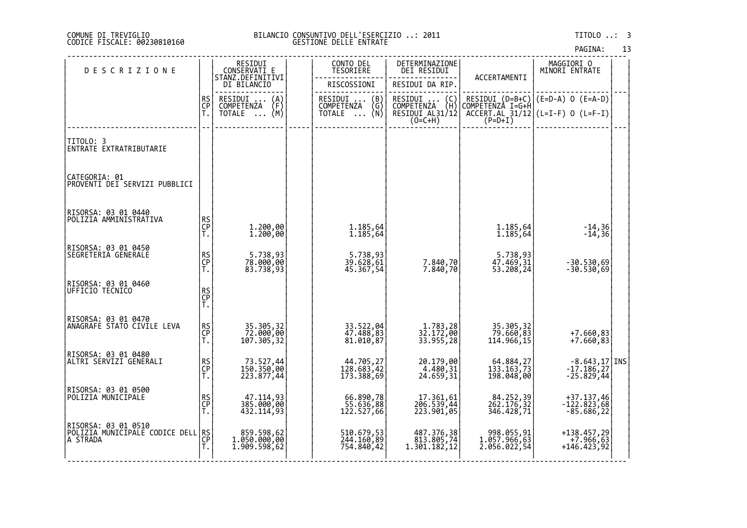COMUNE DI TREVIGLIO
CODICE FISCALE: 00230810160

BILANCIO CONSUNTIVO DELL'ESERCIZIO ..: 2011
GESTIONE DELLE ENTRATE

TITOLO ..: 3

| DESCRIZIONE | | RESIDUI CONSERVATI E STANZ.DEFINITIVI DI BILANCIO | CONTO DEL TESORIERE | DETERMINAZIONE DEI RESIDUI | ACCERTAMENTI | MAGGIORI O MINORI ENTRATE | |
|---|---|---|---|---|---|---|---|
| | | | RISCOSSIONI | RESIDUI DA RIP. | | | |
| | RS<br>CP<br>T. | RESIDUI ... (A)<br>COMPETENZA (F)<br>TOTALE ... (M) | RESIDUI ... (B)<br>COMPETENZA (G)<br>TOTALE ... (N) | RESIDUI ... (C)<br>COMPETENZA (H)<br>RESIDUI AL31/12 (O=C+H) | RESIDUI (D=B+C)<br>COMPETENZA I=G+H<br>ACCERT.AL 31/12 (P=D+I) | (E=D-A) O (E=A-D)<br>(L=I-F) O (L=F-I) | |
| TITOLO: 3<br>ENTRATE EXTRATRIBUTARIE | | | | | | | |
| CATEGORIA: 01<br>PROVENTI DEI SERVIZI PUBBLICI | | | | | | | |
| RISORSA: 03 01 0440<br>POLIZIA AMMINISTRATIVA | RS<br>CP<br>T. | <br>1.200,00<br>1.200,00 | <br>1.185,64<br>1.185,64 | | <br>1.185,64<br>1.185,64 | <br>-14,36<br>-14,36 | |
| RISORSA: 03 01 0450<br>SEGRETERIA GENERALE | RS<br>CP<br>T. | 5.738,93<br>78.000,00<br>83.738,93 | 5.738,93<br>39.628,61<br>45.367,54 | <br>7.840,70<br>7.840,70 | 5.738,93<br>47.469,31<br>53.208,24 | <br>-30.530,69<br>-30.530,69 | |
| RISORSA: 03 01 0460<br>UFFICIO TECNICO | RS<br>CP<br>T. | | | | | | |
| RISORSA: 03 01 0470<br>ANAGRAFE STATO CIVILE LEVA | RS<br>CP<br>T. | 35.305,32<br>72.000,00<br>107.305,32 | 33.522,04<br>47.488,83<br>81.010,87 | 1.783,28<br>32.172,00<br>33.955,28 | 35.305,32<br>79.660,83<br>114.966,15 | <br>+7.660,83<br>+7.660,83 | |
| RISORSA: 03 01 0480<br>ALTRI SERVIZI GENERALI | RS<br>CP<br>T. | 73.527,44<br>150.350,00<br>223.877,44 | 44.705,27<br>128.683,42<br>173.388,69 | 20.179,00<br>4.480,31<br>24.659,31 | 64.884,27<br>133.163,73<br>198.048,00 | -8.643,17<br>-17.186,27<br>-25.829,44 | INS |
| RISORSA: 03 01 0500<br>POLIZIA MUNICIPALE | RS<br>CP<br>T. | 47.114,93<br>385.000,00<br>432.114,93 | 66.890,78<br>55.636,88<br>122.527,66 | 17.361,61<br>206.539,44<br>223.901,05 | 84.252,39<br>262.176,32<br>346.428,71 | +37.137,46<br>-122.823,68<br>-85.686,22 | |
| RISORSA: 03 01 0510<br>POLIZIA MUNICIPALE CODICE DELL A STRADA | RS<br>CP<br>T. | 859.598,62<br>1.050.000,00<br>1.909.598,62 | 510.679,53<br>244.160,89<br>754.840,42 | 487.376,38<br>813.805,74<br>1.301.182,12 | 998.055,91<br>1.057.966,63<br>2.056.022,54 | +138.457,29<br>+7.966,63<br>+146.423,92 | |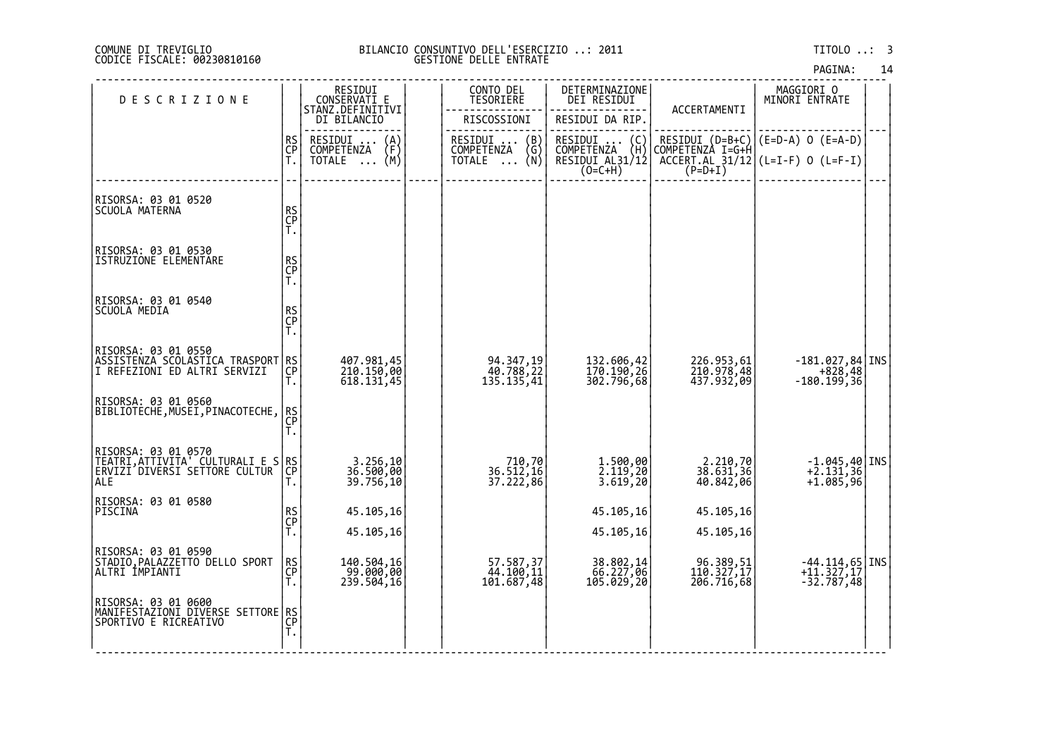COMUNE DI TREVIGLIO
CODICE FISCALE: 00230810160

BILANCIO CONSUNTIVO DELL'ESERCIZIO ..: 2011
GESTIONE DELLE ENTRATE

TITOLO ..: 3

| DESCRIZIONE | | RESIDUI CONSERVATI E STANZ.DEFINITIVI DI BILANCIO<br>RESIDUI ... (A)<br>COMPETENZA (F)<br>TOTALE ... (M) | CONTO DEL TESORIERE<br>RISCOSSIONI<br>RESIDUI ... (B)<br>COMPETENZA (G)<br>TOTALE ... (N) | DETERMINAZIONE DEI RESIDUI<br>RESIDUI DA RIP.<br>RESIDUI ... (C)<br>COMPETENZA (H)<br>RESIDUI AL31/12 (O=C+H) | ACCERTAMENTI<br>RESIDUI (D=B+C)<br>COMPETENZA I=G+H<br>ACCERT.AL 31/12 (P=D+I) | MAGGIORI O MINORI ENTRATE<br>(E=D-A) O (E=A-D)<br>(L=I-F) O (L=F-I) | |
|---|---|---|---|---|---|---|---|
| RISORSA: 03 01 0520<br>SCUOLA MATERNA | RS<br>CP<br>T. | | | | | | |
| RISORSA: 03 01 0530<br>ISTRUZIONE ELEMENTARE | RS<br>CP<br>T. | | | | | | |
| RISORSA: 03 01 0540<br>SCUOLA MEDIA | RS<br>CP<br>T. | | | | | | |
| RISORSA: 03 01 0550<br>ASSISTENZA SCOLASTICA TRASPORT I REFEZIONI ED ALTRI SERVIZI | RS<br>CP<br>T. | 407.981,45<br>210.150,00<br>618.131,45 | 94.347,19<br>40.788,22<br>135.135,41 | 132.606,42<br>170.190,26<br>302.796,68 | 226.953,61<br>210.978,48<br>437.932,09 | -181.027,84<br>+828,48<br>-180.199,36 | INS |
| RISORSA: 03 01 0560<br>BIBLIOTECHE,MUSEI,PINACOTECHE, | RS<br>CP<br>T. | | | | | | |
| RISORSA: 03 01 0570<br>TEATRI,ATTIVITA' CULTURALI E S ERVIZI DIVERSI SETTORE CULTUR ALE | RS<br>CP<br>T. | 3.256,10<br>36.500,00<br>39.756,10 | 710,70<br>36.512,16<br>37.222,86 | 1.500,00<br>2.119,20<br>3.619,20 | 2.210,70<br>38.631,36<br>40.842,06 | -1.045,40<br>+2.131,36<br>+1.085,96 | INS |
| RISORSA: 03 01 0580<br>PISCINA | RS<br>CP<br>T. | 45.105,16<br><br>45.105,16 | | 45.105,16<br><br>45.105,16 | 45.105,16<br><br>45.105,16 | | |
| RISORSA: 03 01 0590<br>STADIO,PALAZZETTO DELLO SPORT ALTRI IMPIANTI | RS<br>CP<br>T. | 140.504,16<br>99.000,00<br>239.504,16 | 57.587,37<br>44.100,11<br>101.687,48 | 38.802,14<br>66.227,06<br>105.029,20 | 96.389,51<br>110.327,17<br>206.716,68 | -44.114,65<br>+11.327,17<br>-32.787,48 | INS |
| RISORSA: 03 01 0600<br>MANIFESTAZIONI DIVERSE SETTORE SPORTIVO E RICREATIVO | RS<br>CP<br>T. | | | | | | |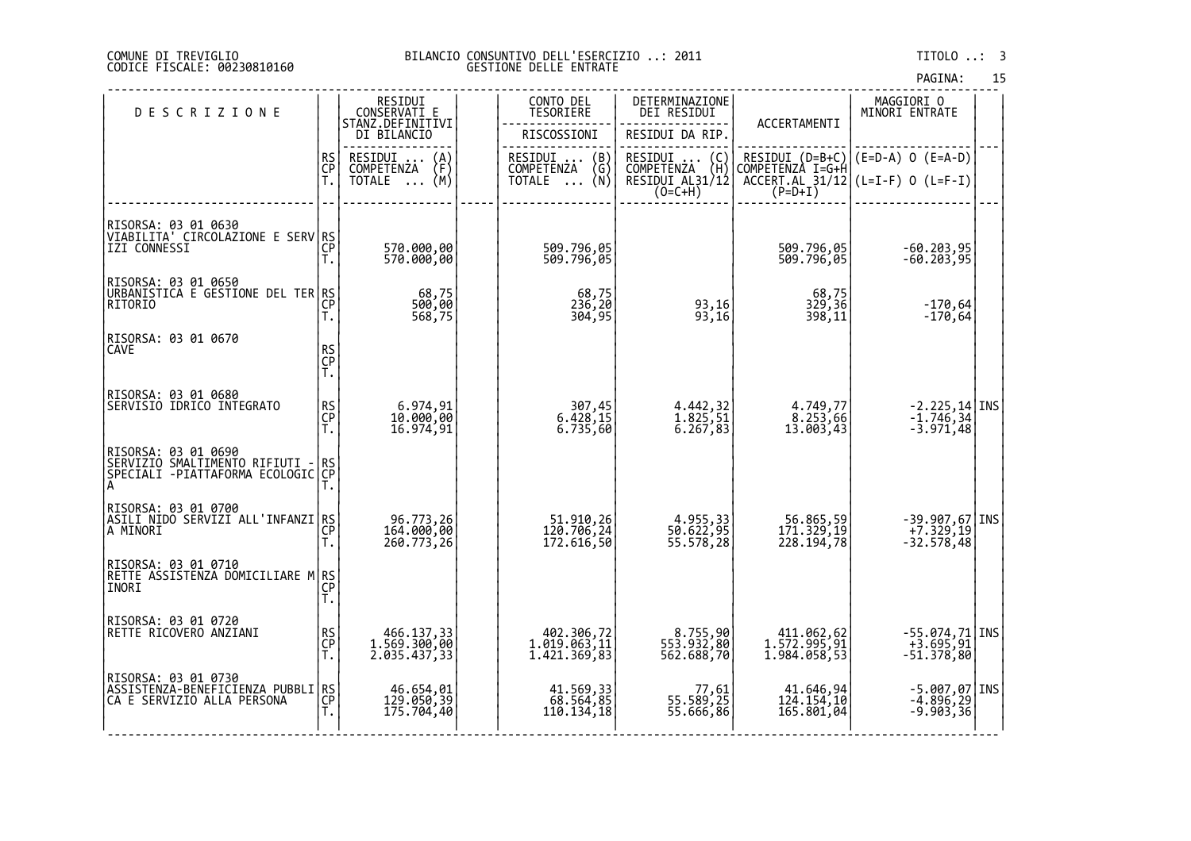COMUNE DI TREVIGLIO
CODICE FISCALE: 00230810160

BILANCIO CONSUNTIVO DELL'ESERCIZIO ..: 2011
GESTIONE DELLE ENTRATE

TITOLO ..: 3

| DESCRIZIONE | | RESIDUI CONSERVATI E STANZ.DEFINITIVI DI BILANCIO<br>RESIDUI ... (A)<br>COMPETENZA (F)<br>TOTALE ... (M) | CONTO DEL TESORIERE<br>RISCOSSIONI<br>RESIDUI ... (B)<br>COMPETENZA (G)<br>TOTALE ... (N) | DETERMINAZIONE DEI RESIDUI<br>RESIDUI DA RIP.<br>RESIDUI ... (C)<br>COMPETENZA (H)<br>RESIDUI AL31/12 (O=C+H) | ACCERTAMENTI<br>RESIDUI (D=B+C)<br>COMPETENZA I=G+H<br>ACCERT.AL 31/12 (P=D+I) | MAGGIORI O MINORI ENTRATE<br>(E=D-A) O (E=A-D)<br>(L=I-F) O (L=F-I) | |
|---|---|---|---|---|---|---|---|
| RISORSA: 03 01 0630 VIABILITA' CIRCOLAZIONE E SERVIZI CONNESSI | RS | | | | | | |
| | CP | 570.000,00 | 509.796,05 | | 509.796,05 | -60.203,95 | |
| | T. | 570.000,00 | 509.796,05 | | 509.796,05 | -60.203,95 | |
| RISORSA: 03 01 0650 URBANISTICA E GESTIONE DEL TERRITORIO | RS | 68,75 | 68,75 | | 68,75 | | |
| | CP | 500,00 | 236,20 | 93,16 | 329,36 | -170,64 | |
| | T. | 568,75 | 304,95 | 93,16 | 398,11 | -170,64 | |
| RISORSA: 03 01 0670 CAVE | RS | | | | | | |
| | CP | | | | | | |
| | T. | | | | | | |
| RISORSA: 03 01 0680 SERVISIO IDRICO INTEGRATO | RS | 6.974,91 | 307,45 | 4.442,32 | 4.749,77 | -2.225,14 | INS |
| | CP | 10.000,00 | 6.428,15 | 1.825,51 | 8.253,66 | -1.746,34 | |
| | T. | 16.974,91 | 6.735,60 | 6.267,83 | 13.003,43 | -3.971,48 | |
| RISORSA: 03 01 0690 SERVIZIO SMALTIMENTO RIFIUTI - SPECIALI -PIATTAFORMA ECOLOGICA | RS | | | | | | |
| | CP | | | | | | |
| | T. | | | | | | |
| RISORSA: 03 01 0700 ASILI NIDO SERVIZI ALL'INFANZIA MINORI | RS | 96.773,26 | 51.910,26 | 4.955,33 | 56.865,59 | -39.907,67 | INS |
| | CP | 164.000,00 | 120.706,24 | 50.622,95 | 171.329,19 | +7.329,19 | |
| | T. | 260.773,26 | 172.616,50 | 55.578,28 | 228.194,78 | -32.578,48 | |
| RISORSA: 03 01 0710 RETTE ASSISTENZA DOMICILIARE MINORI | RS | | | | | | |
| | CP | | | | | | |
| | T. | | | | | | |
| RISORSA: 03 01 0720 RETTE RICOVERO ANZIANI | RS | 466.137,33 | 402.306,72 | 8.755,90 | 411.062,62 | -55.074,71 | INS |
| | CP | 1.569.300,00 | 1.019.063,11 | 553.932,80 | 1.572.995,91 | +3.695,91 | |
| | T. | 2.035.437,33 | 1.421.369,83 | 562.688,70 | 1.984.058,53 | -51.378,80 | |
| RISORSA: 03 01 0730 ASSISTENZA-BENEFICIENZA PUBBLICA E SERVIZIO ALLA PERSONA | RS | 46.654,01 | 41.569,33 | 77,61 | 41.646,94 | -5.007,07 | INS |
| | CP | 129.050,39 | 68.564,85 | 55.589,25 | 124.154,10 | -4.896,29 | |
| | T. | 175.704,40 | 110.134,18 | 55.666,86 | 165.801,04 | -9.903,36 | |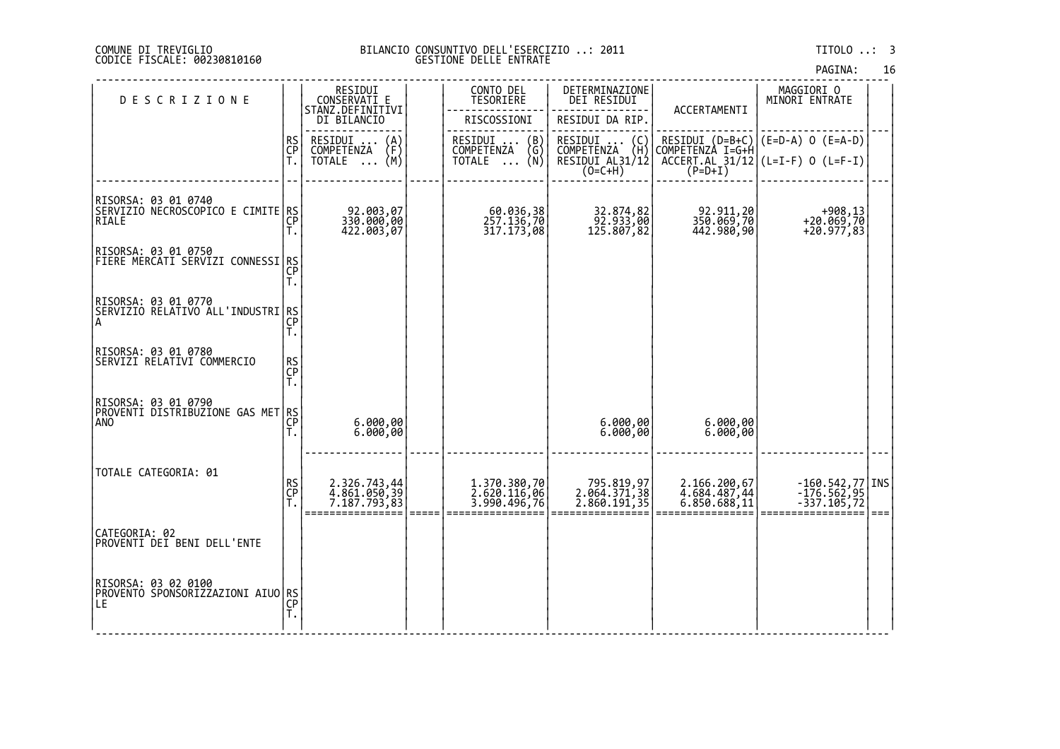COMUNE DI TREVIGLIO
CODICE FISCALE: 00230810160

BILANCIO CONSUNTIVO DELL'ESERCIZIO ..: 2011
GESTIONE DELLE ENTRATE

TITOLO ..: 3

| DESCRIZIONE | | RESIDUI CONSERVATI E STANZ.DEFINITIVI DI BILANCIO<br>RESIDUI ... (A)<br>COMPETENZA (F)<br>TOTALE ... (M) | | CONTO DEL TESORIERE<br>RISCOSSIONI<br>RESIDUI ... (B)<br>COMPETENZA (G)<br>TOTALE ... (N) | DETERMINAZIONE DEI RESIDUI<br>RESIDUI DA RIP.<br>RESIDUI ... (C)<br>COMPETENZA (H)<br>RESIDUI AL31/12 (O=C+H) | ACCERTAMENTI<br>RESIDUI (D=B+C)<br>COMPETENZA I=G+H<br>ACCERT.AL 31/12 (P=D+I) | MAGGIORI O MINORI ENTRATE<br>(E=D-A) O (E=A-D)<br>(L=I-F) O (L=F-I) | |
|---|---|---|---|---|---|---|---|---|
| RISORSA: 03 01 0740<br>SERVIZIO NECROSCOPICO E CIMITERIALE | RS<br>CP<br>T. | 92.003,07<br>330.000,00<br>422.003,07 | | 60.036,38<br>257.136,70<br>317.173,08 | 32.874,82<br>92.933,00<br>125.807,82 | 92.911,20<br>350.069,70<br>442.980,90 | +908,13<br>+20.069,70<br>+20.977,83 | |
| RISORSA: 03 01 0750<br>FIERE MERCATI SERVIZI CONNESSI | RS<br>CP<br>T. | | | | | | | |
| RISORSA: 03 01 0770<br>SERVIZIO RELATIVO ALL'INDUSTRIA | RS<br>CP<br>T. | | | | | | | |
| RISORSA: 03 01 0780<br>SERVIZI RELATIVI COMMERCIO | RS<br>CP<br>T. | | | | | | | |
| RISORSA: 03 01 0790<br>PROVENTI DISTRIBUZIONE GAS METANO | RS<br>CP<br>T. | <br>6.000,00<br>6.000,00 | | | <br>6.000,00<br>6.000,00 | <br>6.000,00<br>6.000,00 | | |
| TOTALE CATEGORIA: 01 | RS<br>CP<br>T. | 2.326.743,44<br>4.861.050,39<br>7.187.793,83 | | 1.370.380,70<br>2.620.116,06<br>3.990.496,76 | 795.819,97<br>2.064.371,38<br>2.860.191,35 | 2.166.200,67<br>4.684.487,44<br>6.850.688,11 | -160.542,77<br>-176.562,95<br>-337.105,72 | INS |
| CATEGORIA: 02<br>PROVENTI DEI BENI DELL'ENTE | | | | | | | | |
| RISORSA: 03 02 0100<br>PROVENTO SPONSORIZZAZIONI AIUOLE | RS<br>CP<br>T. | | | | | | | |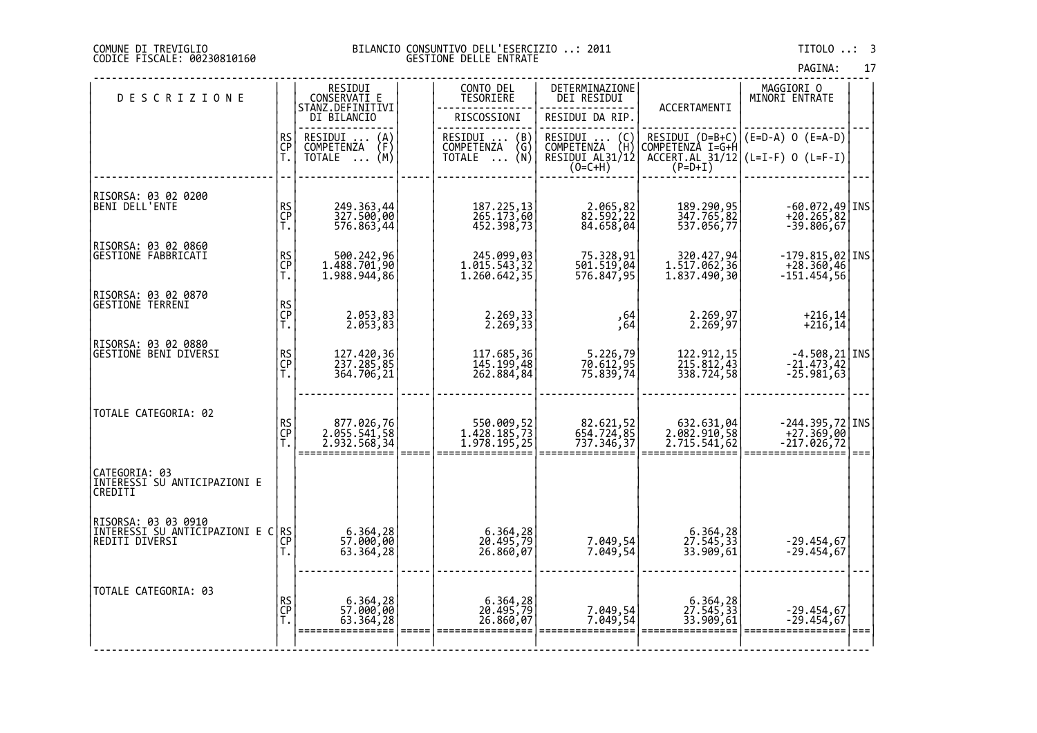COMUNE DI TREVIGLIO
CODICE FISCALE: 00230810160

BILANCIO CONSUNTIVO DELL'ESERCIZIO ..: 2011
GESTIONE DELLE ENTRATE

TITOLO ..: 3

| DESCRIZIONE | | RESIDUI CONSERVATI E STANZ.DEFINITIVI DI BILANCIO<br>RESIDUI ... (A)<br>COMPETENZA (F)<br>TOTALE ... (M) | | CONTO DEL TESORIERE<br>RISCOSSIONI<br>RESIDUI ... (B)<br>COMPETENZA (G)<br>TOTALE ... (N) | DETERMINAZIONE DEI RESIDUI<br>RESIDUI DA RIP.<br>RESIDUI ... (C)<br>COMPETENZA (H)<br>RESIDUI AL31/12 (O=C+H) | ACCERTAMENTI<br>RESIDUI (D=B+C)<br>COMPETENZA I=G+H<br>ACCERT.AL 31/12 (P=D+I) | MAGGIORI O MINORI ENTRATE<br>(E=D-A) O (E=A-D)<br>(L=I-F) O (L=F-I) | |
|---|---|---|---|---|---|---|---|---|
| RISORSA: 03 02 0200<br>BENI DELL'ENTE | RS<br>CP<br>T. | 249.363,44<br>327.500,00<br>576.863,44 | | 187.225,13<br>265.173,60<br>452.398,73 | 2.065,82<br>82.592,22<br>84.658,04 | 189.290,95<br>347.765,82<br>537.056,77 | -60.072,49<br>+20.265,82<br>-39.806,67 | INS |
| RISORSA: 03 02 0860<br>GESTIONE FABBRICATI | RS<br>CP<br>T. | 500.242,96<br>1.488.701,90<br>1.988.944,86 | | 245.099,03<br>1.015.543,32<br>1.260.642,35 | 75.328,91<br>501.519,04<br>576.847,95 | 320.427,94<br>1.517.062,36<br>1.837.490,30 | -179.815,02<br>+28.360,46<br>-151.454,56 | INS |
| RISORSA: 03 02 0870<br>GESTIONE TERRENI | RS<br>CP<br>T. | <br>2.053,83<br>2.053,83 | | <br>2.269,33<br>2.269,33 | <br>,64<br>,64 | <br>2.269,97<br>2.269,97 | <br>+216,14<br>+216,14 | |
| RISORSA: 03 02 0880<br>GESTIONE BENI DIVERSI | RS<br>CP<br>T. | 127.420,36<br>237.285,85<br>364.706,21 | | 117.685,36<br>145.199,48<br>262.884,84 | 5.226,79<br>70.612,95<br>75.839,74 | 122.912,15<br>215.812,43<br>338.724,58 | -4.508,21<br>-21.473,42<br>-25.981,63 | INS |
| TOTALE CATEGORIA: 02 | RS<br>CP<br>T. | 877.026,76<br>2.055.541,58<br>2.932.568,34 | | 550.009,52<br>1.428.185,73<br>1.978.195,25 | 82.621,52<br>654.724,85<br>737.346,37 | 632.631,04<br>2.082.910,58<br>2.715.541,62 | -244.395,72<br>+27.369,00<br>-217.026,72 | INS |
| CATEGORIA: 03<br>INTERESSI SU ANTICIPAZIONI E CREDITI | | | | | | | | |
| RISORSA: 03 03 0910<br>INTERESSI SU ANTICIPAZIONI E CREDITI DIVERSI | RS<br>CP<br>T. | 6.364,28<br>57.000,00<br>63.364,28 | | 6.364,28<br>20.495,79<br>26.860,07 | <br>7.049,54<br>7.049,54 | 6.364,28<br>27.545,33<br>33.909,61 | <br>-29.454,67<br>-29.454,67 | |
| TOTALE CATEGORIA: 03 | RS<br>CP<br>T. | 6.364,28<br>57.000,00<br>63.364,28 | | 6.364,28<br>20.495,79<br>26.860,07 | <br>7.049,54<br>7.049,54 | 6.364,28<br>27.545,33<br>33.909,61 | <br>-29.454,67<br>-29.454,67 | |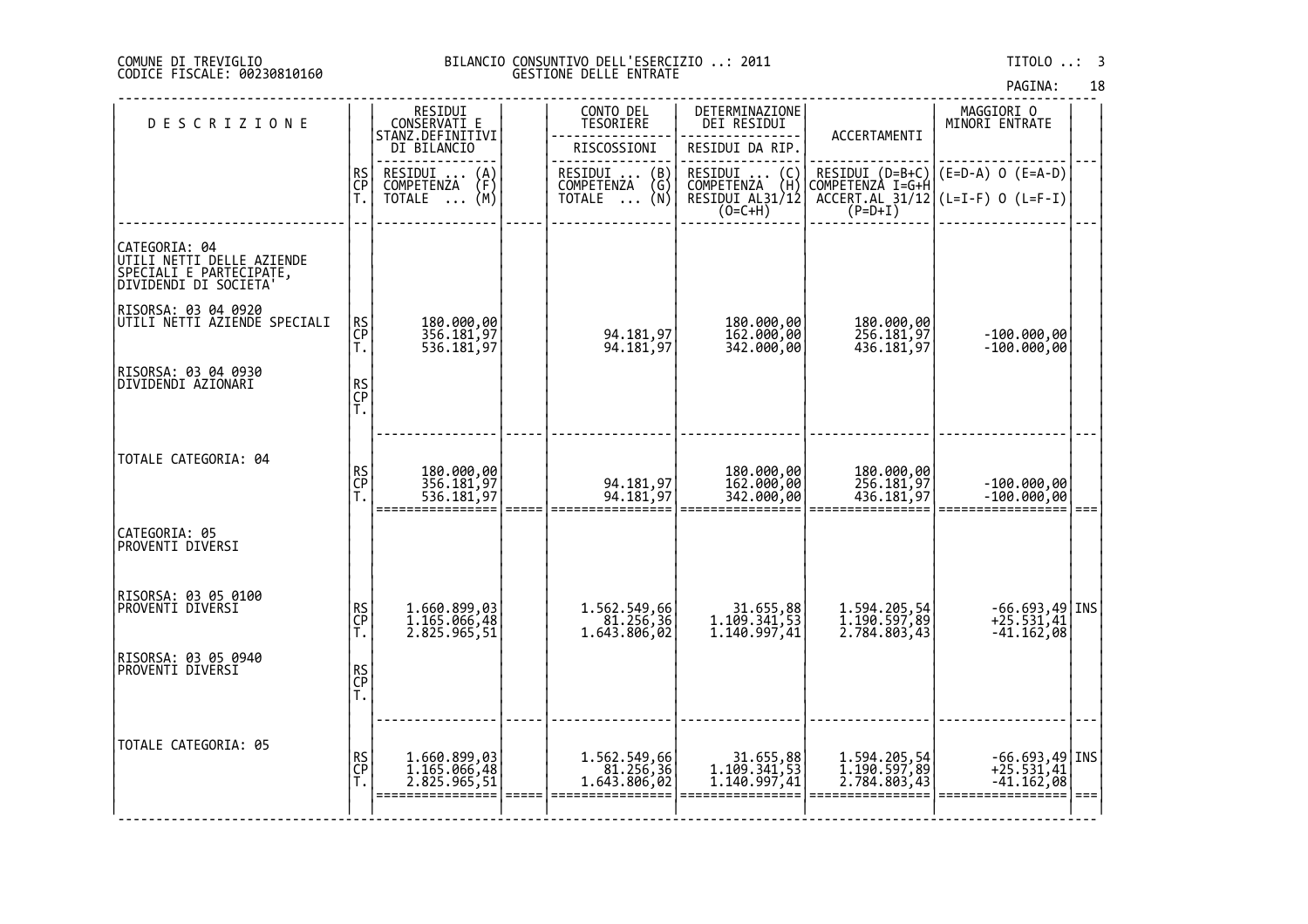COMUNE DI TREVIGLIO
CODICE FISCALE: 00230810160

BILANCIO CONSUNTIVO DELL'ESERCIZIO ..: 2011
GESTIONE DELLE ENTRATE

TITOLO ..: 3

| D E S C R I Z I O N E | | RESIDUI CONSERVATI E STANZ.DEFINITIVI DI BILANCIO<br>RESIDUI ... (A)<br>COMPETENZA (F)<br>TOTALE ... (M) | | CONTO DEL TESORIERE<br>RISCOSSIONI<br>RESIDUI ... (B)<br>COMPETENZA (G)<br>TOTALE ... (N) | DETERMINAZIONE DEI RESIDUI<br>RESIDUI DA RIP.<br>RESIDUI ... (C)<br>COMPETENZA (H)<br>RESIDUI AL31/12 (O=C+H) | ACCERTAMENTI<br>RESIDUI (D=B+C)<br>COMPETENZA I=G+H<br>ACCERT.AL 31/12 (P=D+I) | MAGGIORI O MINORI ENTRATE<br>(E=D-A) O (E=A-D)<br>(L=I-F) O (L=F-I) | |
|---|---|---|---|---|---|---|---|---|
| CATEGORIA: 04<br>UTILI NETTI DELLE AZIENDE SPECIALI E PARTECIPATE, DIVIDENDI DI SOCIETA' | | | | | | | | |
| RISORSA: 03 04 0920<br>UTILI NETTI AZIENDE SPECIALI | RS | 180.000,00 | | | 180.000,00 | 180.000,00 | | |
| | CP | 356.181,97 | | 94.181,97 | 162.000,00 | 256.181,97 | -100.000,00 | |
| | T. | 536.181,97 | | 94.181,97 | 342.000,00 | 436.181,97 | -100.000,00 | |
| RISORSA: 03 04 0930<br>DIVIDENDI AZIONARI | RS | | | | | | | |
| | CP | | | | | | | |
| | T. | | | | | | | |
| TOTALE CATEGORIA: 04 | RS | 180.000,00 | | | 180.000,00 | 180.000,00 | | |
| | CP | 356.181,97 | | 94.181,97 | 162.000,00 | 256.181,97 | -100.000,00 | |
| | T. | 536.181,97 | | 94.181,97 | 342.000,00 | 436.181,97 | -100.000,00 | |
| CATEGORIA: 05<br>PROVENTI DIVERSI | | | | | | | | |
| RISORSA: 03 05 0100<br>PROVENTI DIVERSI | RS | 1.660.899,03 | | 1.562.549,66 | 31.655,88 | 1.594.205,54 | -66.693,49 | INS |
| | CP | 1.165.066,48 | | 81.256,36 | 1.109.341,53 | 1.190.597,89 | +25.531,41 | |
| | T. | 2.825.965,51 | | 1.643.806,02 | 1.140.997,41 | 2.784.803,43 | -41.162,08 | |
| RISORSA: 03 05 0940<br>PROVENTI DIVERSI | RS | | | | | | | |
| | CP | | | | | | | |
| | T. | | | | | | | |
| TOTALE CATEGORIA: 05 | RS | 1.660.899,03 | | 1.562.549,66 | 31.655,88 | 1.594.205,54 | -66.693,49 | INS |
| | CP | 1.165.066,48 | | 81.256,36 | 1.109.341,53 | 1.190.597,89 | +25.531,41 | |
| | T. | 2.825.965,51 | | 1.643.806,02 | 1.140.997,41 | 2.784.803,43 | -41.162,08 | |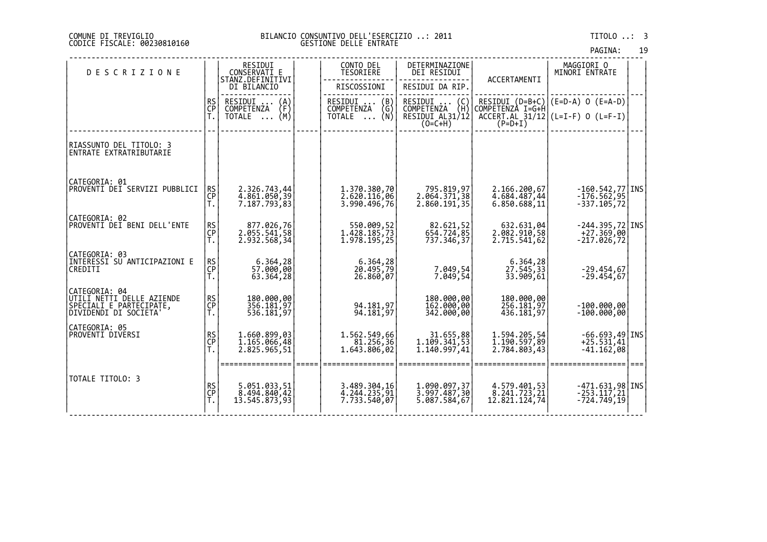COMUNE DI TREVIGLIO
CODICE FISCALE: 00230810160

BILANCIO CONSUNTIVO DELL'ESERCIZIO ..: 2011
GESTIONE DELLE ENTRATE

TITOLO ..: 3

| DESCRIZIONE | | RESIDUI CONSERVATI E STANZ.DEFINITIVI DI BILANCIO<br>RESIDUI ... (A)<br>COMPETENZA (F)<br>TOTALE ... (M) | | CONTO DEL TESORIERE<br>RISCOSSIONI<br>RESIDUI ... (B)<br>COMPETENZA (G)<br>TOTALE ... (N) | DETERMINAZIONE DEI RESIDUI<br>RESIDUI DA RIP.<br>RESIDUI ... (C)<br>COMPETENZA (H)<br>RESIDUI AL31/12 (O=C+H) | ACCERTAMENTI<br>RESIDUI (D=B+C)<br>COMPETENZA I=G+H<br>ACCERT.AL 31/12 (P=D+I) | MAGGIORI O MINORI ENTRATE<br>(E=D-A) O (E=A-D)<br>(L=I-F) O (L=F-I) | |
|---|---|---|---|---|---|---|---|---|
| RIASSUNTO DEL TITOLO: 3<br>ENTRATE EXTRATRIBUTARIE | | | | | | | | |
| CATEGORIA: 01<br>PROVENTI DEI SERVIZI PUBBLICI | RS<br>CP<br>T. | 2.326.743,44<br>4.861.050,39<br>7.187.793,83 | | 1.370.380,70<br>2.620.116,06<br>3.990.496,76 | 795.819,97<br>2.064.371,38<br>2.860.191,35 | 2.166.200,67<br>4.684.487,44<br>6.850.688,11 | -160.542,77<br>-176.562,95<br>-337.105,72 | INS |
| CATEGORIA: 02<br>PROVENTI DEI BENI DELL'ENTE | RS<br>CP<br>T. | 877.026,76<br>2.055.541,58<br>2.932.568,34 | | 550.009,52<br>1.428.185,73<br>1.978.195,25 | 82.621,52<br>654.724,85<br>737.346,37 | 632.631,04<br>2.082.910,58<br>2.715.541,62 | -244.395,72<br>+27.369,00<br>-217.026,72 | INS |
| CATEGORIA: 03<br>INTERESSI SU ANTICIPAZIONI E CREDITI | RS<br>CP<br>T. | 6.364,28<br>57.000,00<br>63.364,28 | | 6.364,28<br>20.495,79<br>26.860,07 | <br>7.049,54<br>7.049,54 | 6.364,28<br>27.545,33<br>33.909,61 | <br>-29.454,67<br>-29.454,67 | |
| CATEGORIA: 04<br>UTILI NETTI DELLE AZIENDE SPECIALI E PARTECIPATE, DIVIDENDI DI SOCIETA' | RS<br>CP<br>T. | 180.000,00<br>356.181,97<br>536.181,97 | | <br>94.181,97<br>94.181,97 | 180.000,00<br>162.000,00<br>342.000,00 | 180.000,00<br>256.181,97<br>436.181,97 | <br>-100.000,00<br>-100.000,00 | |
| CATEGORIA: 05<br>PROVENTI DIVERSI | RS<br>CP<br>T. | 1.660.899,03<br>1.165.066,48<br>2.825.965,51 | | 1.562.549,66<br>81.256,36<br>1.643.806,02 | 31.655,88<br>1.109.341,53<br>1.140.997,41 | 1.594.205,54<br>1.190.597,89<br>2.784.803,43 | -66.693,49<br>+25.531,41<br>-41.162,08 | INS |
| TOTALE TITOLO: 3 | RS<br>CP<br>T. | 5.051.033,51<br>8.494.840,42<br>13.545.873,93 | | 3.489.304,16<br>4.244.235,91<br>7.733.540,07 | 1.090.097,37<br>3.997.487,30<br>5.087.584,67 | 4.579.401,53<br>8.241.723,21<br>12.821.124,74 | -471.631,98<br>-253.117,21<br>-724.749,19 | INS |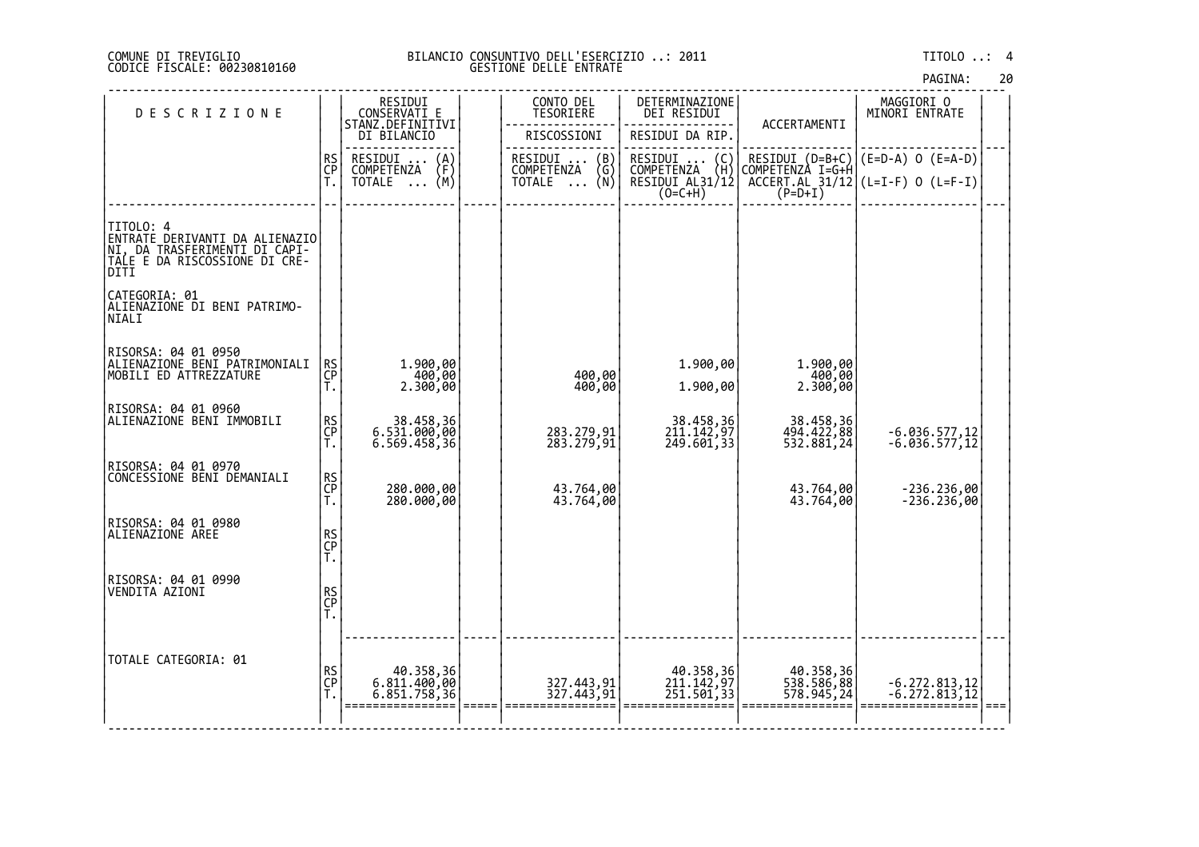COMUNE DI TREVIGLIO
CODICE FISCALE: 00230810160

BILANCIO CONSUNTIVO DELL'ESERCIZIO ..: 2011
GESTIONE DELLE ENTRATE

TITOLO ..: 4

| DESCRIZIONE | | RESIDUI CONSERVATI E STANZ.DEFINITIVI DI BILANCIO | CONTO DEL TESORIERE | DETERMINAZIONE DEI RESIDUI | ACCERTAMENTI | MAGGIORI O MINORI ENTRATE |
|---|---|---|---|---|---|---|
| | | | RISCOSSIONI | RESIDUI DA RIP. | | |
| | RS<br>CP<br>T. | RESIDUI ... (A)<br>COMPETENZA (F)<br>TOTALE ... (M) | RESIDUI ... (B)<br>COMPETENZA (G)<br>TOTALE ... (N) | RESIDUI ... (C)<br>COMPETENZA (H)<br>RESIDUI AL31/12 (O=C+H) | RESIDUI (D=B+C)<br>COMPETENZA I=G+H<br>ACCERT.AL 31/12 (P=D+I) | (E=D-A) O (E=A-D)<br>(L=I-F) O (L=F-I) |
| TITOLO: 4<br>ENTRATE DERIVANTI DA ALIENAZIONI, DA TRASFERIMENTI DI CAPITALE E DA RISCOSSIONE DI CREDITI | | | | | | |
| CATEGORIA: 01<br>ALIENAZIONE DI BENI PATRIMONIALI | | | | | | |
| RISORSA: 04 01 0950<br>ALIENAZIONE BENI PATRIMONIALI MOBILI ED ATTREZZATURE | RS | 1.900,00 | | 1.900,00 | 1.900,00 | |
| | CP | 400,00 | 400,00 | | 400,00 | |
| | T. | 2.300,00 | 400,00 | 1.900,00 | 2.300,00 | |
| RISORSA: 04 01 0960<br>ALIENAZIONE BENI IMMOBILI | RS | 38.458,36 | | 38.458,36 | 38.458,36 | |
| | CP | 6.531.000,00 | 283.279,91 | 211.142,97 | 494.422,88 | -6.036.577,12 |
| | T. | 6.569.458,36 | 283.279,91 | 249.601,33 | 532.881,24 | -6.036.577,12 |
| RISORSA: 04 01 0970<br>CONCESSIONE BENI DEMANIALI | RS | | | | | |
| | CP | 280.000,00 | 43.764,00 | | 43.764,00 | -236.236,00 |
| | T. | 280.000,00 | 43.764,00 | | 43.764,00 | -236.236,00 |
| RISORSA: 04 01 0980<br>ALIENAZIONE AREE | RS | | | | | |
| | CP | | | | | |
| | T. | | | | | |
| RISORSA: 04 01 0990<br>VENDITA AZIONI | RS | | | | | |
| | CP | | | | | |
| | T. | | | | | |
| TOTALE CATEGORIA: 01 | RS | 40.358,36 | | 40.358,36 | 40.358,36 | |
| | CP | 6.811.400,00 | 327.443,91 | 211.142,97 | 538.586,88 | -6.272.813,12 |
| | T. | 6.851.758,36 | 327.443,91 | 251.501,33 | 578.945,24 | -6.272.813,12 |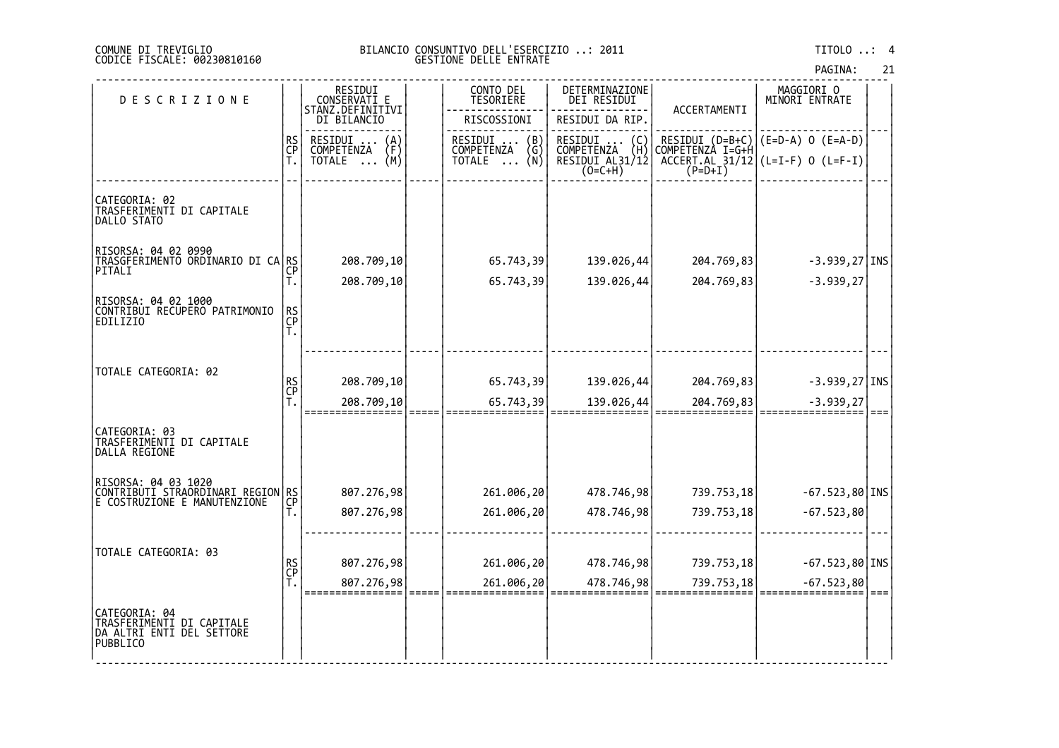COMUNE DI TREVIGLIO
CODICE FISCALE: 00230810160

BILANCIO CONSUNTIVO DELL'ESERCIZIO ..: 2011
GESTIONE DELLE ENTRATE

TITOLO ..: 4

| D E S C R I Z I O N E | | RESIDUI CONSERVATI E STANZ.DEFINITIVI DI BILANCIO | | CONTO DEL TESORIERE | DETERMINAZIONE DEI RESIDUI | ACCERTAMENTI | MAGGIORI O MINORI ENTRATE | |
|---|---|---|---|---|---|---|---|---|
| | | | | RISCOSSIONI | RESIDUI DA RIP. | | | |
| | RS CP T. | RESIDUI ... (A) COMPETENZA (F) TOTALE ... (M) | | RESIDUI ... (B) COMPETENZA (G) TOTALE ... (N) | RESIDUI ... (C) COMPETENZA (H) RESIDUI AL31/12 (O=C+H) | RESIDUI (D=B+C) COMPETENZA I=G+H ACCERT.AL 31/12 (P=D+I) | (E=D-A) O (E=A-D) (L=I-F) O (L=F-I) | |
| CATEGORIA: 02 TRASFERIMENTI DI CAPITALE DALLO STATO | | | | | | | | |
| RISORSA: 04 02 0990 TRASGFERIMENTO ORDINARIO DI CAPITALI | RS | 208.709,10 | | 65.743,39 | 139.026,44 | 204.769,83 | -3.939,27 | INS |
| | CP | | | | | | | |
| | T. | 208.709,10 | | 65.743,39 | 139.026,44 | 204.769,83 | -3.939,27 | |
| RISORSA: 04 02 1000 CONTRIBUI RECUPERO PATRIMONIO EDILIZIO | RS | | | | | | | |
| | CP | | | | | | | |
| | T. | | | | | | | |
| TOTALE CATEGORIA: 02 | RS | 208.709,10 | | 65.743,39 | 139.026,44 | 204.769,83 | -3.939,27 | INS |
| | CP | | | | | | | |
| | T. | 208.709,10 | | 65.743,39 | 139.026,44 | 204.769,83 | -3.939,27 | |
| CATEGORIA: 03 TRASFERIMENTI DI CAPITALE DALLA REGIONE | | | | | | | | |
| RISORSA: 04 03 1020 CONTRIBUTI STRAORDINARI REGIONE E COSTRUZIONE E MANUTENZIONE | RS | 807.276,98 | | 261.006,20 | 478.746,98 | 739.753,18 | -67.523,80 | INS |
| | CP | | | | | | | |
| | T. | 807.276,98 | | 261.006,20 | 478.746,98 | 739.753,18 | -67.523,80 | |
| TOTALE CATEGORIA: 03 | RS | 807.276,98 | | 261.006,20 | 478.746,98 | 739.753,18 | -67.523,80 | INS |
| | CP | | | | | | | |
| | T. | 807.276,98 | | 261.006,20 | 478.746,98 | 739.753,18 | -67.523,80 | |
| CATEGORIA: 04 TRASFERIMENTI DI CAPITALE DA ALTRI ENTI DEL SETTORE PUBBLICO | | | | | | | | |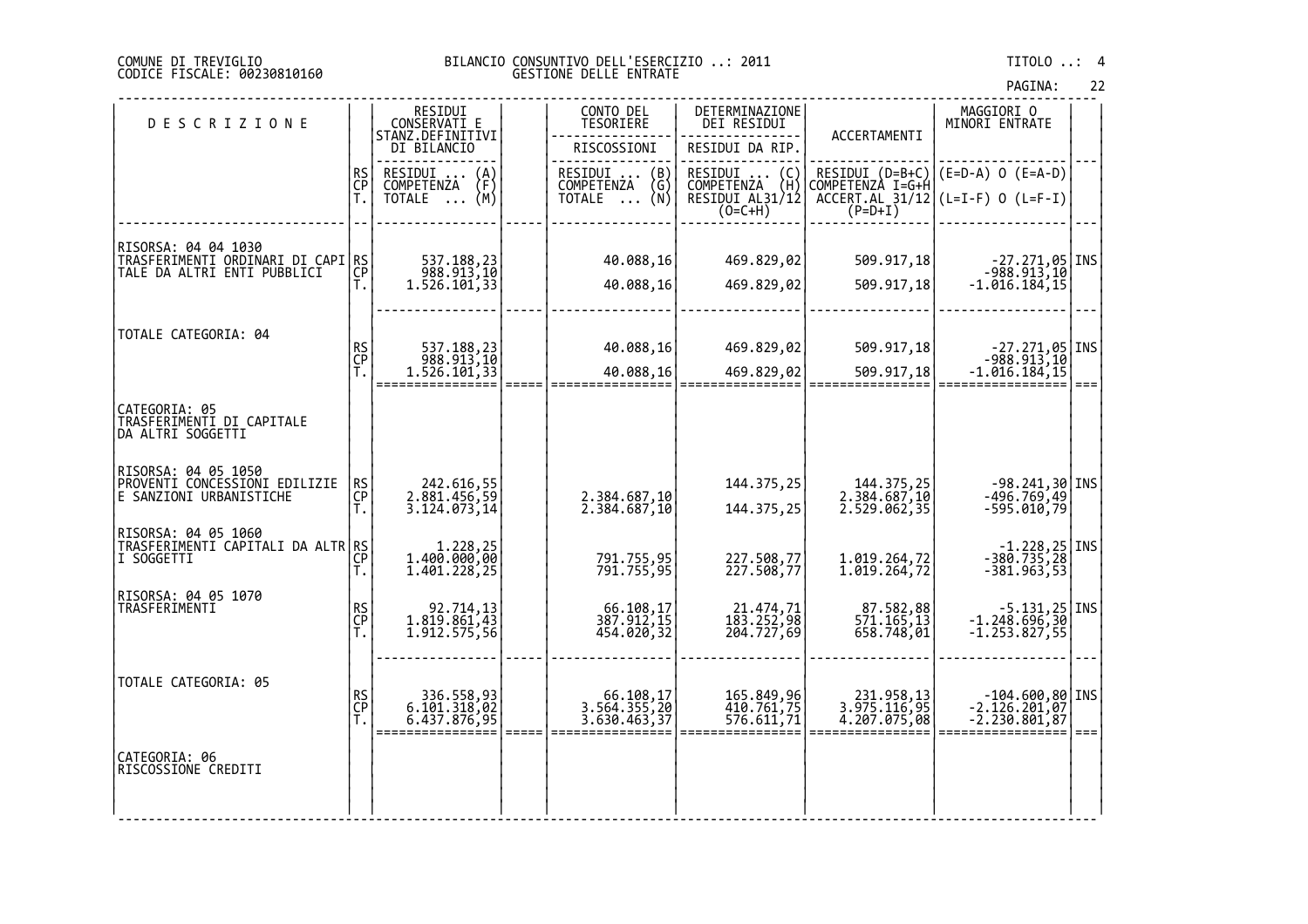COMUNE DI TREVIGLIO
CODICE FISCALE: 00230810160

BILANCIO CONSUNTIVO DELL'ESERCIZIO ..: 2011
GESTIONE DELLE ENTRATE

TITOLO ..: 4

| DESCRIZIONE | | RESIDUI CONSERVATI E STANZ.DEFINITIVI DI BILANCIO<br>RESIDUI ... (A)<br>COMPETENZA (F)<br>TOTALE ... (M) | | CONTO DEL TESORIERE<br>RISCOSSIONI<br>RESIDUI ... (B)<br>COMPETENZA (G)<br>TOTALE ... (N) | DETERMINAZIONE DEI RESIDUI<br>RESIDUI DA RIP.<br>RESIDUI ... (C)<br>COMPETENZA (H)<br>RESIDUI AL31/12 (O=C+H) | ACCERTAMENTI<br>RESIDUI (D=B+C)<br>COMPETENZA I=G+H<br>ACCERT.AL 31/12 (P=D+I) | MAGGIORI O MINORI ENTRATE<br>(E=D-A) O (E=A-D)<br>(L=I-F) O (L=F-I) | |
|---|---|---|---|---|---|---|---|---|
| RISORSA: 04 04 1030<br>TRASFERIMENTI ORDINARI DI CAPITALE DA ALTRI ENTI PUBBLICI | RS<br>CP<br>T. | 537.188,23<br>988.913,10<br>1.526.101,33 | | 40.088,16<br><br>40.088,16 | 469.829,02<br><br>469.829,02 | 509.917,18<br><br>509.917,18 | -27.271,05<br>-988.913,10<br>-1.016.184,15 | INS |
| TOTALE CATEGORIA: 04 | RS<br>CP<br>T. | 537.188,23<br>988.913,10<br>1.526.101,33 | | 40.088,16<br><br>40.088,16 | 469.829,02<br><br>469.829,02 | 509.917,18<br><br>509.917,18 | -27.271,05<br>-988.913,10<br>-1.016.184,15 | INS |
| CATEGORIA: 05<br>TRASFERIMENTI DI CAPITALE DA ALTRI SOGGETTI | | | | | | | | |
| RISORSA: 04 05 1050<br>PROVENTI CONCESSIONI EDILIZIE E SANZIONI URBANISTICHE | RS<br>CP<br>T. | 242.616,55<br>2.881.456,59<br>3.124.073,14 | | <br>2.384.687,10<br>2.384.687,10 | 144.375,25<br><br>144.375,25 | 144.375,25<br>2.384.687,10<br>2.529.062,35 | -98.241,30<br>-496.769,49<br>-595.010,79 | INS |
| RISORSA: 04 05 1060<br>TRASFERIMENTI CAPITALI DA ALTRI SOGGETTI | RS<br>CP<br>T. | 1.228,25<br>1.400.000,00<br>1.401.228,25 | | <br>791.755,95<br>791.755,95 | <br>227.508,77<br>227.508,77 | <br>1.019.264,72<br>1.019.264,72 | -1.228,25<br>-380.735,28<br>-381.963,53 | INS |
| RISORSA: 04 05 1070<br>TRASFERIMENTI | RS<br>CP<br>T. | 92.714,13<br>1.819.861,43<br>1.912.575,56 | | 66.108,17<br>387.912,15<br>454.020,32 | 21.474,71<br>183.252,98<br>204.727,69 | 87.582,88<br>571.165,13<br>658.748,01 | -5.131,25<br>-1.248.696,30<br>-1.253.827,55 | INS |
| TOTALE CATEGORIA: 05 | RS<br>CP<br>T. | 336.558,93<br>6.101.318,02<br>6.437.876,95 | | 66.108,17<br>3.564.355,20<br>3.630.463,37 | 165.849,96<br>410.761,75<br>576.611,71 | 231.958,13<br>3.975.116,95<br>4.207.075,08 | -104.600,80<br>-2.126.201,07<br>-2.230.801,87 | INS |
| CATEGORIA: 06<br>RISCOSSIONE CREDITI | | | | | | | | |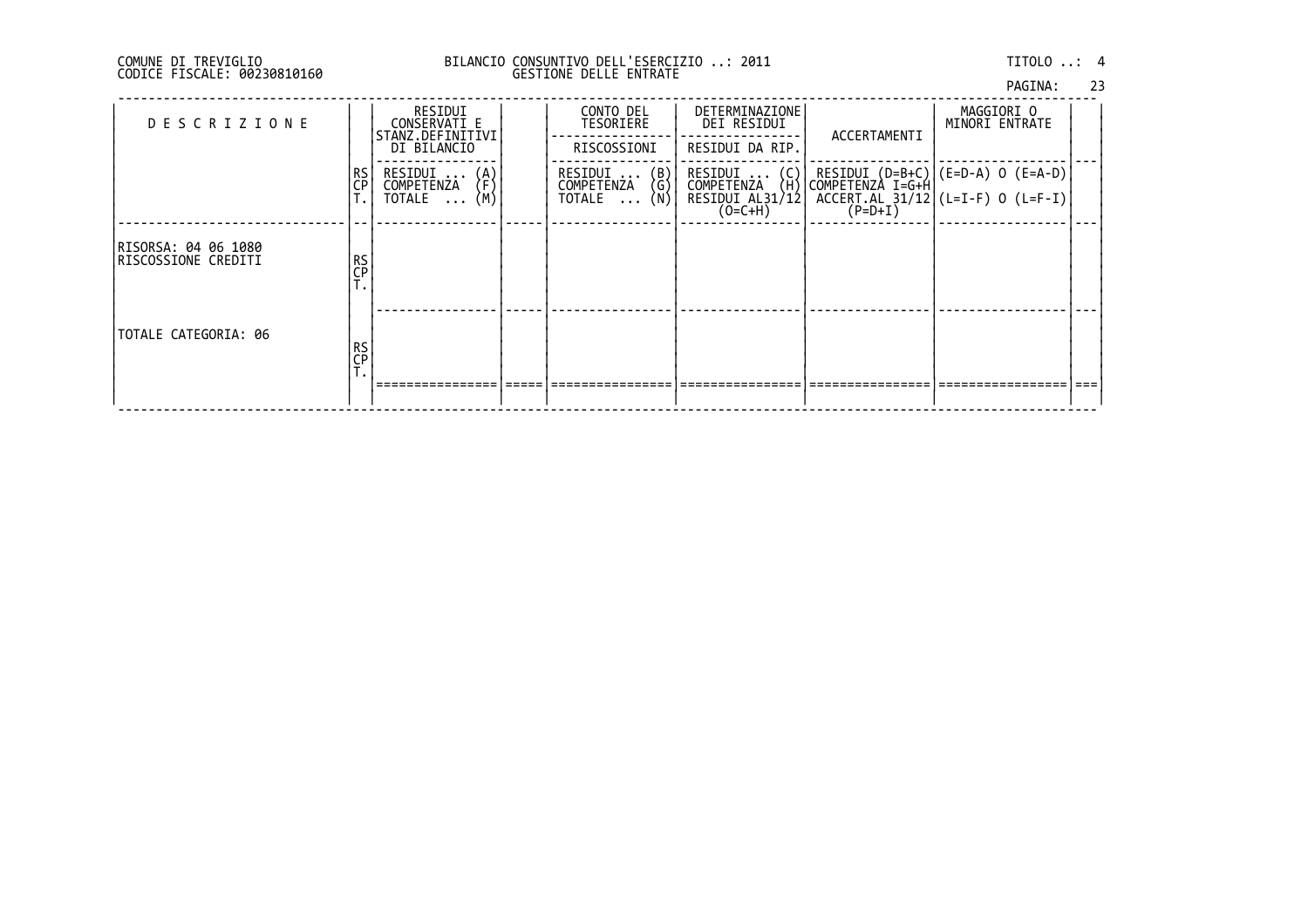COMUNE DI TREVIGLIO
CODICE FISCALE: 00230810160

BILANCIO CONSUNTIVO DELL'ESERCIZIO ..: 2011
GESTIONE DELLE ENTRATE

TITOLO ..: 4

| D E S C R I Z I O N E | | RESIDUI CONSERVATI E STANZ.DEFINITIVI DI BILANCIO | | CONTO DEL TESORIERE<br>RISCOSSIONI | DETERMINAZIONE DEI RESIDUI<br>RESIDUI DA RIP. | ACCERTAMENTI | MAGGIORI O MINORI ENTRATE | |
|---|---|---|---|---|---|---|---|---|
| | RS<br>CP<br>T. | RESIDUI ... (A)<br>COMPETENZA (F)<br>TOTALE ... (M) | | RESIDUI ... (B)<br>COMPETENZA (G)<br>TOTALE ... (N) | RESIDUI ... (C)<br>COMPETENZA (H)<br>RESIDUI AL31/12<br>(O=C+H) | RESIDUI (D=B+C)<br>COMPETENZA I=G+H<br>ACCERT.AL 31/12<br>(P=D+I) | (E=D-A) O (E=A-D)<br>(L=I-F) O (L=F-I) | |
| RISORSA: 04 06 1080<br>RISCOSSIONE CREDITI | RS<br>CP<br>T. | | | | | | | |
| TOTALE CATEGORIA: 06 | RS<br>CP<br>T. | | | | | | | |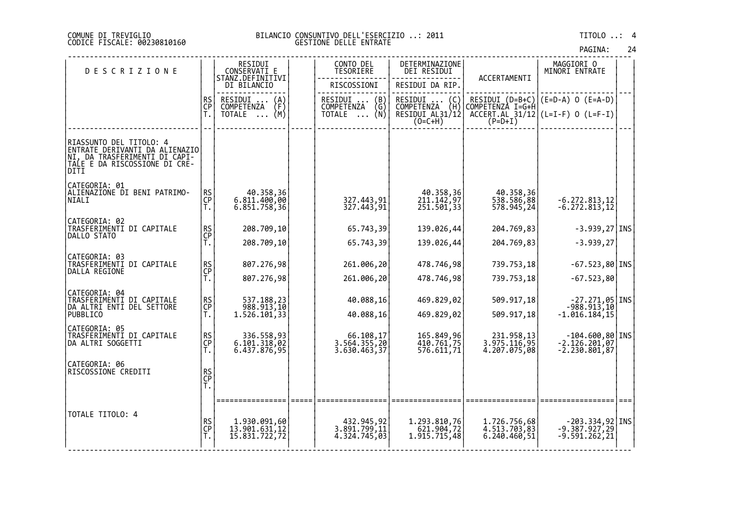COMUNE DI TREVIGLIO
CODICE FISCALE: 00230810160

BILANCIO CONSUNTIVO DELL'ESERCIZIO ..: 2011
GESTIONE DELLE ENTRATE

TITOLO ..: 4

| DESCRIZIONE | | RESIDUI CONSERVATI E STANZ.DEFINITIVI DI BILANCIO | | CONTO DEL TESORIERE | DETERMINAZIONE DEI RESIDUI | ACCERTAMENTI | MAGGIORI O MINORI ENTRATE | |
|---|---|---|---|---|---|---|---|---|
| | | | | RISCOSSIONI | RESIDUI DA RIP. | | | |
| | RS CP T. | RESIDUI ... (A) COMPETENZA (F) TOTALE ... (M) | | RESIDUI ... (B) COMPETENZA (G) TOTALE ... (N) | RESIDUI ... (C) COMPETENZA (H) RESIDUI AL31/12 (O=C+H) | RESIDUI (D=B+C) COMPETENZA I=G+H ACCERT.AL 31/12 (P=D+I) | (E=D-A) O (E=A-D) (L=I-F) O (L=F-I) | |
| RIASSUNTO DEL TITOLO: 4 ENTRATE DERIVANTI DA ALIENAZIONI, DA TRASFERIMENTI DI CAPITALE E DA RISCOSSIONE DI CREDITI | | | | | | | | |
| CATEGORIA: 01 ALIENAZIONE DI BENI PATRIMONIALI | RS | 40.358,36 | | | 40.358,36 | 40.358,36 | | |
| | CP | 6.811.400,00 | | 327.443,91 | 211.142,97 | 538.586,88 | -6.272.813,12 | |
| | T. | 6.851.758,36 | | 327.443,91 | 251.501,33 | 578.945,24 | -6.272.813,12 | |
| CATEGORIA: 02 TRASFERIMENTI DI CAPITALE DALLO STATO | RS | 208.709,10 | | 65.743,39 | 139.026,44 | 204.769,83 | -3.939,27 | INS |
| | CP | | | | | | | |
| | T. | 208.709,10 | | 65.743,39 | 139.026,44 | 204.769,83 | -3.939,27 | |
| CATEGORIA: 03 TRASFERIMENTI DI CAPITALE DALLA REGIONE | RS | 807.276,98 | | 261.006,20 | 478.746,98 | 739.753,18 | -67.523,80 | INS |
| | CP | | | | | | | |
| | T. | 807.276,98 | | 261.006,20 | 478.746,98 | 739.753,18 | -67.523,80 | |
| CATEGORIA: 04 TRASFERIMENTI DI CAPITALE DA ALTRI ENTI DEL SETTORE PUBBLICO | RS | 537.188,23 | | 40.088,16 | 469.829,02 | 509.917,18 | -27.271,05 | INS |
| | CP | 988.913,10 | | | | | -988.913,10 | |
| | T. | 1.526.101,33 | | 40.088,16 | 469.829,02 | 509.917,18 | -1.016.184,15 | |
| CATEGORIA: 05 TRASFERIMENTI DI CAPITALE DA ALTRI SOGGETTI | RS | 336.558,93 | | 66.108,17 | 165.849,96 | 231.958,13 | -104.600,80 | INS |
| | CP | 6.101.318,02 | | 3.564.355,20 | 410.761,75 | 3.975.116,95 | -2.126.201,07 | |
| | T. | 6.437.876,95 | | 3.630.463,37 | 576.611,71 | 4.207.075,08 | -2.230.801,87 | |
| CATEGORIA: 06 RISCOSSIONE CREDITI | RS | | | | | | | |
| | CP | | | | | | | |
| | T. | | | | | | | |
| TOTALE TITOLO: 4 | RS | 1.930.091,60 | | 432.945,92 | 1.293.810,76 | 1.726.756,68 | -203.334,92 | INS |
| | CP | 13.901.631,12 | | 3.891.799,11 | 621.904,72 | 4.513.703,83 | -9.387.927,29 | |
| | T. | 15.831.722,72 | | 4.324.745,03 | 1.915.715,48 | 6.240.460,51 | -9.591.262,21 | |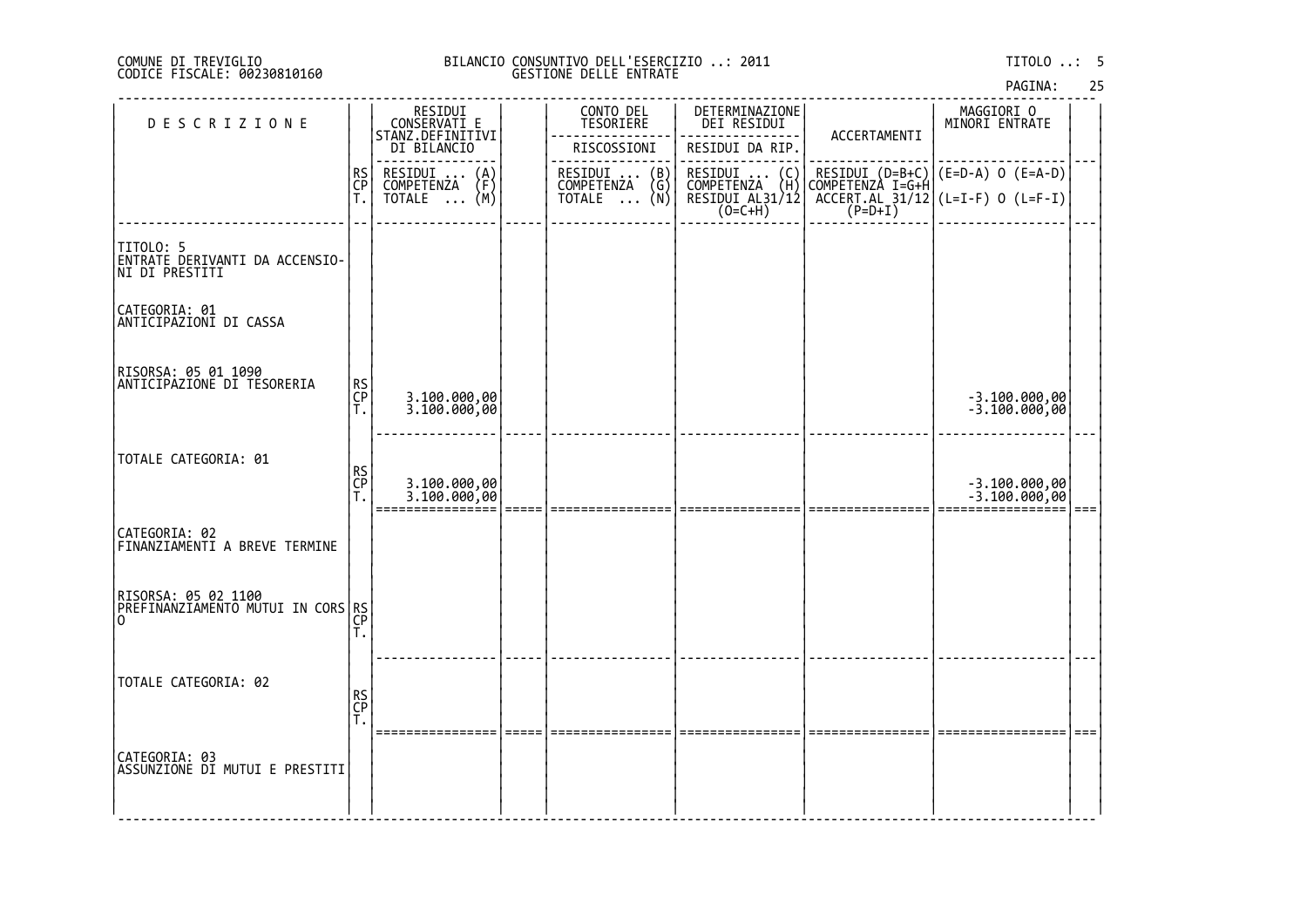COMUNE DI TREVIGLIO
CODICE FISCALE: 00230810160

BILANCIO CONSUNTIVO DELL'ESERCIZIO ..: 2011
GESTIONE DELLE ENTRATE

TITOLO ..: 5

| DESCRIZIONE | | RESIDUI CONSERVATI E STANZ.DEFINITIVI DI BILANCIO<br>RESIDUI ... (A)<br>COMPETENZA (F)<br>TOTALE ... (M) | | CONTO DEL TESORIERE<br>RISCOSSIONI<br>RESIDUI ... (B)<br>COMPETENZA (G)<br>TOTALE ... (N) | DETERMINAZIONE DEI RESIDUI<br>RESIDUI DA RIP.<br>RESIDUI ... (C)<br>COMPETENZA (H)<br>RESIDUI AL31/12 (O=C+H) | ACCERTAMENTI<br>RESIDUI (D=B+C)<br>COMPETENZA I=G+H<br>ACCERT.AL 31/12 (P=D+I) | MAGGIORI O MINORI ENTRATE<br>(E=D-A) O (E=A-D)<br>(L=I-F) O (L=F-I) | |
|---|---|---|---|---|---|---|---|---|
| TITOLO: 5<br>ENTRATE DERIVANTI DA ACCENSIONI DI PRESTITI | | | | | | | | |
| CATEGORIA: 01<br>ANTICIPAZIONI DI CASSA | | | | | | | | |
| RISORSA: 05 01 1090<br>ANTICIPAZIONE DI TESORERIA | RS<br>CP<br>T. | <br>3.100.000,00<br>3.100.000,00 | | | | | <br>-3.100.000,00<br>-3.100.000,00 | |
| TOTALE CATEGORIA: 01 | RS<br>CP<br>T. | <br>3.100.000,00<br>3.100.000,00 | | | | | <br>-3.100.000,00<br>-3.100.000,00 | |
| CATEGORIA: 02<br>FINANZIAMENTI A BREVE TERMINE | | | | | | | | |
| RISORSA: 05 02 1100<br>PREFINANZIAMENTO MUTUI IN CORSO | RS<br>CP<br>T. | | | | | | | |
| TOTALE CATEGORIA: 02 | RS<br>CP<br>T. | | | | | | | |
| CATEGORIA: 03<br>ASSUNZIONE DI MUTUI E PRESTITI | | | | | | | | |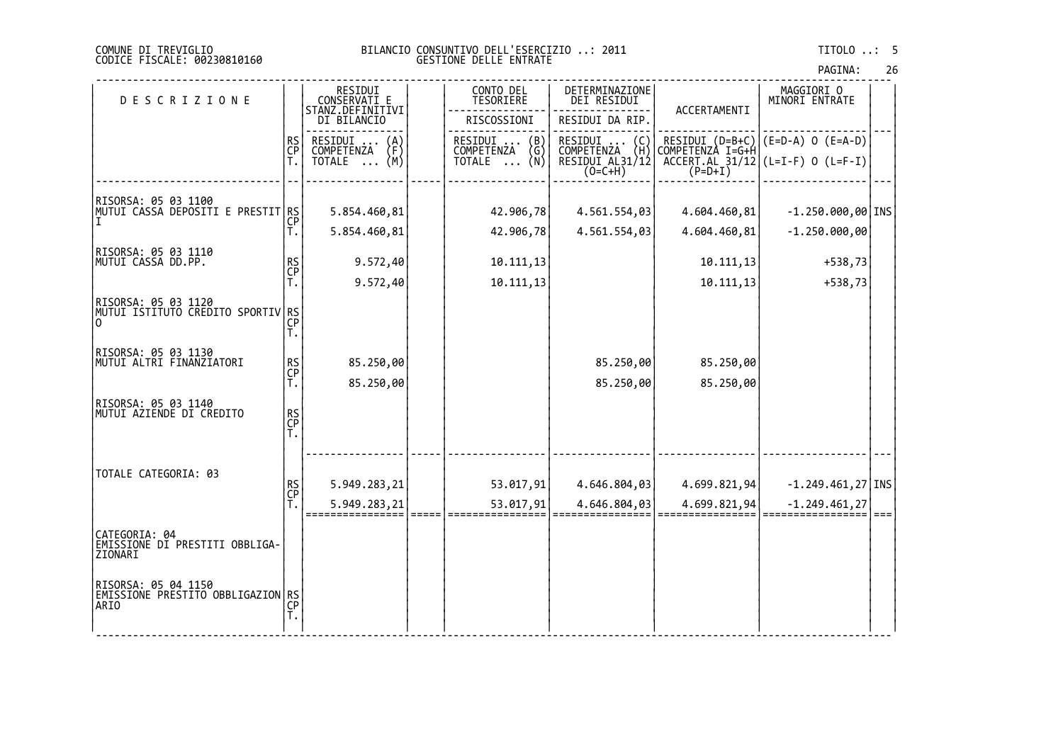COMUNE DI TREVIGLIO
CODICE FISCALE: 00230810160

BILANCIO CONSUNTIVO DELL'ESERCIZIO ..: 2011
GESTIONE DELLE ENTRATE

TITOLO ..: 5

| DESCRIZIONE | | RESIDUI CONSERVATI E STANZ.DEFINITIVI DI BILANCIO | | CONTO DEL TESORIERE | DETERMINAZIONE DEI RESIDUI | ACCERTAMENTI | MAGGIORI O MINORI ENTRATE | |
|---|---|---|---|---|---|---|---|---|
| | | | | RISCOSSIONI | RESIDUI DA RIP. | | | |
| | RS<br>CP<br>T. | RESIDUI ... (A)<br>COMPETENZA (F)<br>TOTALE ... (M) | | RESIDUI ... (B)<br>COMPETENZA (G)<br>TOTALE ... (N) | RESIDUI ... (C)<br>COMPETENZA (H)<br>RESIDUI AL31/12 (O=C+H) | RESIDUI (D=B+C)<br>COMPETENZA I=G+H<br>ACCERT.AL 31/12 (P=D+I) | (E=D-A) O (E=A-D)<br>(L=I-F) O (L=F-I) | |
| RISORSA: 05 03 1100<br>MUTUI CASSA DEPOSITI E PRESTITI | RS | 5.854.460,81 | | 42.906,78 | 4.561.554,03 | 4.604.460,81 | -1.250.000,00 | INS |
| | CP | | | | | | | |
| | T. | 5.854.460,81 | | 42.906,78 | 4.561.554,03 | 4.604.460,81 | -1.250.000,00 | |
| RISORSA: 05 03 1110<br>MUTUI CASSA DD.PP. | RS | 9.572,40 | | 10.111,13 | | 10.111,13 | +538,73 | |
| | CP | | | | | | | |
| | T. | 9.572,40 | | 10.111,13 | | 10.111,13 | +538,73 | |
| RISORSA: 05 03 1120<br>MUTUI ISTITUTO CREDITO SPORTIVO | RS | | | | | | | |
| | CP | | | | | | | |
| | T. | | | | | | | |
| RISORSA: 05 03 1130<br>MUTUI ALTRI FINANZIATORI | RS | 85.250,00 | | | 85.250,00 | 85.250,00 | | |
| | CP | | | | | | | |
| | T. | 85.250,00 | | | 85.250,00 | 85.250,00 | | |
| RISORSA: 05 03 1140<br>MUTUI AZIENDE DI CREDITO | RS | | | | | | | |
| | CP | | | | | | | |
| | T. | | | | | | | |
| TOTALE CATEGORIA: 03 | RS | 5.949.283,21 | | 53.017,91 | 4.646.804,03 | 4.699.821,94 | -1.249.461,27 | INS |
| | CP | | | | | | | |
| | T. | 5.949.283,21 | | 53.017,91 | 4.646.804,03 | 4.699.821,94 | -1.249.461,27 | |
| CATEGORIA: 04<br>EMISSIONE DI PRESTITI OBBLIGA-ZIONARI | | | | | | | | |
| RISORSA: 05 04 1150<br>EMISSIONE PRESTITO OBBLIGAZIONARIO | RS | | | | | | | |
| | CP | | | | | | | |
| | T. | | | | | | | |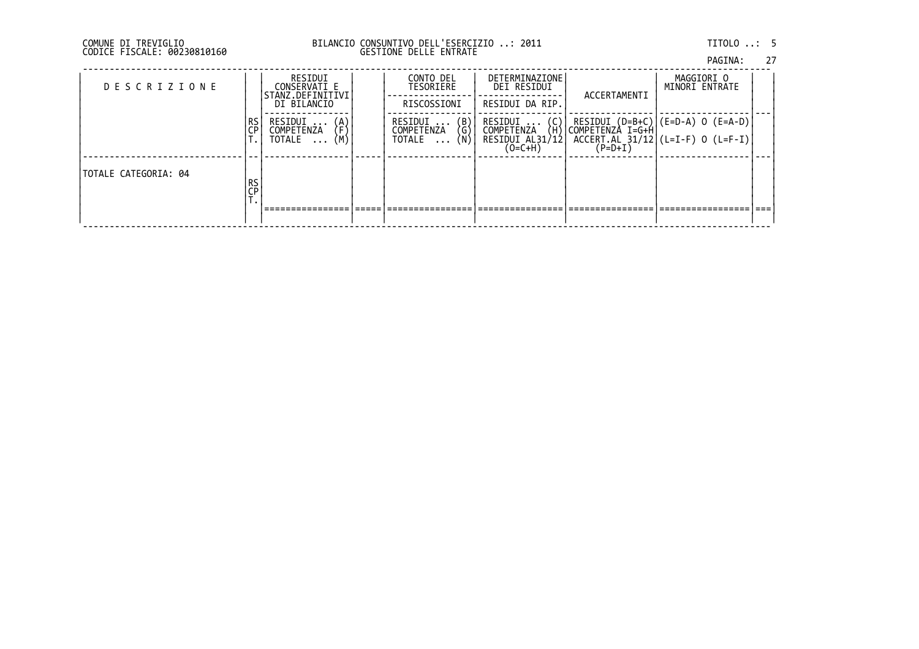COMUNE DI TREVIGLIO
CODICE FISCALE: 00230810160

BILANCIO CONSUNTIVO DELL'ESERCIZIO ..: 2011
GESTIONE DELLE ENTRATE

TITOLO ..: 5

| D E S C R I Z I O N E | | RESIDUI CONSERVATI E STANZ.DEFINITIVI DI BILANCIO | | CONTO DEL TESORIERE | DETERMINAZIONE DEI RESIDUI | ACCERTAMENTI | MAGGIORI O MINORI ENTRATE | |
|---|---|---|---|---|---|---|---|---|
| | | | | RISCOSSIONI | RESIDUI DA RIP. | | | |
| | RS CP T. | RESIDUI ... (A) COMPETENZA (F) TOTALE ... (M) | | RESIDUI ... (B) COMPETENZA (G) TOTALE ... (N) | RESIDUI ... (C) COMPETENZA (H) RESIDUI AL31/12 (O=C+H) | RESIDUI (D=B+C) COMPETENZA I=G+H ACCERT.AL 31/12 (P=D+I) | (E=D-A) O (E=A-D) (L=I-F) O (L=F-I) | |
| TOTALE CATEGORIA: 04 | RS CP T. | | | | | | | |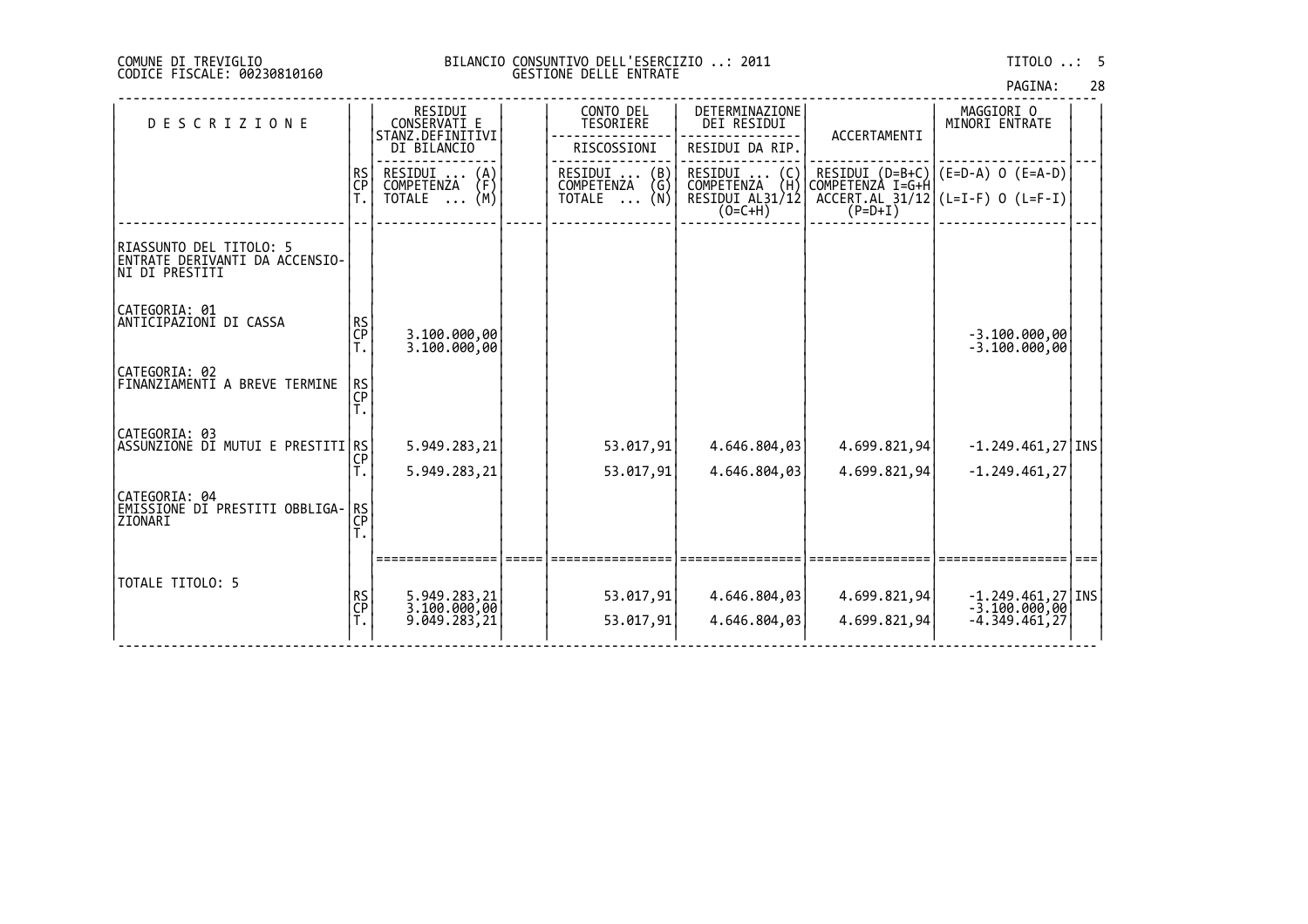COMUNE DI TREVIGLIO
CODICE FISCALE: 00230810160

BILANCIO CONSUNTIVO DELL'ESERCIZIO ..: 2011
GESTIONE DELLE ENTRATE

TITOLO ..: 5

| DESCRIZIONE | | RESIDUI CONSERVATI E STANZ.DEFINITIVI DI BILANCIO<br>RESIDUI ... (A)<br>COMPETENZA (F)<br>TOTALE ... (M) | | CONTO DEL TESORIERE<br>RISCOSSIONI<br>RESIDUI ... (B)<br>COMPETENZA (G)<br>TOTALE ... (N) | DETERMINAZIONE DEI RESIDUI<br>RESIDUI DA RIP.<br>RESIDUI ... (C)<br>COMPETENZA (H)<br>RESIDUI AL31/12 (O=C+H) | ACCERTAMENTI<br>RESIDUI (D=B+C)<br>COMPETENZA I=G+H<br>ACCERT.AL 31/12 (P=D+I) | MAGGIORI O MINORI ENTRATE<br>(E=D-A) O (E=A-D)<br>(L=I-F) O (L=F-I) | |
|---|---|---|---|---|---|---|---|---|
| RIASSUNTO DEL TITOLO: 5 ENTRATE DERIVANTI DA ACCENSIONI DI PRESTITI | | | | | | | | |
| CATEGORIA: 01 ANTICIPAZIONI DI CASSA | RS | | | | | | | |
| | CP | 3.100.000,00 | | | | | -3.100.000,00 | |
| | T. | 3.100.000,00 | | | | | -3.100.000,00 | |
| CATEGORIA: 02 FINANZIAMENTI A BREVE TERMINE | RS | | | | | | | |
| | CP | | | | | | | |
| | T. | | | | | | | |
| CATEGORIA: 03 ASSUNZIONE DI MUTUI E PRESTITI | RS | 5.949.283,21 | | 53.017,91 | 4.646.804,03 | 4.699.821,94 | -1.249.461,27 | INS |
| | CP | | | | | | | |
| | T. | 5.949.283,21 | | 53.017,91 | 4.646.804,03 | 4.699.821,94 | -1.249.461,27 | |
| CATEGORIA: 04 EMISSIONE DI PRESTITI OBBLIGAZIONARI | RS | | | | | | | |
| | CP | | | | | | | |
| | T. | | | | | | | |
| TOTALE TITOLO: 5 | RS | 5.949.283,21 | | 53.017,91 | 4.646.804,03 | 4.699.821,94 | -1.249.461,27 | INS |
| | CP | 3.100.000,00 | | | | | -3.100.000,00 | |
| | T. | 9.049.283,21 | | 53.017,91 | 4.646.804,03 | 4.699.821,94 | -4.349.461,27 | |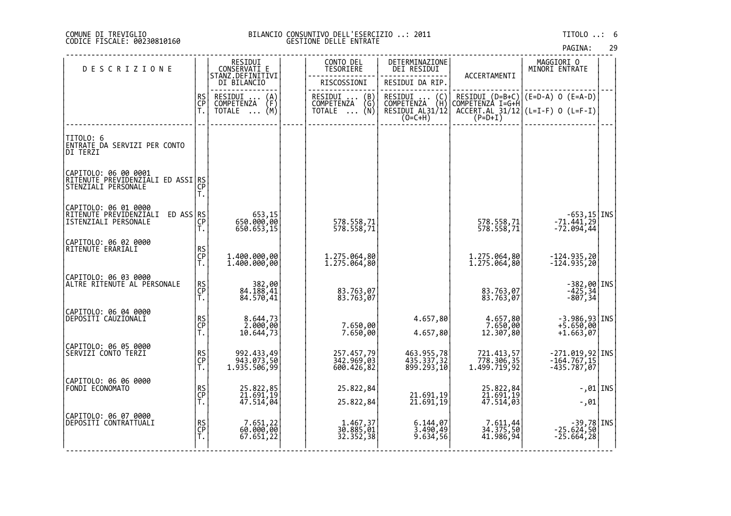COMUNE DI TREVIGLIO
CODICE FISCALE: 00230810160

BILANCIO CONSUNTIVO DELL'ESERCIZIO ..: 2011
GESTIONE DELLE ENTRATE

TITOLO ..: 6

| DESCRIZIONE | | RESIDUI CONSERVATI E STANZ.DEFINITIVI DI BILANCIO<br>RESIDUI ... (A)<br>COMPETENZA (F)<br>TOTALE ... (M) | CONTO DEL TESORIERE<br>RISCOSSIONI<br>RESIDUI ... (B)<br>COMPETENZA (G)<br>TOTALE ... (N) | DETERMINAZIONE DEI RESIDUI<br>RESIDUI DA RIP.<br>RESIDUI ... (C)<br>COMPETENZA (H)<br>RESIDUI AL31/12 (O=C+H) | ACCERTAMENTI<br>RESIDUI (D=B+C)<br>COMPETENZA I=G+H<br>ACCERT.AL 31/12 (P=D+I) | MAGGIORI O MINORI ENTRATE<br>(E=D-A) O (E=A-D)<br>(L=I-F) O (L=F-I) | |
|---|---|---|---|---|---|---|---|
| TITOLO: 6<br>ENTRATE DA SERVIZI PER CONTO DI TERZI | | | | | | | |
| CAPITOLO: 06 00 0001<br>RITENUTE PREVIDENZIALI ED ASSISTENZIALI PERSONALE | RS<br>CP<br>T. | | | | | | |
| CAPITOLO: 06 01 0000<br>RITENUTE PREVIDENZIALI ED ASSISTENZIALI PERSONALE | RS<br>CP<br>T. | 653,15<br>650.000,00<br>650.653,15 | <br>578.558,71<br>578.558,71 | | <br>578.558,71<br>578.558,71 | -653,15<br>-71.441,29<br>-72.094,44 | INS |
| CAPITOLO: 06 02 0000<br>RITENUTE ERARIALI | RS<br>CP<br>T. | <br>1.400.000,00<br>1.400.000,00 | <br>1.275.064,80<br>1.275.064,80 | | <br>1.275.064,80<br>1.275.064,80 | <br>-124.935,20<br>-124.935,20 | |
| CAPITOLO: 06 03 0000<br>ALTRE RITENUTE AL PERSONALE | RS<br>CP<br>T. | 382,00<br>84.188,41<br>84.570,41 | <br>83.763,07<br>83.763,07 | | <br>83.763,07<br>83.763,07 | -382,00<br>-425,34<br>-807,34 | INS |
| CAPITOLO: 06 04 0000<br>DEPOSITI CAUZIONALI | RS<br>CP<br>T. | 8.644,73<br>2.000,00<br>10.644,73 | <br>7.650,00<br>7.650,00 | 4.657,80<br><br>4.657,80 | 4.657,80<br>7.650,00<br>12.307,80 | -3.986,93<br>+5.650,00<br>+1.663,07 | INS |
| CAPITOLO: 06 05 0000<br>SERVIZI CONTO TERZI | RS<br>CP<br>T. | 992.433,49<br>943.073,50<br>1.935.506,99 | 257.457,79<br>342.969,03<br>600.426,82 | 463.955,78<br>435.337,32<br>899.293,10 | 721.413,57<br>778.306,35<br>1.499.719,92 | -271.019,92<br>-164.767,15<br>-435.787,07 | INS |
| CAPITOLO: 06 06 0000<br>FONDI ECONOMATO | RS<br>CP<br>T. | 25.822,85<br>21.691,19<br>47.514,04 | 25.822,84<br><br>25.822,84 | <br>21.691,19<br>21.691,19 | 25.822,84<br>21.691,19<br>47.514,03 | -,01<br><br>-,01 | INS |
| CAPITOLO: 06 07 0000<br>DEPOSITI CONTRATTUALI | RS<br>CP<br>T. | 7.651,22<br>60.000,00<br>67.651,22 | 1.467,37<br>30.885,01<br>32.352,38 | 6.144,07<br>3.490,49<br>9.634,56 | 7.611,44<br>34.375,50<br>41.986,94 | -39,78<br>-25.624,50<br>-25.664,28 | INS |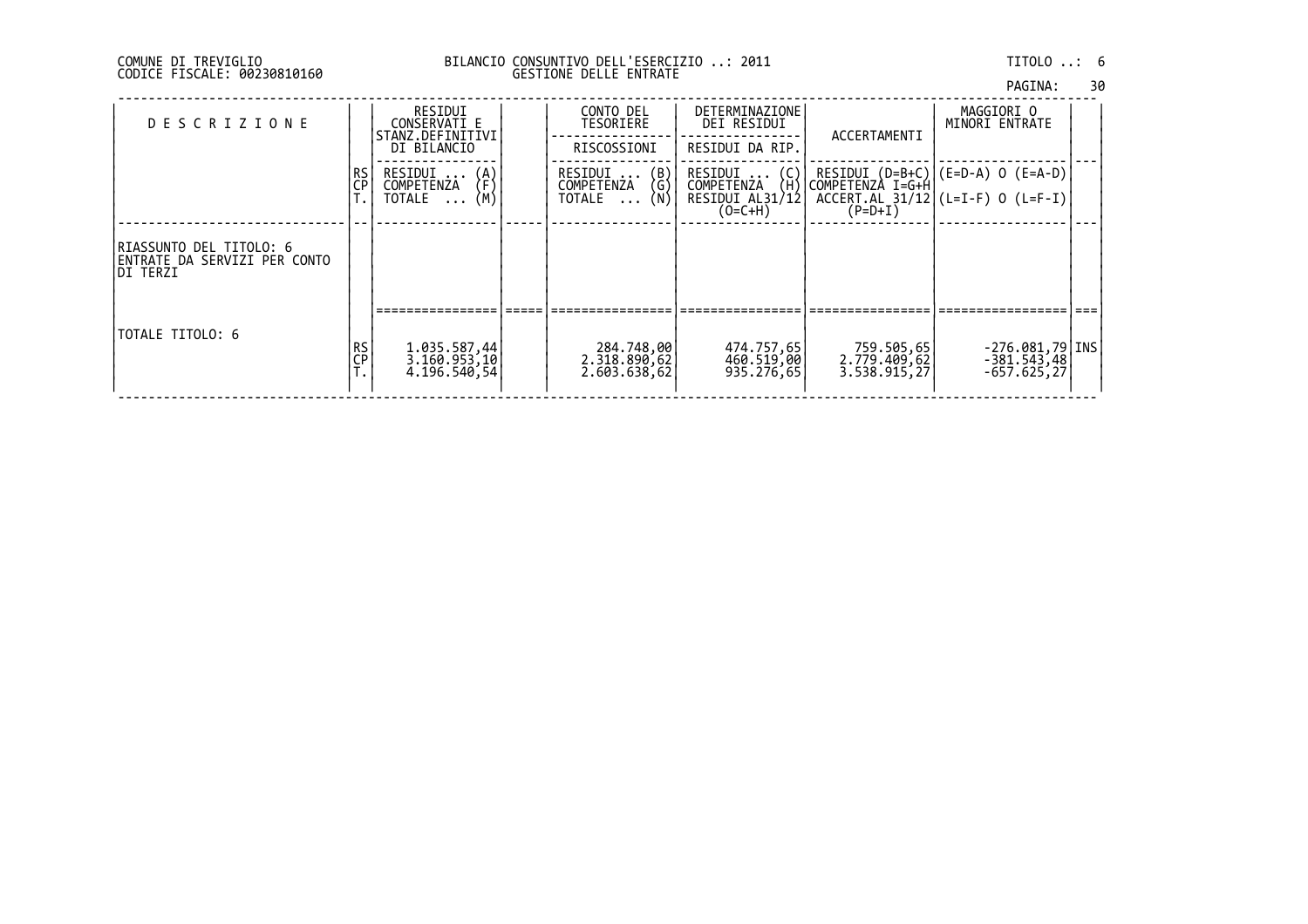COMUNE DI TREVIGLIO
CODICE FISCALE: 00230810160

BILANCIO CONSUNTIVO DELL'ESERCIZIO ..: 2011
GESTIONE DELLE ENTRATE

TITOLO ..: 6

| D E S C R I Z I O N E | | RESIDUI CONSERVATI E STANZ.DEFINITIVI DI BILANCIO | | CONTO DEL TESORIERE | DETERMINAZIONE DEI RESIDUI | ACCERTAMENTI | MAGGIORI O MINORI ENTRATE | |
|---|---|---|---|---|---|---|---|---|
| | | | | RISCOSSIONI | RESIDUI DA RIP. | | | |
| | RS<br>CP<br>T. | RESIDUI ... (A)<br>COMPETENZA (F)<br>TOTALE ... (M) | | RESIDUI ... (B)<br>COMPETENZA (G)<br>TOTALE ... (N) | RESIDUI ... (C)<br>COMPETENZA (H)<br>RESIDUI AL31/12 (O=C+H) | RESIDUI (D=B+C)<br>COMPETENZA I=G+H<br>ACCERT.AL 31/12 (P=D+I) | (E=D-A) O (E=A-D)<br>(L=I-F) O (L=F-I) | |
| RIASSUNTO DEL TITOLO: 6<br>ENTRATE DA SERVIZI PER CONTO DI TERZI | | | | | | | | |
| TOTALE TITOLO: 6 | RS<br>CP<br>T. | 1.035.587,44<br>3.160.953,10<br>4.196.540,54 | | 284.748,00<br>2.318.890,62<br>2.603.638,62 | 474.757,65<br>460.519,00<br>935.276,65 | 759.505,65<br>2.779.409,62<br>3.538.915,27 | -276.081,79<br>-381.543,48<br>-657.625,27 | INS |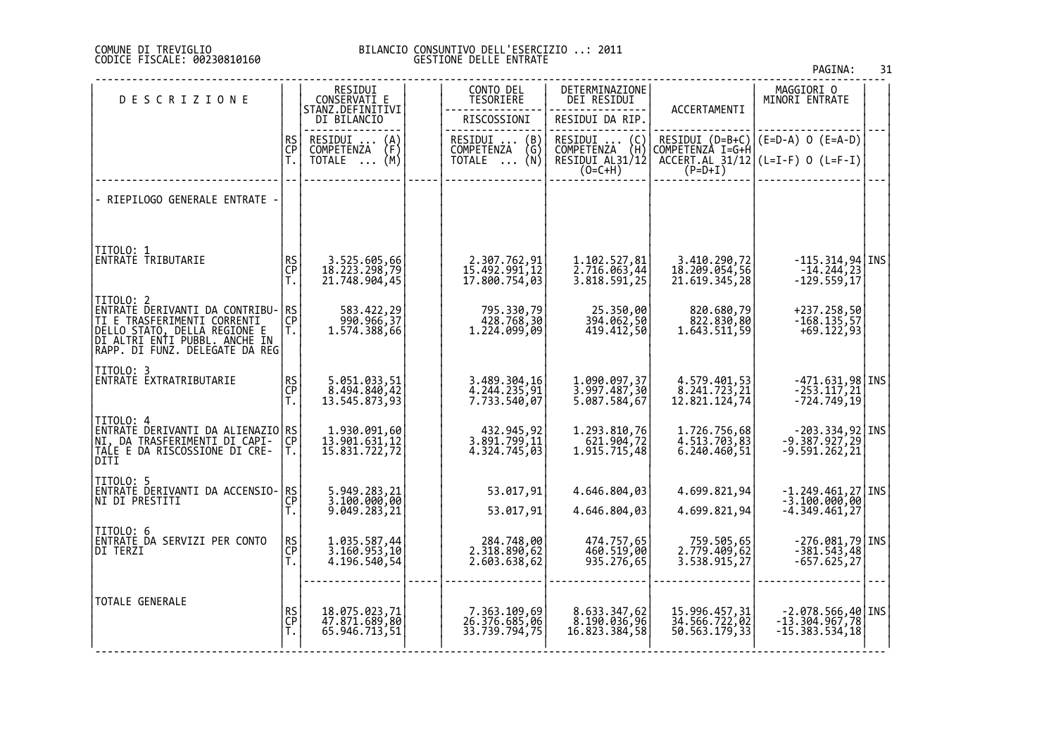COMUNE DI TREVIGLIO
CODICE FISCALE: 00230810160

BILANCIO CONSUNTIVO DELL'ESERCIZIO ..: 2011
GESTIONE DELLE ENTRATE

| DESCRIZIONE | | RESIDUI CONSERVATI E STANZ.DEFINITIVI DI BILANCIO | CONTO DEL TESORIERE | DETERMINAZIONE DEI RESIDUI | ACCERTAMENTI | MAGGIORI O MINORI ENTRATE | |
|---|---|---|---|---|---|---|---|
| | | | RISCOSSIONI | RESIDUI DA RIP. | | | |
| | RS CP T. | RESIDUI ... (A) COMPETENZA (F) TOTALE ... (M) | RESIDUI ... (B) COMPETENZA (G) TOTALE ... (N) | RESIDUI ... (C) COMPETENZA (H) RESIDUI AL31/12 (O=C+H) | RESIDUI (D=B+C) COMPETENZA I=G+H ACCERT.AL 31/12 (P=D+I) | (E=D-A) O (E=A-D) (L=I-F) O (L=F-I) | |
| - RIEPILOGO GENERALE ENTRATE - | | | | | | | |
| TITOLO: 1 ENTRATE TRIBUTARIE | RS | 3.525.605,66 | 2.307.762,91 | 1.102.527,81 | 3.410.290,72 | -115.314,94 | INS |
| | CP | 18.223.298,79 | 15.492.991,12 | 2.716.063,44 | 18.209.054,56 | -14.244,23 | |
| | T. | 21.748.904,45 | 17.800.754,03 | 3.818.591,25 | 21.619.345,28 | -129.559,17 | |
| TITOLO: 2 ENTRATE DERIVANTI DA CONTRIBUTI E TRASFERIMENTI CORRENTI DELLO STATO, DELLA REGIONE E DI ALTRI ENTI PUBBL. ANCHE IN RAPP. DI FUNZ. DELEGATE DA REG | RS | 583.422,29 | 795.330,79 | 25.350,00 | 820.680,79 | +237.258,50 | |
| | CP | 990.966,37 | 428.768,30 | 394.062,50 | 822.830,80 | -168.135,57 | |
| | T. | 1.574.388,66 | 1.224.099,09 | 419.412,50 | 1.643.511,59 | +69.122,93 | |
| TITOLO: 3 ENTRATE EXTRATRIBUTARIE | RS | 5.051.033,51 | 3.489.304,16 | 1.090.097,37 | 4.579.401,53 | -471.631,98 | INS |
| | CP | 8.494.840,42 | 4.244.235,91 | 3.997.487,30 | 8.241.723,21 | -253.117,21 | |
| | T. | 13.545.873,93 | 7.733.540,07 | 5.087.584,67 | 12.821.124,74 | -724.749,19 | |
| TITOLO: 4 ENTRATE DERIVANTI DA ALIENAZIONI, DA TRASFERIMENTI DI CAPITALE E DA RISCOSSIONE DI CREDITI | RS | 1.930.091,60 | 432.945,92 | 1.293.810,76 | 1.726.756,68 | -203.334,92 | INS |
| | CP | 13.901.631,12 | 3.891.799,11 | 621.904,72 | 4.513.703,83 | -9.387.927,29 | |
| | T. | 15.831.722,72 | 4.324.745,03 | 1.915.715,48 | 6.240.460,51 | -9.591.262,21 | |
| TITOLO: 5 ENTRATE DERIVANTI DA ACCENSIONI DI PRESTITI | RS | 5.949.283,21 | 53.017,91 | 4.646.804,03 | 4.699.821,94 | -1.249.461,27 | INS |
| | CP | 3.100.000,00 | | | | -3.100.000,00 | |
| | T. | 9.049.283,21 | 53.017,91 | 4.646.804,03 | 4.699.821,94 | -4.349.461,27 | |
| TITOLO: 6 ENTRATE DA SERVIZI PER CONTO DI TERZI | RS | 1.035.587,44 | 284.748,00 | 474.757,65 | 759.505,65 | -276.081,79 | INS |
| | CP | 3.160.953,10 | 2.318.890,62 | 460.519,00 | 2.779.409,62 | -381.543,48 | |
| | T. | 4.196.540,54 | 2.603.638,62 | 935.276,65 | 3.538.915,27 | -657.625,27 | |
| TOTALE GENERALE | RS | 18.075.023,71 | 7.363.109,69 | 8.633.347,62 | 15.996.457,31 | -2.078.566,40 | INS |
| | CP | 47.871.689,80 | 26.376.685,06 | 8.190.036,96 | 34.566.722,02 | -13.304.967,78 | |
| | T. | 65.946.713,51 | 33.739.794,75 | 16.823.384,58 | 50.563.179,33 | -15.383.534,18 | |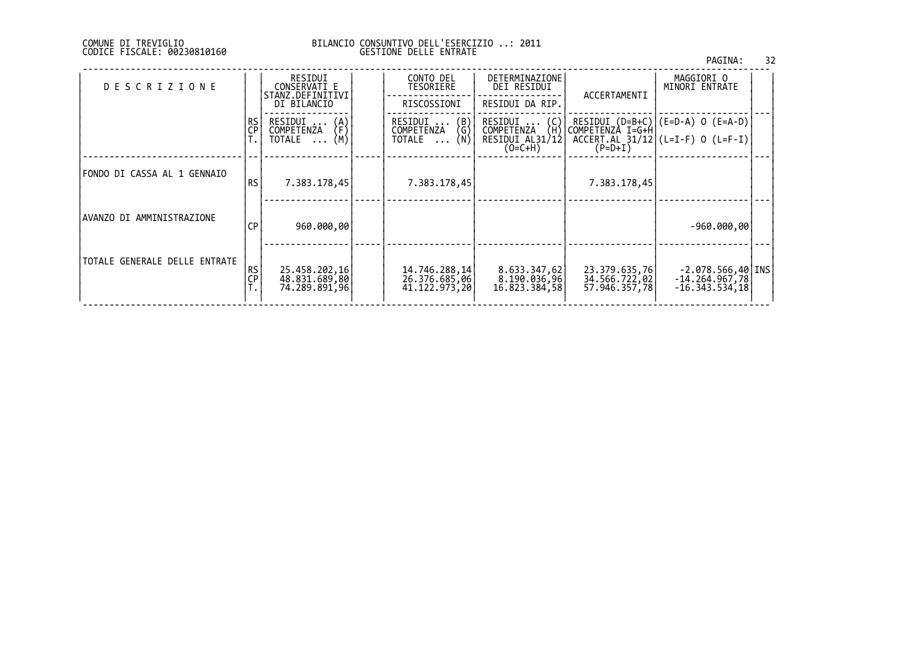COMUNE DI TREVIGLIO
CODICE FISCALE: 00230810160

BILANCIO CONSUNTIVO DELL'ESERCIZIO ..: 2011
GESTIONE DELLE ENTRATE

| DESCRIZIONE | | RESIDUI CONSERVATI E STANZ.DEFINITIVI DI BILANCIO | CONTO DEL TESORIERE | DETERMINAZIONE DEI RESIDUI | ACCERTAMENTI | MAGGIORI O MINORI ENTRATE | |
|---|---|---|---|---|---|---|---|
| | | | RISCOSSIONI | RESIDUI DA RIP. | | | |
| | RS CP T. | RESIDUI ... (A) COMPETENZA (F) TOTALE ... (M) | RESIDUI ... (B) COMPETENZA (G) TOTALE ... (N) | RESIDUI ... (C) COMPETENZA (H) RESIDUI AL31/12 (O=C+H) | RESIDUI (D=B+C) COMPETENZA I=G+H ACCERT.AL 31/12 (P=D+I) | (E=D-A) O (E=A-D) (L=I-F) O (L=F-I) | |
| FONDO DI CASSA AL 1 GENNAIO | RS | 7.383.178,45 | 7.383.178,45 | | 7.383.178,45 | | |
| AVANZO DI AMMINISTRAZIONE | CP | 960.000,00 | | | | -960.000,00 | |
| TOTALE GENERALE DELLE ENTRATE | RS | 25.458.202,16 | 14.746.288,14 | 8.633.347,62 | 23.379.635,76 | -2.078.566,40 | INS |
| | CP | 48.831.689,80 | 26.376.685,06 | 8.190.036,96 | 34.566.722,02 | -14.264.967,78 | |
| | T. | 74.289.891,96 | 41.122.973,20 | 16.823.384,58 | 57.946.357,78 | -16.343.534,18 | |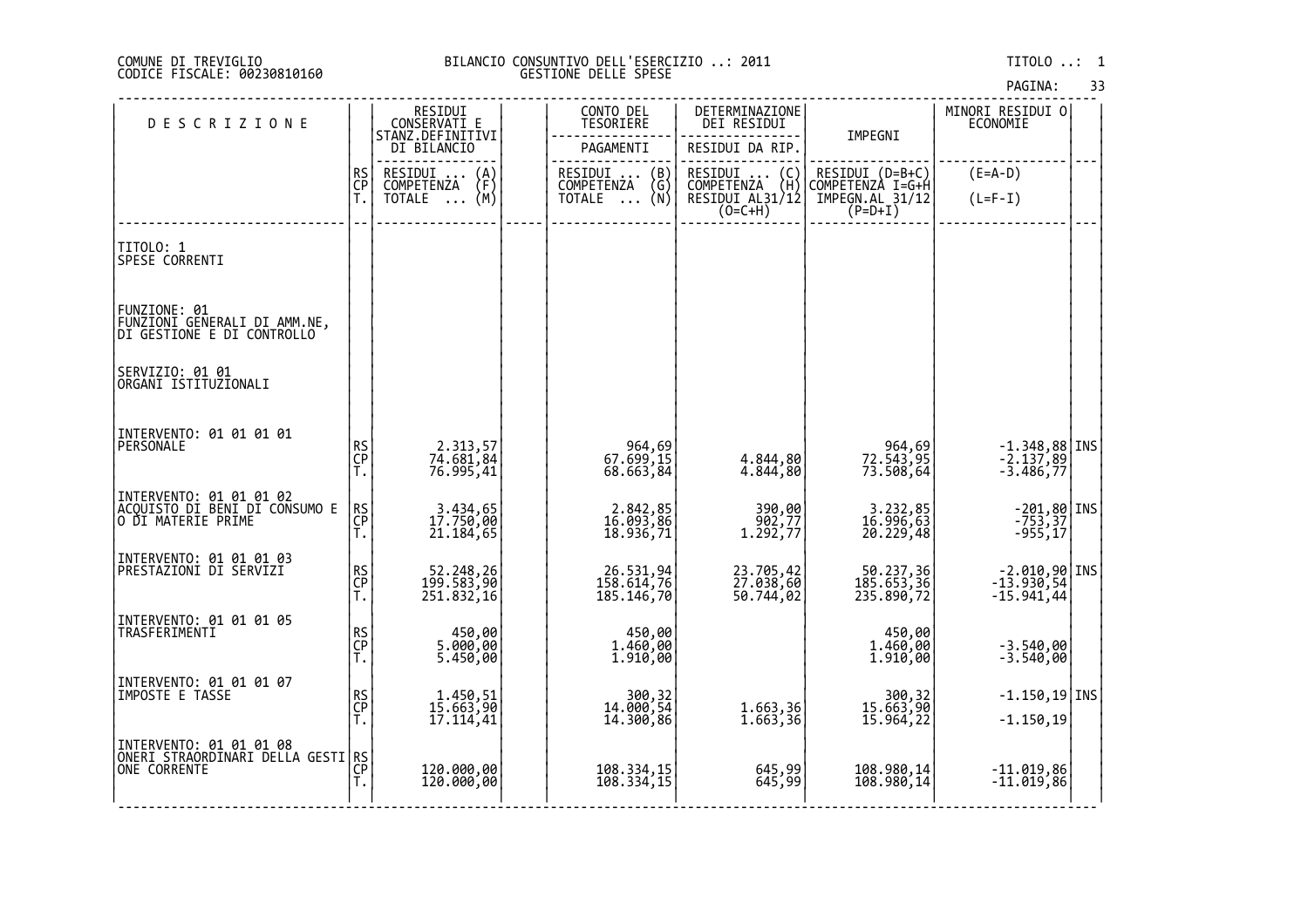COMUNE DI TREVIGLIO
CODICE FISCALE: 00230810160

BILANCIO CONSUNTIVO DELL'ESERCIZIO ..: 2011
GESTIONE DELLE SPESE

TITOLO ..: 1

| DESCRIZIONE | | RESIDUI CONSERVATI E STANZ.DEFINITIVI DI BILANCIO | | CONTO DEL TESORIERE | DETERMINAZIONE DEI RESIDUI | IMPEGNI | MINORI RESIDUI O ECONOMIE | |
|---|---|---|---|---|---|---|---|---|
| | | | | PAGAMENTI | RESIDUI DA RIP. | | | |
| | RS CP T. | RESIDUI ... (A) COMPETENZA (F) TOTALE ... (M) | | RESIDUI ... (B) COMPETENZA (G) TOTALE ... (N) | RESIDUI ... (C) COMPETENZA (H) RESIDUI AL31/12 (O=C+H) | RESIDUI (D=B+C) COMPETENZA I=G+H IMPEGN.AL 31/12 (P=D+I) | (E=A-D) (L=F-I) | |
| TITOLO: 1 SPESE CORRENTI | | | | | | | | |
| FUNZIONE: 01 FUNZIONI GENERALI DI AMM.NE, DI GESTIONE E DI CONTROLLO | | | | | | | | |
| SERVIZIO: 01 01 ORGANI ISTITUZIONALI | | | | | | | | |
| INTERVENTO: 01 01 01 01 PERSONALE | RS | 2.313,57 | | 964,69 | | 964,69 | -1.348,88 | INS |
| | CP | 74.681,84 | | 67.699,15 | 4.844,80 | 72.543,95 | -2.137,89 | |
| | T. | 76.995,41 | | 68.663,84 | 4.844,80 | 73.508,64 | -3.486,77 | |
| INTERVENTO: 01 01 01 02 ACQUISTO DI BENI DI CONSUMO E O DI MATERIE PRIME | RS | 3.434,65 | | 2.842,85 | 390,00 | 3.232,85 | -201,80 | INS |
| | CP | 17.750,00 | | 16.093,86 | 902,77 | 16.996,63 | -753,37 | |
| | T. | 21.184,65 | | 18.936,71 | 1.292,77 | 20.229,48 | -955,17 | |
| INTERVENTO: 01 01 01 03 PRESTAZIONI DI SERVIZI | RS | 52.248,26 | | 26.531,94 | 23.705,42 | 50.237,36 | -2.010,90 | INS |
| | CP | 199.583,90 | | 158.614,76 | 27.038,60 | 185.653,36 | -13.930,54 | |
| | T. | 251.832,16 | | 185.146,70 | 50.744,02 | 235.890,72 | -15.941,44 | |
| INTERVENTO: 01 01 01 05 TRASFERIMENTI | RS | 450,00 | | 450,00 | | 450,00 | | |
| | CP | 5.000,00 | | 1.460,00 | | 1.460,00 | -3.540,00 | |
| | T. | 5.450,00 | | 1.910,00 | | 1.910,00 | -3.540,00 | |
| INTERVENTO: 01 01 01 07 IMPOSTE E TASSE | RS | 1.450,51 | | 300,32 | | 300,32 | -1.150,19 | INS |
| | CP | 15.663,90 | | 14.000,54 | 1.663,36 | 15.663,90 | | |
| | T. | 17.114,41 | | 14.300,86 | 1.663,36 | 15.964,22 | -1.150,19 | |
| INTERVENTO: 01 01 01 08 ONERI STRAORDINARI DELLA GESTIONE CORRENTE | RS | | | | | | | |
| | CP | 120.000,00 | | 108.334,15 | 645,99 | 108.980,14 | -11.019,86 | |
| | T. | 120.000,00 | | 108.334,15 | 645,99 | 108.980,14 | -11.019,86 | |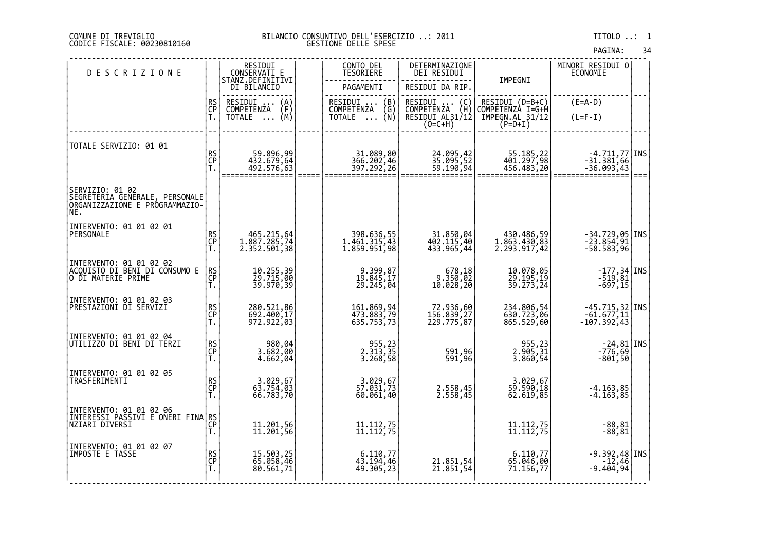COMUNE DI TREVIGLIO
CODICE FISCALE: 00230810160

BILANCIO CONSUNTIVO DELL'ESERCIZIO ..: 2011
GESTIONE DELLE SPESE

TITOLO ..: 1

| DESCRIZIONE | | RESIDUI CONSERVATI E STANZ.DEFINITIVI DI BILANCIO | | CONTO DEL TESORIERE | DETERMINAZIONE DEI RESIDUI | IMPEGNI | MINORI RESIDUI O ECONOMIE | |
|---|---|---|---|---|---|---|---|---|
| | | | | PAGAMENTI | RESIDUI DA RIP. | | | |
| | RS | RESIDUI ... (A) | | RESIDUI ... (B) | RESIDUI ... (C) | RESIDUI (D=B+C) | (E=A-D) | |
| | CP | COMPETENZA (F) | | COMPETENZA (G) | COMPETENZA (H) | COMPETENZA I=G+H | | |
| | T. | TOTALE ... (M) | | TOTALE ... (N) | RESIDUI AL31/12 (O=C+H) | IMPEGN.AL 31/12 (P=D+I) | (L=F-I) | |
| TOTALE SERVIZIO: 01 01 | RS | 59.896,99 | | 31.089,80 | 24.095,42 | 55.185,22 | -4.711,77 | INS |
| | CP | 432.679,64 | | 366.202,46 | 35.095,52 | 401.297,98 | -31.381,66 | |
| | T. | 492.576,63 | | 397.292,26 | 59.190,94 | 456.483,20 | -36.093,43 | |
| SERVIZIO: 01 02 SEGRETERIA GENERALE, PERSONALE ORGANIZZAZIONE E PROGRAMMAZIONE. | | | | | | | | |
| INTERVENTO: 01 01 02 01 PERSONALE | RS | 465.215,64 | | 398.636,55 | 31.850,04 | 430.486,59 | -34.729,05 | INS |
| | CP | 1.887.285,74 | | 1.461.315,43 | 402.115,40 | 1.863.430,83 | -23.854,91 | |
| | T. | 2.352.501,38 | | 1.859.951,98 | 433.965,44 | 2.293.917,42 | -58.583,96 | |
| INTERVENTO: 01 01 02 02 ACQUISTO DI BENI DI CONSUMO E O DI MATERIE PRIME | RS | 10.255,39 | | 9.399,87 | 678,18 | 10.078,05 | -177,34 | INS |
| | CP | 29.715,00 | | 19.845,17 | 9.350,02 | 29.195,19 | -519,81 | |
| | T. | 39.970,39 | | 29.245,04 | 10.028,20 | 39.273,24 | -697,15 | |
| INTERVENTO: 01 01 02 03 PRESTAZIONI DI SERVIZI | RS | 280.521,86 | | 161.869,94 | 72.936,60 | 234.806,54 | -45.715,32 | INS |
| | CP | 692.400,17 | | 473.883,79 | 156.839,27 | 630.723,06 | -61.677,11 | |
| | T. | 972.922,03 | | 635.753,73 | 229.775,87 | 865.529,60 | -107.392,43 | |
| INTERVENTO: 01 01 02 04 UTILIZZO DI BENI DI TERZI | RS | 980,04 | | 955,23 | | 955,23 | -24,81 | INS |
| | CP | 3.682,00 | | 2.313,35 | 591,96 | 2.905,31 | -776,69 | |
| | T. | 4.662,04 | | 3.268,58 | 591,96 | 3.860,54 | -801,50 | |
| INTERVENTO: 01 01 02 05 TRASFERIMENTI | RS | 3.029,67 | | 3.029,67 | | 3.029,67 | | |
| | CP | 63.754,03 | | 57.031,73 | 2.558,45 | 59.590,18 | -4.163,85 | |
| | T. | 66.783,70 | | 60.061,40 | 2.558,45 | 62.619,85 | -4.163,85 | |
| INTERVENTO: 01 01 02 06 INTERESSI PASSIVI E ONERI FINANZIARI DIVERSI | RS | | | | | | | |
| | CP | 11.201,56 | | 11.112,75 | | 11.112,75 | -88,81 | |
| | T. | 11.201,56 | | 11.112,75 | | 11.112,75 | -88,81 | |
| INTERVENTO: 01 01 02 07 IMPOSTE E TASSE | RS | 15.503,25 | | 6.110,77 | | 6.110,77 | -9.392,48 | INS |
| | CP | 65.058,46 | | 43.194,46 | 21.851,54 | 65.046,00 | -12,46 | |
| | T. | 80.561,71 | | 49.305,23 | 21.851,54 | 71.156,77 | -9.404,94 | |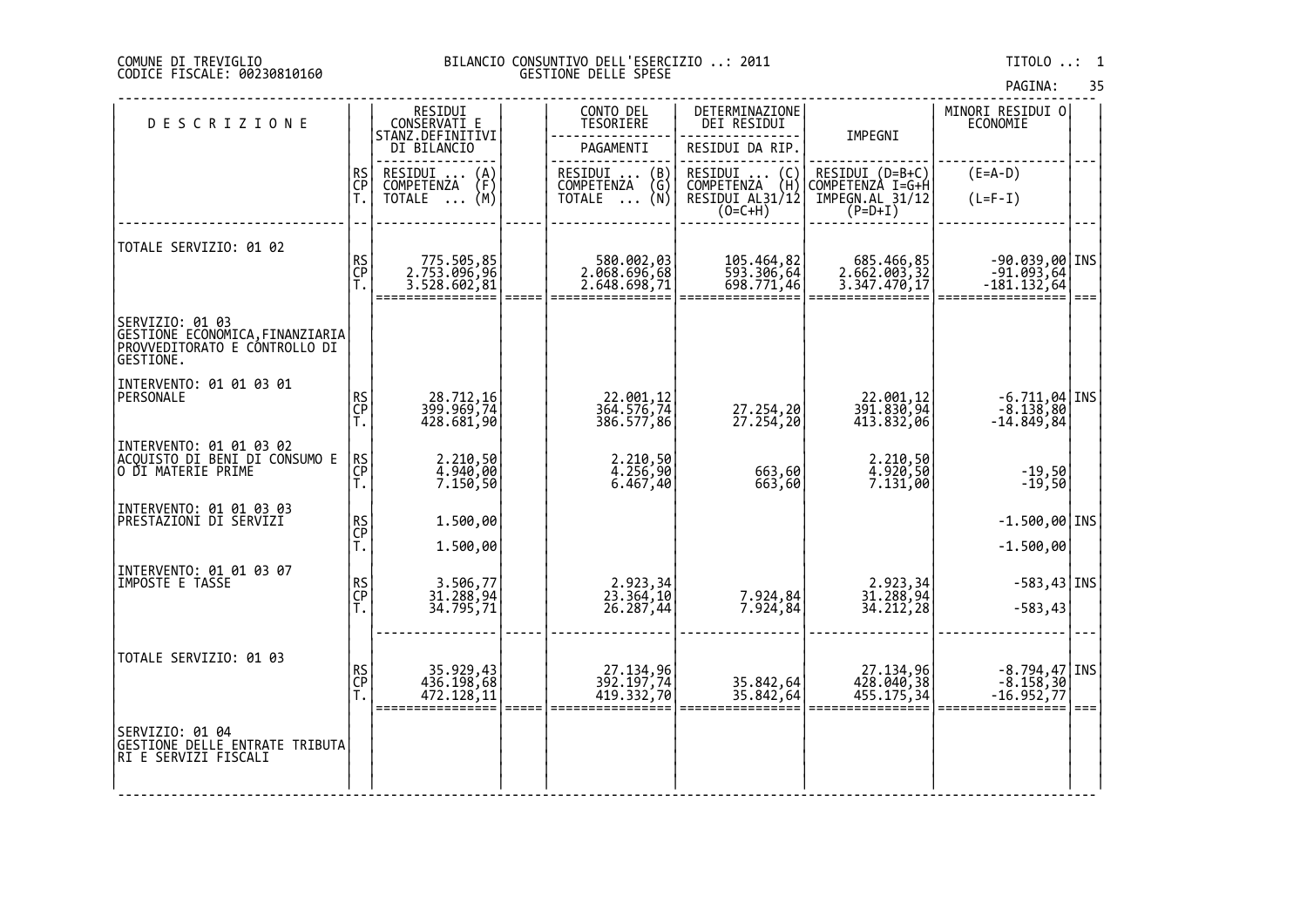COMUNE DI TREVIGLIO
CODICE FISCALE: 00230810160

BILANCIO CONSUNTIVO DELL'ESERCIZIO ..: 2011
GESTIONE DELLE SPESE

TITOLO ..: 1

| DESCRIZIONE | | RESIDUI CONSERVATI E STANZ.DEFINITIVI DI BILANCIO | | CONTO DEL TESORIERE | DETERMINAZIONE DEI RESIDUI | IMPEGNI | MINORI RESIDUI O ECONOMIE | |
|---|---|---|---|---|---|---|---|---|
| | | | | PAGAMENTI | RESIDUI DA RIP. | | | |
| | RS<br>CP<br>T. | RESIDUI ... (A)<br>COMPETENZA (F)<br>TOTALE ... (M) | | RESIDUI ... (B)<br>COMPETENZA (G)<br>TOTALE ... (N) | RESIDUI ... (C)<br>COMPETENZA (H)<br>RESIDUI AL31/12 (O=C+H) | RESIDUI (D=B+C)<br>COMPETENZA I=G+H<br>IMPEGN.AL 31/12 (P=D+I) | (E=A-D)<br>(L=F-I) | |
| TOTALE SERVIZIO: 01 02 | RS<br>CP<br>T. | 775.505,85<br>2.753.096,96<br>3.528.602,81 | | 580.002,03<br>2.068.696,68<br>2.648.698,71 | 105.464,82<br>593.306,64<br>698.771,46 | 685.466,85<br>2.662.003,32<br>3.347.470,17 | -90.039,00<br>-91.093,64<br>-181.132,64 | INS |
| SERVIZIO: 01 03<br>GESTIONE ECONOMICA,FINANZIARIA PROVVEDITORATO E CONTROLLO DI GESTIONE. | | | | | | | | |
| INTERVENTO: 01 01 03 01<br>PERSONALE | RS<br>CP<br>T. | 28.712,16<br>399.969,74<br>428.681,90 | | 22.001,12<br>364.576,74<br>386.577,86 | <br>27.254,20<br>27.254,20 | 22.001,12<br>391.830,94<br>413.832,06 | -6.711,04<br>-8.138,80<br>-14.849,84 | INS |
| INTERVENTO: 01 01 03 02<br>ACQUISTO DI BENI DI CONSUMO E O DI MATERIE PRIME | RS<br>CP<br>T. | 2.210,50<br>4.940,00<br>7.150,50 | | 2.210,50<br>4.256,90<br>6.467,40 | <br>663,60<br>663,60 | 2.210,50<br>4.920,50<br>7.131,00 | <br>-19,50<br>-19,50 | |
| INTERVENTO: 01 01 03 03<br>PRESTAZIONI DI SERVIZI | RS<br>CP<br>T. | 1.500,00<br><br>1.500,00 | | | | | -1.500,00<br><br>-1.500,00 | INS |
| INTERVENTO: 01 01 03 07<br>IMPOSTE E TASSE | RS<br>CP<br>T. | 3.506,77<br>31.288,94<br>34.795,71 | | 2.923,34<br>23.364,10<br>26.287,44 | <br>7.924,84<br>7.924,84 | 2.923,34<br>31.288,94<br>34.212,28 | -583,43<br><br>-583,43 | INS |
| TOTALE SERVIZIO: 01 03 | RS<br>CP<br>T. | 35.929,43<br>436.198,68<br>472.128,11 | | 27.134,96<br>392.197,74<br>419.332,70 | <br>35.842,64<br>35.842,64 | 27.134,96<br>428.040,38<br>455.175,34 | -8.794,47<br>-8.158,30<br>-16.952,77 | INS |
| SERVIZIO: 01 04<br>GESTIONE DELLE ENTRATE TRIBUTARI E SERVIZI FISCALI | | | | | | | | |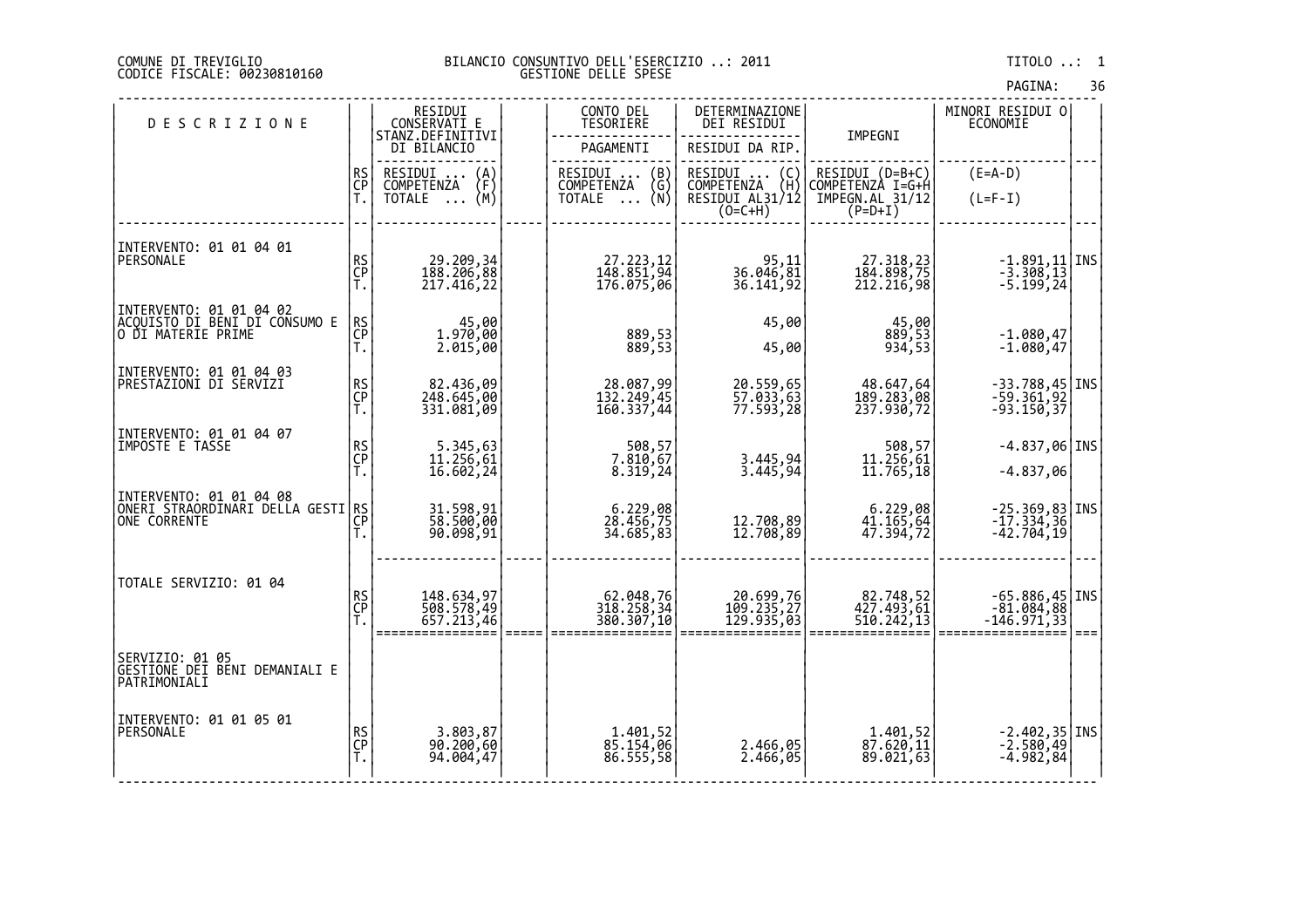COMUNE DI TREVIGLIO
CODICE FISCALE: 00230810160

BILANCIO CONSUNTIVO DELL'ESERCIZIO ..: 2011
GESTIONE DELLE SPESE

TITOLO ..: 1

| DESCRIZIONE | | RESIDUI CONSERVATI E STANZ.DEFINITIVI DI BILANCIO | | CONTO DEL TESORIERE | DETERMINAZIONE DEI RESIDUI | IMPEGNI | MINORI RESIDUI O ECONOMIE | |
|---|---|---|---|---|---|---|---|---|
| | | | | PAGAMENTI | RESIDUI DA RIP. | | | |
| | RS<br>CP<br>T. | RESIDUI ... (A)<br>COMPETENZA (F)<br>TOTALE ... (M) | | RESIDUI ... (B)<br>COMPETENZA (G)<br>TOTALE ... (N) | RESIDUI ... (C)<br>COMPETENZA (H)<br>RESIDUI AL31/12 (O=C+H) | RESIDUI (D=B+C)<br>COMPETENZA I=G+H<br>IMPEGN.AL 31/12 (P=D+I) | (E=A-D)<br>(L=F-I) | |
| INTERVENTO: 01 01 04 01<br>PERSONALE | RS<br>CP<br>T. | 29.209,34<br>188.206,88<br>217.416,22 | | 27.223,12<br>148.851,94<br>176.075,06 | 95,11<br>36.046,81<br>36.141,92 | 27.318,23<br>184.898,75<br>212.216,98 | -1.891,11<br>-3.308,13<br>-5.199,24 | INS |
| INTERVENTO: 01 01 04 02<br>ACQUISTO DI BENI DI CONSUMO E O DI MATERIE PRIME | RS<br>CP<br>T. | 45,00<br>1.970,00<br>2.015,00 | | <br>889,53<br>889,53 | 45,00<br><br>45,00 | 45,00<br>889,53<br>934,53 | <br>-1.080,47<br>-1.080,47 | |
| INTERVENTO: 01 01 04 03<br>PRESTAZIONI DI SERVIZI | RS<br>CP<br>T. | 82.436,09<br>248.645,00<br>331.081,09 | | 28.087,99<br>132.249,45<br>160.337,44 | 20.559,65<br>57.033,63<br>77.593,28 | 48.647,64<br>189.283,08<br>237.930,72 | -33.788,45<br>-59.361,92<br>-93.150,37 | INS |
| INTERVENTO: 01 01 04 07<br>IMPOSTE E TASSE | RS<br>CP<br>T. | 5.345,63<br>11.256,61<br>16.602,24 | | 508,57<br>7.810,67<br>8.319,24 | <br>3.445,94<br>3.445,94 | 508,57<br>11.256,61<br>11.765,18 | -4.837,06<br><br>-4.837,06 | INS |
| INTERVENTO: 01 01 04 08<br>ONERI STRAORDINARI DELLA GESTIONE CORRENTE | RS<br>CP<br>T. | 31.598,91<br>58.500,00<br>90.098,91 | | 6.229,08<br>28.456,75<br>34.685,83 | <br>12.708,89<br>12.708,89 | 6.229,08<br>41.165,64<br>47.394,72 | -25.369,83<br>-17.334,36<br>-42.704,19 | INS |
| TOTALE SERVIZIO: 01 04 | RS<br>CP<br>T. | 148.634,97<br>508.578,49<br>657.213,46 | | 62.048,76<br>318.258,34<br>380.307,10 | 20.699,76<br>109.235,27<br>129.935,03 | 82.748,52<br>427.493,61<br>510.242,13 | -65.886,45<br>-81.084,88<br>-146.971,33 | INS |
| SERVIZIO: 01 05<br>GESTIONE DEI BENI DEMANIALI E PATRIMONIALI | | | | | | | | |
| INTERVENTO: 01 01 05 01<br>PERSONALE | RS<br>CP<br>T. | 3.803,87<br>90.200,60<br>94.004,47 | | 1.401,52<br>85.154,06<br>86.555,58 | <br>2.466,05<br>2.466,05 | 1.401,52<br>87.620,11<br>89.021,63 | -2.402,35<br>-2.580,49<br>-4.982,84 | INS |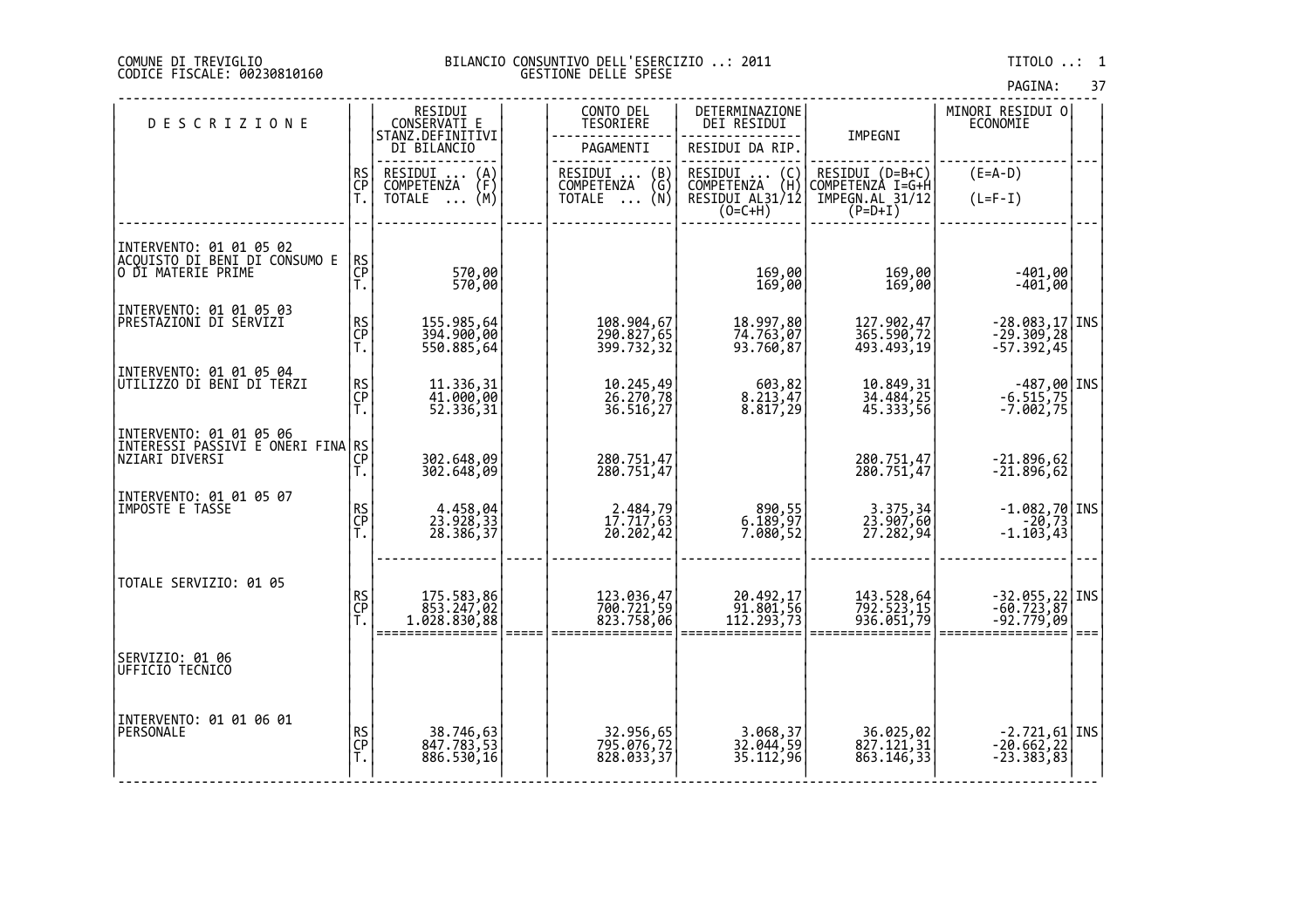COMUNE DI TREVIGLIO
CODICE FISCALE: 00230810160

BILANCIO CONSUNTIVO DELL'ESERCIZIO ..: 2011
GESTIONE DELLE SPESE

TITOLO ..: 1

| DESCRIZIONE | | RESIDUI CONSERVATI E STANZ.DEFINITIVI DI BILANCIO | | CONTO DEL TESORIERE | DETERMINAZIONE DEI RESIDUI | IMPEGNI | MINORI RESIDUI O ECONOMIE | |
|---|---|---|---|---|---|---|---|---|
| | | | | PAGAMENTI | RESIDUI DA RIP. | | | |
| | RS CP T. | RESIDUI ... (A) COMPETENZA (F) TOTALE ... (M) | | RESIDUI ... (B) COMPETENZA (G) TOTALE ... (N) | RESIDUI ... (C) COMPETENZA (H) RESIDUI AL31/12 (O=C+H) | RESIDUI (D=B+C) COMPETENZA I=G+H IMPEGN.AL 31/12 (P=D+I) | (E=A-D) (L=F-I) | |
| INTERVENTO: 01 01 05 02 ACQUISTO DI BENI DI CONSUMO E O DI MATERIE PRIME | RS<br>CP<br>T. | <br>570,00<br>570,00 | | | <br>169,00<br>169,00 | <br>169,00<br>169,00 | <br>-401,00<br>-401,00 | |
| INTERVENTO: 01 01 05 03 PRESTAZIONI DI SERVIZI | RS<br>CP<br>T. | 155.985,64<br>394.900,00<br>550.885,64 | | 108.904,67<br>290.827,65<br>399.732,32 | 18.997,80<br>74.763,07<br>93.760,87 | 127.902,47<br>365.590,72<br>493.493,19 | -28.083,17<br>-29.309,28<br>-57.392,45 | INS |
| INTERVENTO: 01 01 05 04 UTILIZZO DI BENI DI TERZI | RS<br>CP<br>T. | 11.336,31<br>41.000,00<br>52.336,31 | | 10.245,49<br>26.270,78<br>36.516,27 | 603,82<br>8.213,47<br>8.817,29 | 10.849,31<br>34.484,25<br>45.333,56 | -487,00<br>-6.515,75<br>-7.002,75 | INS |
| INTERVENTO: 01 01 05 06 INTERESSI PASSIVI E ONERI FINANZIARI DIVERSI | RS<br>CP<br>T. | <br>302.648,09<br>302.648,09 | | <br>280.751,47<br>280.751,47 | | <br>280.751,47<br>280.751,47 | <br>-21.896,62<br>-21.896,62 | |
| INTERVENTO: 01 01 05 07 IMPOSTE E TASSE | RS<br>CP<br>T. | 4.458,04<br>23.928,33<br>28.386,37 | | 2.484,79<br>17.717,63<br>20.202,42 | 890,55<br>6.189,97<br>7.080,52 | 3.375,34<br>23.907,60<br>27.282,94 | -1.082,70<br>-20,73<br>-1.103,43 | INS |
| TOTALE SERVIZIO: 01 05 | RS<br>CP<br>T. | 175.583,86<br>853.247,02<br>1.028.830,88 | | 123.036,47<br>700.721,59<br>823.758,06 | 20.492,17<br>91.801,56<br>112.293,73 | 143.528,64<br>792.523,15<br>936.051,79 | -32.055,22<br>-60.723,87<br>-92.779,09 | INS |
| SERVIZIO: 01 06 UFFICIO TECNICO | | | | | | | | |
| INTERVENTO: 01 01 06 01 PERSONALE | RS<br>CP<br>T. | 38.746,63<br>847.783,53<br>886.530,16 | | 32.956,65<br>795.076,72<br>828.033,37 | 3.068,37<br>32.044,59<br>35.112,96 | 36.025,02<br>827.121,31<br>863.146,33 | -2.721,61<br>-20.662,22<br>-23.383,83 | INS |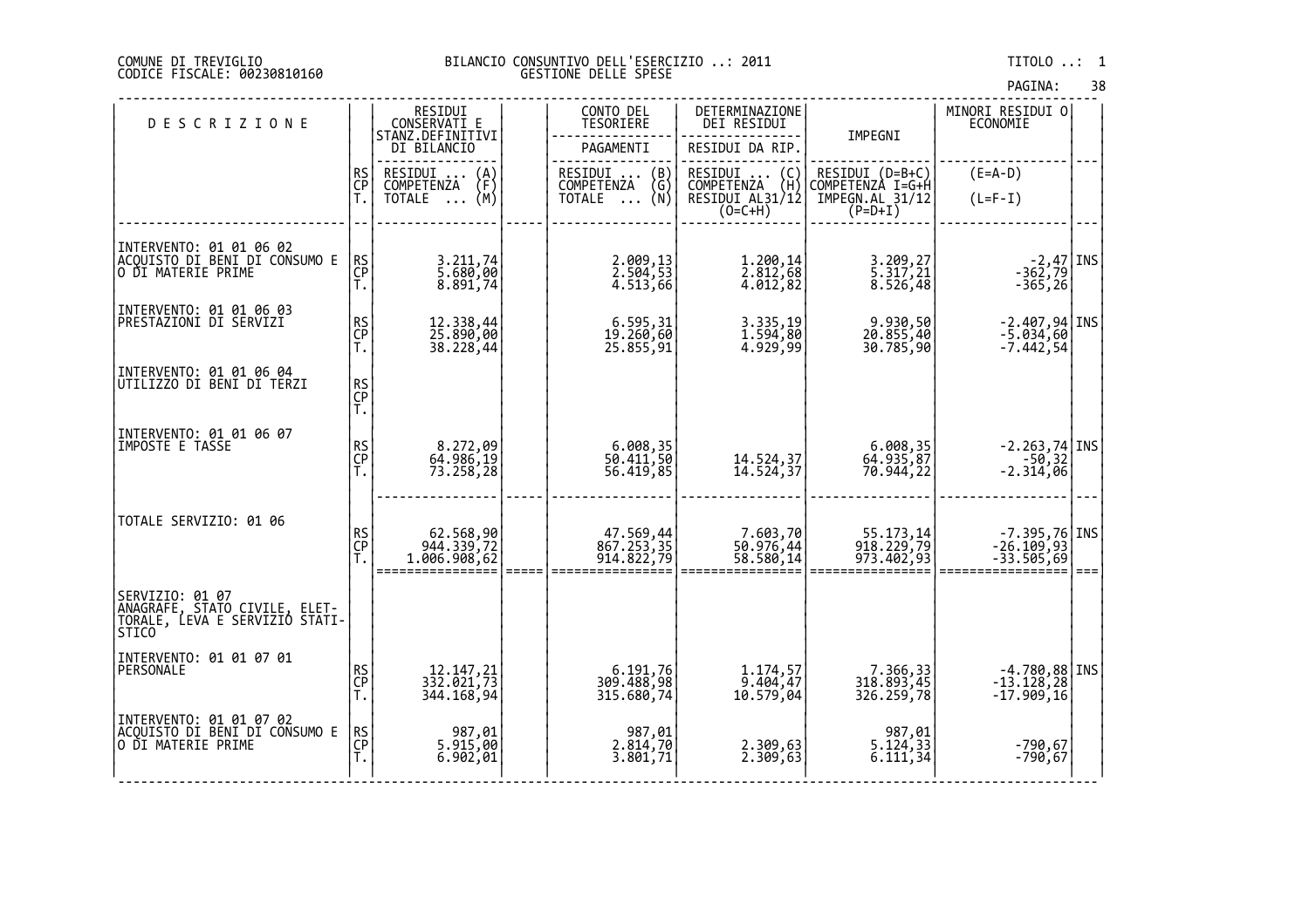COMUNE DI TREVIGLIO
CODICE FISCALE: 00230810160

BILANCIO CONSUNTIVO DELL'ESERCIZIO ..: 2011
GESTIONE DELLE SPESE

TITOLO ..: 1

| DESCRIZIONE | | RESIDUI CONSERVATI E STANZ.DEFINITIVI DI BILANCIO<br>RESIDUI ... (A)<br>COMPETENZA (F)<br>TOTALE ... (M) | | CONTO DEL TESORIERE<br>PAGAMENTI<br>RESIDUI ... (B)<br>COMPETENZA (G)<br>TOTALE ... (N) | DETERMINAZIONE DEI RESIDUI<br>RESIDUI DA RIP.<br>RESIDUI ... (C)<br>COMPETENZA (H)<br>RESIDUI AL31/12 (O=C+H) | IMPEGNI<br>RESIDUI (D=B+C)<br>COMPETENZA I=G+H<br>IMPEGN.AL 31/12 (P=D+I) | MINORI RESIDUI O ECONOMIE<br>(E=A-D)<br>(L=F-I) | |
|---|---|---|---|---|---|---|---|---|
| INTERVENTO: 01 01 06 02<br>ACQUISTO DI BENI DI CONSUMO E O DI MATERIE PRIME | RS<br>CP<br>T. | 3.211,74<br>5.680,00<br>8.891,74 | | 2.009,13<br>2.504,53<br>4.513,66 | 1.200,14<br>2.812,68<br>4.012,82 | 3.209,27<br>5.317,21<br>8.526,48 | -2,47<br>-362,79<br>-365,26 | INS |
| INTERVENTO: 01 01 06 03<br>PRESTAZIONI DI SERVIZI | RS<br>CP<br>T. | 12.338,44<br>25.890,00<br>38.228,44 | | 6.595,31<br>19.260,60<br>25.855,91 | 3.335,19<br>1.594,80<br>4.929,99 | 9.930,50<br>20.855,40<br>30.785,90 | -2.407,94<br>-5.034,60<br>-7.442,54 | INS |
| INTERVENTO: 01 01 06 04<br>UTILIZZO DI BENI DI TERZI | RS<br>CP<br>T. | | | | | | | |
| INTERVENTO: 01 01 06 07<br>IMPOSTE E TASSE | RS<br>CP<br>T. | 8.272,09<br>64.986,19<br>73.258,28 | | 6.008,35<br>50.411,50<br>56.419,85 | <br>14.524,37<br>14.524,37 | 6.008,35<br>64.935,87<br>70.944,22 | -2.263,74<br>-50,32<br>-2.314,06 | INS |
| TOTALE SERVIZIO: 01 06 | RS<br>CP<br>T. | 62.568,90<br>944.339,72<br>1.006.908,62 | | 47.569,44<br>867.253,35<br>914.822,79 | 7.603,70<br>50.976,44<br>58.580,14 | 55.173,14<br>918.229,79<br>973.402,93 | -7.395,76<br>-26.109,93<br>-33.505,69 | INS |
| SERVIZIO: 01 07<br>ANAGRAFE, STATO CIVILE, ELETTORALE, LEVA E SERVIZIO STATISTICO | | | | | | | | |
| INTERVENTO: 01 01 07 01<br>PERSONALE | RS<br>CP<br>T. | 12.147,21<br>332.021,73<br>344.168,94 | | 6.191,76<br>309.488,98<br>315.680,74 | 1.174,57<br>9.404,47<br>10.579,04 | 7.366,33<br>318.893,45<br>326.259,78 | -4.780,88<br>-13.128,28<br>-17.909,16 | INS |
| INTERVENTO: 01 01 07 02<br>ACQUISTO DI BENI DI CONSUMO E O DI MATERIE PRIME | RS<br>CP<br>T. | 987,01<br>5.915,00<br>6.902,01 | | 987,01<br>2.814,70<br>3.801,71 | <br>2.309,63<br>2.309,63 | 987,01<br>5.124,33<br>6.111,34 | <br>-790,67<br>-790,67 | |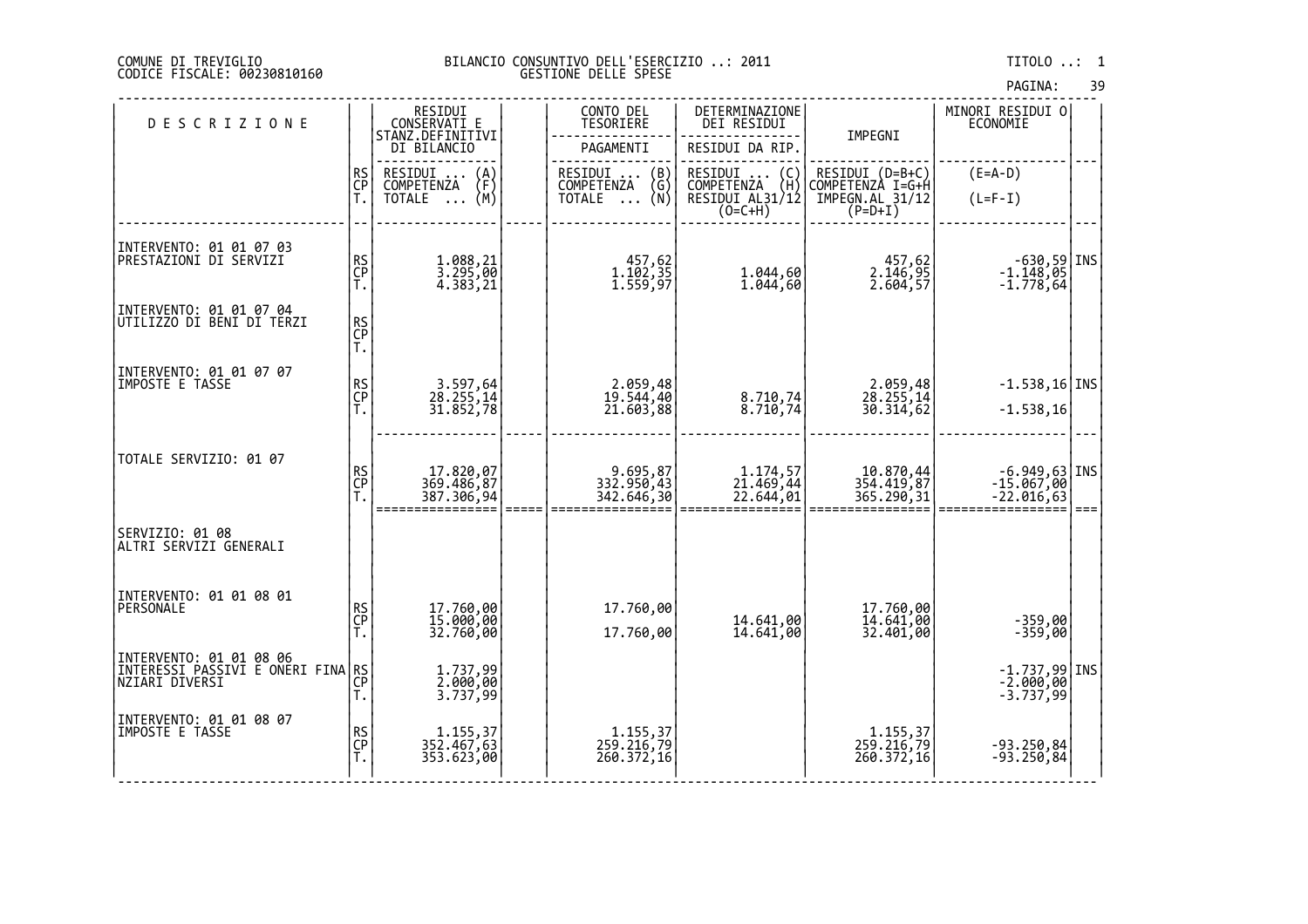COMUNE DI TREVIGLIO
CODICE FISCALE: 00230810160

BILANCIO CONSUNTIVO DELL'ESERCIZIO ..: 2011
GESTIONE DELLE SPESE

TITOLO ..: 1

| DESCRIZIONE | | RESIDUI CONSERVATI E STANZ.DEFINITIVI DI BILANCIO | | CONTO DEL TESORIERE | DETERMINAZIONE DEI RESIDUI | IMPEGNI | MINORI RESIDUI O ECONOMIE | |
|---|---|---|---|---|---|---|---|---|
| | | | | PAGAMENTI | RESIDUI DA RIP. | | | |
| | RS<br>CP<br>T. | RESIDUI ... (A)<br>COMPETENZA (F)<br>TOTALE ... (M) | | RESIDUI ... (B)<br>COMPETENZA (G)<br>TOTALE ... (N) | RESIDUI ... (C)<br>COMPETENZA (H)<br>RESIDUI AL31/12 (O=C+H) | RESIDUI (D=B+C)<br>COMPETENZA I=G+H<br>IMPEGN.AL 31/12 (P=D+I) | (E=A-D)<br>(L=F-I) | |
| INTERVENTO: 01 01 07 03<br>PRESTAZIONI DI SERVIZI | RS<br>CP<br>T. | 1.088,21<br>3.295,00<br>4.383,21 | | 457,62<br>1.102,35<br>1.559,97 | <br>1.044,60<br>1.044,60 | 457,62<br>2.146,95<br>2.604,57 | -630,59<br>-1.148,05<br>-1.778,64 | INS |
| INTERVENTO: 01 01 07 04<br>UTILIZZO DI BENI DI TERZI | RS<br>CP<br>T. | | | | | | | |
| INTERVENTO: 01 01 07 07<br>IMPOSTE E TASSE | RS<br>CP<br>T. | 3.597,64<br>28.255,14<br>31.852,78 | | 2.059,48<br>19.544,40<br>21.603,88 | <br>8.710,74<br>8.710,74 | 2.059,48<br>28.255,14<br>30.314,62 | -1.538,16<br><br>-1.538,16 | INS |
| TOTALE SERVIZIO: 01 07 | RS<br>CP<br>T. | 17.820,07<br>369.486,87<br>387.306,94 | | 9.695,87<br>332.950,43<br>342.646,30 | 1.174,57<br>21.469,44<br>22.644,01 | 10.870,44<br>354.419,87<br>365.290,31 | -6.949,63<br>-15.067,00<br>-22.016,63 | INS |
| SERVIZIO: 01 08<br>ALTRI SERVIZI GENERALI | | | | | | | | |
| INTERVENTO: 01 01 08 01<br>PERSONALE | RS<br>CP<br>T. | 17.760,00<br>15.000,00<br>32.760,00 | | 17.760,00<br><br>17.760,00 | <br>14.641,00<br>14.641,00 | 17.760,00<br>14.641,00<br>32.401,00 | <br>-359,00<br>-359,00 | |
| INTERVENTO: 01 01 08 06<br>INTERESSI PASSIVI E ONERI FINANZIARI DIVERSI | RS<br>CP<br>T. | 1.737,99<br>2.000,00<br>3.737,99 | | | | | -1.737,99<br>-2.000,00<br>-3.737,99 | INS |
| INTERVENTO: 01 01 08 07<br>IMPOSTE E TASSE | RS<br>CP<br>T. | 1.155,37<br>352.467,63<br>353.623,00 | | 1.155,37<br>259.216,79<br>260.372,16 | | 1.155,37<br>259.216,79<br>260.372,16 | <br>-93.250,84<br>-93.250,84 | |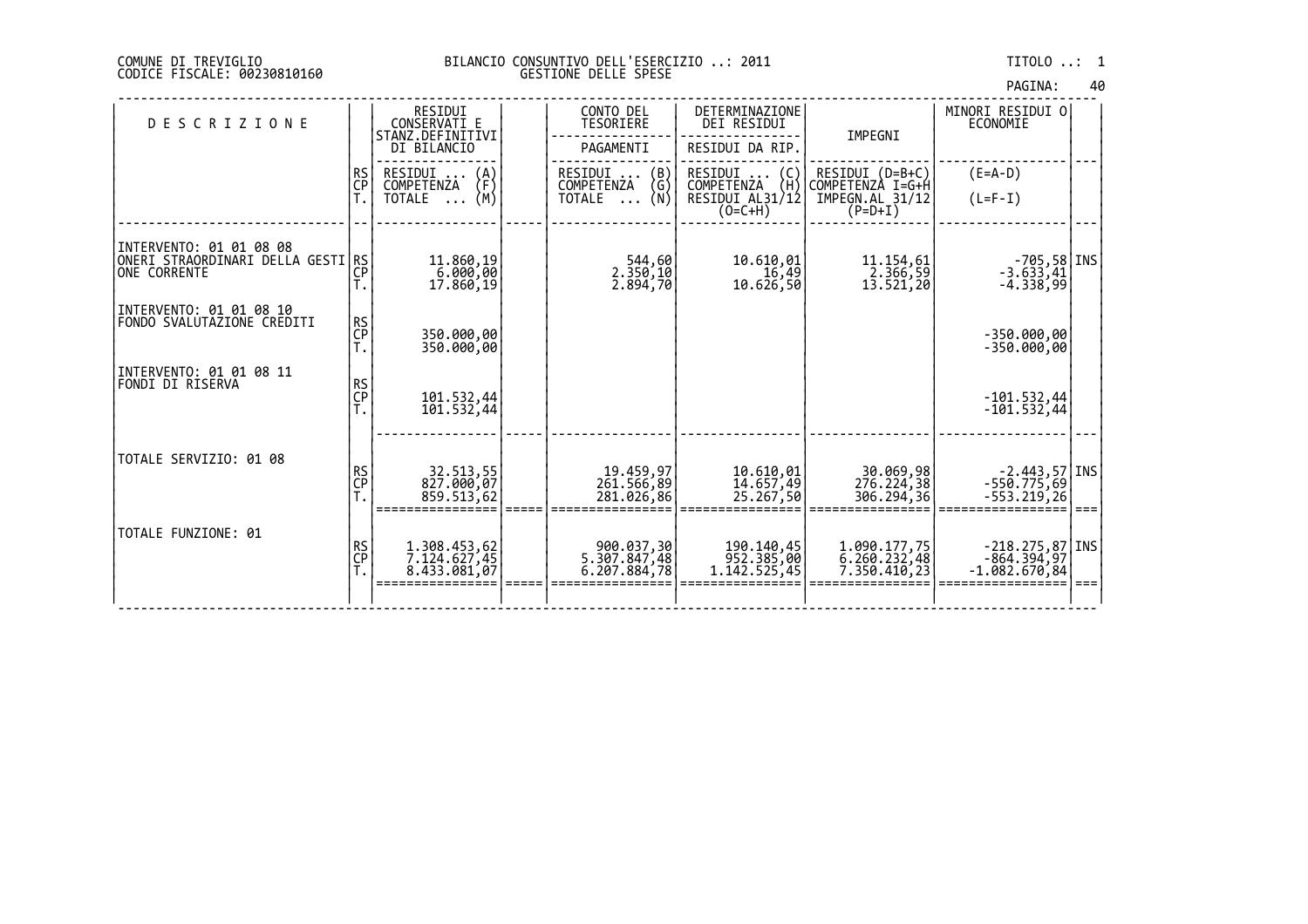COMUNE DI TREVIGLIO
CODICE FISCALE: 00230810160

BILANCIO CONSUNTIVO DELL'ESERCIZIO ..: 2011
GESTIONE DELLE SPESE

TITOLO ..: 1

| DESCRIZIONE | | RESIDUI CONSERVATI E STANZ.DEFINITIVI DI BILANCIO<br>RESIDUI ... (A)<br>COMPETENZA (F)<br>TOTALE ... (M) | | CONTO DEL TESORIERE<br>PAGAMENTI<br>RESIDUI ... (B)<br>COMPETENZA (G)<br>TOTALE ... (N) | DETERMINAZIONE DEI RESIDUI<br>RESIDUI DA RIP.<br>RESIDUI ... (C)<br>COMPETENZA (H)<br>RESIDUI AL31/12 (O=C+H) | IMPEGNI<br>RESIDUI (D=B+C)<br>COMPETENZA I=G+H<br>IMPEGN.AL 31/12 (P=D+I) | MINORI RESIDUI O ECONOMIE<br>(E=A-D)<br>(L=F-I) | |
|---|---|---|---|---|---|---|---|---|
| INTERVENTO: 01 01 08 08<br>ONERI STRAORDINARI DELLA GESTIONE CORRENTE | RS<br>CP<br>T. | 11.860,19<br>6.000,00<br>17.860,19 | | 544,60<br>2.350,10<br>2.894,70 | 10.610,01<br>16,49<br>10.626,50 | 11.154,61<br>2.366,59<br>13.521,20 | -705,58<br>-3.633,41<br>-4.338,99 | INS |
| INTERVENTO: 01 01 08 10<br>FONDO SVALUTAZIONE CREDITI | RS<br>CP<br>T. | <br>350.000,00<br>350.000,00 | | | | | <br>-350.000,00<br>-350.000,00 | |
| INTERVENTO: 01 01 08 11<br>FONDI DI RISERVA | RS<br>CP<br>T. | <br>101.532,44<br>101.532,44 | | | | | <br>-101.532,44<br>-101.532,44 | |
| TOTALE SERVIZIO: 01 08 | RS<br>CP<br>T. | 32.513,55<br>827.000,07<br>859.513,62 | | 19.459,97<br>261.566,89<br>281.026,86 | 10.610,01<br>14.657,49<br>25.267,50 | 30.069,98<br>276.224,38<br>306.294,36 | -2.443,57<br>-550.775,69<br>-553.219,26 | INS |
| TOTALE FUNZIONE: 01 | RS<br>CP<br>T. | 1.308.453,62<br>7.124.627,45<br>8.433.081,07 | | 900.037,30<br>5.307.847,48<br>6.207.884,78 | 190.140,45<br>952.385,00<br>1.142.525,45 | 1.090.177,75<br>6.260.232,48<br>7.350.410,23 | -218.275,87<br>-864.394,97<br>-1.082.670,84 | INS |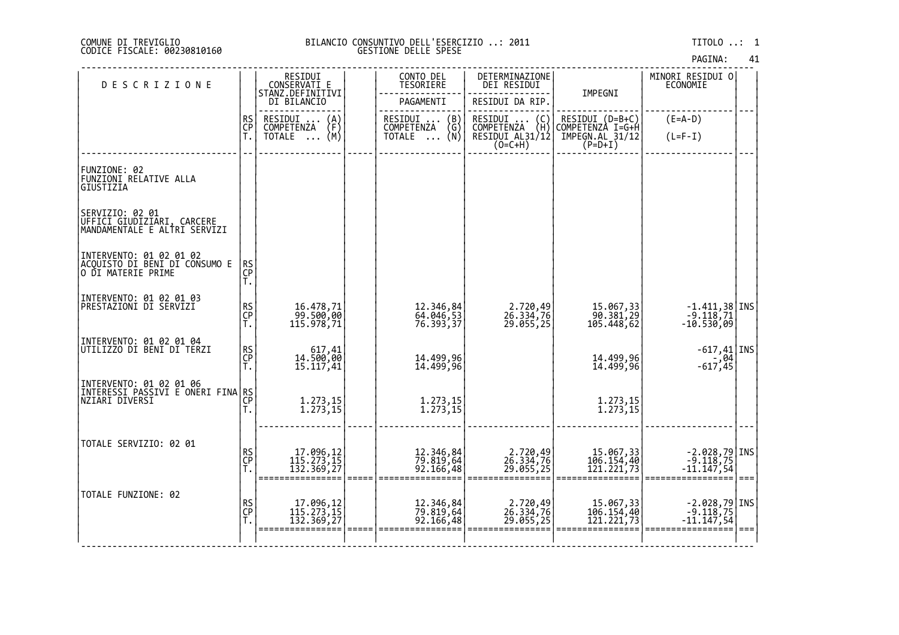COMUNE DI TREVIGLIO
CODICE FISCALE: 00230810160

BILANCIO CONSUNTIVO DELL'ESERCIZIO ..: 2011
GESTIONE DELLE SPESE

TITOLO ..: 1

| DESCRIZIONE | | RESIDUI CONSERVATI E STANZ.DEFINITIVI DI BILANCIO | | CONTO DEL TESORIERE | DETERMINAZIONE DEI RESIDUI | IMPEGNI | MINORI RESIDUI O ECONOMIE | |
|---|---|---|---|---|---|---|---|---|
| | | | | PAGAMENTI | RESIDUI DA RIP. | | | |
| | RS<br>CP<br>T. | RESIDUI ... (A)<br>COMPETENZA (F)<br>TOTALE ... (M) | | RESIDUI ... (B)<br>COMPETENZA (G)<br>TOTALE ... (N) | RESIDUI ... (C)<br>COMPETENZA (H)<br>RESIDUI AL31/12 (O=C+H) | RESIDUI (D=B+C)<br>COMPETENZA I=G+H<br>IMPEGN.AL 31/12 (P=D+I) | (E=A-D)<br>(L=F-I) | |
| FUNZIONE: 02<br>FUNZIONI RELATIVE ALLA GIUSTIZIA | | | | | | | | |
| SERVIZIO: 02 01<br>UFFICI GIUDIZIARI, CARCERE MANDAMENTALE E ALTRI SERVIZI | | | | | | | | |
| INTERVENTO: 01 02 01 02<br>ACQUISTO DI BENI DI CONSUMO E O DI MATERIE PRIME | RS<br>CP<br>T. | | | | | | | |
| INTERVENTO: 01 02 01 03<br>PRESTAZIONI DI SERVIZI | RS<br>CP<br>T. | 16.478,71<br>99.500,00<br>115.978,71 | | 12.346,84<br>64.046,53<br>76.393,37 | 2.720,49<br>26.334,76<br>29.055,25 | 15.067,33<br>90.381,29<br>105.448,62 | -1.411,38<br>-9.118,71<br>-10.530,09 | INS |
| INTERVENTO: 01 02 01 04<br>UTILIZZO DI BENI DI TERZI | RS<br>CP<br>T. | 617,41<br>14.500,00<br>15.117,41 | | 14.499,96<br>14.499,96 | | 14.499,96<br>14.499,96 | -617,41<br>-,04<br>-617,45 | INS |
| INTERVENTO: 01 02 01 06<br>INTERESSI PASSIVI E ONERI FINANZIARI DIVERSI | RS<br>CP<br>T. | 1.273,15<br>1.273,15 | | 1.273,15<br>1.273,15 | | 1.273,15<br>1.273,15 | | |
| TOTALE SERVIZIO: 02 01 | RS<br>CP<br>T. | 17.096,12<br>115.273,15<br>132.369,27 | | 12.346,84<br>79.819,64<br>92.166,48 | 2.720,49<br>26.334,76<br>29.055,25 | 15.067,33<br>106.154,40<br>121.221,73 | -2.028,79<br>-9.118,75<br>-11.147,54 | INS |
| TOTALE FUNZIONE: 02 | RS<br>CP<br>T. | 17.096,12<br>115.273,15<br>132.369,27 | | 12.346,84<br>79.819,64<br>92.166,48 | 2.720,49<br>26.334,76<br>29.055,25 | 15.067,33<br>106.154,40<br>121.221,73 | -2.028,79<br>-9.118,75<br>-11.147,54 | INS |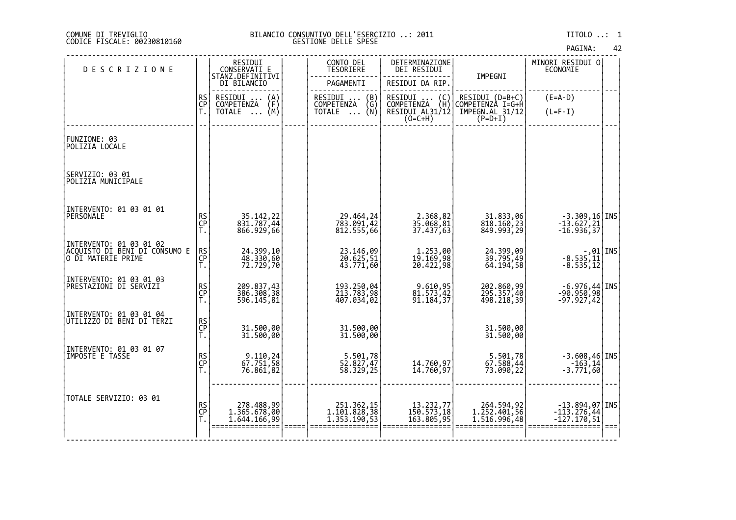COMUNE DI TREVIGLIO
CODICE FISCALE: 00230810160

BILANCIO CONSUNTIVO DELL'ESERCIZIO ..: 2011
GESTIONE DELLE SPESE

TITOLO ..: 1

| DESCRIZIONE | | RESIDUI CONSERVATI E STANZ.DEFINITIVI DI BILANCIO<br>RESIDUI ... (A)<br>COMPETENZA (F)<br>TOTALE ... (M) | | CONTO DEL TESORIERE<br>PAGAMENTI<br>RESIDUI ... (B)<br>COMPETENZA (G)<br>TOTALE ... (N) | DETERMINAZIONE DEI RESIDUI<br>RESIDUI DA RIP.<br>RESIDUI ... (C)<br>COMPETENZA (H)<br>RESIDUI AL31/12 (O=C+H) | IMPEGNI<br>RESIDUI (D=B+C)<br>COMPETENZA I=G+H<br>IMPEGN.AL 31/12 (P=D+I) | MINORI RESIDUI O ECONOMIE<br>(E=A-D)<br>(L=F-I) | |
|---|---|---|---|---|---|---|---|---|
| FUNZIONE: 03<br>POLIZIA LOCALE | | | | | | | | |
| SERVIZIO: 03 01<br>POLIZIA MUNICIPALE | | | | | | | | |
| INTERVENTO: 01 03 01 01<br>PERSONALE | RS<br>CP<br>T. | 35.142,22<br>831.787,44<br>866.929,66 | | 29.464,24<br>783.091,42<br>812.555,66 | 2.368,82<br>35.068,81<br>37.437,63 | 31.833,06<br>818.160,23<br>849.993,29 | -3.309,16<br>-13.627,21<br>-16.936,37 | INS |
| INTERVENTO: 01 03 01 02<br>ACQUISTO DI BENI DI CONSUMO E O DI MATERIE PRIME | RS<br>CP<br>T. | 24.399,10<br>48.330,60<br>72.729,70 | | 23.146,09<br>20.625,51<br>43.771,60 | 1.253,00<br>19.169,98<br>20.422,98 | 24.399,09<br>39.795,49<br>64.194,58 | -,01<br>-8.535,11<br>-8.535,12 | INS |
| INTERVENTO: 01 03 01 03<br>PRESTAZIONI DI SERVIZI | RS<br>CP<br>T. | 209.837,43<br>386.308,38<br>596.145,81 | | 193.250,04<br>213.783,98<br>407.034,02 | 9.610,95<br>81.573,42<br>91.184,37 | 202.860,99<br>295.357,40<br>498.218,39 | -6.976,44<br>-90.950,98<br>-97.927,42 | INS |
| INTERVENTO: 01 03 01 04<br>UTILIZZO DI BENI DI TERZI | RS<br>CP<br>T. | <br>31.500,00<br>31.500,00 | | <br>31.500,00<br>31.500,00 | | <br>31.500,00<br>31.500,00 | | |
| INTERVENTO: 01 03 01 07<br>IMPOSTE E TASSE | RS<br>CP<br>T. | 9.110,24<br>67.751,58<br>76.861,82 | | 5.501,78<br>52.827,47<br>58.329,25 | <br>14.760,97<br>14.760,97 | 5.501,78<br>67.588,44<br>73.090,22 | -3.608,46<br>-163,14<br>-3.771,60 | INS |
| TOTALE SERVIZIO: 03 01 | RS<br>CP<br>T. | 278.488,99<br>1.365.678,00<br>1.644.166,99 | | 251.362,15<br>1.101.828,38<br>1.353.190,53 | 13.232,77<br>150.573,18<br>163.805,95 | 264.594,92<br>1.252.401,56<br>1.516.996,48 | -13.894,07<br>-113.276,44<br>-127.170,51 | INS |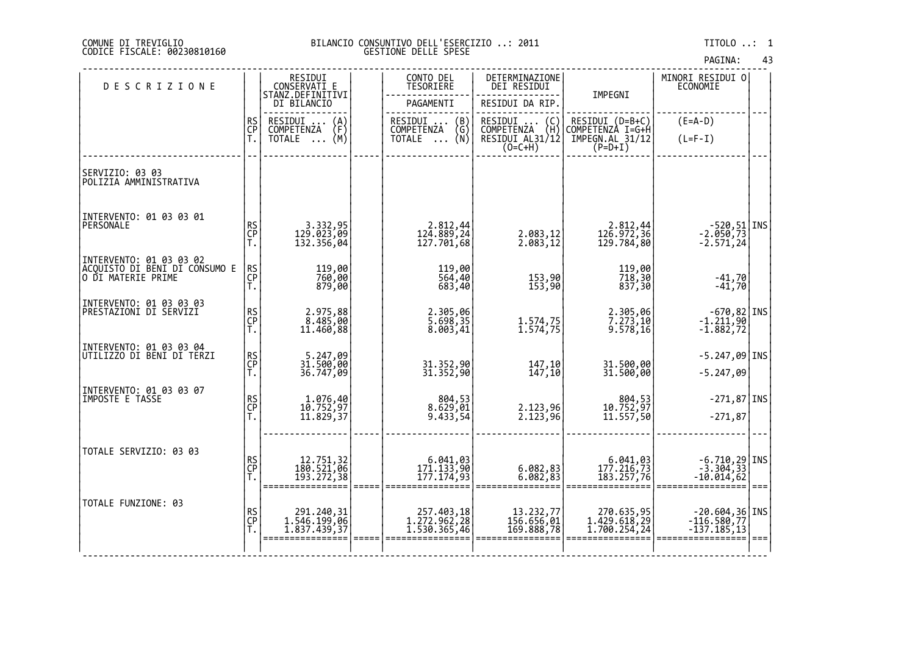COMUNE DI TREVIGLIO
CODICE FISCALE: 00230810160

BILANCIO CONSUNTIVO DELL'ESERCIZIO ..: 2011
GESTIONE DELLE SPESE

TITOLO ..: 1

| DESCRIZIONE | | RESIDUI CONSERVATI E STANZ.DEFINITIVI DI BILANCIO | | CONTO DEL TESORIERE PAGAMENTI | DETERMINAZIONE DEI RESIDUI RESIDUI DA RIP. | IMPEGNI | MINORI RESIDUI O ECONOMIE | |
|---|---|---|---|---|---|---|---|---|
| | RS CP T. | RESIDUI ... (A) COMPETENZA (F) TOTALE ... (M) | | RESIDUI ... (B) COMPETENZA (G) TOTALE ... (N) | RESIDUI ... (C) COMPETENZA (H) RESIDUI AL31/12 (O=C+H) | RESIDUI (D=B+C) COMPETENZA I=G+H IMPEGN.AL 31/12 (P=D+I) | (E=A-D) (L=F-I) | |
| SERVIZIO: 03 03 POLIZIA AMMINISTRATIVA | | | | | | | | |
| INTERVENTO: 01 03 03 01 PERSONALE | RS | 3.332,95 | | 2.812,44 | | 2.812,44 | -520,51 | INS |
| | CP | 129.023,09 | | 124.889,24 | 2.083,12 | 126.972,36 | -2.050,73 | |
| | T. | 132.356,04 | | 127.701,68 | 2.083,12 | 129.784,80 | -2.571,24 | |
| INTERVENTO: 01 03 03 02 ACQUISTO DI BENI DI CONSUMO E O DI MATERIE PRIME | RS | 119,00 | | 119,00 | | 119,00 | | |
| | CP | 760,00 | | 564,40 | 153,90 | 718,30 | -41,70 | |
| | T. | 879,00 | | 683,40 | 153,90 | 837,30 | -41,70 | |
| INTERVENTO: 01 03 03 03 PRESTAZIONI DI SERVIZI | RS | 2.975,88 | | 2.305,06 | | 2.305,06 | -670,82 | INS |
| | CP | 8.485,00 | | 5.698,35 | 1.574,75 | 7.273,10 | -1.211,90 | |
| | T. | 11.460,88 | | 8.003,41 | 1.574,75 | 9.578,16 | -1.882,72 | |
| INTERVENTO: 01 03 03 04 UTILIZZO DI BENI DI TERZI | RS | 5.247,09 | | | | | -5.247,09 | INS |
| | CP | 31.500,00 | | 31.352,90 | 147,10 | 31.500,00 | | |
| | T. | 36.747,09 | | 31.352,90 | 147,10 | 31.500,00 | -5.247,09 | |
| INTERVENTO: 01 03 03 07 IMPOSTE E TASSE | RS | 1.076,40 | | 804,53 | | 804,53 | -271,87 | INS |
| | CP | 10.752,97 | | 8.629,01 | 2.123,96 | 10.752,97 | | |
| | T. | 11.829,37 | | 9.433,54 | 2.123,96 | 11.557,50 | -271,87 | |
| TOTALE SERVIZIO: 03 03 | RS | 12.751,32 | | 6.041,03 | | 6.041,03 | -6.710,29 | INS |
| | CP | 180.521,06 | | 171.133,90 | 6.082,83 | 177.216,73 | -3.304,33 | |
| | T. | 193.272,38 | | 177.174,93 | 6.082,83 | 183.257,76 | -10.014,62 | |
| TOTALE FUNZIONE: 03 | RS | 291.240,31 | | 257.403,18 | 13.232,77 | 270.635,95 | -20.604,36 | INS |
| | CP | 1.546.199,06 | | 1.272.962,28 | 156.656,01 | 1.429.618,29 | -116.580,77 | |
| | T. | 1.837.439,37 | | 1.530.365,46 | 169.888,78 | 1.700.254,24 | -137.185,13 | |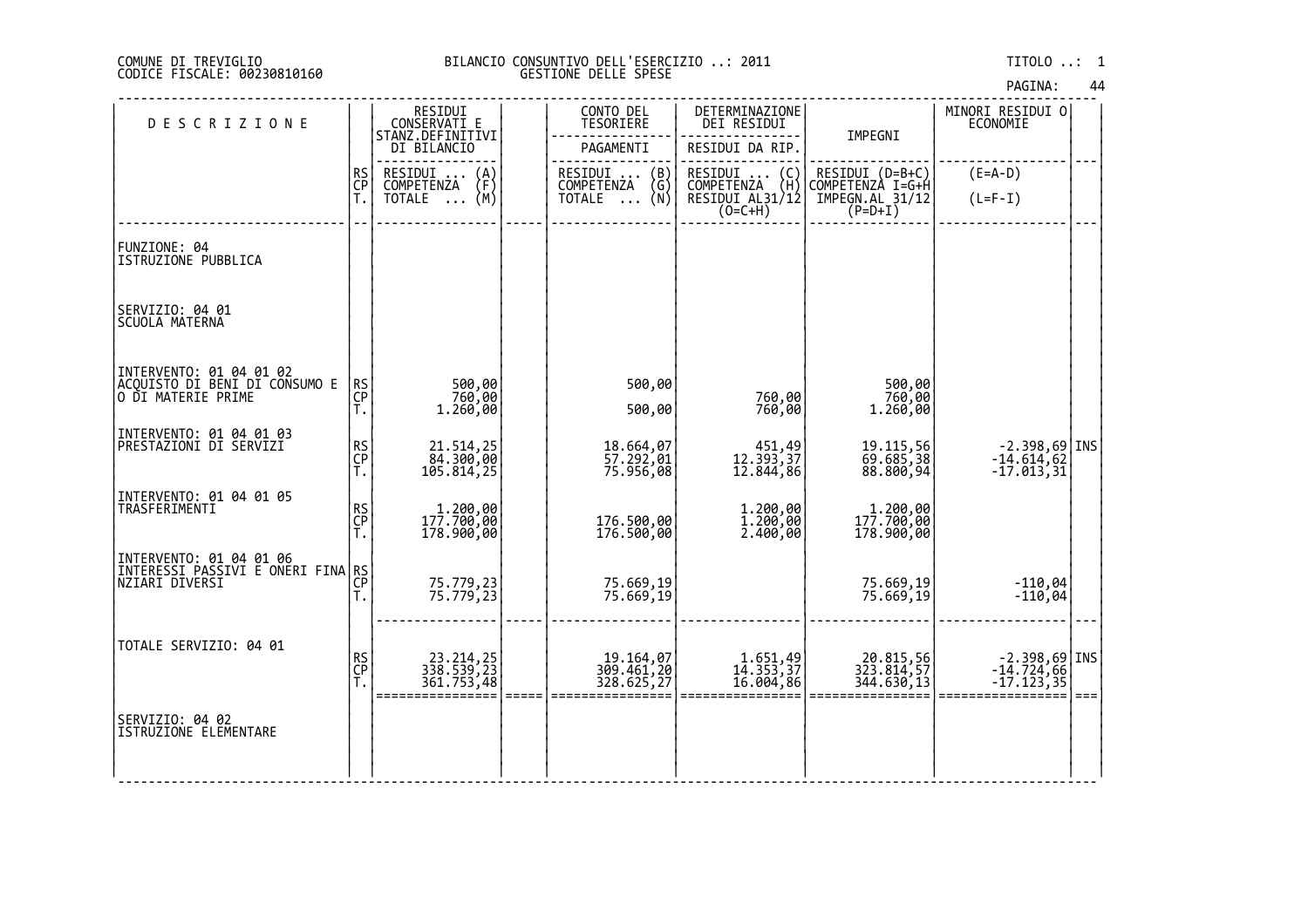COMUNE DI TREVIGLIO
CODICE FISCALE: 00230810160

BILANCIO CONSUNTIVO DELL'ESERCIZIO ..: 2011
GESTIONE DELLE SPESE

TITOLO ..: 1

| DESCRIZIONE | | RESIDUI CONSERVATI E STANZ.DEFINITIVI DI BILANCIO | | CONTO DEL TESORIERE | DETERMINAZIONE DEI RESIDUI | IMPEGNI | MINORI RESIDUI O ECONOMIE | |
|---|---|---|---|---|---|---|---|---|
| | | | | PAGAMENTI | RESIDUI DA RIP. | | | |
| | RS CP T. | RESIDUI ... (A) COMPETENZA (F) TOTALE ... (M) | | RESIDUI ... (B) COMPETENZA (G) TOTALE ... (N) | RESIDUI ... (C) COMPETENZA (H) RESIDUI AL31/12 (O=C+H) | RESIDUI (D=B+C) COMPETENZA I=G+H IMPEGN.AL 31/12 (P=D+I) | (E=A-D) (L=F-I) | |
| FUNZIONE: 04 ISTRUZIONE PUBBLICA | | | | | | | | |
| SERVIZIO: 04 01 SCUOLA MATERNA | | | | | | | | |
| INTERVENTO: 01 04 01 02 ACQUISTO DI BENI DI CONSUMO E O DI MATERIE PRIME | RS | 500,00 | | 500,00 | | 500,00 | | |
| | CP | 760,00 | | | 760,00 | 760,00 | | |
| | T. | 1.260,00 | | 500,00 | 760,00 | 1.260,00 | | |
| INTERVENTO: 01 04 01 03 PRESTAZIONI DI SERVIZI | RS | 21.514,25 | | 18.664,07 | 451,49 | 19.115,56 | -2.398,69 | INS |
| | CP | 84.300,00 | | 57.292,01 | 12.393,37 | 69.685,38 | -14.614,62 | |
| | T. | 105.814,25 | | 75.956,08 | 12.844,86 | 88.800,94 | -17.013,31 | |
| INTERVENTO: 01 04 01 05 TRASFERIMENTI | RS | 1.200,00 | | | 1.200,00 | 1.200,00 | | |
| | CP | 177.700,00 | | 176.500,00 | 1.200,00 | 177.700,00 | | |
| | T. | 178.900,00 | | 176.500,00 | 2.400,00 | 178.900,00 | | |
| INTERVENTO: 01 04 01 06 INTERESSI PASSIVI E ONERI FINANZIARI DIVERSI | RS | | | | | | | |
| | CP | 75.779,23 | | 75.669,19 | | 75.669,19 | -110,04 | |
| | T. | 75.779,23 | | 75.669,19 | | 75.669,19 | -110,04 | |
| TOTALE SERVIZIO: 04 01 | RS | 23.214,25 | | 19.164,07 | 1.651,49 | 20.815,56 | -2.398,69 | INS |
| | CP | 338.539,23 | | 309.461,20 | 14.353,37 | 323.814,57 | -14.724,66 | |
| | T. | 361.753,48 | | 328.625,27 | 16.004,86 | 344.630,13 | -17.123,35 | |
| SERVIZIO: 04 02 ISTRUZIONE ELEMENTARE | | | | | | | | |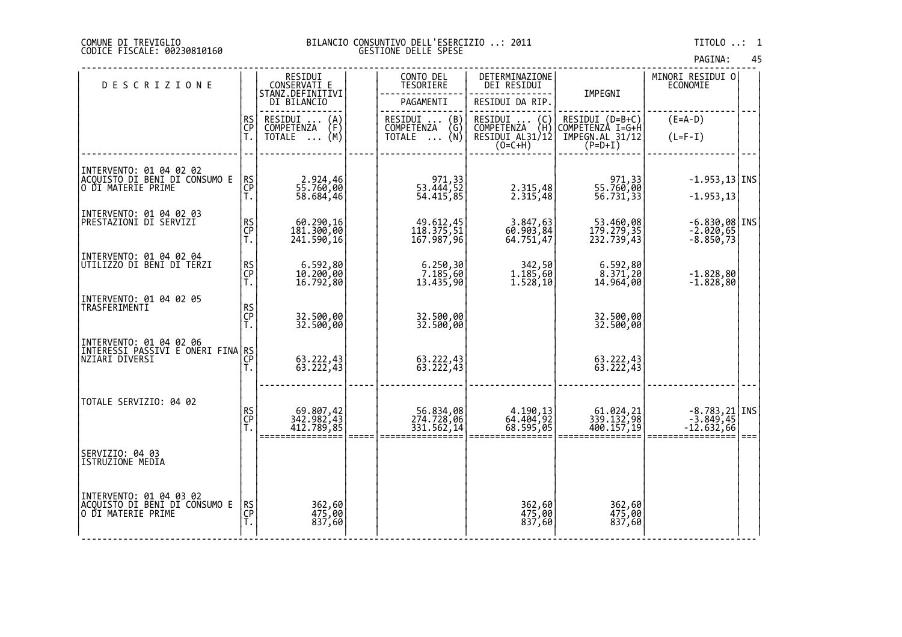COMUNE DI TREVIGLIO
CODICE FISCALE: 00230810160

BILANCIO CONSUNTIVO DELL'ESERCIZIO ..: 2011
GESTIONE DELLE SPESE

TITOLO ..: 1

| DESCRIZIONE | | RESIDUI CONSERVATI E STANZ.DEFINITIVI DI BILANCIO | | CONTO DEL TESORIERE | DETERMINAZIONE DEI RESIDUI | IMPEGNI | MINORI RESIDUI O ECONOMIE | |
|---|---|---|---|---|---|---|---|---|
| | | | | PAGAMENTI | RESIDUI DA RIP. | | | |
| | RS<br>CP<br>T. | RESIDUI ... (A)<br>COMPETENZA (F)<br>TOTALE ... (M) | | RESIDUI ... (B)<br>COMPETENZA (G)<br>TOTALE ... (N) | RESIDUI ... (C)<br>COMPETENZA (H)<br>RESIDUI AL31/12 (O=C+H) | RESIDUI (D=B+C)<br>COMPETENZA I=G+H<br>IMPEGN.AL 31/12 (P=D+I) | (E=A-D)<br>(L=F-I) | |
| INTERVENTO: 01 04 02 02<br>ACQUISTO DI BENI DI CONSUMO E O DI MATERIE PRIME | RS<br>CP<br>T. | 2.924,46<br>55.760,00<br>58.684,46 | | 971,33<br>53.444,52<br>54.415,85 | <br>2.315,48<br>2.315,48 | 971,33<br>55.760,00<br>56.731,33 | -1.953,13<br><br>-1.953,13 | INS |
| INTERVENTO: 01 04 02 03<br>PRESTAZIONI DI SERVIZI | RS<br>CP<br>T. | 60.290,16<br>181.300,00<br>241.590,16 | | 49.612,45<br>118.375,51<br>167.987,96 | 3.847,63<br>60.903,84<br>64.751,47 | 53.460,08<br>179.279,35<br>232.739,43 | -6.830,08<br>-2.020,65<br>-8.850,73 | INS |
| INTERVENTO: 01 04 02 04<br>UTILIZZO DI BENI DI TERZI | RS<br>CP<br>T. | 6.592,80<br>10.200,00<br>16.792,80 | | 6.250,30<br>7.185,60<br>13.435,90 | 342,50<br>1.185,60<br>1.528,10 | 6.592,80<br>8.371,20<br>14.964,00 | <br>-1.828,80<br>-1.828,80 | |
| INTERVENTO: 01 04 02 05<br>TRASFERIMENTI | RS<br>CP<br>T. | <br>32.500,00<br>32.500,00 | | <br>32.500,00<br>32.500,00 | | <br>32.500,00<br>32.500,00 | | |
| INTERVENTO: 01 04 02 06<br>INTERESSI PASSIVI E ONERI FINANZIARI DIVERSI | RS<br>CP<br>T. | <br>63.222,43<br>63.222,43 | | <br>63.222,43<br>63.222,43 | | <br>63.222,43<br>63.222,43 | | |
| TOTALE SERVIZIO: 04 02 | RS<br>CP<br>T. | 69.807,42<br>342.982,43<br>412.789,85 | | 56.834,08<br>274.728,06<br>331.562,14 | 4.190,13<br>64.404,92<br>68.595,05 | 61.024,21<br>339.132,98<br>400.157,19 | -8.783,21<br>-3.849,45<br>-12.632,66 | INS |
| SERVIZIO: 04 03<br>ISTRUZIONE MEDIA | | | | | | | | |
| INTERVENTO: 01 04 03 02<br>ACQUISTO DI BENI DI CONSUMO E O DI MATERIE PRIME | RS<br>CP<br>T. | 362,60<br>475,00<br>837,60 | | | 362,60<br>475,00<br>837,60 | 362,60<br>475,00<br>837,60 | | |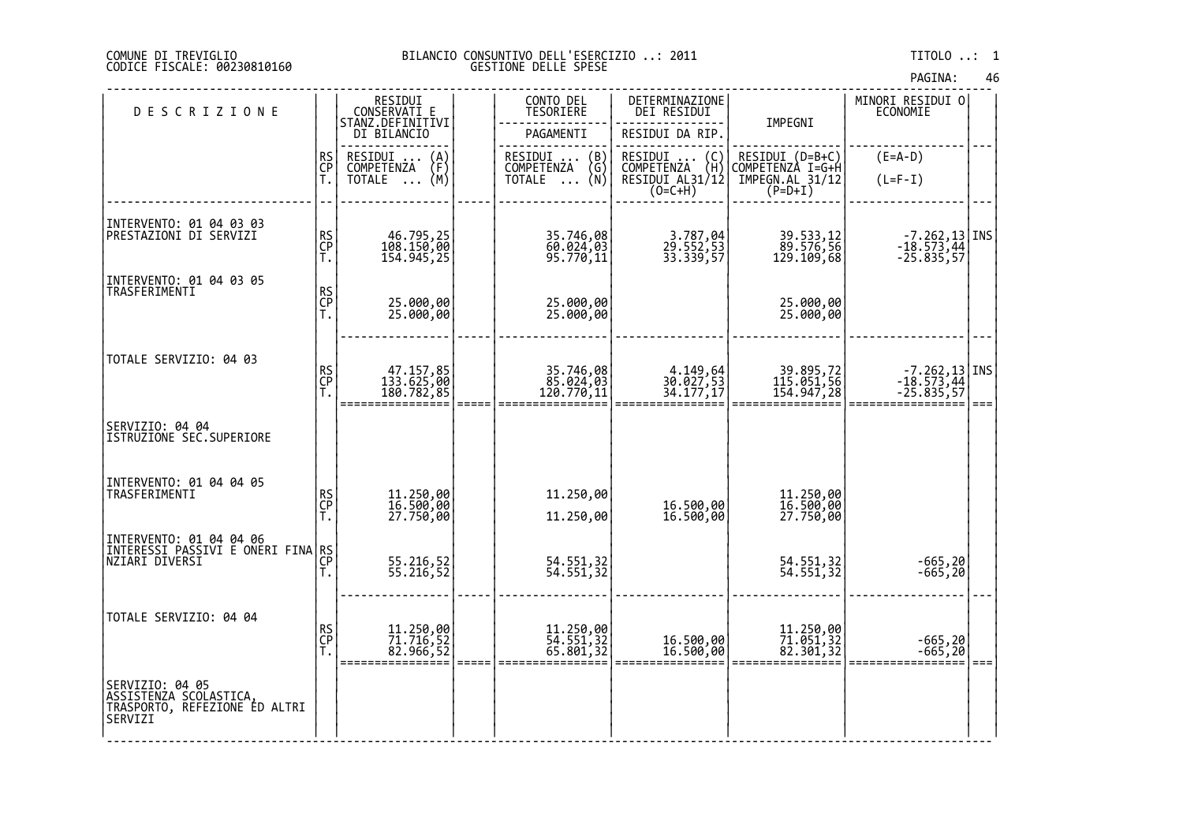COMUNE DI TREVIGLIO
CODICE FISCALE: 00230810160

BILANCIO CONSUNTIVO DELL'ESERCIZIO ..: 2011
GESTIONE DELLE SPESE

TITOLO ..: 1

| DESCRIZIONE | | RESIDUI CONSERVATI E STANZ.DEFINITIVI DI BILANCIO | | CONTO DEL TESORIERE PAGAMENTI | DETERMINAZIONE DEI RESIDUI / RESIDUI DA RIP. | IMPEGNI | MINORI RESIDUI O ECONOMIE | |
|---|---|---|---|---|---|---|---|---|
| | RS / CP / T. | RESIDUI ... (A) / COMPETENZA (F) / TOTALE ... (M) | | RESIDUI ... (B) / COMPETENZA (G) / TOTALE ... (N) | RESIDUI ... (C) / COMPETENZA (H) / RESIDUI AL31/12 (O=C+H) | RESIDUI (D=B+C) / COMPETENZA I=G+H / IMPEGN.AL 31/12 (P=D+I) | (E=A-D) / (L=F-I) | |
| INTERVENTO: 01 04 03 03 PRESTAZIONI DI SERVIZI | RS | 46.795,25 | | 35.746,08 | 3.787,04 | 39.533,12 | -7.262,13 | INS |
| | CP | 108.150,00 | | 60.024,03 | 29.552,53 | 89.576,56 | -18.573,44 | |
| | T. | 154.945,25 | | 95.770,11 | 33.339,57 | 129.109,68 | -25.835,57 | |
| INTERVENTO: 01 04 03 05 TRASFERIMENTI | RS | | | | | | | |
| | CP | 25.000,00 | | 25.000,00 | | 25.000,00 | | |
| | T. | 25.000,00 | | 25.000,00 | | 25.000,00 | | |
| TOTALE SERVIZIO: 04 03 | RS | 47.157,85 | | 35.746,08 | 4.149,64 | 39.895,72 | -7.262,13 | INS |
| | CP | 133.625,00 | | 85.024,03 | 30.027,53 | 115.051,56 | -18.573,44 | |
| | T. | 180.782,85 | | 120.770,11 | 34.177,17 | 154.947,28 | -25.835,57 | |
| SERVIZIO: 04 04 ISTRUZIONE SEC.SUPERIORE | | | | | | | | |
| INTERVENTO: 01 04 04 05 TRASFERIMENTI | RS | 11.250,00 | | 11.250,00 | | 11.250,00 | | |
| | CP | 16.500,00 | | | 16.500,00 | 16.500,00 | | |
| | T. | 27.750,00 | | 11.250,00 | 16.500,00 | 27.750,00 | | |
| INTERVENTO: 01 04 04 06 INTERESSI PASSIVI E ONERI FINANZIARI DIVERSI | RS | | | | | | | |
| | CP | 55.216,52 | | 54.551,32 | | 54.551,32 | -665,20 | |
| | T. | 55.216,52 | | 54.551,32 | | 54.551,32 | -665,20 | |
| TOTALE SERVIZIO: 04 04 | RS | 11.250,00 | | 11.250,00 | | 11.250,00 | | |
| | CP | 71.716,52 | | 54.551,32 | 16.500,00 | 71.051,32 | -665,20 | |
| | T. | 82.966,52 | | 65.801,32 | 16.500,00 | 82.301,32 | -665,20 | |
| SERVIZIO: 04 05 ASSISTENZA SCOLASTICA, TRASPORTO, REFEZIONE ED ALTRI SERVIZI | | | | | | | | |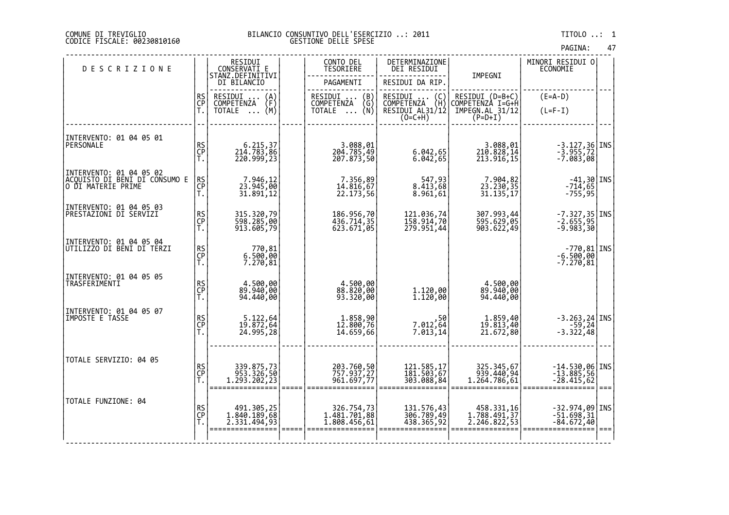COMUNE DI TREVIGLIO
CODICE FISCALE: 00230810160

BILANCIO CONSUNTIVO DELL'ESERCIZIO ..: 2011
GESTIONE DELLE SPESE

TITOLO ..: 1

| DESCRIZIONE | | RESIDUI CONSERVATI E STANZ.DEFINITIVI DI BILANCIO | | CONTO DEL TESORIERE | DETERMINAZIONE DEI RESIDUI | IMPEGNI | MINORI RESIDUI O ECONOMIE | |
|---|---|---|---|---|---|---|---|---|
| | | | | PAGAMENTI | RESIDUI DA RIP. | | | |
| | RS CP T. | RESIDUI ... (A) COMPETENZA (F) TOTALE ... (M) | | RESIDUI ... (B) COMPETENZA (G) TOTALE ... (N) | RESIDUI ... (C) COMPETENZA (H) RESIDUI AL31/12 (O=C+H) | RESIDUI (D=B+C) COMPETENZA I=G+H IMPEGN.AL 31/12 (P=D+I) | (E=A-D) (L=F-I) | |
| INTERVENTO: 01 04 05 01 PERSONALE | RS | 6.215,37 | | 3.088,01 | | 3.088,01 | -3.127,36 | INS |
| | CP | 214.783,86 | | 204.785,49 | 6.042,65 | 210.828,14 | -3.955,72 | |
| | T. | 220.999,23 | | 207.873,50 | 6.042,65 | 213.916,15 | -7.083,08 | |
| INTERVENTO: 01 04 05 02 ACQUISTO DI BENI DI CONSUMO E O DI MATERIE PRIME | RS | 7.946,12 | | 7.356,89 | 547,93 | 7.904,82 | -41,30 | INS |
| | CP | 23.945,00 | | 14.816,67 | 8.413,68 | 23.230,35 | -714,65 | |
| | T. | 31.891,12 | | 22.173,56 | 8.961,61 | 31.135,17 | -755,95 | |
| INTERVENTO: 01 04 05 03 PRESTAZIONI DI SERVIZI | RS | 315.320,79 | | 186.956,70 | 121.036,74 | 307.993,44 | -7.327,35 | INS |
| | CP | 598.285,00 | | 436.714,35 | 158.914,70 | 595.629,05 | -2.655,95 | |
| | T. | 913.605,79 | | 623.671,05 | 279.951,44 | 903.622,49 | -9.983,30 | |
| INTERVENTO: 01 04 05 04 UTILIZZO DI BENI DI TERZI | RS | 770,81 | | | | | -770,81 | INS |
| | CP | 6.500,00 | | | | | -6.500,00 | |
| | T. | 7.270,81 | | | | | -7.270,81 | |
| INTERVENTO: 01 04 05 05 TRASFERIMENTI | RS | 4.500,00 | | 4.500,00 | | 4.500,00 | | |
| | CP | 89.940,00 | | 88.820,00 | 1.120,00 | 89.940,00 | | |
| | T. | 94.440,00 | | 93.320,00 | 1.120,00 | 94.440,00 | | |
| INTERVENTO: 01 04 05 07 IMPOSTE E TASSE | RS | 5.122,64 | | 1.858,90 | ,50 | 1.859,40 | -3.263,24 | INS |
| | CP | 19.872,64 | | 12.800,76 | 7.012,64 | 19.813,40 | -59,24 | |
| | T. | 24.995,28 | | 14.659,66 | 7.013,14 | 21.672,80 | -3.322,48 | |
| TOTALE SERVIZIO: 04 05 | RS | 339.875,73 | | 203.760,50 | 121.585,17 | 325.345,67 | -14.530,06 | INS |
| | CP | 953.326,50 | | 757.937,27 | 181.503,67 | 939.440,94 | -13.885,56 | |
| | T. | 1.293.202,23 | | 961.697,77 | 303.088,84 | 1.264.786,61 | -28.415,62 | |
| TOTALE FUNZIONE: 04 | RS | 491.305,25 | | 326.754,73 | 131.576,43 | 458.331,16 | -32.974,09 | INS |
| | CP | 1.840.189,68 | | 1.481.701,88 | 306.789,49 | 1.788.491,37 | -51.698,31 | |
| | T. | 2.331.494,93 | | 1.808.456,61 | 438.365,92 | 2.246.822,53 | -84.672,40 | |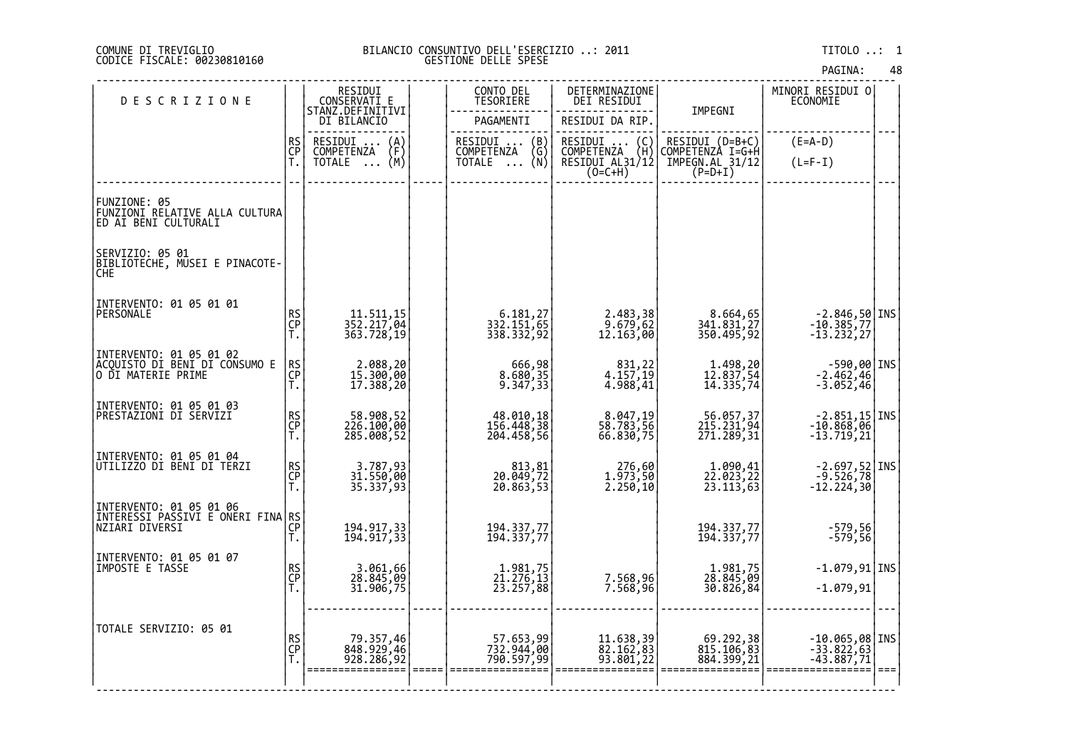COMUNE DI TREVIGLIO
CODICE FISCALE: 00230810160

BILANCIO CONSUNTIVO DELL'ESERCIZIO ..: 2011
GESTIONE DELLE SPESE

TITOLO ..: 1

| DESCRIZIONE | | RESIDUI CONSERVATI E STANZ.DEFINITIVI DI BILANCIO | | CONTO DEL TESORIERE - PAGAMENTI | DETERMINAZIONE DEI RESIDUI - RESIDUI DA RIP. | IMPEGNI | MINORI RESIDUI O ECONOMIE | |
|---|---|---|---|---|---|---|---|---|
| | RS CP T. | RESIDUI ... (A) COMPETENZA (F) TOTALE ... (M) | | RESIDUI ... (B) COMPETENZA (G) TOTALE ... (N) | RESIDUI ... (C) COMPETENZA (H) RESIDUI AL31/12 (O=C+H) | RESIDUI (D=B+C) COMPETENZA I=G+H IMPEGN.AL 31/12 (P=D+I) | (E=A-D) (L=F-I) | |
| FUNZIONE: 05 FUNZIONI RELATIVE ALLA CULTURA ED AI BENI CULTURALI | | | | | | | | |
| SERVIZIO: 05 01 BIBLIOTECHE, MUSEI E PINACOTE-CHE | | | | | | | | |
| INTERVENTO: 01 05 01 01 PERSONALE | RS | 11.511,15 | | 6.181,27 | 2.483,38 | 8.664,65 | -2.846,50 | INS |
| | CP | 352.217,04 | | 332.151,65 | 9.679,62 | 341.831,27 | -10.385,77 | |
| | T. | 363.728,19 | | 338.332,92 | 12.163,00 | 350.495,92 | -13.232,27 | |
| INTERVENTO: 01 05 01 02 ACQUISTO DI BENI DI CONSUMO E O DI MATERIE PRIME | RS | 2.088,20 | | 666,98 | 831,22 | 1.498,20 | -590,00 | INS |
| | CP | 15.300,00 | | 8.680,35 | 4.157,19 | 12.837,54 | -2.462,46 | |
| | T. | 17.388,20 | | 9.347,33 | 4.988,41 | 14.335,74 | -3.052,46 | |
| INTERVENTO: 01 05 01 03 PRESTAZIONI DI SERVIZI | RS | 58.908,52 | | 48.010,18 | 8.047,19 | 56.057,37 | -2.851,15 | INS |
| | CP | 226.100,00 | | 156.448,38 | 58.783,56 | 215.231,94 | -10.868,06 | |
| | T. | 285.008,52 | | 204.458,56 | 66.830,75 | 271.289,31 | -13.719,21 | |
| INTERVENTO: 01 05 01 04 UTILIZZO DI BENI DI TERZI | RS | 3.787,93 | | 813,81 | 276,60 | 1.090,41 | -2.697,52 | INS |
| | CP | 31.550,00 | | 20.049,72 | 1.973,50 | 22.023,22 | -9.526,78 | |
| | T. | 35.337,93 | | 20.863,53 | 2.250,10 | 23.113,63 | -12.224,30 | |
| INTERVENTO: 01 05 01 06 INTERESSI PASSIVI E ONERI FINANZIARI DIVERSI | RS | | | | | | | |
| | CP | 194.917,33 | | 194.337,77 | | 194.337,77 | -579,56 | |
| | T. | 194.917,33 | | 194.337,77 | | 194.337,77 | -579,56 | |
| INTERVENTO: 01 05 01 07 IMPOSTE E TASSE | RS | 3.061,66 | | 1.981,75 | | 1.981,75 | -1.079,91 | INS |
| | CP | 28.845,09 | | 21.276,13 | 7.568,96 | 28.845,09 | | |
| | T. | 31.906,75 | | 23.257,88 | 7.568,96 | 30.826,84 | -1.079,91 | |
| TOTALE SERVIZIO: 05 01 | RS | 79.357,46 | | 57.653,99 | 11.638,39 | 69.292,38 | -10.065,08 | INS |
| | CP | 848.929,46 | | 732.944,00 | 82.162,83 | 815.106,83 | -33.822,63 | |
| | T. | 928.286,92 | | 790.597,99 | 93.801,22 | 884.399,21 | -43.887,71 | |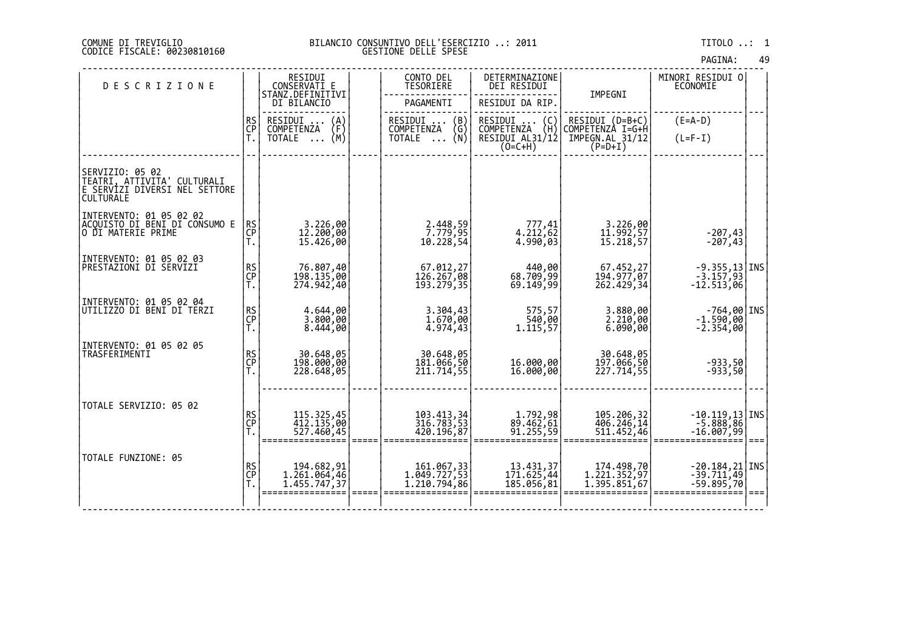COMUNE DI TREVIGLIO
CODICE FISCALE: 00230810160

BILANCIO CONSUNTIVO DELL'ESERCIZIO ..: 2011
GESTIONE DELLE SPESE

TITOLO ..: 1

| DESCRIZIONE | | RESIDUI CONSERVATI E STANZ.DEFINITIVI DI BILANCIO | | CONTO DEL TESORIERE | DETERMINAZIONE DEI RESIDUI | IMPEGNI | MINORI RESIDUI O ECONOMIE | |
|---|---|---|---|---|---|---|---|---|
| | | | | PAGAMENTI | RESIDUI DA RIP. | | | |
| | RS CP T. | RESIDUI ... (A) COMPETENZA (F) TOTALE ... (M) | | RESIDUI ... (B) COMPETENZA (G) TOTALE ... (N) | RESIDUI ... (C) COMPETENZA (H) RESIDUI AL31/12 (O=C+H) | RESIDUI (D=B+C) COMPETENZA I=G+H IMPEGN.AL 31/12 (P=D+I) | (E=A-D) (L=F-I) | |
| SERVIZIO: 05 02 TEATRI, ATTIVITA' CULTURALI E SERVIZI DIVERSI NEL SETTORE CULTURALE | | | | | | | | |
| INTERVENTO: 01 05 02 02 ACQUISTO DI BENI DI CONSUMO E O DI MATERIE PRIME | RS | 3.226,00 | | 2.448,59 | 777,41 | 3.226,00 | | |
| | CP | 12.200,00 | | 7.779,95 | 4.212,62 | 11.992,57 | -207,43 | |
| | T. | 15.426,00 | | 10.228,54 | 4.990,03 | 15.218,57 | -207,43 | |
| INTERVENTO: 01 05 02 03 PRESTAZIONI DI SERVIZI | RS | 76.807,40 | | 67.012,27 | 440,00 | 67.452,27 | -9.355,13 | INS |
| | CP | 198.135,00 | | 126.267,08 | 68.709,99 | 194.977,07 | -3.157,93 | |
| | T. | 274.942,40 | | 193.279,35 | 69.149,99 | 262.429,34 | -12.513,06 | |
| INTERVENTO: 01 05 02 04 UTILIZZO DI BENI DI TERZI | RS | 4.644,00 | | 3.304,43 | 575,57 | 3.880,00 | -764,00 | INS |
| | CP | 3.800,00 | | 1.670,00 | 540,00 | 2.210,00 | -1.590,00 | |
| | T. | 8.444,00 | | 4.974,43 | 1.115,57 | 6.090,00 | -2.354,00 | |
| INTERVENTO: 01 05 02 05 TRASFERIMENTI | RS | 30.648,05 | | 30.648,05 | | 30.648,05 | | |
| | CP | 198.000,00 | | 181.066,50 | 16.000,00 | 197.066,50 | -933,50 | |
| | T. | 228.648,05 | | 211.714,55 | 16.000,00 | 227.714,55 | -933,50 | |
| TOTALE SERVIZIO: 05 02 | RS | 115.325,45 | | 103.413,34 | 1.792,98 | 105.206,32 | -10.119,13 | INS |
| | CP | 412.135,00 | | 316.783,53 | 89.462,61 | 406.246,14 | -5.888,86 | |
| | T. | 527.460,45 | | 420.196,87 | 91.255,59 | 511.452,46 | -16.007,99 | |
| TOTALE FUNZIONE: 05 | RS | 194.682,91 | | 161.067,33 | 13.431,37 | 174.498,70 | -20.184,21 | INS |
| | CP | 1.261.064,46 | | 1.049.727,53 | 171.625,44 | 1.221.352,97 | -39.711,49 | |
| | T. | 1.455.747,37 | | 1.210.794,86 | 185.056,81 | 1.395.851,67 | -59.895,70 | |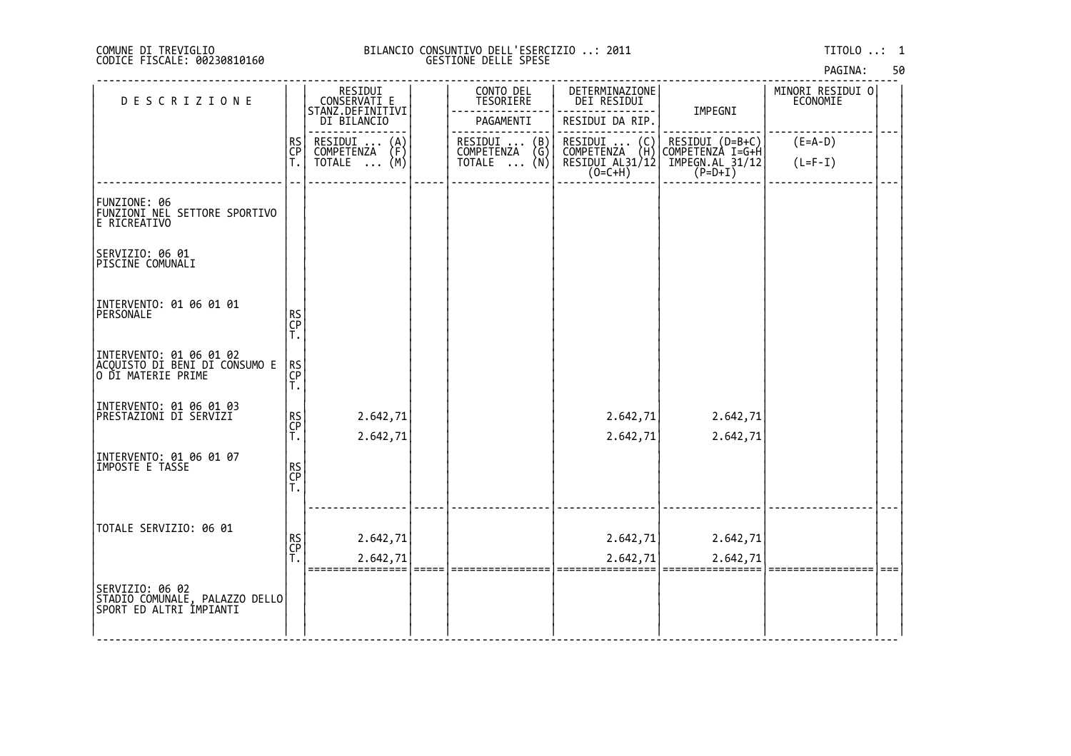COMUNE DI TREVIGLIO
CODICE FISCALE: 00230810160

BILANCIO CONSUNTIVO DELL'ESERCIZIO ..: 2011
GESTIONE DELLE SPESE

TITOLO ..: 1

| DESCRIZIONE | | RESIDUI CONSERVATI E STANZ.DEFINITIVI DI BILANCIO | | CONTO DEL TESORIERE | DETERMINAZIONE DEI RESIDUI | IMPEGNI | MINORI RESIDUI O ECONOMIE | |
|---|---|---|---|---|---|---|---|---|
| | | | | PAGAMENTI | RESIDUI DA RIP. | | | |
| | RS CP T. | RESIDUI ... (A) COMPETENZA (F) TOTALE ... (M) | | RESIDUI ... (B) COMPETENZA (G) TOTALE ... (N) | RESIDUI ... (C) COMPETENZA (H) RESIDUI AL31/12 (O=C+H) | RESIDUI (D=B+C) COMPETENZA I=G+H IMPEGN.AL 31/12 (P=D+I) | (E=A-D) (L=F-I) | |
| FUNZIONE: 06 FUNZIONI NEL SETTORE SPORTIVO E RICREATIVO | | | | | | | | |
| SERVIZIO: 06 01 PISCINE COMUNALI | | | | | | | | |
| INTERVENTO: 01 06 01 01 PERSONALE | RS | | | | | | | |
| | CP | | | | | | | |
| | T. | | | | | | | |
| INTERVENTO: 01 06 01 02 ACQUISTO DI BENI DI CONSUMO E O DI MATERIE PRIME | RS | | | | | | | |
| | CP | | | | | | | |
| | T. | | | | | | | |
| INTERVENTO: 01 06 01 03 PRESTAZIONI DI SERVIZI | RS | 2.642,71 | | | 2.642,71 | 2.642,71 | | |
| | CP | | | | | | | |
| | T. | 2.642,71 | | | 2.642,71 | 2.642,71 | | |
| INTERVENTO: 01 06 01 07 IMPOSTE E TASSE | RS | | | | | | | |
| | CP | | | | | | | |
| | T. | | | | | | | |
| TOTALE SERVIZIO: 06 01 | RS | 2.642,71 | | | 2.642,71 | 2.642,71 | | |
| | CP | | | | | | | |
| | T. | 2.642,71 | | | 2.642,71 | 2.642,71 | | |
| SERVIZIO: 06 02 STADIO COMUNALE, PALAZZO DELLO SPORT ED ALTRI IMPIANTI | | | | | | | | |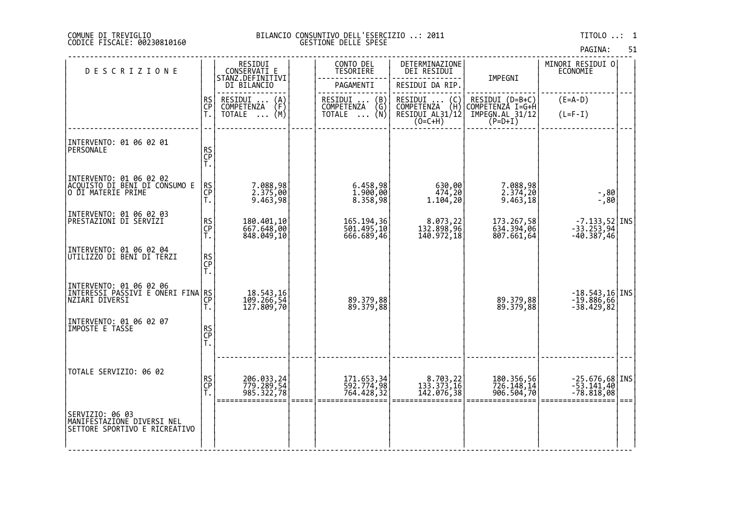COMUNE DI TREVIGLIO
CODICE FISCALE: 00230810160

BILANCIO CONSUNTIVO DELL'ESERCIZIO ..: 2011
GESTIONE DELLE SPESE

TITOLO ..: 1

| DESCRIZIONE | | RESIDUI CONSERVATI E STANZ.DEFINITIVI DI BILANCIO | | CONTO DEL TESORIERE PAGAMENTI | DETERMINAZIONE DEI RESIDUI RESIDUI DA RIP. | IMPEGNI | MINORI RESIDUI O ECONOMIE | |
|---|---|---|---|---|---|---|---|---|
| | RS CP T. | RESIDUI ... (A) COMPETENZA (F) TOTALE ... (M) | | RESIDUI ... (B) COMPETENZA (G) TOTALE ... (N) | RESIDUI ... (C) COMPETENZA (H) RESIDUI AL31/12 (O=C+H) | RESIDUI (D=B+C) COMPETENZA I=G+H IMPEGN.AL 31/12 (P=D+I) | (E=A-D) (L=F-I) | |
| INTERVENTO: 01 06 02 01 PERSONALE | RS | | | | | | | |
| | CP | | | | | | | |
| | T. | | | | | | | |
| INTERVENTO: 01 06 02 02 ACQUISTO DI BENI DI CONSUMO E O DI MATERIE PRIME | RS | 7.088,98 | | 6.458,98 | 630,00 | 7.088,98 | | |
| | CP | 2.375,00 | | 1.900,00 | 474,20 | 2.374,20 | -,80 | |
| | T. | 9.463,98 | | 8.358,98 | 1.104,20 | 9.463,18 | -,80 | |
| INTERVENTO: 01 06 02 03 PRESTAZIONI DI SERVIZI | RS | 180.401,10 | | 165.194,36 | 8.073,22 | 173.267,58 | -7.133,52 | INS |
| | CP | 667.648,00 | | 501.495,10 | 132.898,96 | 634.394,06 | -33.253,94 | |
| | T. | 848.049,10 | | 666.689,46 | 140.972,18 | 807.661,64 | -40.387,46 | |
| INTERVENTO: 01 06 02 04 UTILIZZO DI BENI DI TERZI | RS | | | | | | | |
| | CP | | | | | | | |
| | T. | | | | | | | |
| INTERVENTO: 01 06 02 06 INTERESSI PASSIVI E ONERI FINANZIARI DIVERSI | RS | 18.543,16 | | | | | -18.543,16 | INS |
| | CP | 109.266,54 | | 89.379,88 | | 89.379,88 | -19.886,66 | |
| | T. | 127.809,70 | | 89.379,88 | | 89.379,88 | -38.429,82 | |
| INTERVENTO: 01 06 02 07 IMPOSTE E TASSE | RS | | | | | | | |
| | CP | | | | | | | |
| | T. | | | | | | | |
| TOTALE SERVIZIO: 06 02 | RS | 206.033,24 | | 171.653,34 | 8.703,22 | 180.356,56 | -25.676,68 | INS |
| | CP | 779.289,54 | | 592.774,98 | 133.373,16 | 726.148,14 | -53.141,40 | |
| | T. | 985.322,78 | | 764.428,32 | 142.076,38 | 906.504,70 | -78.818,08 | |
| SERVIZIO: 06 03 MANIFESTAZIONE DIVERSI NEL SETTORE SPORTIVO E RICREATIVO | | | | | | | | |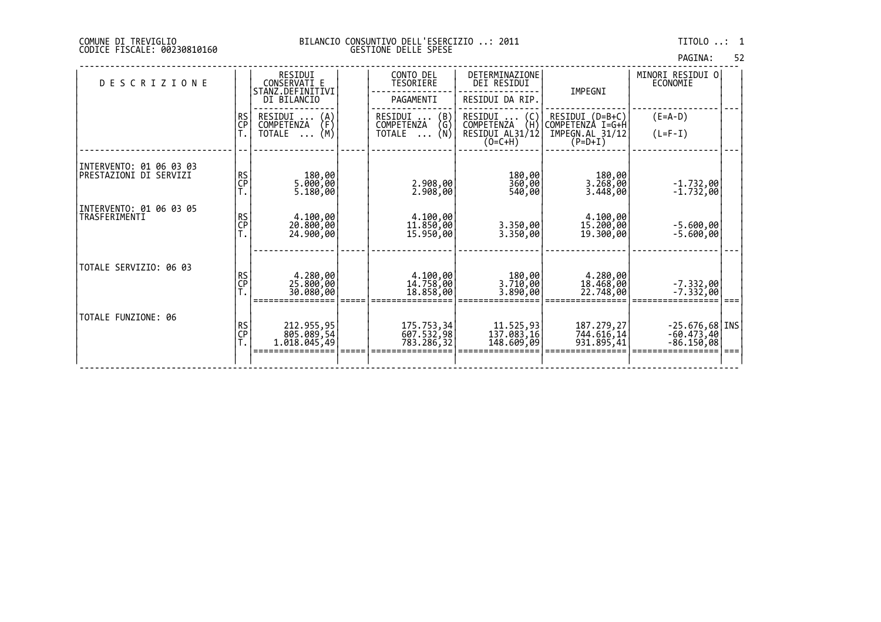COMUNE DI TREVIGLIO
CODICE FISCALE: 00230810160

BILANCIO CONSUNTIVO DELL'ESERCIZIO ..: 2011
GESTIONE DELLE SPESE

TITOLO ..: 1

| DESCRIZIONE | | RESIDUI CONSERVATI E STANZ.DEFINITIVI DI BILANCIO<br>RESIDUI ... (A)<br>COMPETENZA (F)<br>TOTALE ... (M) | | CONTO DEL TESORIERE<br>PAGAMENTI<br>RESIDUI ... (B)<br>COMPETENZA (G)<br>TOTALE ... (N) | DETERMINAZIONE DEI RESIDUI<br>RESIDUI DA RIP.<br>RESIDUI ... (C)<br>COMPETENZA (H)<br>RESIDUI AL31/12 (O=C+H) | IMPEGNI<br>RESIDUI (D=B+C)<br>COMPETENZA I=G+H<br>IMPEGN.AL 31/12 (P=D+I) | MINORI RESIDUI O ECONOMIE<br>(E=A-D)<br>(L=F-I) | |
|---|---|---|---|---|---|---|---|---|
| INTERVENTO: 01 06 03 03 PRESTAZIONI DI SERVIZI | RS | 180,00 | | | 180,00 | 180,00 | | |
| | CP | 5.000,00 | | 2.908,00 | 360,00 | 3.268,00 | -1.732,00 | |
| | T. | 5.180,00 | | 2.908,00 | 540,00 | 3.448,00 | -1.732,00 | |
| INTERVENTO: 01 06 03 05 TRASFERIMENTI | RS | 4.100,00 | | 4.100,00 | | 4.100,00 | | |
| | CP | 20.800,00 | | 11.850,00 | 3.350,00 | 15.200,00 | -5.600,00 | |
| | T. | 24.900,00 | | 15.950,00 | 3.350,00 | 19.300,00 | -5.600,00 | |
| TOTALE SERVIZIO: 06 03 | RS | 4.280,00 | | 4.100,00 | 180,00 | 4.280,00 | | |
| | CP | 25.800,00 | | 14.758,00 | 3.710,00 | 18.468,00 | -7.332,00 | |
| | T. | 30.080,00 | | 18.858,00 | 3.890,00 | 22.748,00 | -7.332,00 | |
| TOTALE FUNZIONE: 06 | RS | 212.955,95 | | 175.753,34 | 11.525,93 | 187.279,27 | -25.676,68 | INS |
| | CP | 805.089,54 | | 607.532,98 | 137.083,16 | 744.616,14 | -60.473,40 | |
| | T. | 1.018.045,49 | | 783.286,32 | 148.609,09 | 931.895,41 | -86.150,08 | |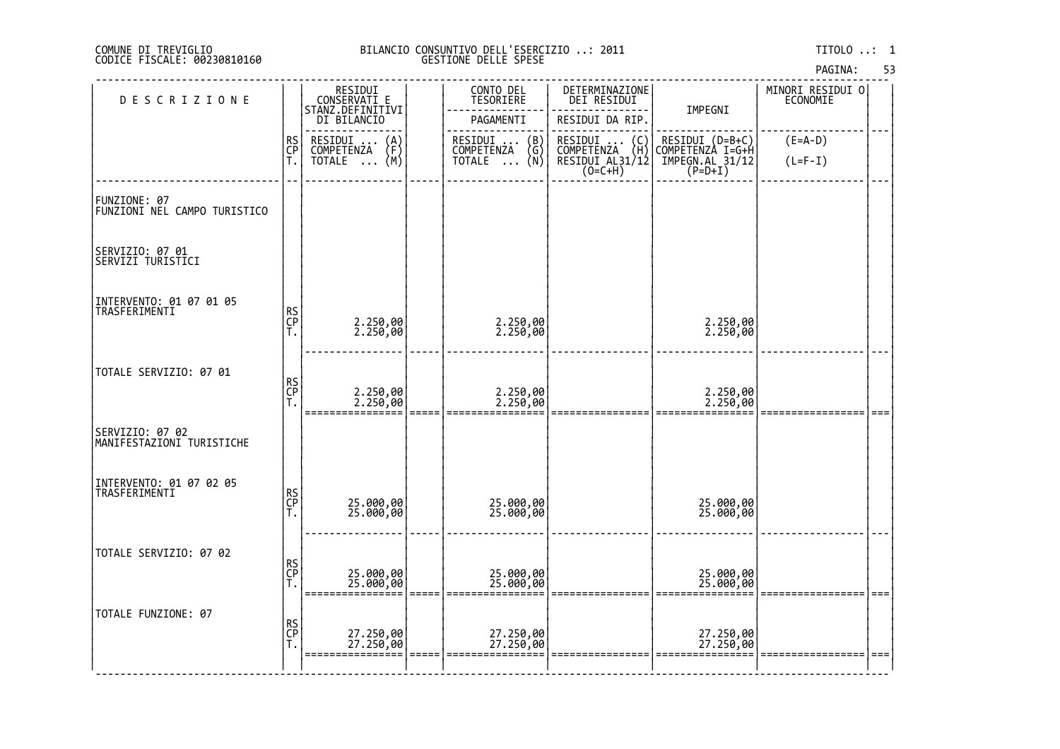COMUNE DI TREVIGLIO
CODICE FISCALE: 00230810160

BILANCIO CONSUNTIVO DELL'ESERCIZIO ..: 2011
GESTIONE DELLE SPESE

TITOLO ..: 1

| D E S C R I Z I O N E | | RESIDUI CONSERVATI E STANZ.DEFINITIVI DI BILANCIO | | CONTO DEL TESORIERE PAGAMENTI | DETERMINAZIONE DEI RESIDUI RESIDUI DA RIP. | IMPEGNI | MINORI RESIDUI O ECONOMIE | |
|---|---|---|---|---|---|---|---|---|
| | RS CP T. | RESIDUI ... (A) COMPETENZA (F) TOTALE ... (M) | | RESIDUI ... (B) COMPETENZA (G) TOTALE ... (N) | RESIDUI ... (C) COMPETENZA (H) RESIDUI AL31/12 (O=C+H) | RESIDUI (D=B+C) COMPETENZA I=G+H IMPEGN.AL 31/12 (P=D+I) | (E=A-D) (L=F-I) | |
| FUNZIONE: 07 FUNZIONI NEL CAMPO TURISTICO | | | | | | | | |
| SERVIZIO: 07 01 SERVIZI TURISTICI | | | | | | | | |
| INTERVENTO: 01 07 01 05 TRASFERIMENTI | RS | | | | | | | |
| | CP | 2.250,00 | | 2.250,00 | | 2.250,00 | | |
| | T. | 2.250,00 | | 2.250,00 | | 2.250,00 | | |
| TOTALE SERVIZIO: 07 01 | RS | | | | | | | |
| | CP | 2.250,00 | | 2.250,00 | | 2.250,00 | | |
| | T. | 2.250,00 | | 2.250,00 | | 2.250,00 | | |
| SERVIZIO: 07 02 MANIFESTAZIONI TURISTICHE | | | | | | | | |
| INTERVENTO: 01 07 02 05 TRASFERIMENTI | RS | | | | | | | |
| | CP | 25.000,00 | | 25.000,00 | | 25.000,00 | | |
| | T. | 25.000,00 | | 25.000,00 | | 25.000,00 | | |
| TOTALE SERVIZIO: 07 02 | RS | | | | | | | |
| | CP | 25.000,00 | | 25.000,00 | | 25.000,00 | | |
| | T. | 25.000,00 | | 25.000,00 | | 25.000,00 | | |
| TOTALE FUNZIONE: 07 | RS | | | | | | | |
| | CP | 27.250,00 | | 27.250,00 | | 27.250,00 | | |
| | T. | 27.250,00 | | 27.250,00 | | 27.250,00 | | |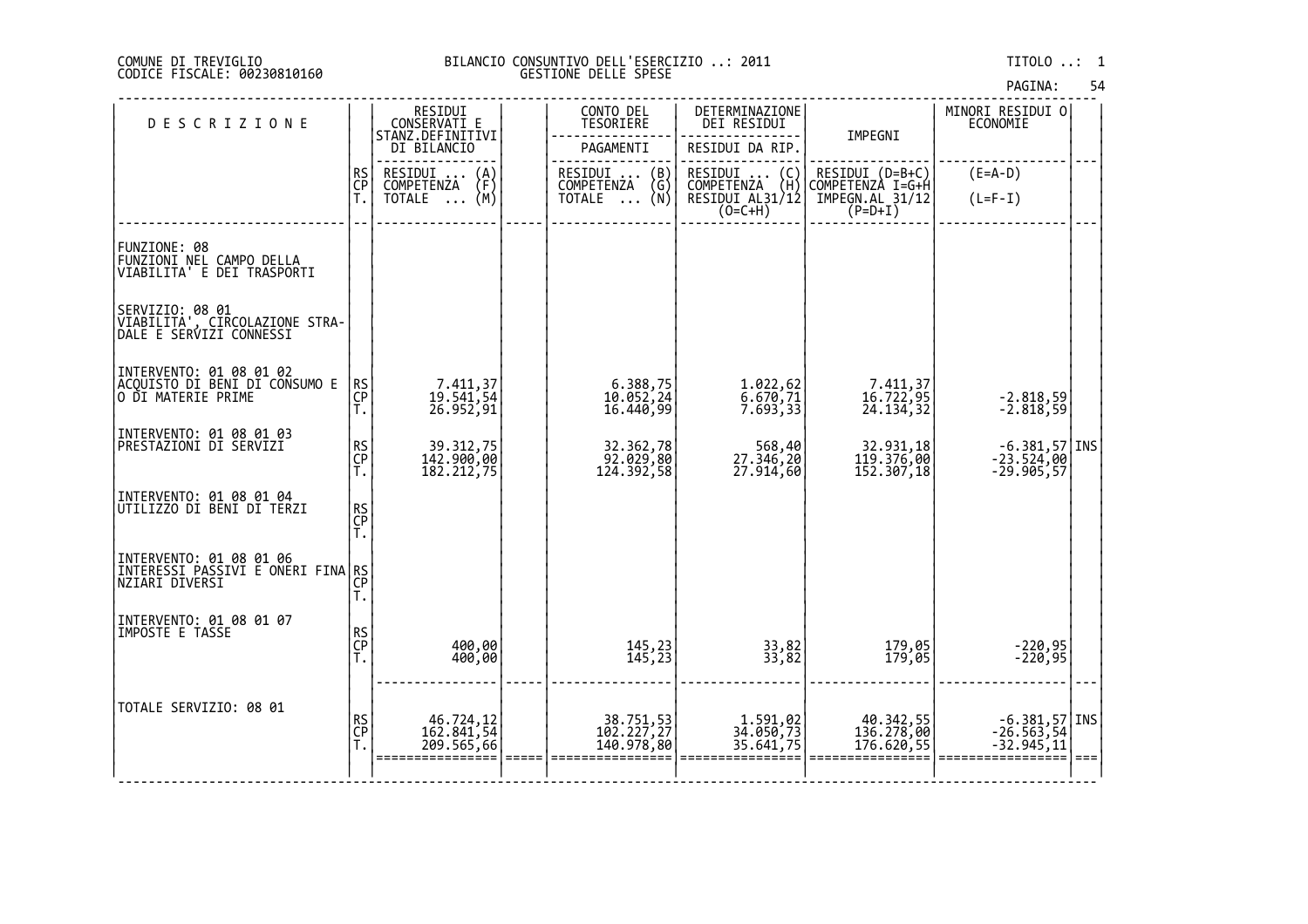COMUNE DI TREVIGLIO
CODICE FISCALE: 00230810160

BILANCIO CONSUNTIVO DELL'ESERCIZIO ..: 2011
GESTIONE DELLE SPESE

TITOLO ..: 1

| DESCRIZIONE | | RESIDUI CONSERVATI E STANZ.DEFINITIVI DI BILANCIO | | CONTO DEL TESORIERE | DETERMINAZIONE DEI RESIDUI | IMPEGNI | MINORI RESIDUI O ECONOMIE | |
|---|---|---|---|---|---|---|---|---|
| | | | | PAGAMENTI | RESIDUI DA RIP. | | | |
| | RS<br>CP<br>T. | RESIDUI ... (A)<br>COMPETENZA (F)<br>TOTALE ... (M) | | RESIDUI ... (B)<br>COMPETENZA (G)<br>TOTALE ... (N) | RESIDUI ... (C)<br>COMPETENZA (H)<br>RESIDUI AL31/12 (O=C+H) | RESIDUI (D=B+C)<br>COMPETENZA I=G+H<br>IMPEGN.AL 31/12 (P=D+I) | (E=A-D)<br>(L=F-I) | |
| FUNZIONE: 08<br>FUNZIONI NEL CAMPO DELLA VIABILITA' E DEI TRASPORTI | | | | | | | | |
| SERVIZIO: 08 01<br>VIABILITA', CIRCOLAZIONE STRADALE E SERVIZI CONNESSI | | | | | | | | |
| INTERVENTO: 01 08 01 02<br>ACQUISTO DI BENI DI CONSUMO E O DI MATERIE PRIME | RS<br>CP<br>T. | 7.411,37<br>19.541,54<br>26.952,91 | | 6.388,75<br>10.052,24<br>16.440,99 | 1.022,62<br>6.670,71<br>7.693,33 | 7.411,37<br>16.722,95<br>24.134,32 | <br>-2.818,59<br>-2.818,59 | |
| INTERVENTO: 01 08 01 03<br>PRESTAZIONI DI SERVIZI | RS<br>CP<br>T. | 39.312,75<br>142.900,00<br>182.212,75 | | 32.362,78<br>92.029,80<br>124.392,58 | 568,40<br>27.346,20<br>27.914,60 | 32.931,18<br>119.376,00<br>152.307,18 | -6.381,57<br>-23.524,00<br>-29.905,57 | INS |
| INTERVENTO: 01 08 01 04<br>UTILIZZO DI BENI DI TERZI | RS<br>CP<br>T. | | | | | | | |
| INTERVENTO: 01 08 01 06<br>INTERESSI PASSIVI E ONERI FINANZIARI DIVERSI | RS<br>CP<br>T. | | | | | | | |
| INTERVENTO: 01 08 01 07<br>IMPOSTE E TASSE | RS<br>CP<br>T. | <br>400,00<br>400,00 | | <br>145,23<br>145,23 | <br>33,82<br>33,82 | <br>179,05<br>179,05 | <br>-220,95<br>-220,95 | |
| TOTALE SERVIZIO: 08 01 | RS<br>CP<br>T. | 46.724,12<br>162.841,54<br>209.565,66 | | 38.751,53<br>102.227,27<br>140.978,80 | 1.591,02<br>34.050,73<br>35.641,75 | 40.342,55<br>136.278,00<br>176.620,55 | -6.381,57<br>-26.563,54<br>-32.945,11 | INS |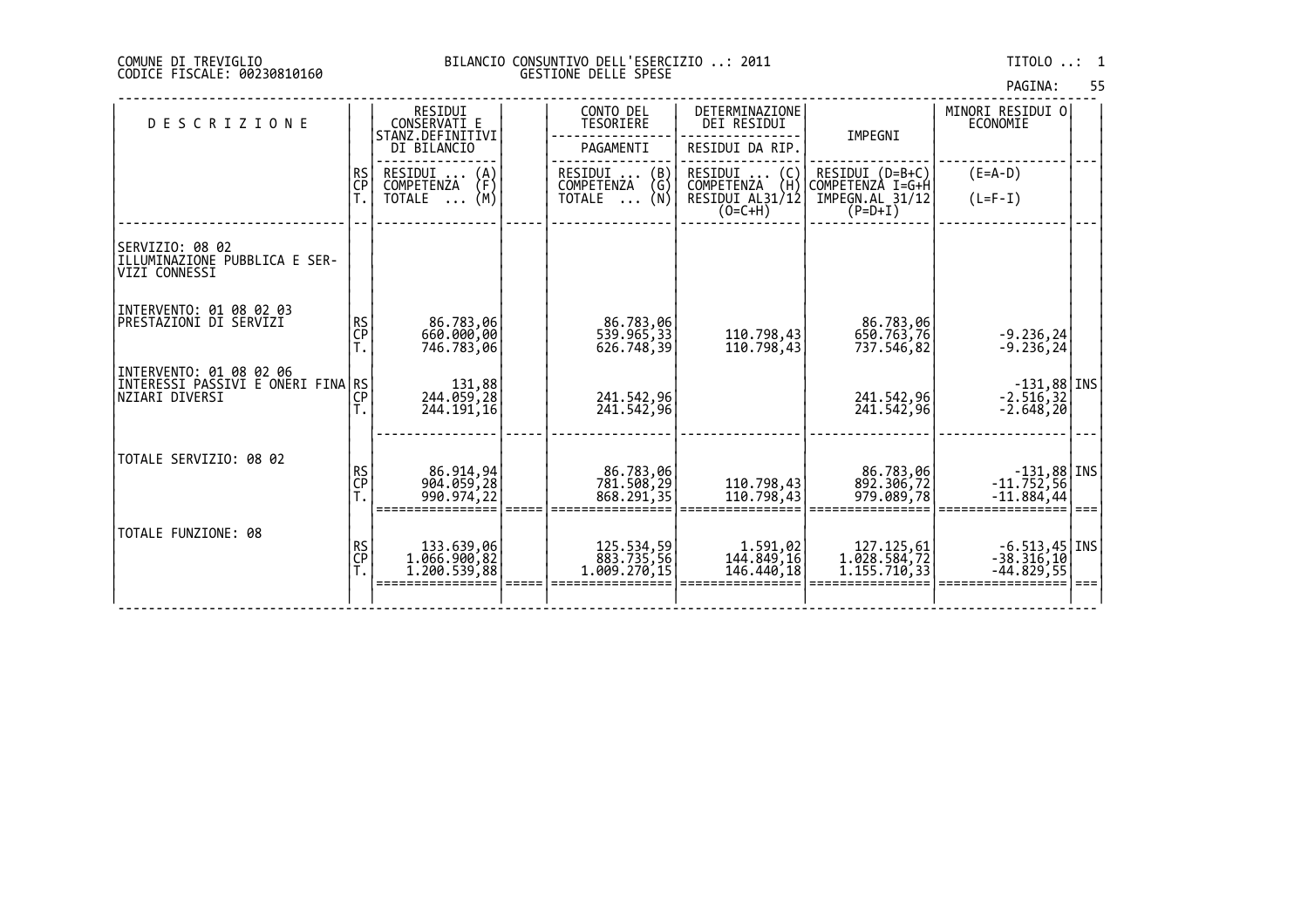COMUNE DI TREVIGLIO
CODICE FISCALE: 00230810160

BILANCIO CONSUNTIVO DELL'ESERCIZIO ..: 2011
GESTIONE DELLE SPESE

TITOLO ..: 1

| DESCRIZIONE | | RESIDUI CONSERVATI E STANZ.DEFINITIVI DI BILANCIO | | CONTO DEL TESORIERE | DETERMINAZIONE DEI RESIDUI | IMPEGNI | MINORI RESIDUI O ECONOMIE | |
|---|---|---|---|---|---|---|---|---|
| | | | | PAGAMENTI | RESIDUI DA RIP. | | | |
| | RS<br>CP<br>T. | RESIDUI ... (A)<br>COMPETENZA (F)<br>TOTALE ... (M) | | RESIDUI ... (B)<br>COMPETENZA (G)<br>TOTALE ... (N) | RESIDUI ... (C)<br>COMPETENZA (H)<br>RESIDUI AL31/12 (O=C+H) | RESIDUI (D=B+C)<br>COMPETENZA I=G+H<br>IMPEGN.AL 31/12 (P=D+I) | (E=A-D)<br>(L=F-I) | |
| SERVIZIO: 08 02<br>ILLUMINAZIONE PUBBLICA E SERVIZI CONNESSI | | | | | | | | |
| INTERVENTO: 01 08 02 03<br>PRESTAZIONI DI SERVIZI | RS<br>CP<br>T. | 86.783,06<br>660.000,00<br>746.783,06 | | 86.783,06<br>539.965,33<br>626.748,39 | <br>110.798,43<br>110.798,43 | 86.783,06<br>650.763,76<br>737.546,82 | <br>-9.236,24<br>-9.236,24 | |
| INTERVENTO: 01 08 02 06<br>INTERESSI PASSIVI E ONERI FINANZIARI DIVERSI | RS<br>CP<br>T. | 131,88<br>244.059,28<br>244.191,16 | | <br>241.542,96<br>241.542,96 | | <br>241.542,96<br>241.542,96 | -131,88<br>-2.516,32<br>-2.648,20 | INS |
| TOTALE SERVIZIO: 08 02 | RS<br>CP<br>T. | 86.914,94<br>904.059,28<br>990.974,22 | | 86.783,06<br>781.508,29<br>868.291,35 | <br>110.798,43<br>110.798,43 | 86.783,06<br>892.306,72<br>979.089,78 | -131,88<br>-11.752,56<br>-11.884,44 | INS |
| TOTALE FUNZIONE: 08 | RS<br>CP<br>T. | 133.639,06<br>1.066.900,82<br>1.200.539,88 | | 125.534,59<br>883.735,56<br>1.009.270,15 | 1.591,02<br>144.849,16<br>146.440,18 | 127.125,61<br>1.028.584,72<br>1.155.710,33 | -6.513,45<br>-38.316,10<br>-44.829,55 | INS |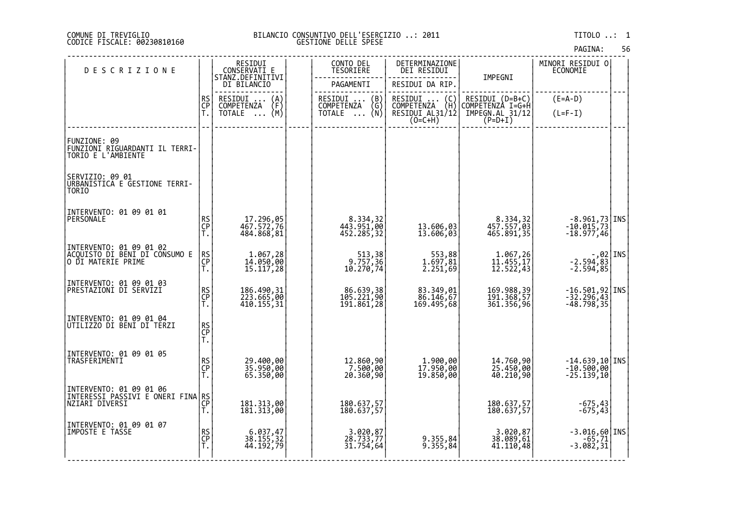COMUNE DI TREVIGLIO
CODICE FISCALE: 00230810160

BILANCIO CONSUNTIVO DELL'ESERCIZIO ..: 2011
GESTIONE DELLE SPESE

TITOLO ..: 1

| DESCRIZIONE | | RESIDUI CONSERVATI E STANZ.DEFINITIVI DI BILANCIO | CONTO DEL TESORIERE PAGAMENTI | DETERMINAZIONE DEI RESIDUI RESIDUI DA RIP. | IMPEGNI | MINORI RESIDUI O ECONOMIE | |
|---|---|---|---|---|---|---|---|
| | RS CP T. | RESIDUI ... (A) COMPETENZA (F) TOTALE ... (M) | RESIDUI ... (B) COMPETENZA (G) TOTALE ... (N) | RESIDUI ... (C) COMPETENZA (H) RESIDUI AL31/12 (O=C+H) | RESIDUI (D=B+C) COMPETENZA I=G+H IMPEGN.AL 31/12 (P=D+I) | (E=A-D) (L=F-I) | |
| FUNZIONE: 09 FUNZIONI RIGUARDANTI IL TERRITORIO E L'AMBIENTE | | | | | | | |
| SERVIZIO: 09 01 URBANISTICA E GESTIONE TERRITORIO | | | | | | | |
| INTERVENTO: 01 09 01 01 PERSONALE | RS | 17.296,05 | 8.334,32 | | 8.334,32 | -8.961,73 | INS |
| | CP | 467.572,76 | 443.951,00 | 13.606,03 | 457.557,03 | -10.015,73 | |
| | T. | 484.868,81 | 452.285,32 | 13.606,03 | 465.891,35 | -18.977,46 | |
| INTERVENTO: 01 09 01 02 ACQUISTO DI BENI DI CONSUMO E O DI MATERIE PRIME | RS | 1.067,28 | 513,38 | 553,88 | 1.067,26 | -,02 | INS |
| | CP | 14.050,00 | 9.757,36 | 1.697,81 | 11.455,17 | -2.594,83 | |
| | T. | 15.117,28 | 10.270,74 | 2.251,69 | 12.522,43 | -2.594,85 | |
| INTERVENTO: 01 09 01 03 PRESTAZIONI DI SERVIZI | RS | 186.490,31 | 86.639,38 | 83.349,01 | 169.988,39 | -16.501,92 | INS |
| | CP | 223.665,00 | 105.221,90 | 86.146,67 | 191.368,57 | -32.296,43 | |
| | T. | 410.155,31 | 191.861,28 | 169.495,68 | 361.356,96 | -48.798,35 | |
| INTERVENTO: 01 09 01 04 UTILIZZO DI BENI DI TERZI | RS | | | | | | |
| | CP | | | | | | |
| | T. | | | | | | |
| INTERVENTO: 01 09 01 05 TRASFERIMENTI | RS | 29.400,00 | 12.860,90 | 1.900,00 | 14.760,90 | -14.639,10 | INS |
| | CP | 35.950,00 | 7.500,00 | 17.950,00 | 25.450,00 | -10.500,00 | |
| | T. | 65.350,00 | 20.360,90 | 19.850,00 | 40.210,90 | -25.139,10 | |
| INTERVENTO: 01 09 01 06 INTERESSI PASSIVI E ONERI FINANZIARI DIVERSI | RS | | | | | | |
| | CP | 181.313,00 | 180.637,57 | | 180.637,57 | -675,43 | |
| | T. | 181.313,00 | 180.637,57 | | 180.637,57 | -675,43 | |
| INTERVENTO: 01 09 01 07 IMPOSTE E TASSE | RS | 6.037,47 | 3.020,87 | | 3.020,87 | -3.016,60 | INS |
| | CP | 38.155,32 | 28.733,77 | 9.355,84 | 38.089,61 | -65,71 | |
| | T. | 44.192,79 | 31.754,64 | 9.355,84 | 41.110,48 | -3.082,31 | |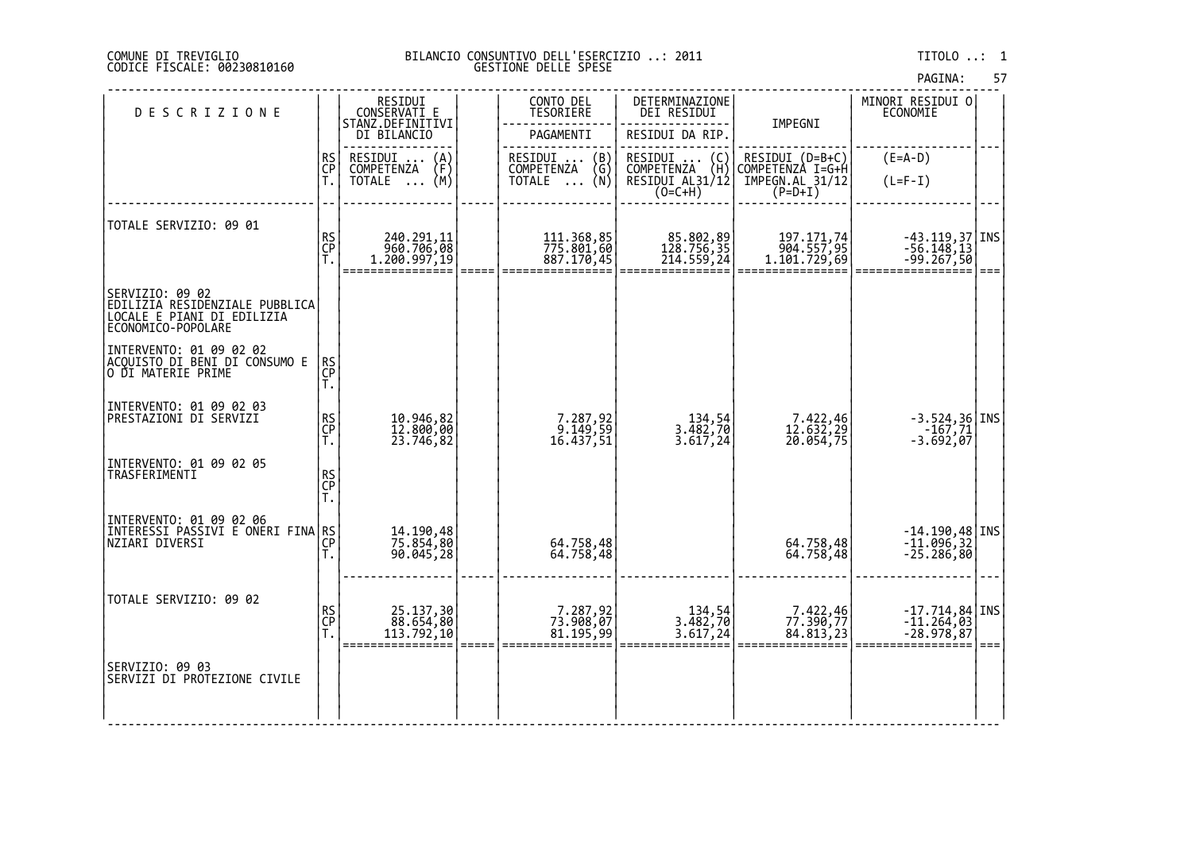COMUNE DI TREVIGLIO
CODICE FISCALE: 00230810160

BILANCIO CONSUNTIVO DELL'ESERCIZIO ..: 2011
GESTIONE DELLE SPESE

TITOLO ..: 1

| DESCRIZIONE | | RESIDUI CONSERVATI E STANZ.DEFINITIVI DI BILANCIO | | CONTO DEL TESORIERE | DETERMINAZIONE DEI RESIDUI | IMPEGNI | MINORI RESIDUI O ECONOMIE | |
|---|---|---|---|---|---|---|---|---|
| | | | | PAGAMENTI | RESIDUI DA RIP. | | | |
| | RS / CP / T. | RESIDUI ... (A) / COMPETENZA (F) / TOTALE ... (M) | | RESIDUI ... (B) / COMPETENZA (G) / TOTALE ... (N) | RESIDUI ... (C) / COMPETENZA (H) / RESIDUI AL31/12 (O=C+H) | RESIDUI (D=B+C) / COMPETENZA I=G+H / IMPEGN.AL 31/12 (P=D+I) | (E=A-D) / (L=F-I) | |
| TOTALE SERVIZIO: 09 01 | RS | 240.291,11 | | 111.368,85 | 85.802,89 | 197.171,74 | -43.119,37 | INS |
| | CP | 960.706,08 | | 775.801,60 | 128.756,35 | 904.557,95 | -56.148,13 | |
| | T. | 1.200.997,19 | | 887.170,45 | 214.559,24 | 1.101.729,69 | -99.267,50 | |
| SERVIZIO: 09 02 EDILIZIA RESIDENZIALE PUBBLICA LOCALE E PIANI DI EDILIZIA ECONOMICO-POPOLARE | | | | | | | | |
| INTERVENTO: 01 09 02 02 ACQUISTO DI BENI DI CONSUMO E O DI MATERIE PRIME | RS | | | | | | | |
| | CP | | | | | | | |
| | T. | | | | | | | |
| INTERVENTO: 01 09 02 03 PRESTAZIONI DI SERVIZI | RS | 10.946,82 | | 7.287,92 | 134,54 | 7.422,46 | -3.524,36 | INS |
| | CP | 12.800,00 | | 9.149,59 | 3.482,70 | 12.632,29 | -167,71 | |
| | T. | 23.746,82 | | 16.437,51 | 3.617,24 | 20.054,75 | -3.692,07 | |
| INTERVENTO: 01 09 02 05 TRASFERIMENTI | RS | | | | | | | |
| | CP | | | | | | | |
| | T. | | | | | | | |
| INTERVENTO: 01 09 02 06 INTERESSI PASSIVI E ONERI FINANZIARI DIVERSI | RS | 14.190,48 | | | | | -14.190,48 | INS |
| | CP | 75.854,80 | | 64.758,48 | | 64.758,48 | -11.096,32 | |
| | T. | 90.045,28 | | 64.758,48 | | 64.758,48 | -25.286,80 | |
| TOTALE SERVIZIO: 09 02 | RS | 25.137,30 | | 7.287,92 | 134,54 | 7.422,46 | -17.714,84 | INS |
| | CP | 88.654,80 | | 73.908,07 | 3.482,70 | 77.390,77 | -11.264,03 | |
| | T. | 113.792,10 | | 81.195,99 | 3.617,24 | 84.813,23 | -28.978,87 | |
| SERVIZIO: 09 03 SERVIZI DI PROTEZIONE CIVILE | | | | | | | | |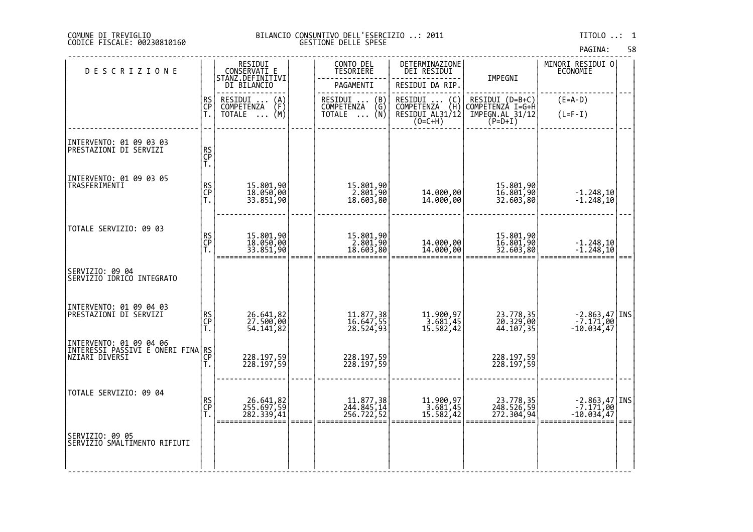COMUNE DI TREVIGLIO
CODICE FISCALE: 00230810160

BILANCIO CONSUNTIVO DELL'ESERCIZIO ..: 2011
GESTIONE DELLE SPESE

TITOLO ..: 1

| DESCRIZIONE | | RESIDUI CONSERVATI E STANZ.DEFINITIVI DI BILANCIO | | CONTO DEL TESORIERE - PAGAMENTI | DETERMINAZIONE DEI RESIDUI - RESIDUI DA RIP. | IMPEGNI | MINORI RESIDUI O ECONOMIE | |
|---|---|---|---|---|---|---|---|---|
| | RS<br>CP<br>T. | RESIDUI ... (A)<br>COMPETENZA (F)<br>TOTALE ... (M) | | RESIDUI ... (B)<br>COMPETENZA (G)<br>TOTALE ... (N) | RESIDUI ... (C)<br>COMPETENZA (H)<br>RESIDUI AL31/12 (O=C+H) | RESIDUI (D=B+C)<br>COMPETENZA I=G+H<br>IMPEGN.AL 31/12 (P=D+I) | (E=A-D)<br>(L=F-I) | |
| INTERVENTO: 01 09 03 03<br>PRESTAZIONI DI SERVIZI | RS<br>CP<br>T. | | | | | | | |
| INTERVENTO: 01 09 03 05<br>TRASFERIMENTI | RS<br>CP<br>T. | 15.801,90<br>18.050,00<br>33.851,90 | | 15.801,90<br>2.801,90<br>18.603,80 | <br>14.000,00<br>14.000,00 | 15.801,90<br>16.801,90<br>32.603,80 | <br>-1.248,10<br>-1.248,10 | |
| TOTALE SERVIZIO: 09 03 | RS<br>CP<br>T. | 15.801,90<br>18.050,00<br>33.851,90 | | 15.801,90<br>2.801,90<br>18.603,80 | <br>14.000,00<br>14.000,00 | 15.801,90<br>16.801,90<br>32.603,80 | <br>-1.248,10<br>-1.248,10 | |
| SERVIZIO: 09 04<br>SERVIZIO IDRICO INTEGRATO | | | | | | | | |
| INTERVENTO: 01 09 04 03<br>PRESTAZIONI DI SERVIZI | RS<br>CP<br>T. | 26.641,82<br>27.500,00<br>54.141,82 | | 11.877,38<br>16.647,55<br>28.524,93 | 11.900,97<br>3.681,45<br>15.582,42 | 23.778,35<br>20.329,00<br>44.107,35 | -2.863,47<br>-7.171,00<br>-10.034,47 | INS |
| INTERVENTO: 01 09 04 06<br>INTERESSI PASSIVI E ONERI FINANZIARI DIVERSI | RS<br>CP<br>T. | <br>228.197,59<br>228.197,59 | | <br>228.197,59<br>228.197,59 | | <br>228.197,59<br>228.197,59 | | |
| TOTALE SERVIZIO: 09 04 | RS<br>CP<br>T. | 26.641,82<br>255.697,59<br>282.339,41 | | 11.877,38<br>244.845,14<br>256.722,52 | 11.900,97<br>3.681,45<br>15.582,42 | 23.778,35<br>248.526,59<br>272.304,94 | -2.863,47<br>-7.171,00<br>-10.034,47 | INS |
| SERVIZIO: 09 05<br>SERVIZIO SMALTIMENTO RIFIUTI | | | | | | | | |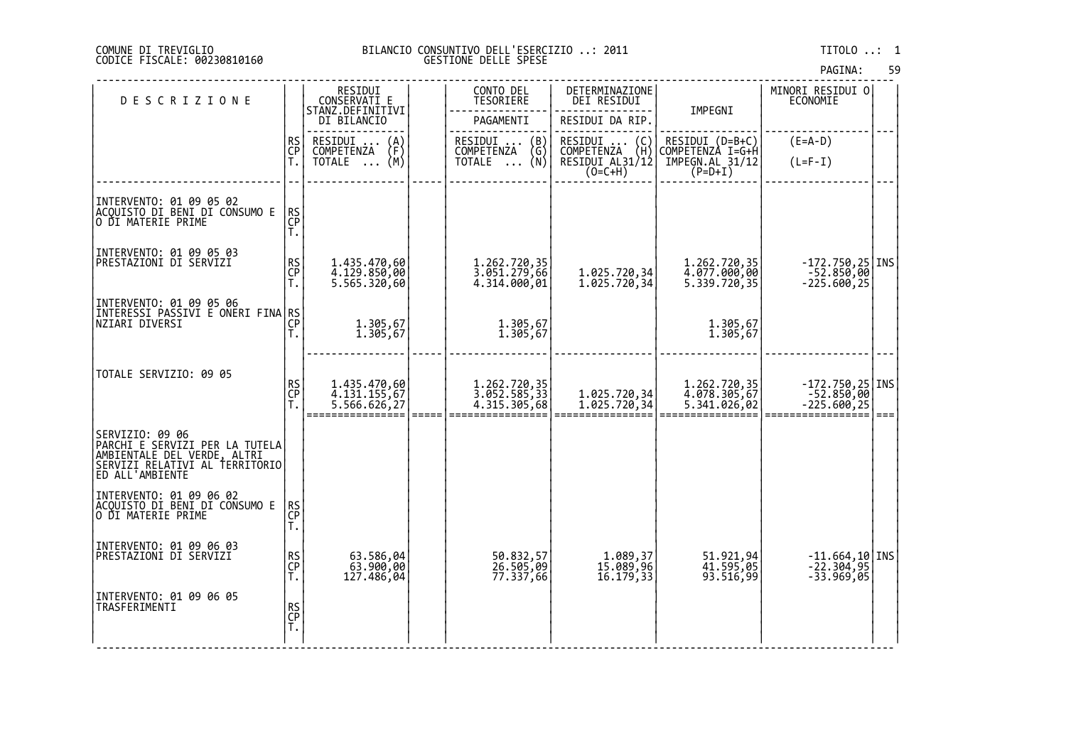COMUNE DI TREVIGLIO
CODICE FISCALE: 00230810160

BILANCIO CONSUNTIVO DELL'ESERCIZIO ..: 2011
GESTIONE DELLE SPESE

TITOLO ..: 1

| DESCRIZIONE | | RESIDUI CONSERVATI E STANZ.DEFINITIVI DI BILANCIO | | CONTO DEL TESORIERE | DETERMINAZIONE DEI RESIDUI | IMPEGNI | MINORI RESIDUI O ECONOMIE | |
|---|---|---|---|---|---|---|---|---|
| | | | | PAGAMENTI | RESIDUI DA RIP. | | | |
| | RS CP T. | RESIDUI ... (A) COMPETENZA (F) TOTALE ... (M) | | RESIDUI ... (B) COMPETENZA (G) TOTALE ... (N) | RESIDUI ... (C) COMPETENZA (H) RESIDUI AL31/12 (O=C+H) | RESIDUI (D=B+C) COMPETENZA I=G+H IMPEGN.AL 31/12 (P=D+I) | (E=A-D) (L=F-I) | |
| INTERVENTO: 01 09 05 02 ACQUISTO DI BENI DI CONSUMO E O DI MATERIE PRIME | RS | | | | | | | |
| | CP | | | | | | | |
| | T. | | | | | | | |
| INTERVENTO: 01 09 05 03 PRESTAZIONI DI SERVIZI | RS | 1.435.470,60 | | 1.262.720,35 | | 1.262.720,35 | -172.750,25 | INS |
| | CP | 4.129.850,00 | | 3.051.279,66 | 1.025.720,34 | 4.077.000,00 | -52.850,00 | |
| | T. | 5.565.320,60 | | 4.314.000,01 | 1.025.720,34 | 5.339.720,35 | -225.600,25 | |
| INTERVENTO: 01 09 05 06 INTERESSI PASSIVI E ONERI FINANZIARI DIVERSI | RS | | | | | | | |
| | CP | 1.305,67 | | 1.305,67 | | 1.305,67 | | |
| | T. | 1.305,67 | | 1.305,67 | | 1.305,67 | | |
| TOTALE SERVIZIO: 09 05 | RS | 1.435.470,60 | | 1.262.720,35 | | 1.262.720,35 | -172.750,25 | INS |
| | CP | 4.131.155,67 | | 3.052.585,33 | 1.025.720,34 | 4.078.305,67 | -52.850,00 | |
| | T. | 5.566.626,27 | | 4.315.305,68 | 1.025.720,34 | 5.341.026,02 | -225.600,25 | |
| SERVIZIO: 09 06 PARCHI E SERVIZI PER LA TUTELA AMBIENTALE DEL VERDE, ALTRI SERVIZI RELATIVI AL TERRITORIO ED ALL'AMBIENTE | | | | | | | | |
| INTERVENTO: 01 09 06 02 ACQUISTO DI BENI DI CONSUMO E O DI MATERIE PRIME | RS | | | | | | | |
| | CP | | | | | | | |
| | T. | | | | | | | |
| INTERVENTO: 01 09 06 03 PRESTAZIONI DI SERVIZI | RS | 63.586,04 | | 50.832,57 | 1.089,37 | 51.921,94 | -11.664,10 | INS |
| | CP | 63.900,00 | | 26.505,09 | 15.089,96 | 41.595,05 | -22.304,95 | |
| | T. | 127.486,04 | | 77.337,66 | 16.179,33 | 93.516,99 | -33.969,05 | |
| INTERVENTO: 01 09 06 05 TRASFERIMENTI | RS | | | | | | | |
| | CP | | | | | | | |
| | T. | | | | | | | |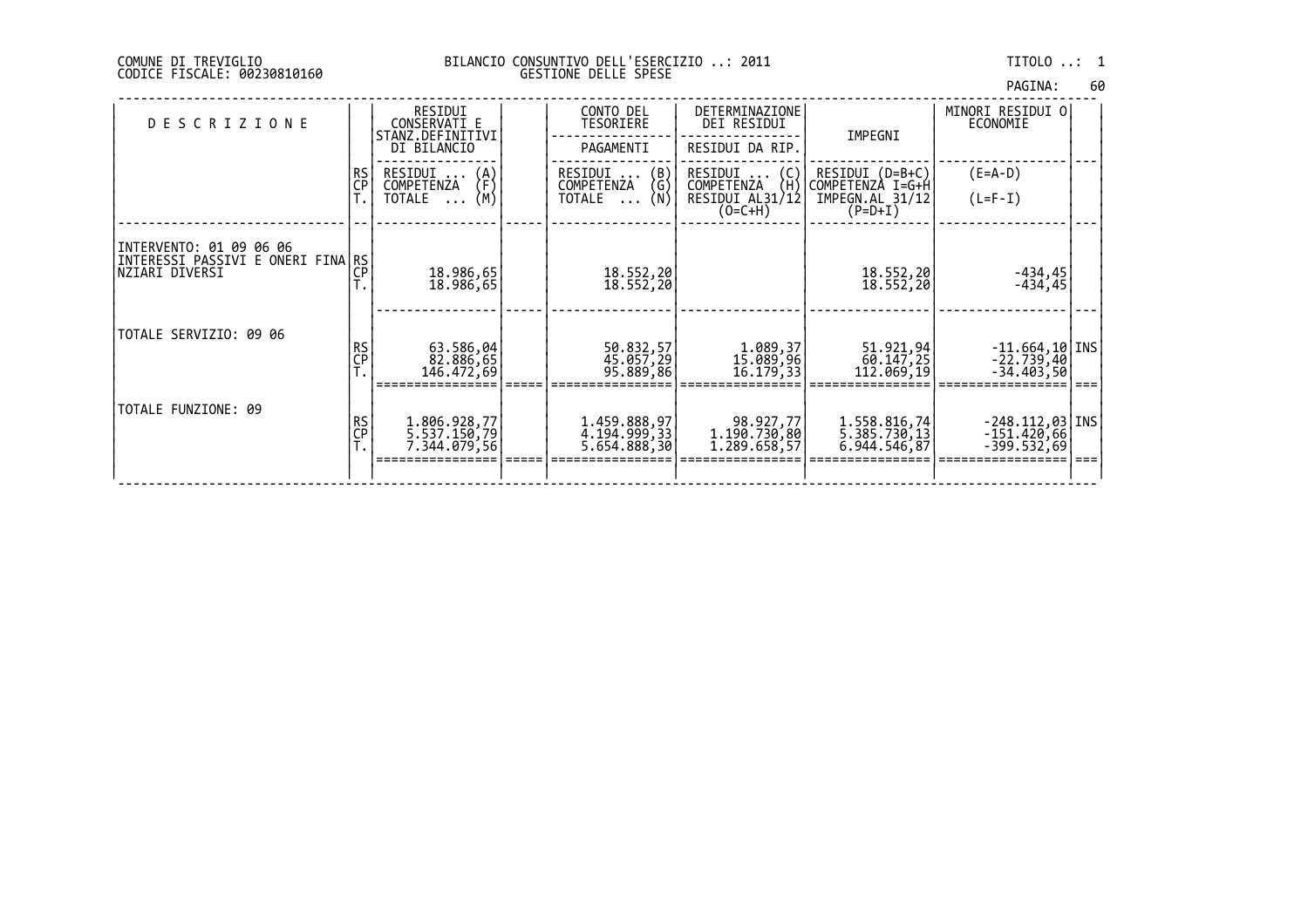COMUNE DI TREVIGLIO
CODICE FISCALE: 00230810160

BILANCIO CONSUNTIVO DELL'ESERCIZIO ..: 2011
GESTIONE DELLE SPESE

TITOLO ..: 1

| DESCRIZIONE | | RESIDUI CONSERVATI E STANZ.DEFINITIVI DI BILANCIO | | CONTO DEL TESORIERE - PAGAMENTI | DETERMINAZIONE DEI RESIDUI - RESIDUI DA RIP. | IMPEGNI | MINORI RESIDUI O ECONOMIE | |
|---|---|---|---|---|---|---|---|---|
| | RS<br>CP<br>T. | RESIDUI ... (A)<br>COMPETENZA (F)<br>TOTALE ... (M) | | RESIDUI ... (B)<br>COMPETENZA (G)<br>TOTALE ... (N) | RESIDUI ... (C)<br>COMPETENZA (H)<br>RESIDUI AL31/12 (O=C+H) | RESIDUI (D=B+C)<br>COMPETENZA I=G+H<br>IMPEGN.AL 31/12 (P=D+I) | (E=A-D)<br>(L=F-I) | |
| INTERVENTO: 01 09 06 06<br>INTERESSI PASSIVI E ONERI FINANZIARI DIVERSI | RS<br>CP<br>T. | <br>18.986,65<br>18.986,65 | | <br>18.552,20<br>18.552,20 | | <br>18.552,20<br>18.552,20 | <br>-434,45<br>-434,45 | |
| TOTALE SERVIZIO: 09 06 | RS<br>CP<br>T. | 63.586,04<br>82.886,65<br>146.472,69 | | 50.832,57<br>45.057,29<br>95.889,86 | 1.089,37<br>15.089,96<br>16.179,33 | 51.921,94<br>60.147,25<br>112.069,19 | -11.664,10<br>-22.739,40<br>-34.403,50 | INS |
| TOTALE FUNZIONE: 09 | RS<br>CP<br>T. | 1.806.928,77<br>5.537.150,79<br>7.344.079,56 | | 1.459.888,97<br>4.194.999,33<br>5.654.888,30 | 98.927,77<br>1.190.730,80<br>1.289.658,57 | 1.558.816,74<br>5.385.730,13<br>6.944.546,87 | -248.112,03<br>-151.420,66<br>-399.532,69 | INS |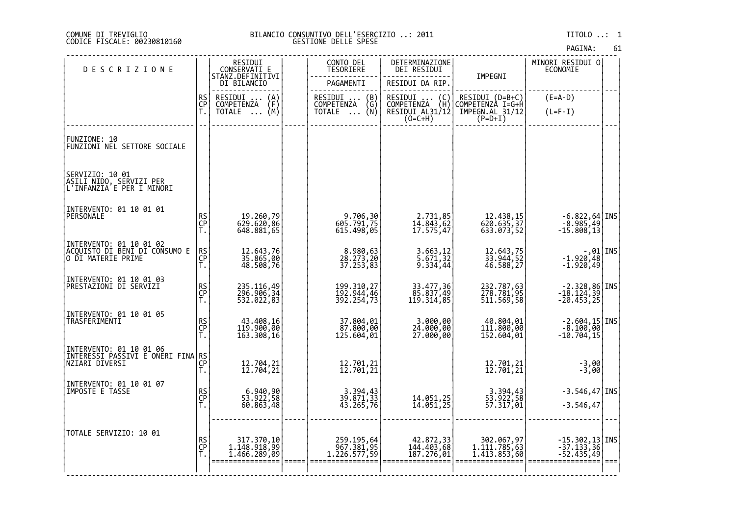COMUNE DI TREVIGLIO
CODICE FISCALE: 00230810160

BILANCIO CONSUNTIVO DELL'ESERCIZIO ..: 2011
GESTIONE DELLE SPESE

TITOLO ..: 1

| DESCRIZIONE | | RESIDUI CONSERVATI E STANZ.DEFINITIVI DI BILANCIO<br>RESIDUI ... (A)<br>COMPETENZA (F)<br>TOTALE ... (M) | | CONTO DEL TESORIERE<br>PAGAMENTI<br>RESIDUI ... (B)<br>COMPETENZA (G)<br>TOTALE ... (N) | DETERMINAZIONE DEI RESIDUI<br>RESIDUI DA RIP.<br>RESIDUI ... (C)<br>COMPETENZA (H)<br>RESIDUI AL31/12 (O=C+H) | IMPEGNI<br>RESIDUI (D=B+C)<br>COMPETENZA I=G+H<br>IMPEGN.AL 31/12 (P=D+I) | MINORI RESIDUI O ECONOMIE<br>(E=A-D)<br>(L=F-I) | |
|---|---|---|---|---|---|---|---|---|
| FUNZIONE: 10<br>FUNZIONI NEL SETTORE SOCIALE | | | | | | | | |
| SERVIZIO: 10 01<br>ASILI NIDO, SERVIZI PER L'INFANZIA E PER I MINORI | | | | | | | | |
| INTERVENTO: 01 10 01 01<br>PERSONALE | RS | 19.260,79 | | 9.706,30 | 2.731,85 | 12.438,15 | -6.822,64 | INS |
| | CP | 629.620,86 | | 605.791,75 | 14.843,62 | 620.635,37 | -8.985,49 | |
| | T. | 648.881,65 | | 615.498,05 | 17.575,47 | 633.073,52 | -15.808,13 | |
| INTERVENTO: 01 10 01 02<br>ACQUISTO DI BENI DI CONSUMO E O DI MATERIE PRIME | RS | 12.643,76 | | 8.980,63 | 3.663,12 | 12.643,75 | -,01 | INS |
| | CP | 35.865,00 | | 28.273,20 | 5.671,32 | 33.944,52 | -1.920,48 | |
| | T. | 48.508,76 | | 37.253,83 | 9.334,44 | 46.588,27 | -1.920,49 | |
| INTERVENTO: 01 10 01 03<br>PRESTAZIONI DI SERVIZI | RS | 235.116,49 | | 199.310,27 | 33.477,36 | 232.787,63 | -2.328,86 | INS |
| | CP | 296.906,34 | | 192.944,46 | 85.837,49 | 278.781,95 | -18.124,39 | |
| | T. | 532.022,83 | | 392.254,73 | 119.314,85 | 511.569,58 | -20.453,25 | |
| INTERVENTO: 01 10 01 05<br>TRASFERIMENTI | RS | 43.408,16 | | 37.804,01 | 3.000,00 | 40.804,01 | -2.604,15 | INS |
| | CP | 119.900,00 | | 87.800,00 | 24.000,00 | 111.800,00 | -8.100,00 | |
| | T. | 163.308,16 | | 125.604,01 | 27.000,00 | 152.604,01 | -10.704,15 | |
| INTERVENTO: 01 10 01 06<br>INTERESSI PASSIVI E ONERI FINANZIARI DIVERSI | RS | | | | | | | |
| | CP | 12.704,21 | | 12.701,21 | | 12.701,21 | -3,00 | |
| | T. | 12.704,21 | | 12.701,21 | | 12.701,21 | -3,00 | |
| INTERVENTO: 01 10 01 07<br>IMPOSTE E TASSE | RS | 6.940,90 | | 3.394,43 | | 3.394,43 | -3.546,47 | INS |
| | CP | 53.922,58 | | 39.871,33 | 14.051,25 | 53.922,58 | | |
| | T. | 60.863,48 | | 43.265,76 | 14.051,25 | 57.317,01 | -3.546,47 | |
| TOTALE SERVIZIO: 10 01 | RS | 317.370,10 | | 259.195,64 | 42.872,33 | 302.067,97 | -15.302,13 | INS |
| | CP | 1.148.918,99 | | 967.381,95 | 144.403,68 | 1.111.785,63 | -37.133,36 | |
| | T. | 1.466.289,09 | | 1.226.577,59 | 187.276,01 | 1.413.853,60 | -52.435,49 | |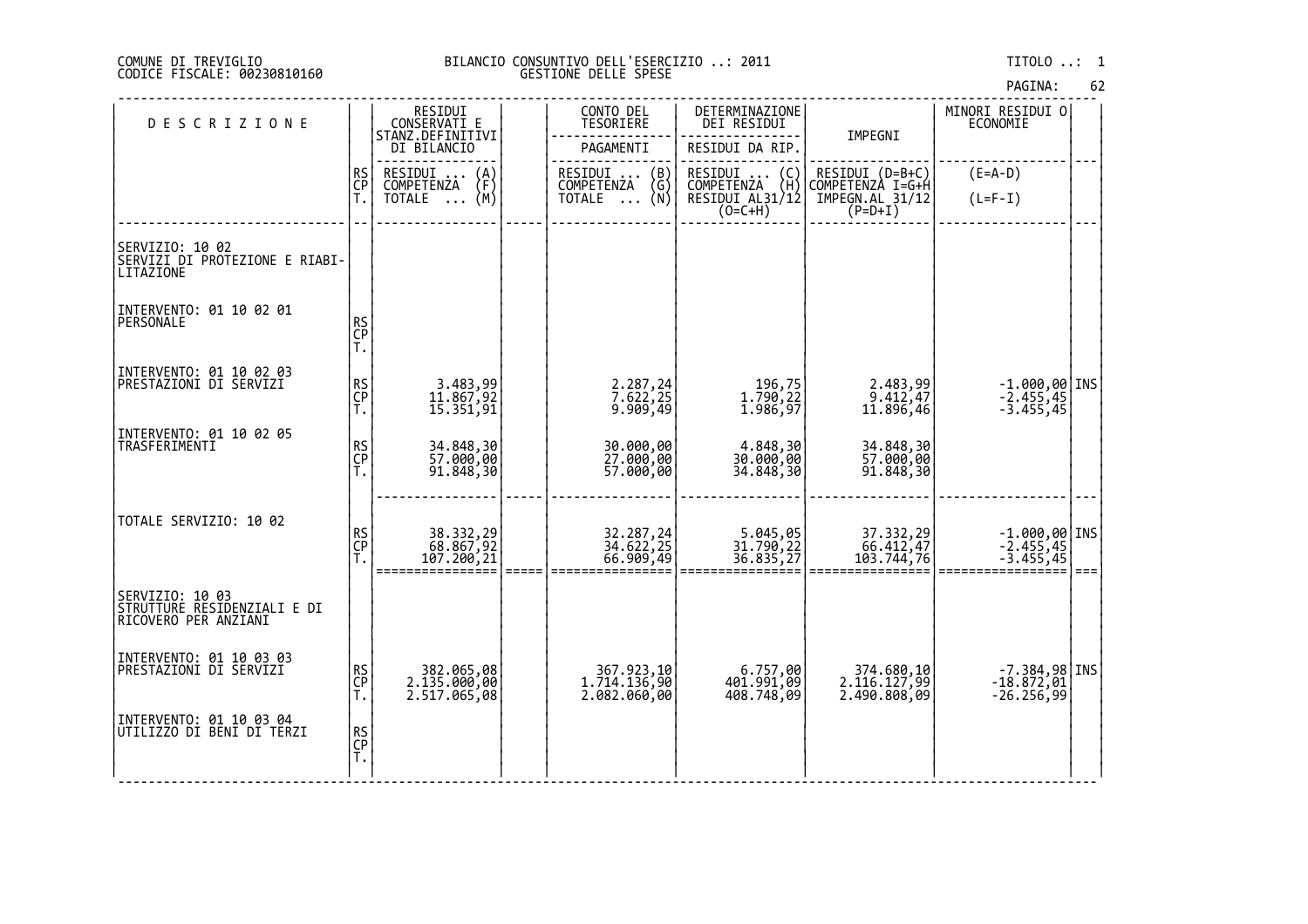COMUNE DI TREVIGLIO
CODICE FISCALE: 00230810160

BILANCIO CONSUNTIVO DELL'ESERCIZIO ..: 2011
GESTIONE DELLE SPESE

TITOLO ..: 1

| DESCRIZIONE | | RESIDUI CONSERVATI E STANZ.DEFINITIVI DI BILANCIO<br>RESIDUI ... (A)<br>COMPETENZA (F)<br>TOTALE ... (M) | | CONTO DEL TESORIERE<br>PAGAMENTI<br>RESIDUI ... (B)<br>COMPETENZA (G)<br>TOTALE ... (N) | DETERMINAZIONE DEI RESIDUI<br>RESIDUI DA RIP.<br>RESIDUI ... (C)<br>COMPETENZA (H)<br>RESIDUI AL31/12 (O=C+H) | IMPEGNI<br>RESIDUI (D=B+C)<br>COMPETENZA I=G+H<br>IMPEGN.AL 31/12 (P=D+I) | MINORI RESIDUI O ECONOMIE<br>(E=A-D)<br>(L=F-I) | |
|---|---|---|---|---|---|---|---|---|
| SERVIZIO: 10 02<br>SERVIZI DI PROTEZIONE E RIABILITAZIONE | | | | | | | | |
| INTERVENTO: 01 10 02 01<br>PERSONALE | RS<br>CP<br>T. | | | | | | | |
| INTERVENTO: 01 10 02 03<br>PRESTAZIONI DI SERVIZI | RS<br>CP<br>T. | 3.483,99<br>11.867,92<br>15.351,91 | | 2.287,24<br>7.622,25<br>9.909,49 | 196,75<br>1.790,22<br>1.986,97 | 2.483,99<br>9.412,47<br>11.896,46 | -1.000,00<br>-2.455,45<br>-3.455,45 | INS |
| INTERVENTO: 01 10 02 05<br>TRASFERIMENTI | RS<br>CP<br>T. | 34.848,30<br>57.000,00<br>91.848,30 | | 30.000,00<br>27.000,00<br>57.000,00 | 4.848,30<br>30.000,00<br>34.848,30 | 34.848,30<br>57.000,00<br>91.848,30 | | |
| TOTALE SERVIZIO: 10 02 | RS<br>CP<br>T. | 38.332,29<br>68.867,92<br>107.200,21 | | 32.287,24<br>34.622,25<br>66.909,49 | 5.045,05<br>31.790,22<br>36.835,27 | 37.332,29<br>66.412,47<br>103.744,76 | -1.000,00<br>-2.455,45<br>-3.455,45 | INS |
| SERVIZIO: 10 03<br>STRUTTURE RESIDENZIALI E DI RICOVERO PER ANZIANI | | | | | | | | |
| INTERVENTO: 01 10 03 03<br>PRESTAZIONI DI SERVIZI | RS<br>CP<br>T. | 382.065,08<br>2.135.000,00<br>2.517.065,08 | | 367.923,10<br>1.714.136,90<br>2.082.060,00 | 6.757,00<br>401.991,09<br>408.748,09 | 374.680,10<br>2.116.127,99<br>2.490.808,09 | -7.384,98<br>-18.872,01<br>-26.256,99 | INS |
| INTERVENTO: 01 10 03 04<br>UTILIZZO DI BENI DI TERZI | RS<br>CP<br>T. | | | | | | | |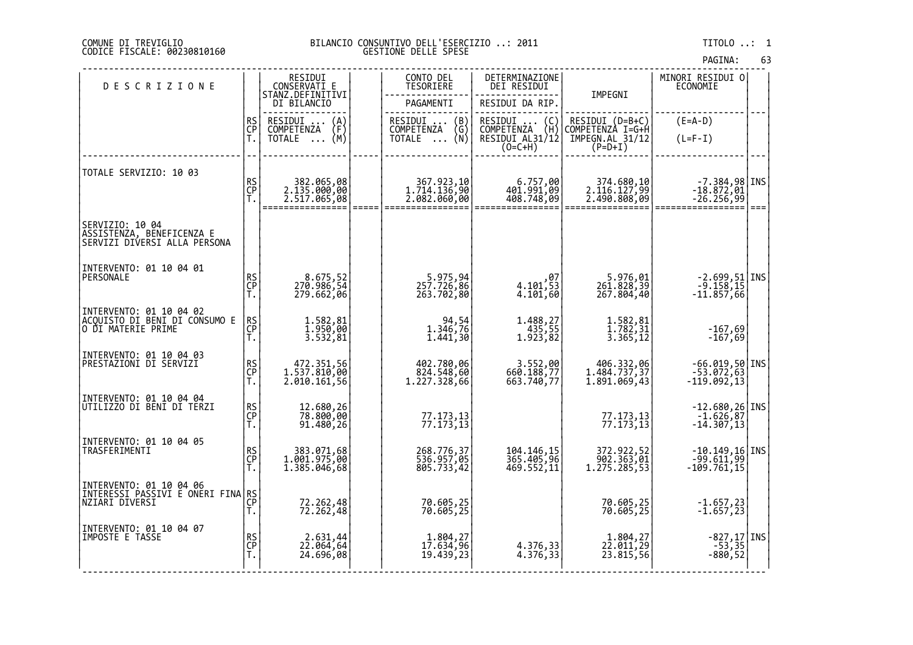COMUNE DI TREVIGLIO
CODICE FISCALE: 00230810160

BILANCIO CONSUNTIVO DELL'ESERCIZIO ..: 2011
GESTIONE DELLE SPESE

TITOLO ..: 1

| DESCRIZIONE | | RESIDUI CONSERVATI E STANZ.DEFINITIVI DI BILANCIO | | CONTO DEL TESORIERE | DETERMINAZIONE DEI RESIDUI | IMPEGNI | MINORI RESIDUI O ECONOMIE | |
|---|---|---|---|---|---|---|---|---|
| | | | | PAGAMENTI | RESIDUI DA RIP. | | | |
| | RS<br>CP<br>T. | RESIDUI ... (A)<br>COMPETENZA (F)<br>TOTALE ... (M) | | RESIDUI ... (B)<br>COMPETENZA (G)<br>TOTALE ... (N) | RESIDUI ... (C)<br>COMPETENZA (H)<br>RESIDUI AL31/12 (O=C+H) | RESIDUI (D=B+C)<br>COMPETENZA I=G+H<br>IMPEGN.AL 31/12 (P=D+I) | (E=A-D)<br>(L=F-I) | |
| TOTALE SERVIZIO: 10 03 | RS<br>CP<br>T. | 382.065,08<br>2.135.000,00<br>2.517.065,08 | | 367.923,10<br>1.714.136,90<br>2.082.060,00 | 6.757,00<br>401.991,09<br>408.748,09 | 374.680,10<br>2.116.127,99<br>2.490.808,09 | -7.384,98<br>-18.872,01<br>-26.256,99 | INS |
| SERVIZIO: 10 04<br>ASSISTENZA, BENEFICENZA E SERVIZI DIVERSI ALLA PERSONA | | | | | | | | |
| INTERVENTO: 01 10 04 01<br>PERSONALE | RS<br>CP<br>T. | 8.675,52<br>270.986,54<br>279.662,06 | | 5.975,94<br>257.726,86<br>263.702,80 | ,07<br>4.101,53<br>4.101,60 | 5.976,01<br>261.828,39<br>267.804,40 | -2.699,51<br>-9.158,15<br>-11.857,66 | INS |
| INTERVENTO: 01 10 04 02<br>ACQUISTO DI BENI DI CONSUMO E O DI MATERIE PRIME | RS<br>CP<br>T. | 1.582,81<br>1.950,00<br>3.532,81 | | 94,54<br>1.346,76<br>1.441,30 | 1.488,27<br>435,55<br>1.923,82 | 1.582,81<br>1.782,31<br>3.365,12 | <br>-167,69<br>-167,69 | |
| INTERVENTO: 01 10 04 03<br>PRESTAZIONI DI SERVIZI | RS<br>CP<br>T. | 472.351,56<br>1.537.810,00<br>2.010.161,56 | | 402.780,06<br>824.548,60<br>1.227.328,66 | 3.552,00<br>660.188,77<br>663.740,77 | 406.332,06<br>1.484.737,37<br>1.891.069,43 | -66.019,50<br>-53.072,63<br>-119.092,13 | INS |
| INTERVENTO: 01 10 04 04<br>UTILIZZO DI BENI DI TERZI | RS<br>CP<br>T. | 12.680,26<br>78.800,00<br>91.480,26 | | <br>77.173,13<br>77.173,13 | | <br>77.173,13<br>77.173,13 | -12.680,26<br>-1.626,87<br>-14.307,13 | INS |
| INTERVENTO: 01 10 04 05<br>TRASFERIMENTI | RS<br>CP<br>T. | 383.071,68<br>1.001.975,00<br>1.385.046,68 | | 268.776,37<br>536.957,05<br>805.733,42 | 104.146,15<br>365.405,96<br>469.552,11 | 372.922,52<br>902.363,01<br>1.275.285,53 | -10.149,16<br>-99.611,99<br>-109.761,15 | INS |
| INTERVENTO: 01 10 04 06<br>INTERESSI PASSIVI E ONERI FINANZIARI DIVERSI | RS<br>CP<br>T. | <br>72.262,48<br>72.262,48 | | <br>70.605,25<br>70.605,25 | | <br>70.605,25<br>70.605,25 | <br>-1.657,23<br>-1.657,23 | |
| INTERVENTO: 01 10 04 07<br>IMPOSTE E TASSE | RS<br>CP<br>T. | 2.631,44<br>22.064,64<br>24.696,08 | | 1.804,27<br>17.634,96<br>19.439,23 | <br>4.376,33<br>4.376,33 | 1.804,27<br>22.011,29<br>23.815,56 | -827,17<br>-53,35<br>-880,52 | INS |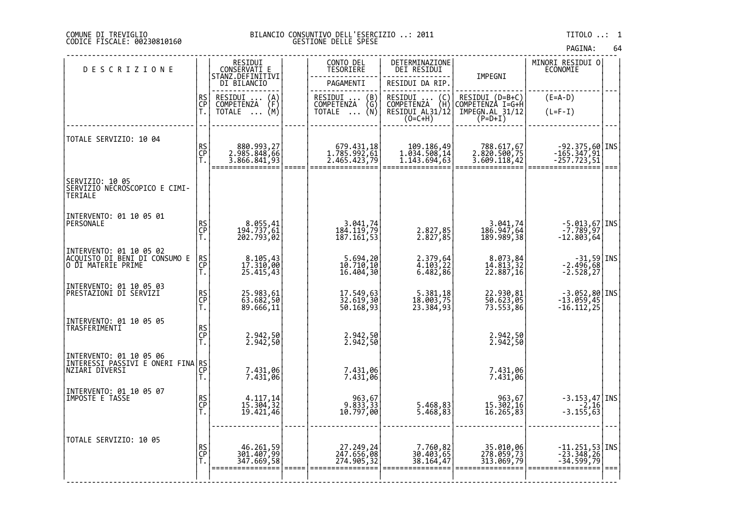COMUNE DI TREVIGLIO
CODICE FISCALE: 00230810160

BILANCIO CONSUNTIVO DELL'ESERCIZIO ..: 2011
GESTIONE DELLE SPESE

TITOLO ..: 1

| DESCRIZIONE | | RESIDUI CONSERVATI E STANZ.DEFINITIVI DI BILANCIO | | CONTO DEL TESORIERE | DETERMINAZIONE DEI RESIDUI | IMPEGNI | MINORI RESIDUI O ECONOMIE | |
|---|---|---|---|---|---|---|---|---|
| | | | | PAGAMENTI | RESIDUI DA RIP. | | | |
| | RS / CP / T. | RESIDUI ... (A) / COMPETENZA (F) / TOTALE ... (M) | | RESIDUI ... (B) / COMPETENZA (G) / TOTALE ... (N) | RESIDUI ... (C) / COMPETENZA (H) / RESIDUI AL31/12 (O=C+H) | RESIDUI (D=B+C) / COMPETENZA I=G+H / IMPEGN.AL 31/12 (P=D+I) | (E=A-D) / (L=F-I) | |
| TOTALE SERVIZIO: 10 04 | RS | 880.993,27 | | 679.431,18 | 109.186,49 | 788.617,67 | -92.375,60 | INS |
| | CP | 2.985.848,66 | | 1.785.992,61 | 1.034.508,14 | 2.820.500,75 | -165.347,91 | |
| | T. | 3.866.841,93 | | 2.465.423,79 | 1.143.694,63 | 3.609.118,42 | -257.723,51 | |
| SERVIZIO: 10 05 SERVIZIO NECROSCOPICO E CIMITERIALE | | | | | | | | |
| INTERVENTO: 01 10 05 01 PERSONALE | RS | 8.055,41 | | 3.041,74 | | 3.041,74 | -5.013,67 | INS |
| | CP | 194.737,61 | | 184.119,79 | 2.827,85 | 186.947,64 | -7.789,97 | |
| | T. | 202.793,02 | | 187.161,53 | 2.827,85 | 189.989,38 | -12.803,64 | |
| INTERVENTO: 01 10 05 02 ACQUISTO DI BENI DI CONSUMO E O DI MATERIE PRIME | RS | 8.105,43 | | 5.694,20 | 2.379,64 | 8.073,84 | -31,59 | INS |
| | CP | 17.310,00 | | 10.710,10 | 4.103,22 | 14.813,32 | -2.496,68 | |
| | T. | 25.415,43 | | 16.404,30 | 6.482,86 | 22.887,16 | -2.528,27 | |
| INTERVENTO: 01 10 05 03 PRESTAZIONI DI SERVIZI | RS | 25.983,61 | | 17.549,63 | 5.381,18 | 22.930,81 | -3.052,80 | INS |
| | CP | 63.682,50 | | 32.619,30 | 18.003,75 | 50.623,05 | -13.059,45 | |
| | T. | 89.666,11 | | 50.168,93 | 23.384,93 | 73.553,86 | -16.112,25 | |
| INTERVENTO: 01 10 05 05 TRASFERIMENTI | RS | | | | | | | |
| | CP | 2.942,50 | | 2.942,50 | | 2.942,50 | | |
| | T. | 2.942,50 | | 2.942,50 | | 2.942,50 | | |
| INTERVENTO: 01 10 05 06 INTERESSI PASSIVI E ONERI FINANZIARI DIVERSI | RS | | | | | | | |
| | CP | 7.431,06 | | 7.431,06 | | 7.431,06 | | |
| | T. | 7.431,06 | | 7.431,06 | | 7.431,06 | | |
| INTERVENTO: 01 10 05 07 IMPOSTE E TASSE | RS | 4.117,14 | | 963,67 | | 963,67 | -3.153,47 | INS |
| | CP | 15.304,32 | | 9.833,33 | 5.468,83 | 15.302,16 | -2,16 | |
| | T. | 19.421,46 | | 10.797,00 | 5.468,83 | 16.265,83 | -3.155,63 | |
| TOTALE SERVIZIO: 10 05 | RS | 46.261,59 | | 27.249,24 | 7.760,82 | 35.010,06 | -11.251,53 | INS |
| | CP | 301.407,99 | | 247.656,08 | 30.403,65 | 278.059,73 | -23.348,26 | |
| | T. | 347.669,58 | | 274.905,32 | 38.164,47 | 313.069,79 | -34.599,79 | |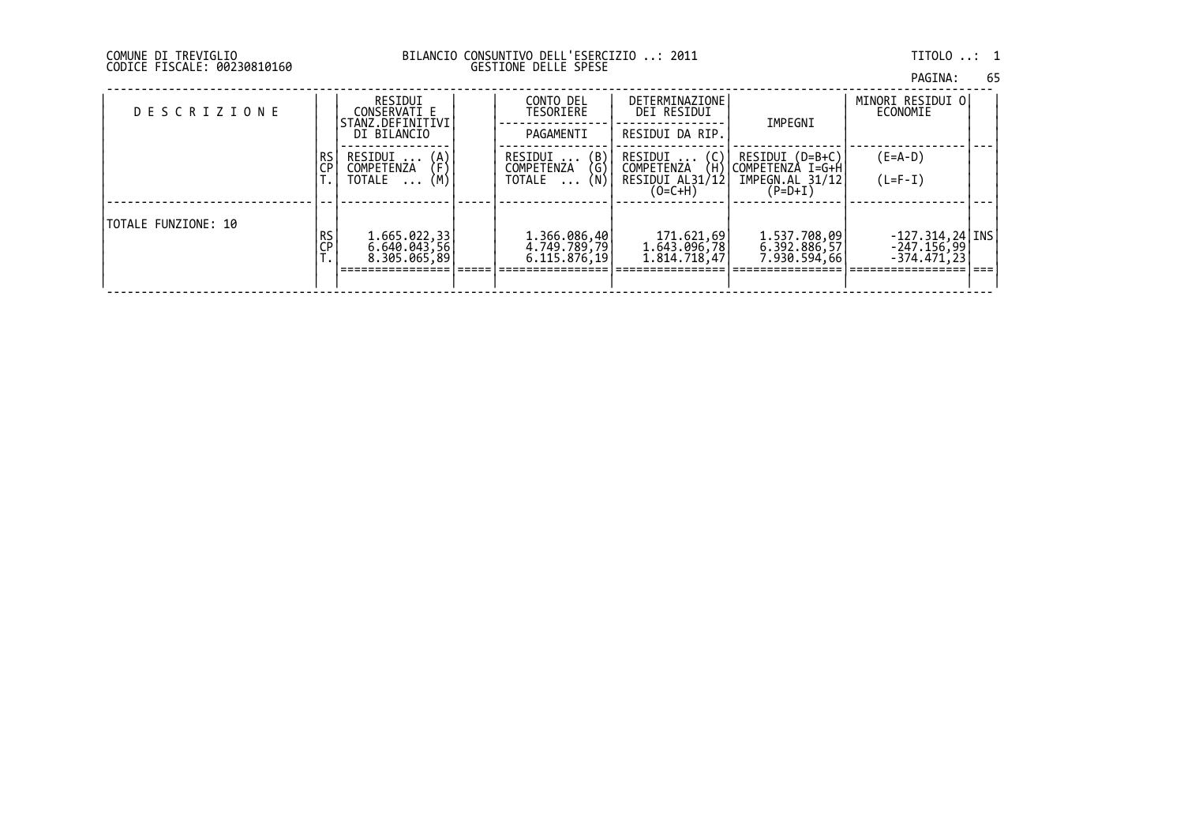COMUNE DI TREVIGLIO
CODICE FISCALE: 00230810160

BILANCIO CONSUNTIVO DELL'ESERCIZIO ..: 2011
GESTIONE DELLE SPESE

TITOLO ..: 1

| DESCRIZIONE | | RESIDUI CONSERVATI E STANZ.DEFINITIVI DI BILANCIO | | CONTO DEL TESORIERE / PAGAMENTI | DETERMINAZIONE DEI RESIDUI / RESIDUI DA RIP. | IMPEGNI | MINORI RESIDUI O ECONOMIE | |
|---|---|---|---|---|---|---|---|---|
| | RS<br>CP<br>T. | RESIDUI ... (A)<br>COMPETENZA (F)<br>TOTALE ... (M) | | RESIDUI ... (B)<br>COMPETENZA (G)<br>TOTALE ... (N) | RESIDUI ... (C)<br>COMPETENZA (H)<br>RESIDUI AL31/12 (O=C+H) | RESIDUI (D=B+C)<br>COMPETENZA I=G+H<br>IMPEGN.AL 31/12 (P=D+I) | (E=A-D)<br>(L=F-I) | |
| TOTALE FUNZIONE: 10 | RS<br>CP<br>T. | 1.665.022,33<br>6.640.043,56<br>8.305.065,89 | | 1.366.086,40<br>4.749.789,79<br>6.115.876,19 | 171.621,69<br>1.643.096,78<br>1.814.718,47 | 1.537.708,09<br>6.392.886,57<br>7.930.594,66 | -127.314,24<br>-247.156,99<br>-374.471,23 | INS |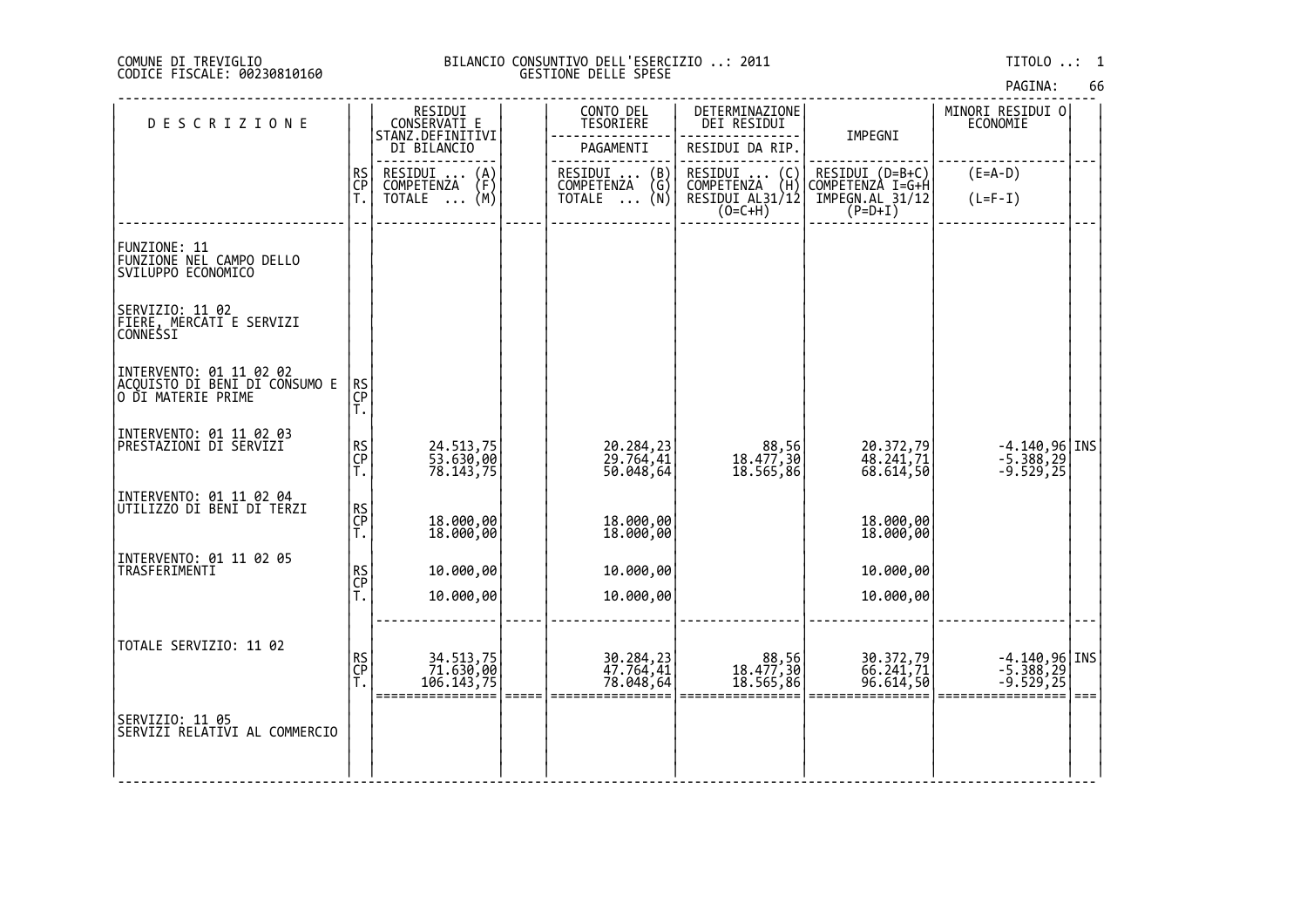COMUNE DI TREVIGLIO
CODICE FISCALE: 00230810160

BILANCIO CONSUNTIVO DELL'ESERCIZIO ..: 2011
GESTIONE DELLE SPESE

TITOLO ..: 1

| DESCRIZIONE | | RESIDUI CONSERVATI E STANZ.DEFINITIVI DI BILANCIO | | CONTO DEL TESORIERE PAGAMENTI | DETERMINAZIONE DEI RESIDUI RESIDUI DA RIP. | IMPEGNI | MINORI RESIDUI O ECONOMIE | |
|---|---|---|---|---|---|---|---|---|
| | RS CP T. | RESIDUI ... (A) COMPETENZA (F) TOTALE ... (M) | | RESIDUI ... (B) COMPETENZA (G) TOTALE ... (N) | RESIDUI ... (C) COMPETENZA (H) RESIDUI AL31/12 (O=C+H) | RESIDUI (D=B+C) COMPETENZA I=G+H IMPEGN.AL 31/12 (P=D+I) | (E=A-D) (L=F-I) | |
| FUNZIONE: 11 FUNZIONE NEL CAMPO DELLO SVILUPPO ECONOMICO | | | | | | | | |
| SERVIZIO: 11 02 FIERE, MERCATI E SERVIZI CONNESSI | | | | | | | | |
| INTERVENTO: 01 11 02 02 ACQUISTO DI BENI DI CONSUMO E O DI MATERIE PRIME | RS | | | | | | | |
| | CP | | | | | | | |
| | T. | | | | | | | |
| INTERVENTO: 01 11 02 03 PRESTAZIONI DI SERVIZI | RS | 24.513,75 | | 20.284,23 | 88,56 | 20.372,79 | -4.140,96 | INS |
| | CP | 53.630,00 | | 29.764,41 | 18.477,30 | 48.241,71 | -5.388,29 | |
| | T. | 78.143,75 | | 50.048,64 | 18.565,86 | 68.614,50 | -9.529,25 | |
| INTERVENTO: 01 11 02 04 UTILIZZO DI BENI DI TERZI | RS | | | | | | | |
| | CP | 18.000,00 | | 18.000,00 | | 18.000,00 | | |
| | T. | 18.000,00 | | 18.000,00 | | 18.000,00 | | |
| INTERVENTO: 01 11 02 05 TRASFERIMENTI | RS | 10.000,00 | | 10.000,00 | | 10.000,00 | | |
| | CP | | | | | | | |
| | T. | 10.000,00 | | 10.000,00 | | 10.000,00 | | |
| TOTALE SERVIZIO: 11 02 | RS | 34.513,75 | | 30.284,23 | 88,56 | 30.372,79 | -4.140,96 | INS |
| | CP | 71.630,00 | | 47.764,41 | 18.477,30 | 66.241,71 | -5.388,29 | |
| | T. | 106.143,75 | | 78.048,64 | 18.565,86 | 96.614,50 | -9.529,25 | |
| SERVIZIO: 11 05 SERVIZI RELATIVI AL COMMERCIO | | | | | | | | |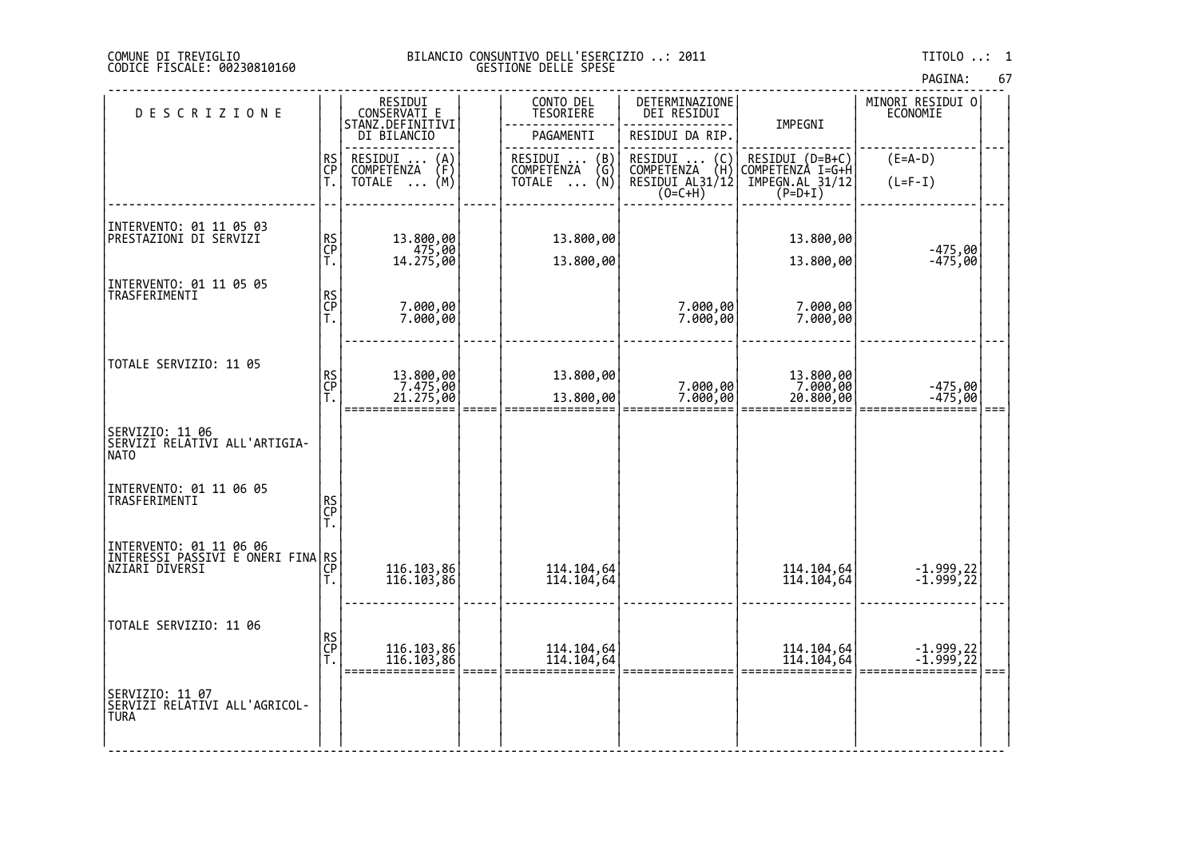COMUNE DI TREVIGLIO
CODICE FISCALE: 00230810160

BILANCIO CONSUNTIVO DELL'ESERCIZIO ..: 2011
GESTIONE DELLE SPESE

TITOLO ..: 1

| DESCRIZIONE | | RESIDUI CONSERVATI E STANZ.DEFINITIVI DI BILANCIO | | CONTO DEL TESORIERE PAGAMENTI | DETERMINAZIONE DEI RESIDUI RESIDUI DA RIP. | IMPEGNI | MINORI RESIDUI O ECONOMIE | |
|---|---|---|---|---|---|---|---|---|
| | RS CP T. | RESIDUI ... (A) COMPETENZA (F) TOTALE ... (M) | | RESIDUI ... (B) COMPETENZA (G) TOTALE ... (N) | RESIDUI ... (C) COMPETENZA (H) RESIDUI AL31/12 (O=C+H) | RESIDUI (D=B+C) COMPETENZA I=G+H IMPEGN.AL 31/12 (P=D+I) | (E=A-D) (L=F-I) | |
| INTERVENTO: 01 11 05 03 PRESTAZIONI DI SERVIZI | RS | | | | | | | |
| | CP | 13.800,00 | | 13.800,00 | | 13.800,00 | | |
| | | 475,00 | | | | | -475,00 | |
| | T. | 14.275,00 | | 13.800,00 | | 13.800,00 | -475,00 | |
| INTERVENTO: 01 11 05 05 TRASFERIMENTI | RS | | | | | | | |
| | CP | 7.000,00 | | | 7.000,00 | 7.000,00 | | |
| | T. | 7.000,00 | | | 7.000,00 | 7.000,00 | | |
| TOTALE SERVIZIO: 11 05 | RS | | | | | | | |
| | CP | 13.800,00 | | 13.800,00 | | 13.800,00 | | |
| | | 7.475,00 | | | 7.000,00 | 7.000,00 | -475,00 | |
| | T. | 21.275,00 | | 13.800,00 | 7.000,00 | 20.800,00 | -475,00 | |
| SERVIZIO: 11 06 SERVIZI RELATIVI ALL'ARTIGIA-NATO | | | | | | | | |
| INTERVENTO: 01 11 06 05 TRASFERIMENTI | RS | | | | | | | |
| | CP | | | | | | | |
| | T. | | | | | | | |
| INTERVENTO: 01 11 06 06 INTERESSI PASSIVI E ONERI FINANZIARI DIVERSI | RS | | | | | | | |
| | CP | 116.103,86 | | 114.104,64 | | 114.104,64 | -1.999,22 | |
| | T. | 116.103,86 | | 114.104,64 | | 114.104,64 | -1.999,22 | |
| TOTALE SERVIZIO: 11 06 | RS | | | | | | | |
| | CP | 116.103,86 | | 114.104,64 | | 114.104,64 | -1.999,22 | |
| | T. | 116.103,86 | | 114.104,64 | | 114.104,64 | -1.999,22 | |
| SERVIZIO: 11 07 SERVIZI RELATIVI ALL'AGRICOL-TURA | | | | | | | | |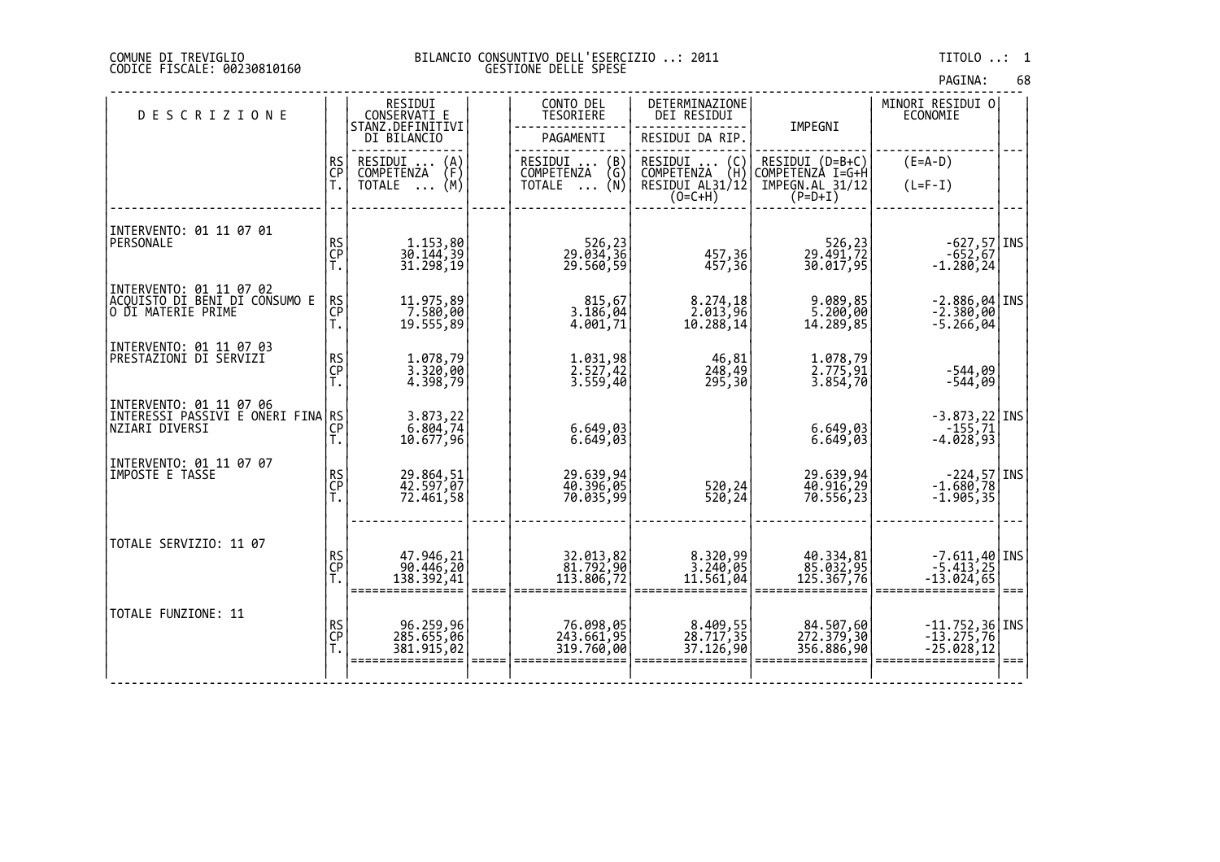COMUNE DI TREVIGLIO
CODICE FISCALE: 00230810160

BILANCIO CONSUNTIVO DELL'ESERCIZIO ..: 2011
GESTIONE DELLE SPESE

TITOLO ..: 1

| DESCRIZIONE | | RESIDUI CONSERVATI E STANZ.DEFINITIVI DI BILANCIO | | CONTO DEL TESORIERE | DETERMINAZIONE DEI RESIDUI | IMPEGNI | MINORI RESIDUI O ECONOMIE | |
|---|---|---|---|---|---|---|---|---|
| | | | | PAGAMENTI | RESIDUI DA RIP. | | | |
| | RS CP T. | RESIDUI ... (A) COMPETENZA (F) TOTALE ... (M) | | RESIDUI ... (B) COMPETENZA (G) TOTALE ... (N) | RESIDUI ... (C) COMPETENZA (H) RESIDUI AL31/12 (O=C+H) | RESIDUI (D=B+C) COMPETENZA I=G+H IMPEGN.AL 31/12 (P=D+I) | (E=A-D) (L=F-I) | |
| INTERVENTO: 01 11 07 01 PERSONALE | RS | 1.153,80 | | 526,23 | | 526,23 | -627,57 | INS |
| | CP | 30.144,39 | | 29.034,36 | 457,36 | 29.491,72 | -652,67 | |
| | T. | 31.298,19 | | 29.560,59 | 457,36 | 30.017,95 | -1.280,24 | |
| INTERVENTO: 01 11 07 02 ACQUISTO DI BENI DI CONSUMO E O DI MATERIE PRIME | RS | 11.975,89 | | 815,67 | 8.274,18 | 9.089,85 | -2.886,04 | INS |
| | CP | 7.580,00 | | 3.186,04 | 2.013,96 | 5.200,00 | -2.380,00 | |
| | T. | 19.555,89 | | 4.001,71 | 10.288,14 | 14.289,85 | -5.266,04 | |
| INTERVENTO: 01 11 07 03 PRESTAZIONI DI SERVIZI | RS | 1.078,79 | | 1.031,98 | 46,81 | 1.078,79 | | |
| | CP | 3.320,00 | | 2.527,42 | 248,49 | 2.775,91 | -544,09 | |
| | T. | 4.398,79 | | 3.559,40 | 295,30 | 3.854,70 | -544,09 | |
| INTERVENTO: 01 11 07 06 INTERESSI PASSIVI E ONERI FINANZIARI DIVERSI | RS | 3.873,22 | | | | | -3.873,22 | INS |
| | CP | 6.804,74 | | 6.649,03 | | 6.649,03 | -155,71 | |
| | T. | 10.677,96 | | 6.649,03 | | 6.649,03 | -4.028,93 | |
| INTERVENTO: 01 11 07 07 IMPOSTE E TASSE | RS | 29.864,51 | | 29.639,94 | | 29.639,94 | -224,57 | INS |
| | CP | 42.597,07 | | 40.396,05 | 520,24 | 40.916,29 | -1.680,78 | |
| | T. | 72.461,58 | | 70.035,99 | 520,24 | 70.556,23 | -1.905,35 | |
| TOTALE SERVIZIO: 11 07 | RS | 47.946,21 | | 32.013,82 | 8.320,99 | 40.334,81 | -7.611,40 | INS |
| | CP | 90.446,20 | | 81.792,90 | 3.240,05 | 85.032,95 | -5.413,25 | |
| | T. | 138.392,41 | | 113.806,72 | 11.561,04 | 125.367,76 | -13.024,65 | |
| TOTALE FUNZIONE: 11 | RS | 96.259,96 | | 76.098,05 | 8.409,55 | 84.507,60 | -11.752,36 | INS |
| | CP | 285.655,06 | | 243.661,95 | 28.717,35 | 272.379,30 | -13.275,76 | |
| | T. | 381.915,02 | | 319.760,00 | 37.126,90 | 356.886,90 | -25.028,12 | |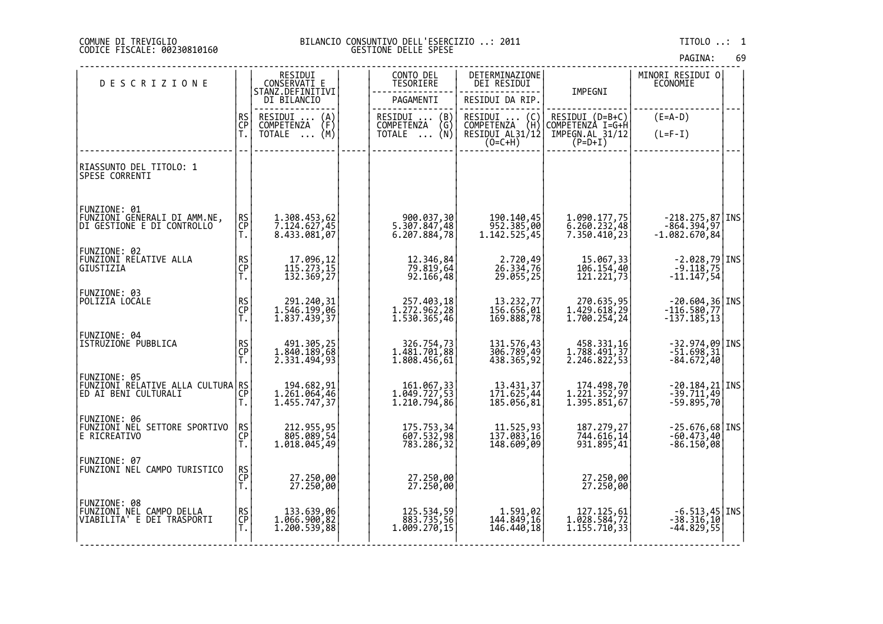COMUNE DI TREVIGLIO
CODICE FISCALE: 00230810160

BILANCIO CONSUNTIVO DELL'ESERCIZIO ..: 2011
GESTIONE DELLE SPESE

TITOLO ..: 1

| DESCRIZIONE | | RESIDUI CONSERVATI E STANZ.DEFINITIVI DI BILANCIO | CONTO DEL TESORIERE / PAGAMENTI | DETERMINAZIONE DEI RESIDUI / RESIDUI DA RIP. | IMPEGNI | MINORI RESIDUI O ECONOMIE | |
|---|---|---|---|---|---|---|---|
| | RS / CP / T. | RESIDUI ... (A) / COMPETENZA (F) / TOTALE ... (M) | RESIDUI ... (B) / COMPETENZA (G) / TOTALE ... (N) | RESIDUI ... (C) / COMPETENZA (H) / RESIDUI AL31/12 (O=C+H) | RESIDUI (D=B+C) / COMPETENZA I=G+H / IMPEGN.AL 31/12 (P=D+I) | (E=A-D) / (L=F-I) | |
| RIASSUNTO DEL TITOLO: 1 SPESE CORRENTI | | | | | | | |
| FUNZIONE: 01 FUNZIONI GENERALI DI AMM.NE, DI GESTIONE E DI CONTROLLO | RS | 1.308.453,62 | 900.037,30 | 190.140,45 | 1.090.177,75 | -218.275,87 | INS |
| | CP | 7.124.627,45 | 5.307.847,48 | 952.385,00 | 6.260.232,48 | -864.394,97 | |
| | T. | 8.433.081,07 | 6.207.884,78 | 1.142.525,45 | 7.350.410,23 | -1.082.670,84 | |
| FUNZIONE: 02 FUNZIONI RELATIVE ALLA GIUSTIZIA | RS | 17.096,12 | 12.346,84 | 2.720,49 | 15.067,33 | -2.028,79 | INS |
| | CP | 115.273,15 | 79.819,64 | 26.334,76 | 106.154,40 | -9.118,75 | |
| | T. | 132.369,27 | 92.166,48 | 29.055,25 | 121.221,73 | -11.147,54 | |
| FUNZIONE: 03 POLIZIA LOCALE | RS | 291.240,31 | 257.403,18 | 13.232,77 | 270.635,95 | -20.604,36 | INS |
| | CP | 1.546.199,06 | 1.272.962,28 | 156.656,01 | 1.429.618,29 | -116.580,77 | |
| | T. | 1.837.439,37 | 1.530.365,46 | 169.888,78 | 1.700.254,24 | -137.185,13 | |
| FUNZIONE: 04 ISTRUZIONE PUBBLICA | RS | 491.305,25 | 326.754,73 | 131.576,43 | 458.331,16 | -32.974,09 | INS |
| | CP | 1.840.189,68 | 1.481.701,88 | 306.789,49 | 1.788.491,37 | -51.698,31 | |
| | T. | 2.331.494,93 | 1.808.456,61 | 438.365,92 | 2.246.822,53 | -84.672,40 | |
| FUNZIONE: 05 FUNZIONI RELATIVE ALLA CULTURA ED AI BENI CULTURALI | RS | 194.682,91 | 161.067,33 | 13.431,37 | 174.498,70 | -20.184,21 | INS |
| | CP | 1.261.064,46 | 1.049.727,53 | 171.625,44 | 1.221.352,97 | -39.711,49 | |
| | T. | 1.455.747,37 | 1.210.794,86 | 185.056,81 | 1.395.851,67 | -59.895,70 | |
| FUNZIONE: 06 FUNZIONI NEL SETTORE SPORTIVO E RICREATIVO | RS | 212.955,95 | 175.753,34 | 11.525,93 | 187.279,27 | -25.676,68 | INS |
| | CP | 805.089,54 | 607.532,98 | 137.083,16 | 744.616,14 | -60.473,40 | |
| | T. | 1.018.045,49 | 783.286,32 | 148.609,09 | 931.895,41 | -86.150,08 | |
| FUNZIONE: 07 FUNZIONI NEL CAMPO TURISTICO | RS | | | | | | |
| | CP | 27.250,00 | 27.250,00 | | 27.250,00 | | |
| | T. | 27.250,00 | 27.250,00 | | 27.250,00 | | |
| FUNZIONE: 08 FUNZIONI NEL CAMPO DELLA VIABILITA' E DEI TRASPORTI | RS | 133.639,06 | 125.534,59 | 1.591,02 | 127.125,61 | -6.513,45 | INS |
| | CP | 1.066.900,82 | 883.735,56 | 144.849,16 | 1.028.584,72 | -38.316,10 | |
| | T. | 1.200.539,88 | 1.009.270,15 | 146.440,18 | 1.155.710,33 | -44.829,55 | |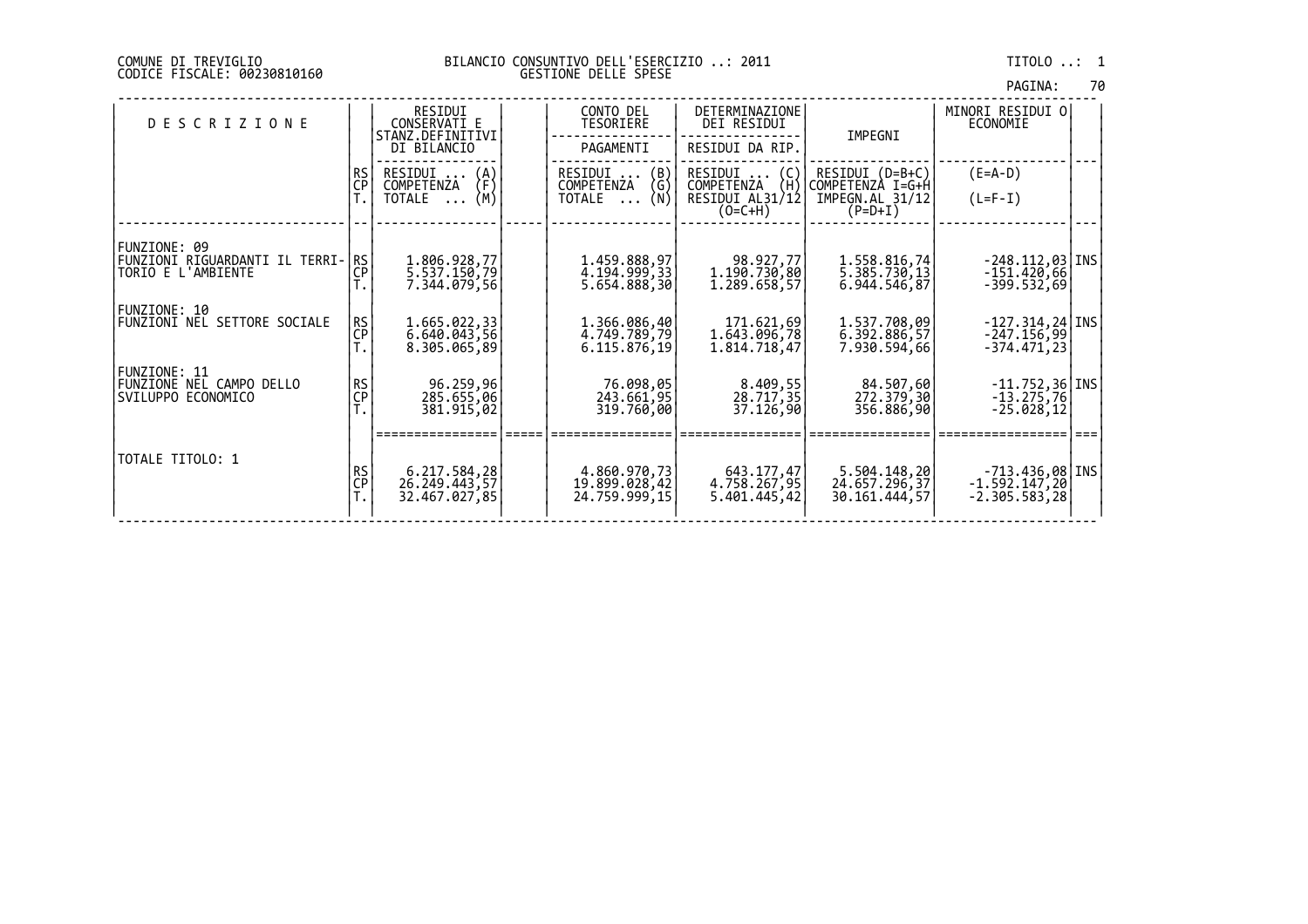COMUNE DI TREVIGLIO
CODICE FISCALE: 00230810160

BILANCIO CONSUNTIVO DELL'ESERCIZIO ..: 2011
GESTIONE DELLE SPESE

TITOLO ..: 1

| DESCRIZIONE | | RESIDUI CONSERVATI E STANZ.DEFINITIVI DI BILANCIO | | CONTO DEL TESORIERE PAGAMENTI | DETERMINAZIONE DEI RESIDUI / RESIDUI DA RIP. | IMPEGNI | MINORI RESIDUI O ECONOMIE | |
|---|---|---|---|---|---|---|---|---|
| | RS / CP / T. | RESIDUI ... (A) / COMPETENZA (F) / TOTALE ... (M) | | RESIDUI ... (B) / COMPETENZA (G) / TOTALE ... (N) | RESIDUI ... (C) / COMPETENZA (H) / RESIDUI AL31/12 (O=C+H) | RESIDUI (D=B+C) / COMPETENZA I=G+H / IMPEGN.AL 31/12 (P=D+I) | (E=A-D) / (L=F-I) | |
| FUNZIONE: 09 FUNZIONI RIGUARDANTI IL TERRITORIO E L'AMBIENTE | RS | 1.806.928,77 | | 1.459.888,97 | 98.927,77 | 1.558.816,74 | -248.112,03 | INS |
| | CP | 5.537.150,79 | | 4.194.999,33 | 1.190.730,80 | 5.385.730,13 | -151.420,66 | |
| | T. | 7.344.079,56 | | 5.654.888,30 | 1.289.658,57 | 6.944.546,87 | -399.532,69 | |
| FUNZIONE: 10 FUNZIONI NEL SETTORE SOCIALE | RS | 1.665.022,33 | | 1.366.086,40 | 171.621,69 | 1.537.708,09 | -127.314,24 | INS |
| | CP | 6.640.043,56 | | 4.749.789,79 | 1.643.096,78 | 6.392.886,57 | -247.156,99 | |
| | T. | 8.305.065,89 | | 6.115.876,19 | 1.814.718,47 | 7.930.594,66 | -374.471,23 | |
| FUNZIONE: 11 FUNZIONE NEL CAMPO DELLO SVILUPPO ECONOMICO | RS | 96.259,96 | | 76.098,05 | 8.409,55 | 84.507,60 | -11.752,36 | INS |
| | CP | 285.655,06 | | 243.661,95 | 28.717,35 | 272.379,30 | -13.275,76 | |
| | T. | 381.915,02 | | 319.760,00 | 37.126,90 | 356.886,90 | -25.028,12 | |
| TOTALE TITOLO: 1 | RS | 6.217.584,28 | | 4.860.970,73 | 643.177,47 | 5.504.148,20 | -713.436,08 | INS |
| | CP | 26.249.443,57 | | 19.899.028,42 | 4.758.267,95 | 24.657.296,37 | -1.592.147,20 | |
| | T. | 32.467.027,85 | | 24.759.999,15 | 5.401.445,42 | 30.161.444,57 | -2.305.583,28 | |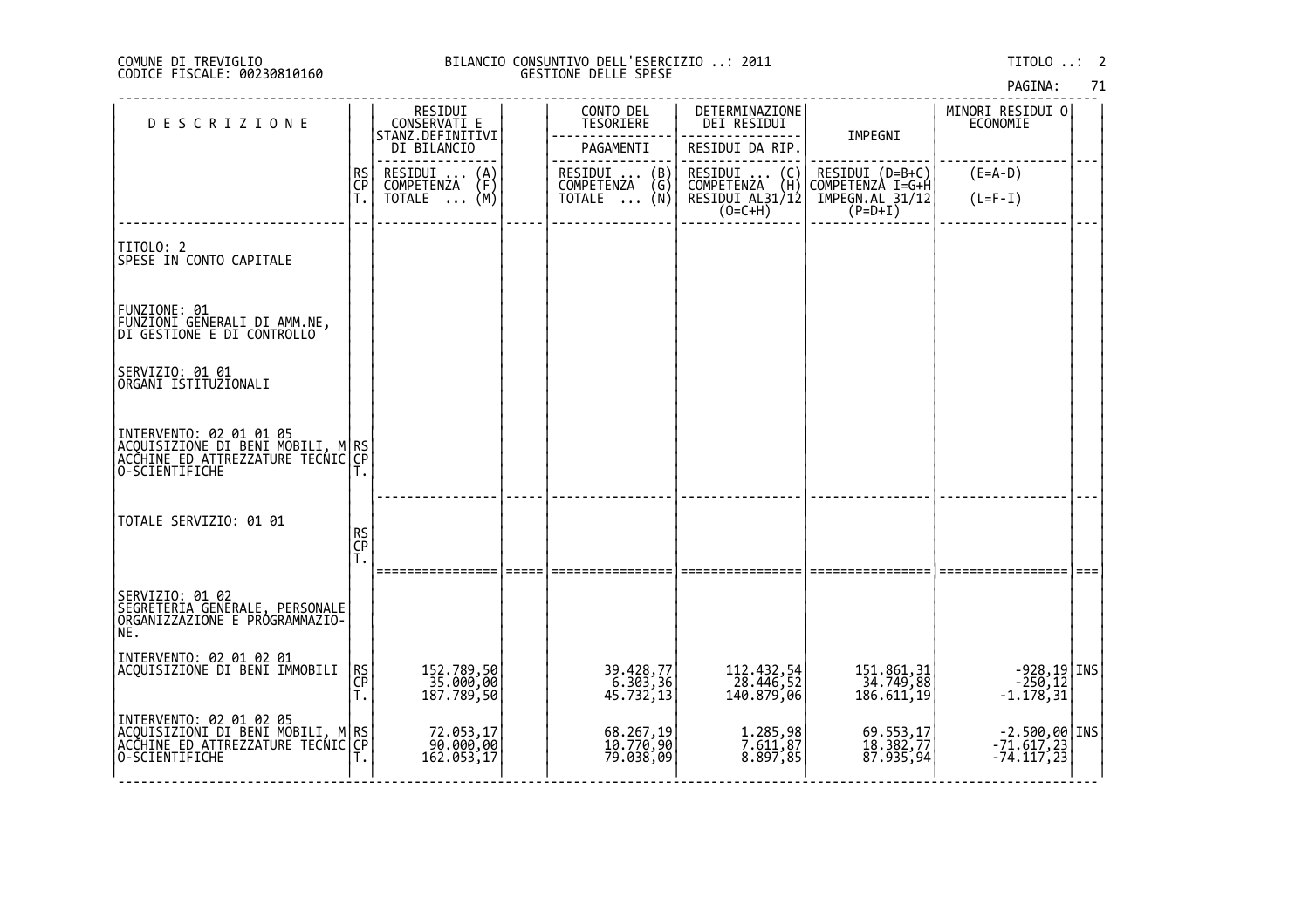COMUNE DI TREVIGLIO
CODICE FISCALE: 00230810160

BILANCIO CONSUNTIVO DELL'ESERCIZIO ..: 2011
GESTIONE DELLE SPESE

TITOLO ..: 2

| DESCRIZIONE | | RESIDUI CONSERVATI E STANZ.DEFINITIVI DI BILANCIO | | CONTO DEL TESORIERE | DETERMINAZIONE DEI RESIDUI | IMPEGNI | MINORI RESIDUI O ECONOMIE | |
|---|---|---|---|---|---|---|---|---|
| | | | | PAGAMENTI | RESIDUI DA RIP. | | | |
| | RS CP T. | RESIDUI ... (A) COMPETENZA (F) TOTALE ... (M) | | RESIDUI ... (B) COMPETENZA (G) TOTALE ... (N) | RESIDUI ... (C) COMPETENZA (H) RESIDUI AL31/12 (O=C+H) | RESIDUI (D=B+C) COMPETENZA I=G+H IMPEGN.AL 31/12 (P=D+I) | (E=A-D) (L=F-I) | |
| TITOLO: 2 SPESE IN CONTO CAPITALE | | | | | | | | |
| FUNZIONE: 01 FUNZIONI GENERALI DI AMM.NE, DI GESTIONE E DI CONTROLLO | | | | | | | | |
| SERVIZIO: 01 01 ORGANI ISTITUZIONALI | | | | | | | | |
| INTERVENTO: 02 01 01 05 ACQUISIZIONE DI BENI MOBILI, MACCHINE ED ATTREZZATURE TECNICO-SCIENTIFICHE | RS CP T. | | | | | | | |
| TOTALE SERVIZIO: 01 01 | RS CP T. | | | | | | | |
| SERVIZIO: 01 02 SEGRETERIA GENERALE, PERSONALE ORGANIZZAZIONE E PROGRAMMAZIONE. | | | | | | | | |
| INTERVENTO: 02 01 02 01 ACQUISIZIONE DI BENI IMMOBILI | RS CP T. | 152.789,50 35.000,00 187.789,50 | | 39.428,77 6.303,36 45.732,13 | 112.432,54 28.446,52 140.879,06 | 151.861,31 34.749,88 186.611,19 | -928,19 -250,12 -1.178,31 | INS |
| INTERVENTO: 02 01 02 05 ACQUISIZIONI DI BENI MOBILI, MACCHINE ED ATTREZZATURE TECNICO-SCIENTIFICHE | RS CP T. | 72.053,17 90.000,00 162.053,17 | | 68.267,19 10.770,90 79.038,09 | 1.285,98 7.611,87 8.897,85 | 69.553,17 18.382,77 87.935,94 | -2.500,00 -71.617,23 -74.117,23 | INS |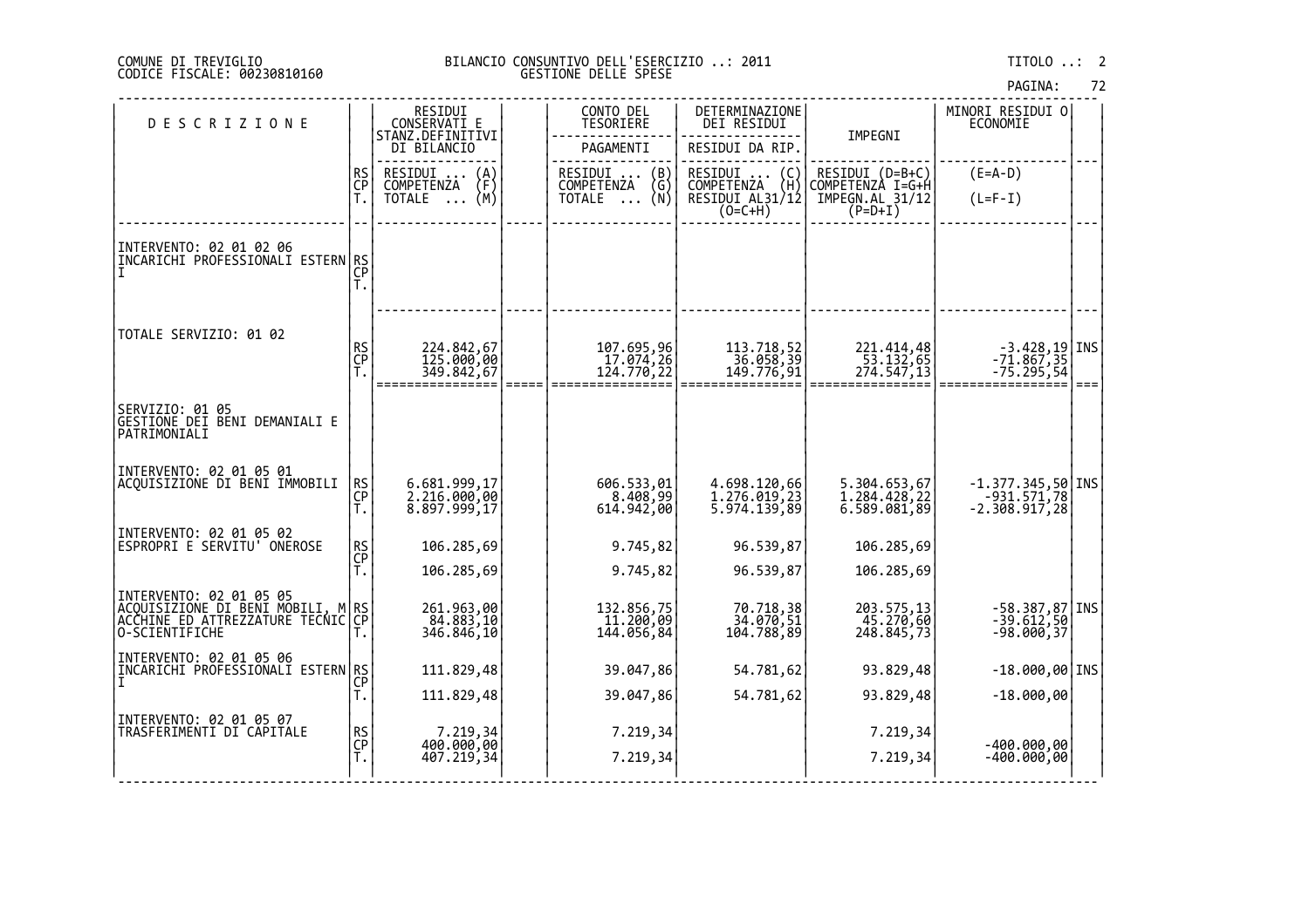COMUNE DI TREVIGLIO
CODICE FISCALE: 00230810160

BILANCIO CONSUNTIVO DELL'ESERCIZIO ..: 2011
GESTIONE DELLE SPESE

TITOLO ..: 2

| DESCRIZIONE | | RESIDUI CONSERVATI E STANZ.DEFINITIVI DI BILANCIO | | CONTO DEL TESORIERE | DETERMINAZIONE DEI RESIDUI | IMPEGNI | MINORI RESIDUI O ECONOMIE | |
|---|---|---|---|---|---|---|---|---|
| | | | | PAGAMENTI | RESIDUI DA RIP. | | | |
| | RS CP T. | RESIDUI ... (A) COMPETENZA (F) TOTALE ... (M) | | RESIDUI ... (B) COMPETENZA (G) TOTALE ... (N) | RESIDUI ... (C) COMPETENZA (H) RESIDUI AL31/12 (O=C+H) | RESIDUI (D=B+C) COMPETENZA I=G+H IMPEGN.AL 31/12 (P=D+I) | (E=A-D) (L=F-I) | |
| INTERVENTO: 02 01 02 06 INCARICHI PROFESSIONALI ESTERNI | RS CP T. | | | | | | | |
| TOTALE SERVIZIO: 01 02 | RS | 224.842,67 | | 107.695,96 | 113.718,52 | 221.414,48 | -3.428,19 | INS |
| | CP | 125.000,00 | | 17.074,26 | 36.058,39 | 53.132,65 | -71.867,35 | |
| | T. | 349.842,67 | | 124.770,22 | 149.776,91 | 274.547,13 | -75.295,54 | |
| SERVIZIO: 01 05 GESTIONE DEI BENI DEMANIALI E PATRIMONIALI | | | | | | | | |
| INTERVENTO: 02 01 05 01 ACQUISIZIONE DI BENI IMMOBILI | RS | 6.681.999,17 | | 606.533,01 | 4.698.120,66 | 5.304.653,67 | -1.377.345,50 | INS |
| | CP | 2.216.000,00 | | 8.408,99 | 1.276.019,23 | 1.284.428,22 | -931.571,78 | |
| | T. | 8.897.999,17 | | 614.942,00 | 5.974.139,89 | 6.589.081,89 | -2.308.917,28 | |
| INTERVENTO: 02 01 05 02 ESPROPRI E SERVITU' ONEROSE | RS | 106.285,69 | | 9.745,82 | 96.539,87 | 106.285,69 | | |
| | CP | | | | | | | |
| | T. | 106.285,69 | | 9.745,82 | 96.539,87 | 106.285,69 | | |
| INTERVENTO: 02 01 05 05 ACQUISIZIONE DI BENI MOBILI, MACCHINE ED ATTREZZATURE TECNICO-SCIENTIFICHE | RS | 261.963,00 | | 132.856,75 | 70.718,38 | 203.575,13 | -58.387,87 | INS |
| | CP | 84.883,10 | | 11.200,09 | 34.070,51 | 45.270,60 | -39.612,50 | |
| | T. | 346.846,10 | | 144.056,84 | 104.788,89 | 248.845,73 | -98.000,37 | |
| INTERVENTO: 02 01 05 06 INCARICHI PROFESSIONALI ESTERNI | RS | 111.829,48 | | 39.047,86 | 54.781,62 | 93.829,48 | -18.000,00 | INS |
| | CP | | | | | | | |
| | T. | 111.829,48 | | 39.047,86 | 54.781,62 | 93.829,48 | -18.000,00 | |
| INTERVENTO: 02 01 05 07 TRASFERIMENTI DI CAPITALE | RS | 7.219,34 | | 7.219,34 | | 7.219,34 | | |
| | CP | 400.000,00 | | | | | -400.000,00 | |
| | T. | 407.219,34 | | 7.219,34 | | 7.219,34 | -400.000,00 | |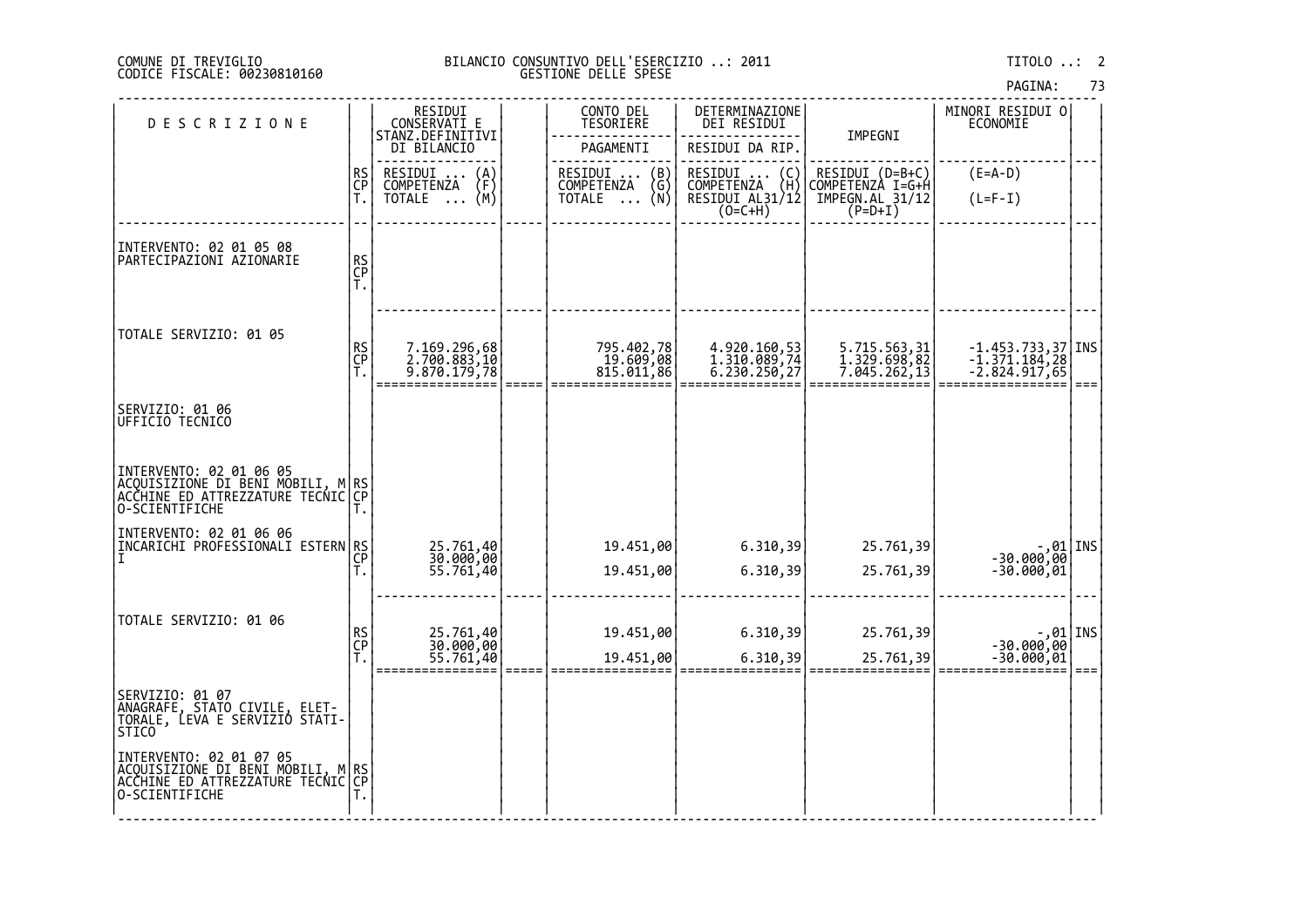COMUNE DI TREVIGLIO
CODICE FISCALE: 00230810160

BILANCIO CONSUNTIVO DELL'ESERCIZIO ..: 2011
GESTIONE DELLE SPESE

TITOLO ..: 2

| DESCRIZIONE | | RESIDUI CONSERVATI E STANZ.DEFINITIVI DI BILANCIO | | CONTO DEL TESORIERE - PAGAMENTI | DETERMINAZIONE DEI RESIDUI - RESIDUI DA RIP. | IMPEGNI | MINORI RESIDUI O ECONOMIE | |
|---|---|---|---|---|---|---|---|---|
| | RS / CP / T. | RESIDUI ... (A) / COMPETENZA (F) / TOTALE ... (M) | | RESIDUI ... (B) / COMPETENZA (G) / TOTALE ... (N) | RESIDUI ... (C) / COMPETENZA (H) / RESIDUI AL31/12 (O=C+H) | RESIDUI (D=B+C) / COMPETENZA I=G+H / IMPEGN.AL 31/12 (P=D+I) | (E=A-D) / (L=F-I) | |
| INTERVENTO: 02 01 05 08 PARTECIPAZIONI AZIONARIE | RS / CP / T. | | | | | | | |
| TOTALE SERVIZIO: 01 05 | RS | 7.169.296,68 | | 795.402,78 | 4.920.160,53 | 5.715.563,31 | -1.453.733,37 | INS |
| | CP | 2.700.883,10 | | 19.609,08 | 1.310.089,74 | 1.329.698,82 | -1.371.184,28 | |
| | T. | 9.870.179,78 | | 815.011,86 | 6.230.250,27 | 7.045.262,13 | -2.824.917,65 | |
| SERVIZIO: 01 06 UFFICIO TECNICO | | | | | | | | |
| INTERVENTO: 02 01 06 05 ACQUISIZIONE DI BENI MOBILI, MACCHINE ED ATTREZZATURE TECNICO-SCIENTIFICHE | RS / CP / T. | | | | | | | |
| INTERVENTO: 02 01 06 06 INCARICHI PROFESSIONALI ESTERNI | RS | 25.761,40 | | 19.451,00 | 6.310,39 | 25.761,39 | -,01 | INS |
| | CP | 30.000,00 | | | | | -30.000,00 | |
| | T. | 55.761,40 | | 19.451,00 | 6.310,39 | 25.761,39 | -30.000,01 | |
| TOTALE SERVIZIO: 01 06 | RS | 25.761,40 | | 19.451,00 | 6.310,39 | 25.761,39 | -,01 | INS |
| | CP | 30.000,00 | | | | | -30.000,00 | |
| | T. | 55.761,40 | | 19.451,00 | 6.310,39 | 25.761,39 | -30.000,01 | |
| SERVIZIO: 01 07 ANAGRAFE, STATO CIVILE, ELETTORALE, LEVA E SERVIZIO STATISTICO | | | | | | | | |
| INTERVENTO: 02 01 07 05 ACQUISIZIONE DI BENI MOBILI, MACCHINE ED ATTREZZATURE TECNICO-SCIENTIFICHE | RS / CP / T. | | | | | | | |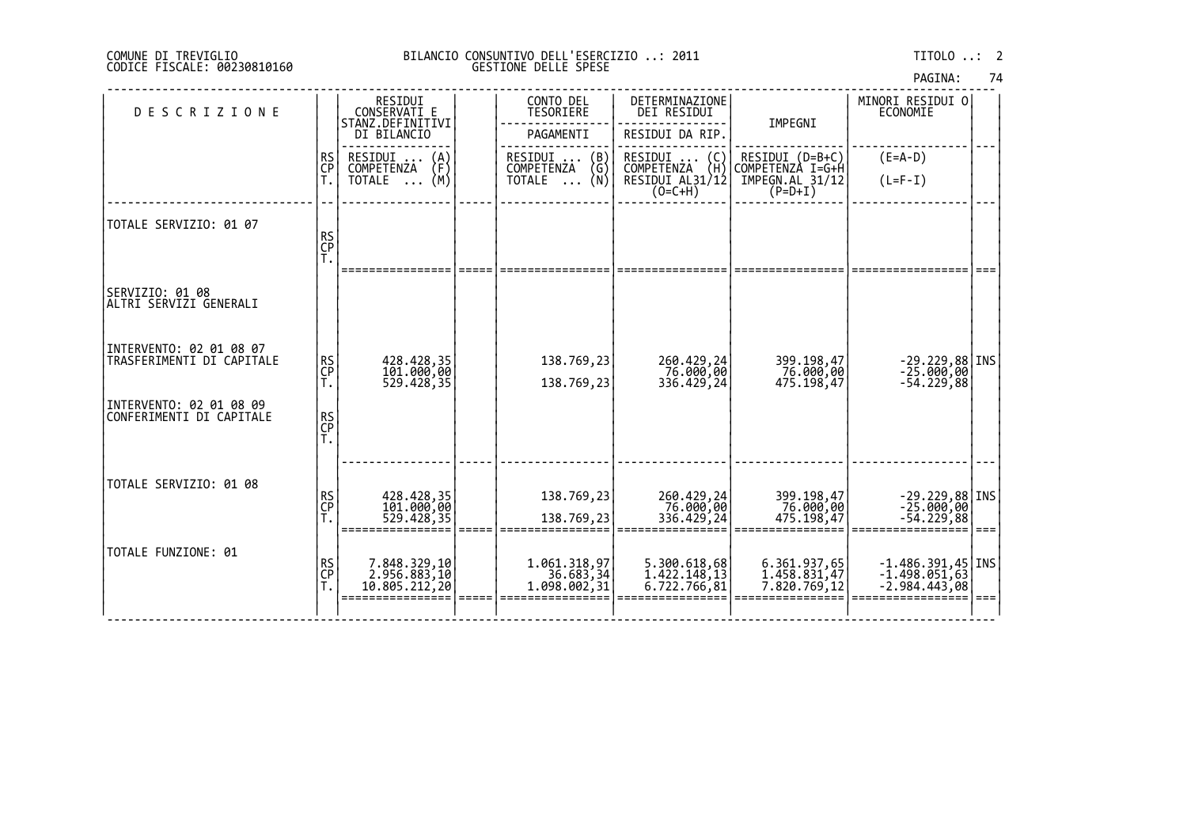COMUNE DI TREVIGLIO
CODICE FISCALE: 00230810160

BILANCIO CONSUNTIVO DELL'ESERCIZIO ..: 2011
GESTIONE DELLE SPESE

TITOLO ..: 2

| D E S C R I Z I O N E | | RESIDUI CONSERVATI E STANZ.DEFINITIVI DI BILANCIO | | CONTO DEL TESORIERE PAGAMENTI | DETERMINAZIONE DEI RESIDUI RESIDUI DA RIP. | IMPEGNI | MINORI RESIDUI O ECONOMIE | |
|---|---|---|---|---|---|---|---|---|
| | RS CP T. | RESIDUI ... (A) COMPETENZA (F) TOTALE ... (M) | | RESIDUI ... (B) COMPETENZA (G) TOTALE ... (N) | RESIDUI ... (C) COMPETENZA (H) RESIDUI AL31/12 (O=C+H) | RESIDUI (D=B+C) COMPETENZA I=G+H IMPEGN.AL 31/12 (P=D+I) | (E=A-D) (L=F-I) | |
| TOTALE SERVIZIO: 01 07 | RS CP T. | | | | | | | |
| SERVIZIO: 01 08 ALTRI SERVIZI GENERALI | | | | | | | | |
| INTERVENTO: 02 01 08 07 TRASFERIMENTI DI CAPITALE | RS CP T. | 428.428,35 101.000,00 529.428,35 | | 138.769,23 138.769,23 | 260.429,24 76.000,00 336.429,24 | 399.198,47 76.000,00 475.198,47 | -29.229,88 -25.000,00 -54.229,88 | INS |
| INTERVENTO: 02 01 08 09 CONFERIMENTI DI CAPITALE | RS CP T. | | | | | | | |
| TOTALE SERVIZIO: 01 08 | RS CP T. | 428.428,35 101.000,00 529.428,35 | | 138.769,23 138.769,23 | 260.429,24 76.000,00 336.429,24 | 399.198,47 76.000,00 475.198,47 | -29.229,88 -25.000,00 -54.229,88 | INS |
| TOTALE FUNZIONE: 01 | RS CP T. | 7.848.329,10 2.956.883,10 10.805.212,20 | | 1.061.318,97 36.683,34 1.098.002,31 | 5.300.618,68 1.422.148,13 6.722.766,81 | 6.361.937,65 1.458.831,47 7.820.769,12 | -1.486.391,45 -1.498.051,63 -2.984.443,08 | INS |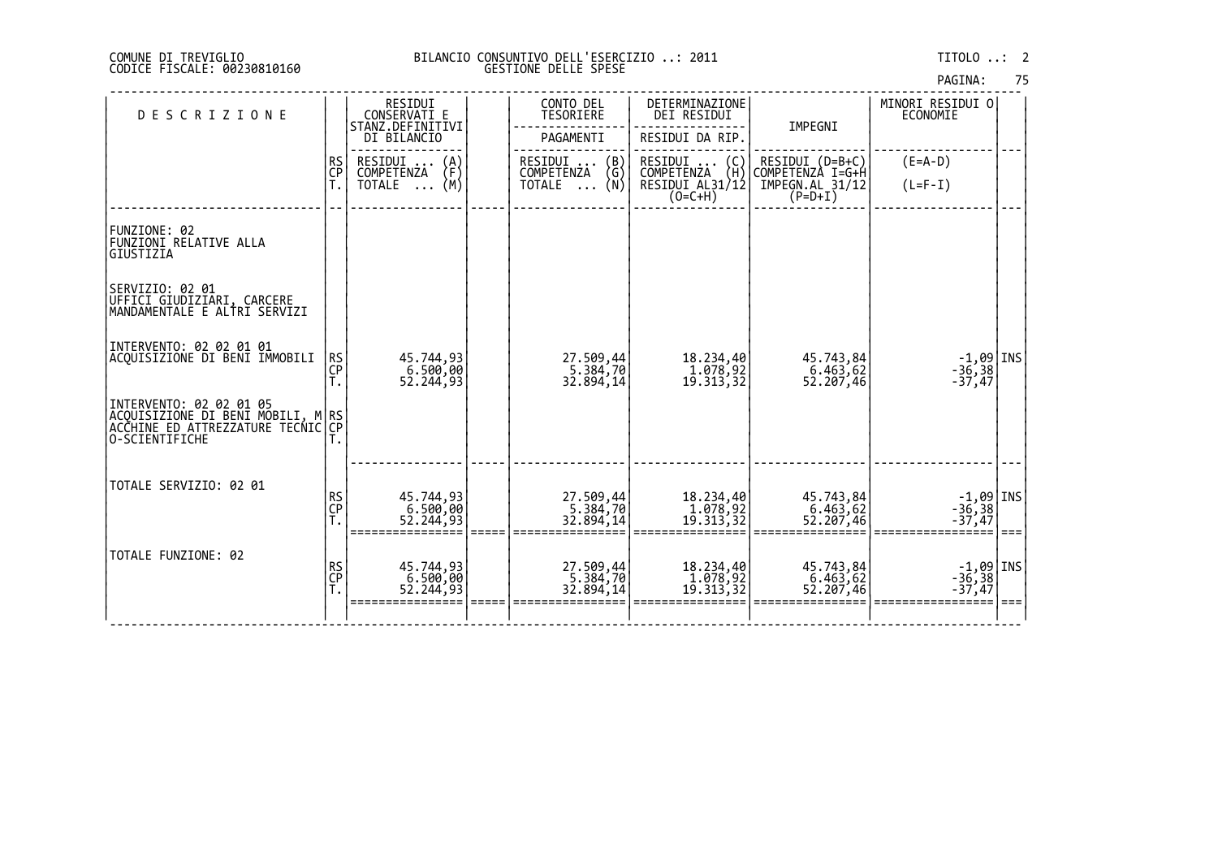COMUNE DI TREVIGLIO
CODICE FISCALE: 00230810160

BILANCIO CONSUNTIVO DELL'ESERCIZIO ..: 2011
GESTIONE DELLE SPESE

TITOLO ..: 2

| DESCRIZIONE | | RESIDUI CONSERVATI E STANZ.DEFINITIVI DI BILANCIO | | CONTO DEL TESORIERE | DETERMINAZIONE DEI RESIDUI | IMPEGNI | MINORI RESIDUI O ECONOMIE | |
|---|---|---|---|---|---|---|---|---|
| | | | | PAGAMENTI | RESIDUI DA RIP. | | | |
| | RS<br>CP<br>T. | RESIDUI ... (A)<br>COMPETENZA (F)<br>TOTALE ... (M) | | RESIDUI ... (B)<br>COMPETENZA (G)<br>TOTALE ... (N) | RESIDUI ... (C)<br>COMPETENZA (H)<br>RESIDUI AL31/12 (O=C+H) | RESIDUI (D=B+C)<br>COMPETENZA I=G+H<br>IMPEGN.AL 31/12 (P=D+I) | (E=A-D)<br>(L=F-I) | |
| FUNZIONE: 02<br>FUNZIONI RELATIVE ALLA GIUSTIZIA | | | | | | | | |
| SERVIZIO: 02 01<br>UFFICI GIUDIZIARI, CARCERE MANDAMENTALE E ALTRI SERVIZI | | | | | | | | |
| INTERVENTO: 02 02 01 01<br>ACQUISIZIONE DI BENI IMMOBILI | RS<br>CP<br>T. | 45.744,93<br>6.500,00<br>52.244,93 | | 27.509,44<br>5.384,70<br>32.894,14 | 18.234,40<br>1.078,92<br>19.313,32 | 45.743,84<br>6.463,62<br>52.207,46 | -1,09<br>-36,38<br>-37,47 | INS |
| INTERVENTO: 02 02 01 05<br>ACQUISIZIONE DI BENI MOBILI, MACCHINE ED ATTREZZATURE TECNICO-SCIENTIFICHE | RS<br>CP<br>T. | | | | | | | |
| TOTALE SERVIZIO: 02 01 | RS<br>CP<br>T. | 45.744,93<br>6.500,00<br>52.244,93 | | 27.509,44<br>5.384,70<br>32.894,14 | 18.234,40<br>1.078,92<br>19.313,32 | 45.743,84<br>6.463,62<br>52.207,46 | -1,09<br>-36,38<br>-37,47 | INS |
| TOTALE FUNZIONE: 02 | RS<br>CP<br>T. | 45.744,93<br>6.500,00<br>52.244,93 | | 27.509,44<br>5.384,70<br>32.894,14 | 18.234,40<br>1.078,92<br>19.313,32 | 45.743,84<br>6.463,62<br>52.207,46 | -1,09<br>-36,38<br>-37,47 | INS |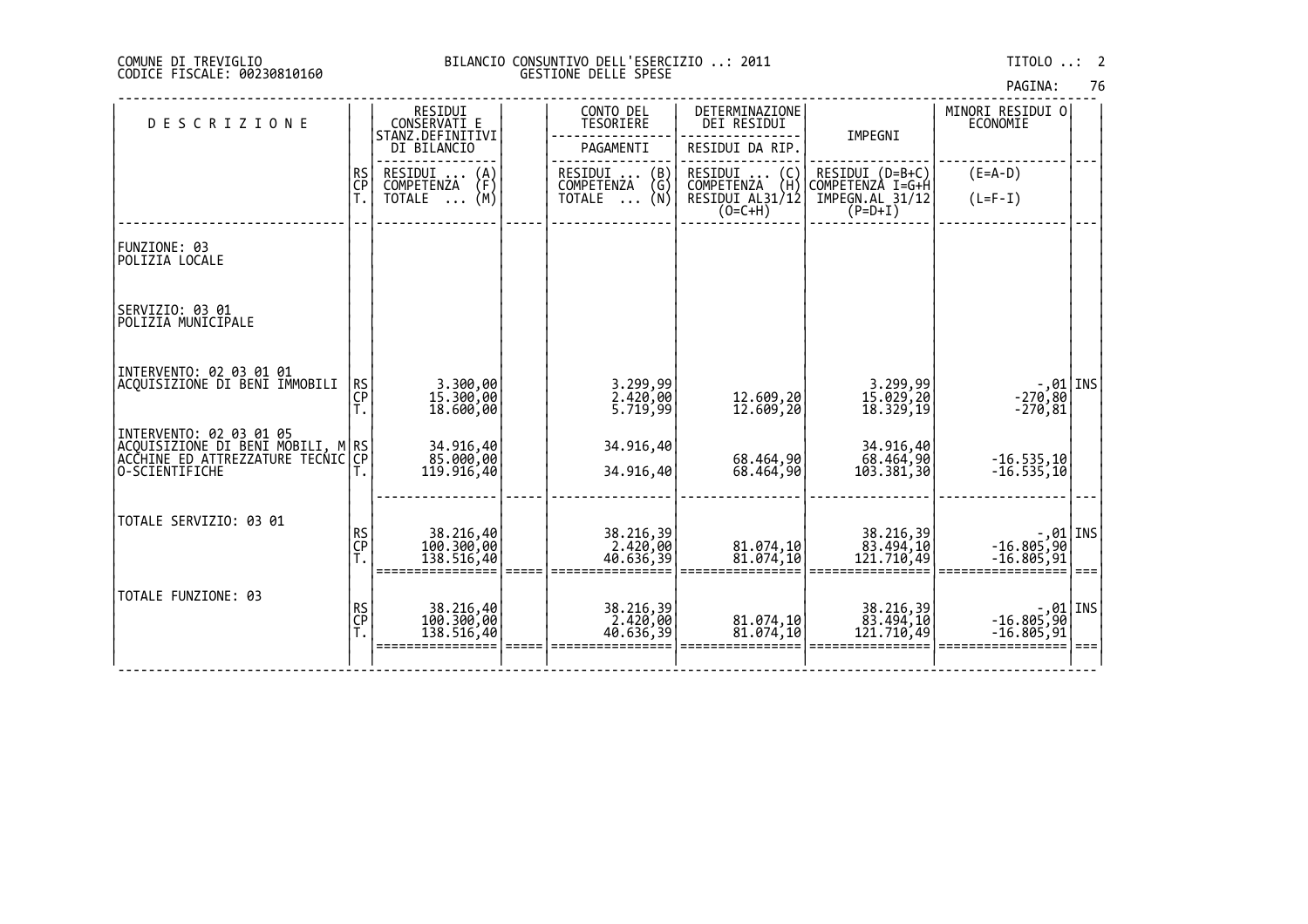COMUNE DI TREVIGLIO
CODICE FISCALE: 00230810160

BILANCIO CONSUNTIVO DELL'ESERCIZIO ..: 2011
GESTIONE DELLE SPESE

TITOLO ..: 2

| DESCRIZIONE | | RESIDUI CONSERVATI E STANZ.DEFINITIVI DI BILANCIO | | CONTO DEL TESORIERE PAGAMENTI | DETERMINAZIONE DEI RESIDUI / RESIDUI DA RIP. | IMPEGNI | MINORI RESIDUI O ECONOMIE | |
|---|---|---|---|---|---|---|---|---|
| | RS / CP / T. | RESIDUI ... (A) / COMPETENZA (F) / TOTALE ... (M) | | RESIDUI ... (B) / COMPETENZA (G) / TOTALE ... (N) | RESIDUI ... (C) / COMPETENZA (H) / RESIDUI AL31/12 (O=C+H) | RESIDUI (D=B+C) / COMPETENZA I=G+H / IMPEGN.AL 31/12 (P=D+I) | (E=A-D) / (L=F-I) | |
| FUNZIONE: 03 POLIZIA LOCALE | | | | | | | | |
| SERVIZIO: 03 01 POLIZIA MUNICIPALE | | | | | | | | |
| INTERVENTO: 02 03 01 01 ACQUISIZIONE DI BENI IMMOBILI | RS | 3.300,00 | | 3.299,99 | | 3.299,99 | -,01 | INS |
| | CP | 15.300,00 | | 2.420,00 | 12.609,20 | 15.029,20 | -270,80 | |
| | T. | 18.600,00 | | 5.719,99 | 12.609,20 | 18.329,19 | -270,81 | |
| INTERVENTO: 02 03 01 05 ACQUISIZIONE DI BENI MOBILI, MACCHINE ED ATTREZZATURE TECNICO-SCIENTIFICHE | RS | 34.916,40 | | 34.916,40 | | 34.916,40 | | |
| | CP | 85.000,00 | | | 68.464,90 | 68.464,90 | -16.535,10 | |
| | T. | 119.916,40 | | 34.916,40 | 68.464,90 | 103.381,30 | -16.535,10 | |
| TOTALE SERVIZIO: 03 01 | RS | 38.216,40 | | 38.216,39 | | 38.216,39 | -,01 | INS |
| | CP | 100.300,00 | | 2.420,00 | 81.074,10 | 83.494,10 | -16.805,90 | |
| | T. | 138.516,40 | | 40.636,39 | 81.074,10 | 121.710,49 | -16.805,91 | |
| TOTALE FUNZIONE: 03 | RS | 38.216,40 | | 38.216,39 | | 38.216,39 | -,01 | INS |
| | CP | 100.300,00 | | 2.420,00 | 81.074,10 | 83.494,10 | -16.805,90 | |
| | T. | 138.516,40 | | 40.636,39 | 81.074,10 | 121.710,49 | -16.805,91 | |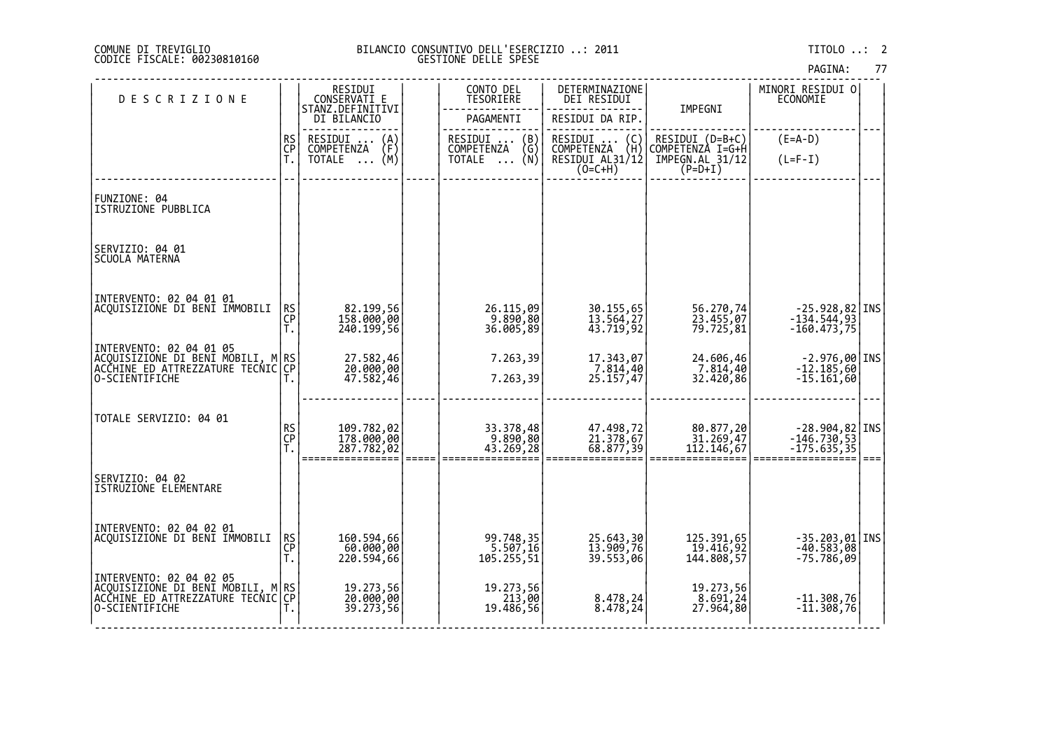COMUNE DI TREVIGLIO
CODICE FISCALE: 00230810160

BILANCIO CONSUNTIVO DELL'ESERCIZIO ..: 2011
GESTIONE DELLE SPESE

TITOLO ..: 2

| DESCRIZIONE | | RESIDUI CONSERVATI E STANZ.DEFINITIVI DI BILANCIO | CONTO DEL TESORIERE - PAGAMENTI | DETERMINAZIONE DEI RESIDUI - RESIDUI DA RIP. | IMPEGNI | MINORI RESIDUI O ECONOMIE | |
|---|---|---|---|---|---|---|---|
| | RS CP T. | RESIDUI ... (A) COMPETENZA (F) TOTALE ... (M) | RESIDUI ... (B) COMPETENZA (G) TOTALE ... (N) | RESIDUI ... (C) COMPETENZA (H) RESIDUI AL31/12 (O=C+H) | RESIDUI (D=B+C) COMPETENZA I=G+H IMPEGN.AL 31/12 (P=D+I) | (E=A-D) (L=F-I) | |
| FUNZIONE: 04 ISTRUZIONE PUBBLICA | | | | | | | |
| SERVIZIO: 04 01 SCUOLA MATERNA | | | | | | | |
| INTERVENTO: 02 04 01 01 ACQUISIZIONE DI BENI IMMOBILI | RS | 82.199,56 | 26.115,09 | 30.155,65 | 56.270,74 | -25.928,82 | INS |
| | CP | 158.000,00 | 9.890,80 | 13.564,27 | 23.455,07 | -134.544,93 | |
| | T. | 240.199,56 | 36.005,89 | 43.719,92 | 79.725,81 | -160.473,75 | |
| INTERVENTO: 02 04 01 05 ACQUISIZIONE DI BENI MOBILI, MACCHINE ED ATTREZZATURE TECNICO-SCIENTIFICHE | RS | 27.582,46 | 7.263,39 | 17.343,07 | 24.606,46 | -2.976,00 | INS |
| | CP | 20.000,00 | | 7.814,40 | 7.814,40 | -12.185,60 | |
| | T. | 47.582,46 | 7.263,39 | 25.157,47 | 32.420,86 | -15.161,60 | |
| TOTALE SERVIZIO: 04 01 | RS | 109.782,02 | 33.378,48 | 47.498,72 | 80.877,20 | -28.904,82 | INS |
| | CP | 178.000,00 | 9.890,80 | 21.378,67 | 31.269,47 | -146.730,53 | |
| | T. | 287.782,02 | 43.269,28 | 68.877,39 | 112.146,67 | -175.635,35 | |
| SERVIZIO: 04 02 ISTRUZIONE ELEMENTARE | | | | | | | |
| INTERVENTO: 02 04 02 01 ACQUISIZIONE DI BENI IMMOBILI | RS | 160.594,66 | 99.748,35 | 25.643,30 | 125.391,65 | -35.203,01 | INS |
| | CP | 60.000,00 | 5.507,16 | 13.909,76 | 19.416,92 | -40.583,08 | |
| | T. | 220.594,66 | 105.255,51 | 39.553,06 | 144.808,57 | -75.786,09 | |
| INTERVENTO: 02 04 02 05 ACQUISIZIONE DI BENI MOBILI, MACCHINE ED ATTREZZATURE TECNICO-SCIENTIFICHE | RS | 19.273,56 | 19.273,56 | | 19.273,56 | | |
| | CP | 20.000,00 | 213,00 | 8.478,24 | 8.691,24 | -11.308,76 | |
| | T. | 39.273,56 | 19.486,56 | 8.478,24 | 27.964,80 | -11.308,76 | |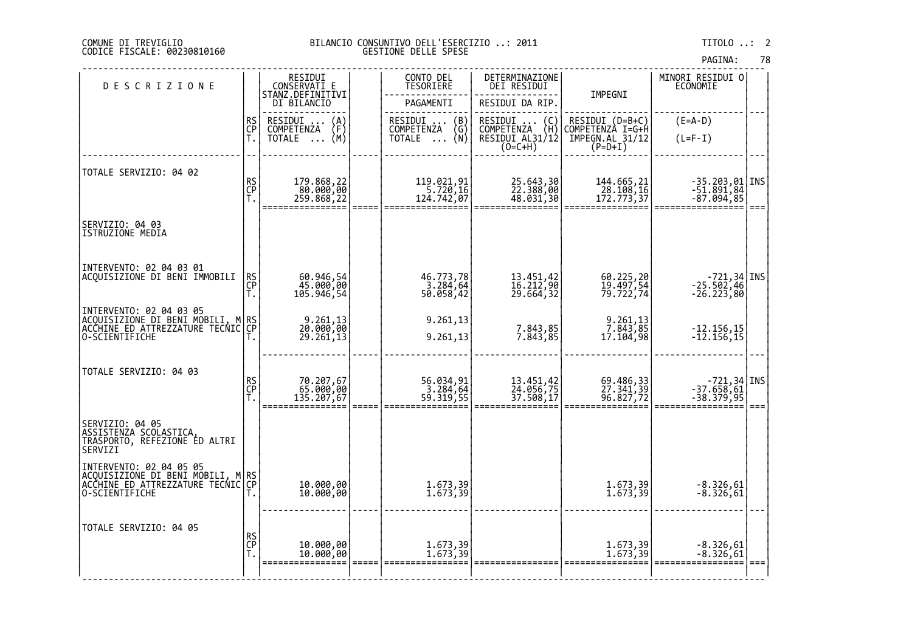COMUNE DI TREVIGLIO
CODICE FISCALE: 00230810160

BILANCIO CONSUNTIVO DELL'ESERCIZIO ..: 2011
GESTIONE DELLE SPESE

TITOLO ..: 2

| D E S C R I Z I O N E | | RESIDUI CONSERVATI E STANZ.DEFINITIVI DI BILANCIO | | CONTO DEL TESORIERE / PAGAMENTI | DETERMINAZIONE DEI RESIDUI / RESIDUI DA RIP. | IMPEGNI | MINORI RESIDUI O ECONOMIE | |
|---|---|---|---|---|---|---|---|---|
| | RS<br>CP<br>T. | RESIDUI ... (A)<br>COMPETENZA (F)<br>TOTALE ... (M) | | RESIDUI ... (B)<br>COMPETENZA (G)<br>TOTALE ... (N) | RESIDUI ... (C)<br>COMPETENZA (H)<br>RESIDUI AL31/12 (O=C+H) | RESIDUI (D=B+C)<br>COMPETENZA I=G+H<br>IMPEGN.AL 31/12 (P=D+I) | (E=A-D)<br>(L=F-I) | |
| TOTALE SERVIZIO: 04 02 | RS<br>CP<br>T. | 179.868,22<br>80.000,00<br>259.868,22 | | 119.021,91<br>5.720,16<br>124.742,07 | 25.643,30<br>22.388,00<br>48.031,30 | 144.665,21<br>28.108,16<br>172.773,37 | -35.203,01<br>-51.891,84<br>-87.094,85 | INS |
| SERVIZIO: 04 03<br>ISTRUZIONE MEDIA | | | | | | | | |
| INTERVENTO: 02 04 03 01<br>ACQUISIZIONE DI BENI IMMOBILI | RS<br>CP<br>T. | 60.946,54<br>45.000,00<br>105.946,54 | | 46.773,78<br>3.284,64<br>50.058,42 | 13.451,42<br>16.212,90<br>29.664,32 | 60.225,20<br>19.497,54<br>79.722,74 | -721,34<br>-25.502,46<br>-26.223,80 | INS |
| INTERVENTO: 02 04 03 05<br>ACQUISIZIONE DI BENI MOBILI, MACCHINE ED ATTREZZATURE TECNICO-SCIENTIFICHE | RS<br>CP<br>T. | 9.261,13<br>20.000,00<br>29.261,13 | | 9.261,13<br><br>9.261,13 | <br>7.843,85<br>7.843,85 | 9.261,13<br>7.843,85<br>17.104,98 | <br>-12.156,15<br>-12.156,15 | |
| TOTALE SERVIZIO: 04 03 | RS<br>CP<br>T. | 70.207,67<br>65.000,00<br>135.207,67 | | 56.034,91<br>3.284,64<br>59.319,55 | 13.451,42<br>24.056,75<br>37.508,17 | 69.486,33<br>27.341,39<br>96.827,72 | -721,34<br>-37.658,61<br>-38.379,95 | INS |
| SERVIZIO: 04 05<br>ASSISTENZA SCOLASTICA, TRASPORTO, REFEZIONE ED ALTRI SERVIZI | | | | | | | | |
| INTERVENTO: 02 04 05 05<br>ACQUISIZIONE DI BENI MOBILI, MACCHINE ED ATTREZZATURE TECNICO-SCIENTIFICHE | RS<br>CP<br>T. | <br>10.000,00<br>10.000,00 | | <br>1.673,39<br>1.673,39 | | <br>1.673,39<br>1.673,39 | <br>-8.326,61<br>-8.326,61 | |
| TOTALE SERVIZIO: 04 05 | RS<br>CP<br>T. | <br>10.000,00<br>10.000,00 | | <br>1.673,39<br>1.673,39 | | <br>1.673,39<br>1.673,39 | <br>-8.326,61<br>-8.326,61 | |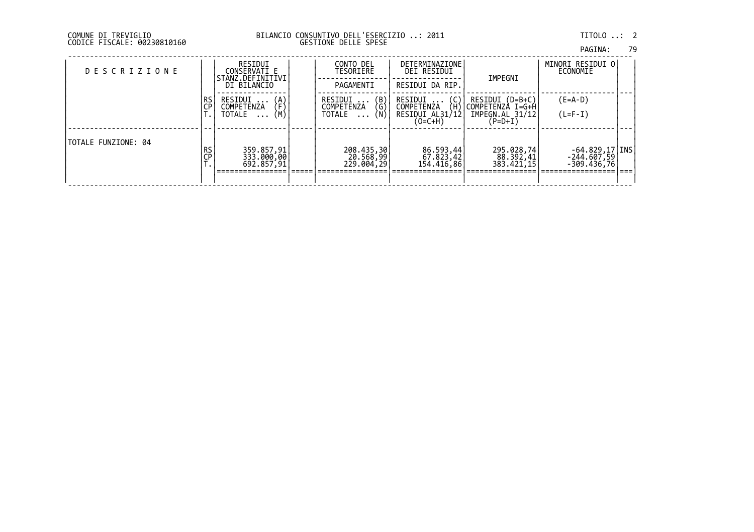COMUNE DI TREVIGLIO
CODICE FISCALE: 00230810160

BILANCIO CONSUNTIVO DELL'ESERCIZIO ..: 2011
GESTIONE DELLE SPESE

TITOLO ..: 2

| D E S C R I Z I O N E | | RESIDUI CONSERVATI E STANZ.DEFINITIVI DI BILANCIO | | CONTO DEL TESORIERE<br>PAGAMENTI | DETERMINAZIONE DEI RESIDUI<br>RESIDUI DA RIP. | IMPEGNI | MINORI RESIDUI O ECONOMIE | |
|---|---|---|---|---|---|---|---|---|
| | RS<br>CP<br>T. | RESIDUI ... (A)<br>COMPETENZA (F)<br>TOTALE ... (M) | | RESIDUI ... (B)<br>COMPETENZA (G)<br>TOTALE ... (N) | RESIDUI ... (C)<br>COMPETENZA (H)<br>RESIDUI AL31/12 (O=C+H) | RESIDUI (D=B+C)<br>COMPETENZA I=G+H<br>IMPEGN.AL 31/12 (P=D+I) | (E=A-D)<br>(L=F-I) | |
| TOTALE FUNZIONE: 04 | RS<br>CP<br>T. | 359.857,91<br>333.000,00<br>692.857,91 | | 208.435,30<br>20.568,99<br>229.004,29 | 86.593,44<br>67.823,42<br>154.416,86 | 295.028,74<br>88.392,41<br>383.421,15 | -64.829,17<br>-244.607,59<br>-309.436,76 | INS |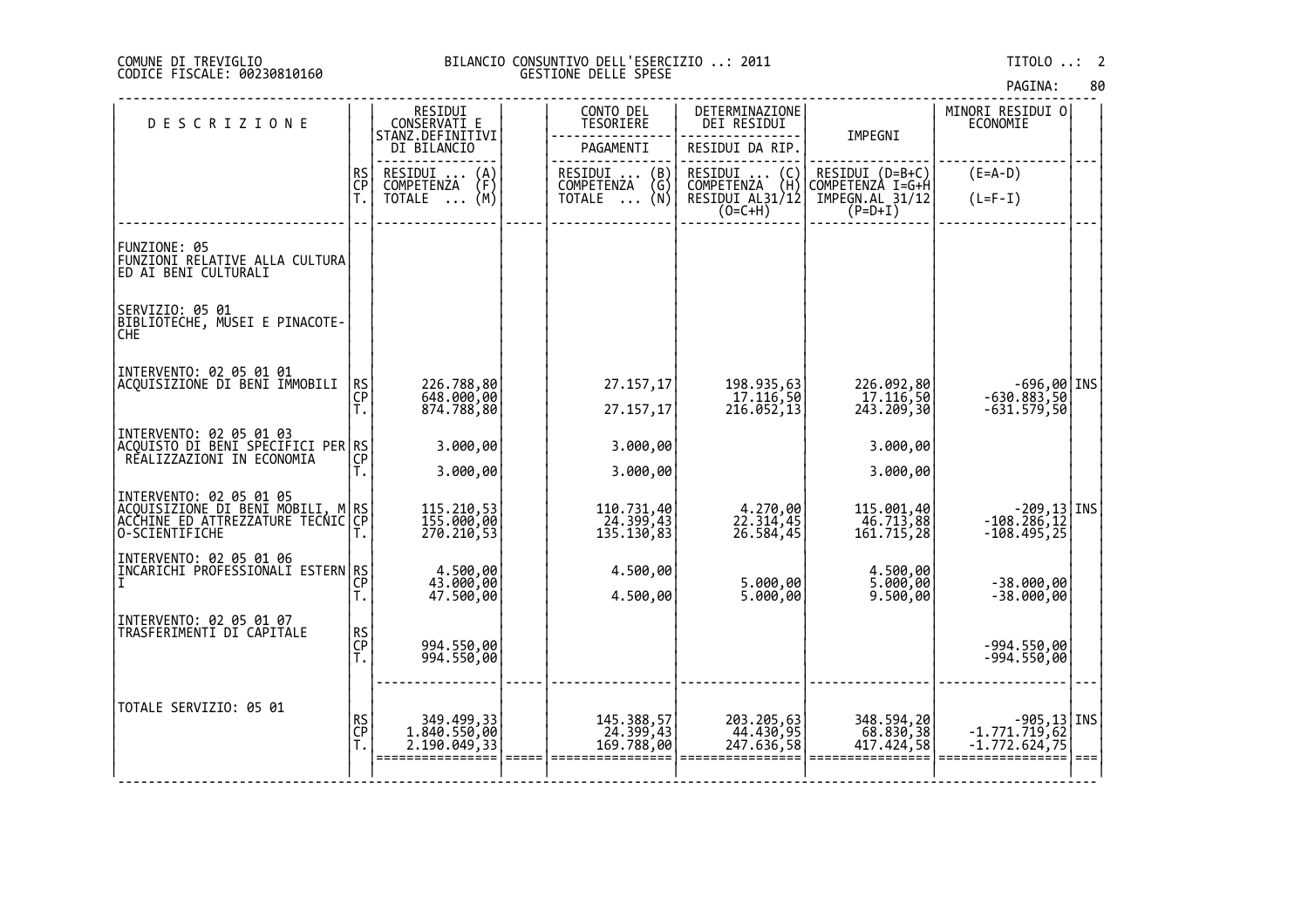COMUNE DI TREVIGLIO
CODICE FISCALE: 00230810160

BILANCIO CONSUNTIVO DELL'ESERCIZIO ..: 2011
GESTIONE DELLE SPESE

TITOLO ..: 2

| DESCRIZIONE | | RESIDUI CONSERVATI E STANZ.DEFINITIVI DI BILANCIO | | CONTO DEL TESORIERE PAGAMENTI | DETERMINAZIONE DEI RESIDUI / RESIDUI DA RIP. | IMPEGNI | MINORI RESIDUI O ECONOMIE | |
|---|---|---|---|---|---|---|---|---|
| | RS CP T. | RESIDUI ... (A) COMPETENZA (F) TOTALE ... (M) | | RESIDUI ... (B) COMPETENZA (G) TOTALE ... (N) | RESIDUI ... (C) COMPETENZA (H) RESIDUI AL31/12 (O=C+H) | RESIDUI (D=B+C) COMPETENZA I=G+H IMPEGN.AL 31/12 (P=D+I) | (E=A-D) (L=F-I) | |
| FUNZIONE: 05 FUNZIONI RELATIVE ALLA CULTURA ED AI BENI CULTURALI | | | | | | | | |
| SERVIZIO: 05 01 BIBLIOTECHE, MUSEI E PINACOTECHE | | | | | | | | |
| INTERVENTO: 02 05 01 01 ACQUISIZIONE DI BENI IMMOBILI | RS | 226.788,80 | | 27.157,17 | 198.935,63 | 226.092,80 | -696,00 | INS |
| | CP | 648.000,00 | | | 17.116,50 | 17.116,50 | -630.883,50 | |
| | T. | 874.788,80 | | 27.157,17 | 216.052,13 | 243.209,30 | -631.579,50 | |
| INTERVENTO: 02 05 01 03 ACQUISTO DI BENI SPECIFICI PER REALIZZAZIONI IN ECONOMIA | RS | 3.000,00 | | 3.000,00 | | 3.000,00 | | |
| | CP | | | | | | | |
| | T. | 3.000,00 | | 3.000,00 | | 3.000,00 | | |
| INTERVENTO: 02 05 01 05 ACQUISIZIONE DI BENI MOBILI, MACCHINE ED ATTREZZATURE TECNICO-SCIENTIFICHE | RS | 115.210,53 | | 110.731,40 | 4.270,00 | 115.001,40 | -209,13 | INS |
| | CP | 155.000,00 | | 24.399,43 | 22.314,45 | 46.713,88 | -108.286,12 | |
| | T. | 270.210,53 | | 135.130,83 | 26.584,45 | 161.715,28 | -108.495,25 | |
| INTERVENTO: 02 05 01 06 INCARICHI PROFESSIONALI ESTERNI | RS | 4.500,00 | | 4.500,00 | | 4.500,00 | | |
| | CP | 43.000,00 | | | 5.000,00 | 5.000,00 | -38.000,00 | |
| | T. | 47.500,00 | | 4.500,00 | 5.000,00 | 9.500,00 | -38.000,00 | |
| INTERVENTO: 02 05 01 07 TRASFERIMENTI DI CAPITALE | RS | | | | | | | |
| | CP | 994.550,00 | | | | | -994.550,00 | |
| | T. | 994.550,00 | | | | | -994.550,00 | |
| TOTALE SERVIZIO: 05 01 | RS | 349.499,33 | | 145.388,57 | 203.205,63 | 348.594,20 | -905,13 | INS |
| | CP | 1.840.550,00 | | 24.399,43 | 44.430,95 | 68.830,38 | -1.771.719,62 | |
| | T. | 2.190.049,33 | | 169.788,00 | 247.636,58 | 417.424,58 | -1.772.624,75 | |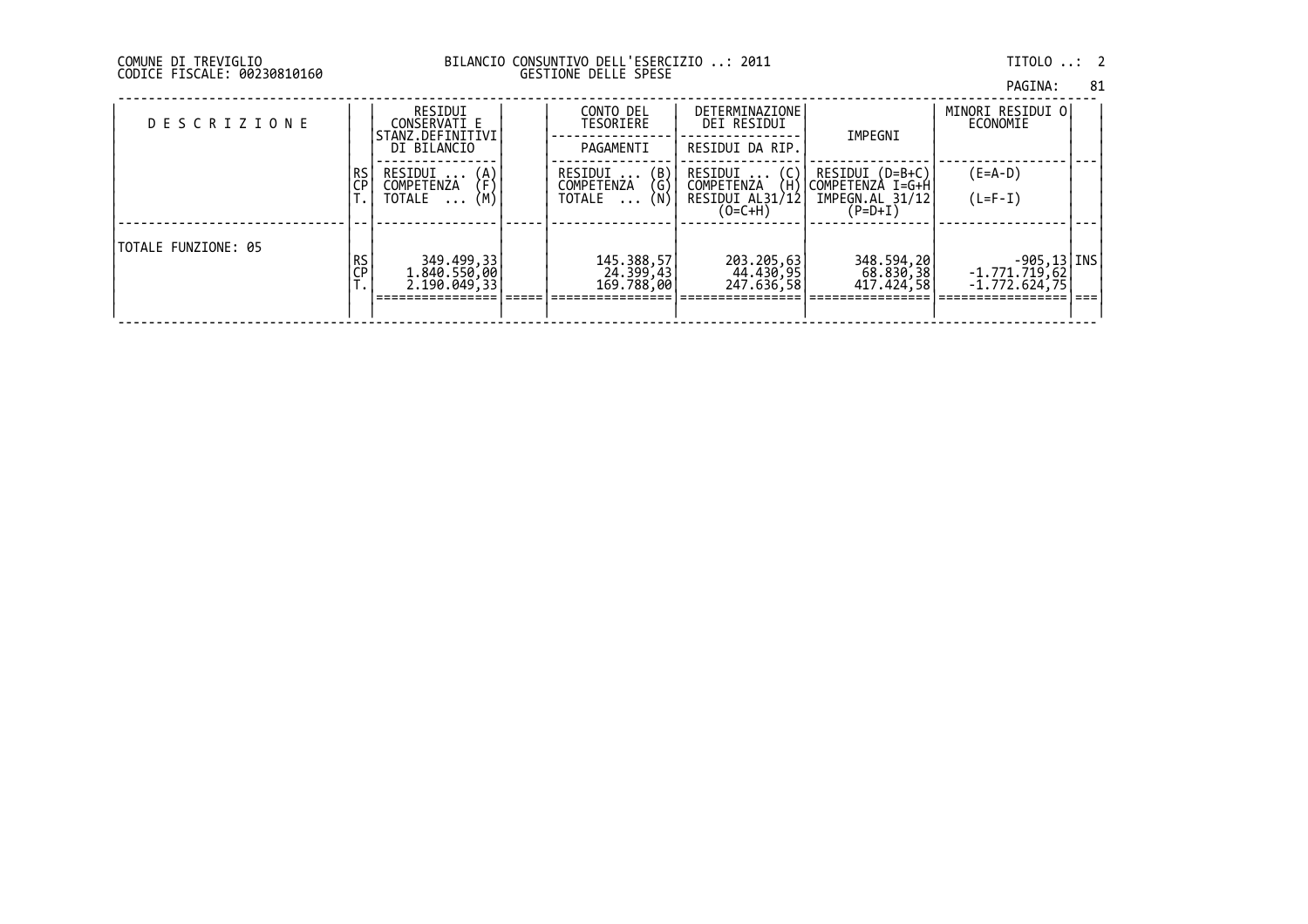COMUNE DI TREVIGLIO
CODICE FISCALE: 00230810160

BILANCIO CONSUNTIVO DELL'ESERCIZIO ..: 2011
GESTIONE DELLE SPESE

TITOLO ..: 2

| D E S C R I Z I O N E | | RESIDUI CONSERVATI E STANZ.DEFINITIVI DI BILANCIO | | CONTO DEL TESORIERE / PAGAMENTI | DETERMINAZIONE DEI RESIDUI / RESIDUI DA RIP. | IMPEGNI | MINORI RESIDUI O ECONOMIE | |
|---|---|---|---|---|---|---|---|---|
| | RS<br>CP<br>T. | RESIDUI ... (A)<br>COMPETENZA (F)<br>TOTALE ... (M) | | RESIDUI ... (B)<br>COMPETENZA (G)<br>TOTALE ... (N) | RESIDUI ... (C)<br>COMPETENZA (H)<br>RESIDUI AL31/12 (O=C+H) | RESIDUI (D=B+C)<br>COMPETENZA I=G+H<br>IMPEGN.AL 31/12 (P=D+I) | (E=A-D)<br>(L=F-I) | |
| TOTALE FUNZIONE: 05 | RS<br>CP<br>T. | 349.499,33<br>1.840.550,00<br>2.190.049,33 | | 145.388,57<br>24.399,43<br>169.788,00 | 203.205,63<br>44.430,95<br>247.636,58 | 348.594,20<br>68.830,38<br>417.424,58 | -905,13<br>-1.771.719,62<br>-1.772.624,75 | INS |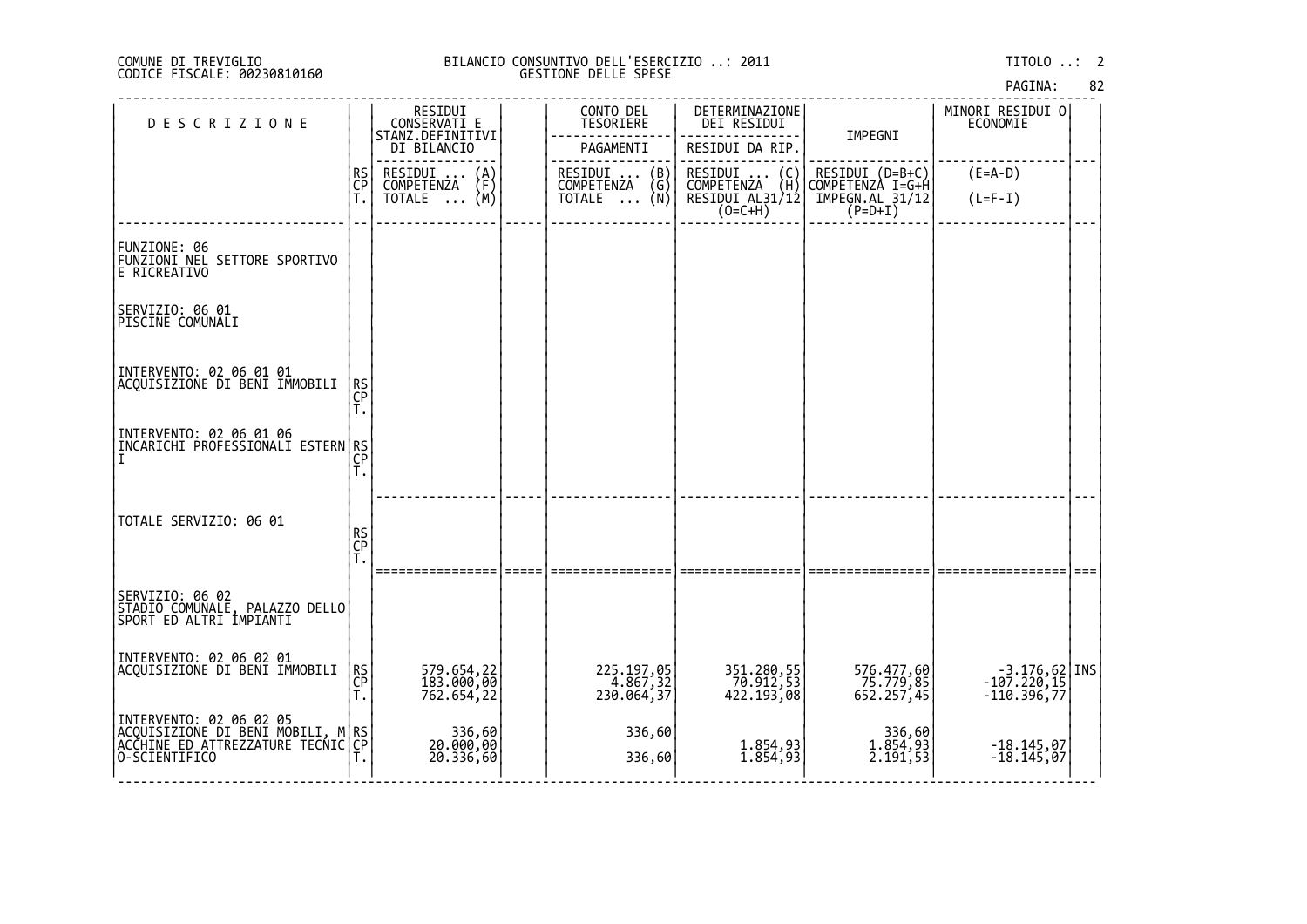COMUNE DI TREVIGLIO
CODICE FISCALE: 00230810160

BILANCIO CONSUNTIVO DELL'ESERCIZIO ..: 2011
GESTIONE DELLE SPESE

TITOLO ..: 2

| DESCRIZIONE | | RESIDUI CONSERVATI E STANZ.DEFINITIVI DI BILANCIO | | CONTO DEL TESORIERE - PAGAMENTI | DETERMINAZIONE DEI RESIDUI - RESIDUI DA RIP. | IMPEGNI | MINORI RESIDUI O ECONOMIE | |
|---|---|---|---|---|---|---|---|---|
| | RS / CP / T. | RESIDUI ... (A) / COMPETENZA (F) / TOTALE ... (M) | | RESIDUI ... (B) / COMPETENZA (G) / TOTALE ... (N) | RESIDUI ... (C) / COMPETENZA (H) / RESIDUI AL31/12 (O=C+H) | RESIDUI (D=B+C) / COMPETENZA I=G+H / IMPEGN.AL 31/12 (P=D+I) | (E=A-D) / (L=F-I) | |
| FUNZIONE: 06 FUNZIONI NEL SETTORE SPORTIVO E RICREATIVO | | | | | | | | |
| SERVIZIO: 06 01 PISCINE COMUNALI | | | | | | | | |
| INTERVENTO: 02 06 01 01 ACQUISIZIONE DI BENI IMMOBILI | RS | | | | | | | |
| | CP | | | | | | | |
| | T. | | | | | | | |
| INTERVENTO: 02 06 01 06 INCARICHI PROFESSIONALI ESTERNI | RS | | | | | | | |
| | CP | | | | | | | |
| | T. | | | | | | | |
| TOTALE SERVIZIO: 06 01 | RS | | | | | | | |
| | CP | | | | | | | |
| | T. | | | | | | | |
| SERVIZIO: 06 02 STADIO COMUNALE, PALAZZO DELLO SPORT ED ALTRI IMPIANTI | | | | | | | | |
| INTERVENTO: 02 06 02 01 ACQUISIZIONE DI BENI IMMOBILI | RS | 579.654,22 | | 225.197,05 | 351.280,55 | 576.477,60 | -3.176,62 | INS |
| | CP | 183.000,00 | | 4.867,32 | 70.912,53 | 75.779,85 | -107.220,15 | |
| | T. | 762.654,22 | | 230.064,37 | 422.193,08 | 652.257,45 | -110.396,77 | |
| INTERVENTO: 02 06 02 05 ACQUISIZIONE DI BENI MOBILI, MACCHINE ED ATTREZZATURE TECNICO-SCIENTIFICO | RS | 336,60 | | 336,60 | | 336,60 | | |
| | CP | 20.000,00 | | | 1.854,93 | 1.854,93 | -18.145,07 | |
| | T. | 20.336,60 | | 336,60 | 1.854,93 | 2.191,53 | -18.145,07 | |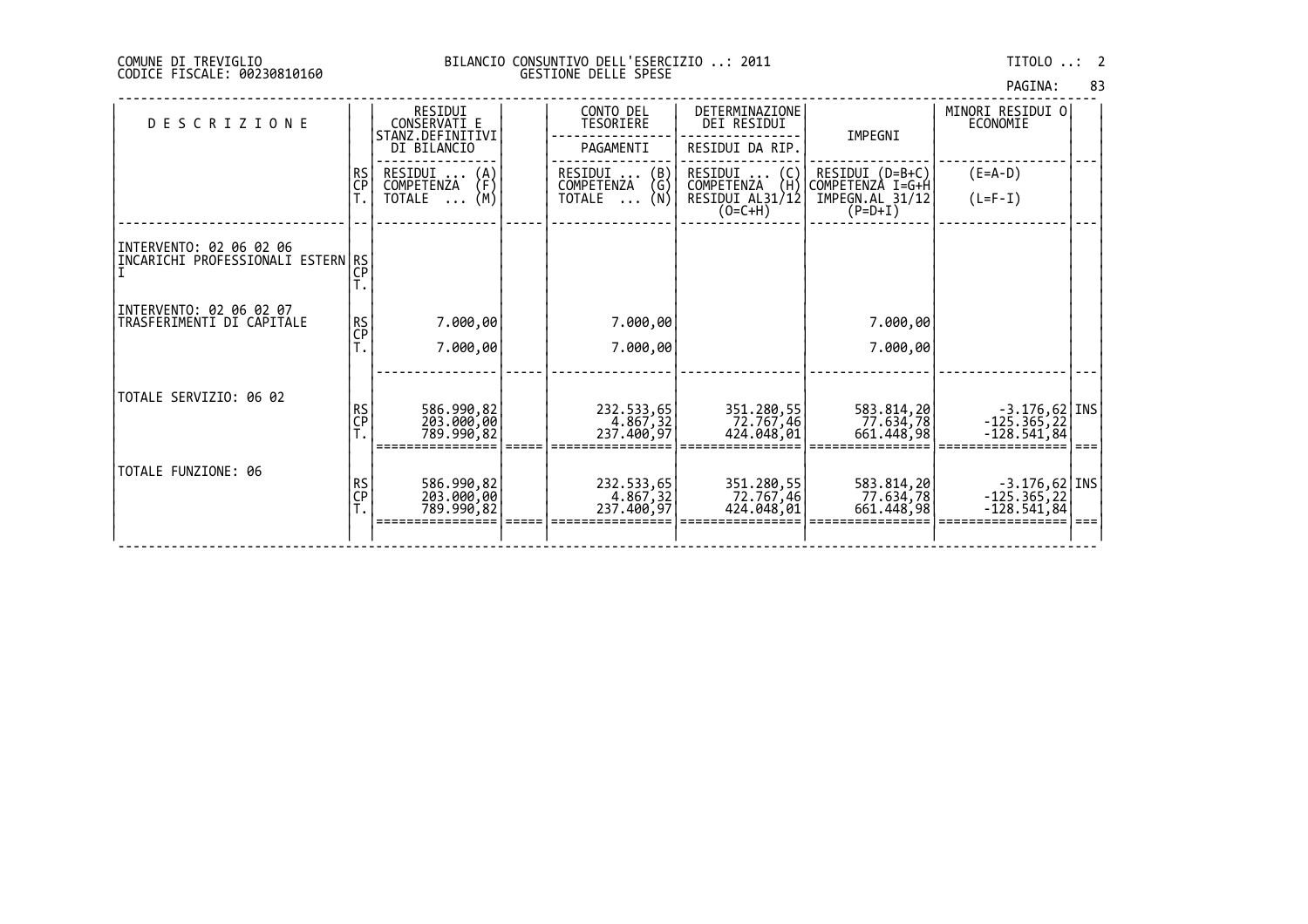COMUNE DI TREVIGLIO
CODICE FISCALE: 00230810160

BILANCIO CONSUNTIVO DELL'ESERCIZIO ..: 2011
GESTIONE DELLE SPESE

TITOLO ..: 2

| DESCRIZIONE | | RESIDUI CONSERVATI E STANZ.DEFINITIVI DI BILANCIO<br>RESIDUI ... (A)<br>COMPETENZA (F)<br>TOTALE ... (M) | | CONTO DEL TESORIERE<br>PAGAMENTI<br>RESIDUI ... (B)<br>COMPETENZA (G)<br>TOTALE ... (N) | DETERMINAZIONE DEI RESIDUI<br>RESIDUI DA RIP.<br>RESIDUI ... (C)<br>COMPETENZA (H)<br>RESIDUI AL31/12 (O=C+H) | IMPEGNI<br>RESIDUI (D=B+C)<br>COMPETENZA I=G+H<br>IMPEGN.AL 31/12 (P=D+I) | MINORI RESIDUI O ECONOMIE<br>(E=A-D)<br>(L=F-I) | |
|---|---|---|---|---|---|---|---|---|
| INTERVENTO: 02 06 02 06 INCARICHI PROFESSIONALI ESTERNI | RS<br>CP<br>T. | | | | | | | |
| INTERVENTO: 02 06 02 07 TRASFERIMENTI DI CAPITALE | RS<br>CP<br>T. | 7.000,00<br>7.000,00 | | 7.000,00<br>7.000,00 | | 7.000,00<br>7.000,00 | | |
| TOTALE SERVIZIO: 06 02 | RS<br>CP<br>T. | 586.990,82<br>203.000,00<br>789.990,82 | | 232.533,65<br>4.867,32<br>237.400,97 | 351.280,55<br>72.767,46<br>424.048,01 | 583.814,20<br>77.634,78<br>661.448,98 | -3.176,62<br>-125.365,22<br>-128.541,84 | INS |
| TOTALE FUNZIONE: 06 | RS<br>CP<br>T. | 586.990,82<br>203.000,00<br>789.990,82 | | 232.533,65<br>4.867,32<br>237.400,97 | 351.280,55<br>72.767,46<br>424.048,01 | 583.814,20<br>77.634,78<br>661.448,98 | -3.176,62<br>-125.365,22<br>-128.541,84 | INS |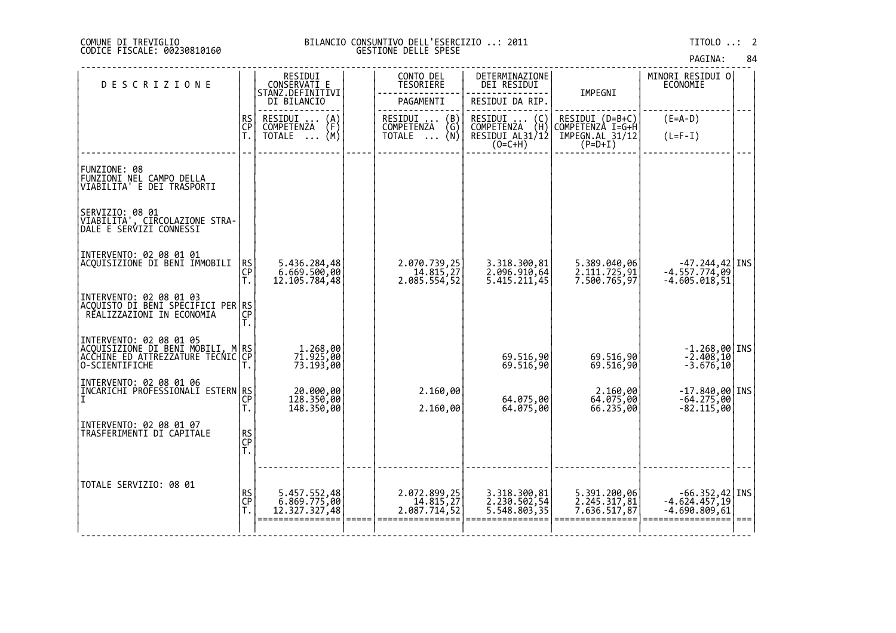COMUNE DI TREVIGLIO
CODICE FISCALE: 00230810160

BILANCIO CONSUNTIVO DELL'ESERCIZIO ..: 2011
GESTIONE DELLE SPESE

TITOLO ..: 2

| DESCRIZIONE | | RESIDUI CONSERVATI E STANZ.DEFINITIVI DI BILANCIO | | CONTO DEL TESORIERE / PAGAMENTI | DETERMINAZIONE DEI RESIDUI / RESIDUI DA RIP. | IMPEGNI | MINORI RESIDUI O ECONOMIE | |
|---|---|---|---|---|---|---|---|---|
| | RS / CP / T. | RESIDUI ... (A) / COMPETENZA (F) / TOTALE ... (M) | | RESIDUI ... (B) / COMPETENZA (G) / TOTALE ... (N) | RESIDUI ... (C) / COMPETENZA (H) / RESIDUI AL31/12 (O=C+H) | RESIDUI (D=B+C) / COMPETENZA I=G+H / IMPEGN.AL 31/12 (P=D+I) | (E=A-D) / (L=F-I) | |
| FUNZIONE: 08 FUNZIONI NEL CAMPO DELLA VIABILITA' E DEI TRASPORTI | | | | | | | | |
| SERVIZIO: 08 01 VIABILITA', CIRCOLAZIONE STRADALE E SERVIZI CONNESSI | | | | | | | | |
| INTERVENTO: 02 08 01 01 ACQUISIZIONE DI BENI IMMOBILI | RS | 5.436.284,48 | | 2.070.739,25 | 3.318.300,81 | 5.389.040,06 | -47.244,42 | INS |
| | CP | 6.669.500,00 | | 14.815,27 | 2.096.910,64 | 2.111.725,91 | -4.557.774,09 | |
| | T. | 12.105.784,48 | | 2.085.554,52 | 5.415.211,45 | 7.500.765,97 | -4.605.018,51 | |
| INTERVENTO: 02 08 01 03 ACQUISTO DI BENI SPECIFICI PER REALIZZAZIONI IN ECONOMIA | RS | | | | | | | |
| | CP | | | | | | | |
| | T. | | | | | | | |
| INTERVENTO: 02 08 01 05 ACQUISIZIONE DI BENI MOBILI, MACCHINE ED ATTREZZATURE TECNICO-SCIENTIFICHE | RS | 1.268,00 | | | | | -1.268,00 | INS |
| | CP | 71.925,00 | | | 69.516,90 | 69.516,90 | -2.408,10 | |
| | T. | 73.193,00 | | | 69.516,90 | 69.516,90 | -3.676,10 | |
| INTERVENTO: 02 08 01 06 INCARICHI PROFESSIONALI ESTERNI | RS | 20.000,00 | | 2.160,00 | | 2.160,00 | -17.840,00 | INS |
| | CP | 128.350,00 | | | 64.075,00 | 64.075,00 | -64.275,00 | |
| | T. | 148.350,00 | | 2.160,00 | 64.075,00 | 66.235,00 | -82.115,00 | |
| INTERVENTO: 02 08 01 07 TRASFERIMENTI DI CAPITALE | RS | | | | | | | |
| | CP | | | | | | | |
| | T. | | | | | | | |
| TOTALE SERVIZIO: 08 01 | RS | 5.457.552,48 | | 2.072.899,25 | 3.318.300,81 | 5.391.200,06 | -66.352,42 | INS |
| | CP | 6.869.775,00 | | 14.815,27 | 2.230.502,54 | 2.245.317,81 | -4.624.457,19 | |
| | T. | 12.327.327,48 | | 2.087.714,52 | 5.548.803,35 | 7.636.517,87 | -4.690.809,61 | |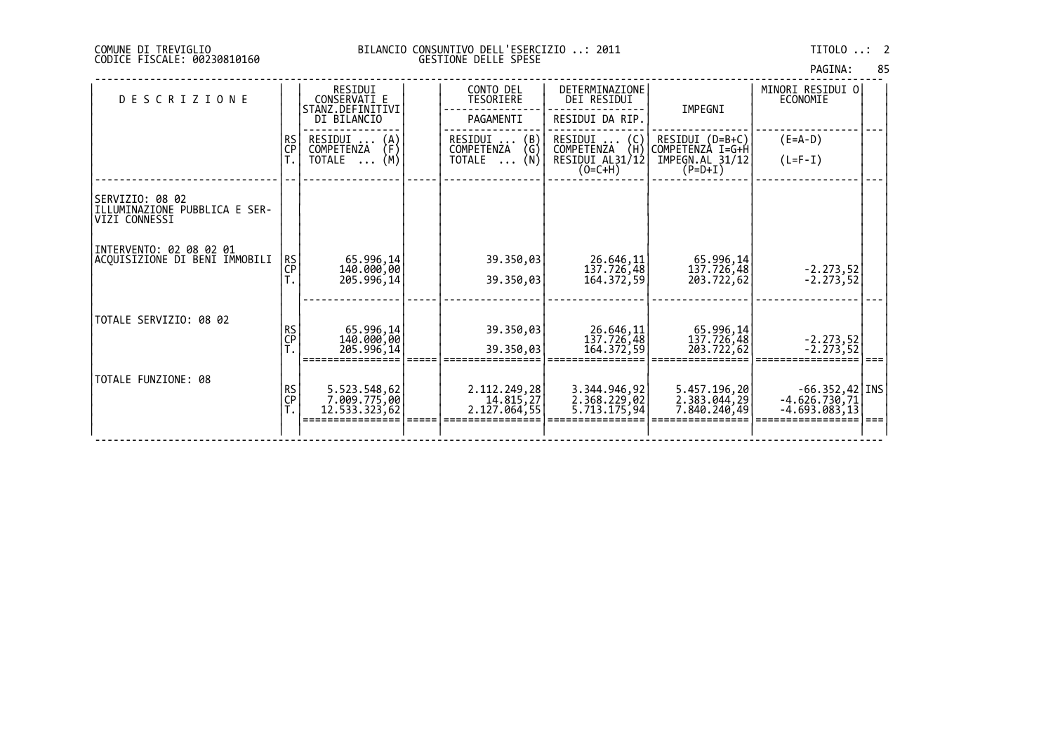COMUNE DI TREVIGLIO
CODICE FISCALE: 00230810160

BILANCIO CONSUNTIVO DELL'ESERCIZIO ..: 2011
GESTIONE DELLE SPESE

TITOLO ..: 2

| DESCRIZIONE | | RESIDUI CONSERVATI E STANZ.DEFINITIVI DI BILANCIO | | CONTO DEL TESORIERE / PAGAMENTI | DETERMINAZIONE DEI RESIDUI / RESIDUI DA RIP. | IMPEGNI | MINORI RESIDUI O ECONOMIE | |
|---|---|---|---|---|---|---|---|---|
| | RS<br>CP<br>T. | RESIDUI ... (A)<br>COMPETENZA (F)<br>TOTALE ... (M) | | RESIDUI ... (B)<br>COMPETENZA (G)<br>TOTALE ... (N) | RESIDUI ... (C)<br>COMPETENZA (H)<br>RESIDUI AL31/12 (O=C+H) | RESIDUI (D=B+C)<br>COMPETENZA I=G+H<br>IMPEGN.AL 31/12 (P=D+I) | (E=A-D)<br>(L=F-I) | |
| SERVIZIO: 08 02<br>ILLUMINAZIONE PUBBLICA E SERVIZI CONNESSI | | | | | | | | |
| INTERVENTO: 02 08 02 01<br>ACQUISIZIONE DI BENI IMMOBILI | RS<br>CP<br>T. | 65.996,14<br>140.000,00<br>205.996,14 | | 39.350,03<br><br>39.350,03 | 26.646,11<br>137.726,48<br>164.372,59 | 65.996,14<br>137.726,48<br>203.722,62 | <br>-2.273,52<br>-2.273,52 | |
| TOTALE SERVIZIO: 08 02 | RS<br>CP<br>T. | 65.996,14<br>140.000,00<br>205.996,14 | | 39.350,03<br><br>39.350,03 | 26.646,11<br>137.726,48<br>164.372,59 | 65.996,14<br>137.726,48<br>203.722,62 | <br>-2.273,52<br>-2.273,52 | |
| TOTALE FUNZIONE: 08 | RS<br>CP<br>T. | 5.523.548,62<br>7.009.775,00<br>12.533.323,62 | | 2.112.249,28<br>14.815,27<br>2.127.064,55 | 3.344.946,92<br>2.368.229,02<br>5.713.175,94 | 5.457.196,20<br>2.383.044,29<br>7.840.240,49 | -66.352,42<br>-4.626.730,71<br>-4.693.083,13 | INS |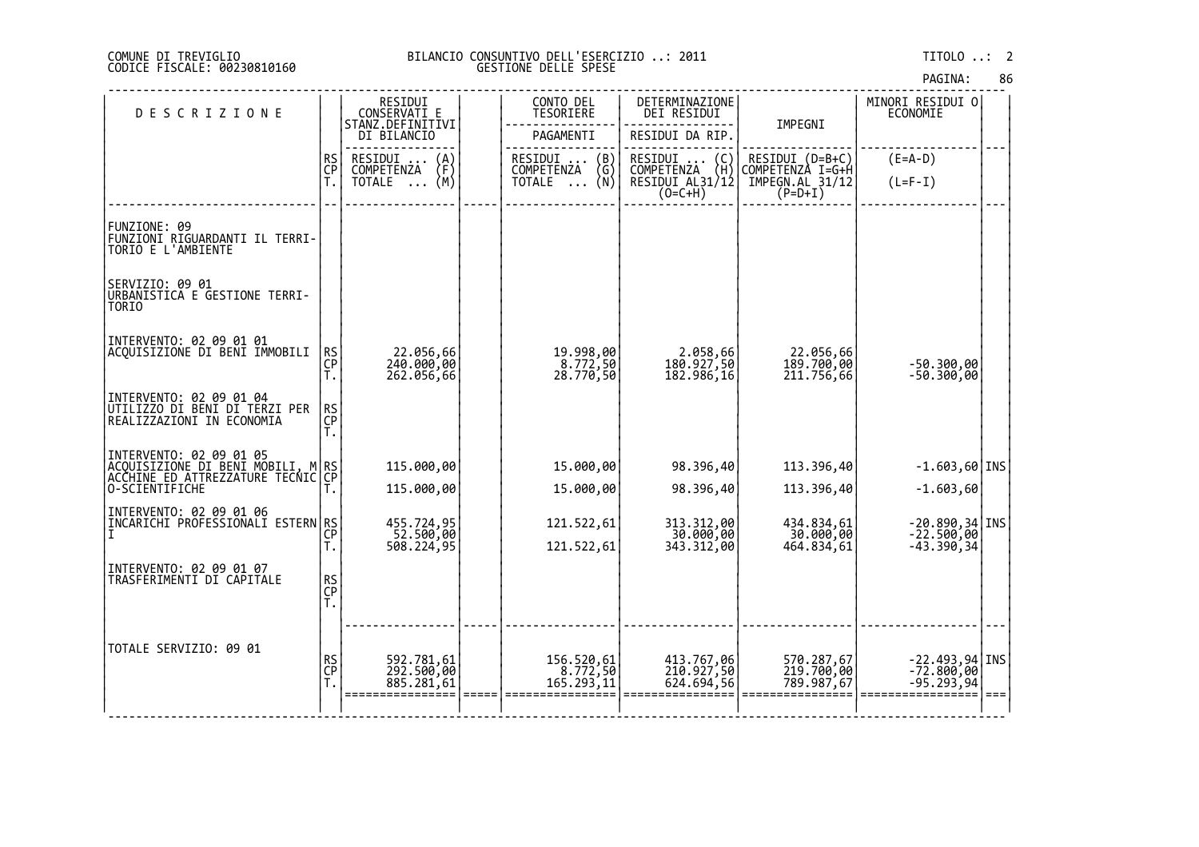COMUNE DI TREVIGLIO
CODICE FISCALE: 00230810160

BILANCIO CONSUNTIVO DELL'ESERCIZIO ..: 2011
GESTIONE DELLE SPESE

TITOLO ..: 2

| DESCRIZIONE | | RESIDUI CONSERVATI E STANZ.DEFINITIVI DI BILANCIO | | CONTO DEL TESORIERE PAGAMENTI | DETERMINAZIONE DEI RESIDUI RESIDUI DA RIP. | IMPEGNI | MINORI RESIDUI O ECONOMIE | |
|---|---|---|---|---|---|---|---|---|
| | RS CP T. | RESIDUI ... (A) COMPETENZA (F) TOTALE ... (M) | | RESIDUI ... (B) COMPETENZA (G) TOTALE ... (N) | RESIDUI ... (C) COMPETENZA (H) RESIDUI AL31/12 (O=C+H) | RESIDUI (D=B+C) COMPETENZA I=G+H IMPEGN.AL 31/12 (P=D+I) | (E=A-D) (L=F-I) | |
| FUNZIONE: 09 FUNZIONI RIGUARDANTI IL TERRITORIO E L'AMBIENTE | | | | | | | | |
| SERVIZIO: 09 01 URBANISTICA E GESTIONE TERRITORIO | | | | | | | | |
| INTERVENTO: 02 09 01 01 ACQUISIZIONE DI BENI IMMOBILI | RS | 22.056,66 | | 19.998,00 | 2.058,66 | 22.056,66 | | |
| | CP | 240.000,00 | | 8.772,50 | 180.927,50 | 189.700,00 | -50.300,00 | |
| | T. | 262.056,66 | | 28.770,50 | 182.986,16 | 211.756,66 | -50.300,00 | |
| INTERVENTO: 02 09 01 04 UTILIZZO DI BENI DI TERZI PER REALIZZAZIONI IN ECONOMIA | RS | | | | | | | |
| | CP | | | | | | | |
| | T. | | | | | | | |
| INTERVENTO: 02 09 01 05 ACQUISIZIONE DI BENI MOBILI, MACCHINE ED ATTREZZATURE TECNICO-SCIENTIFICHE | RS | 115.000,00 | | 15.000,00 | 98.396,40 | 113.396,40 | -1.603,60 | INS |
| | CP | | | | | | | |
| | T. | 115.000,00 | | 15.000,00 | 98.396,40 | 113.396,40 | -1.603,60 | |
| INTERVENTO: 02 09 01 06 INCARICHI PROFESSIONALI ESTERNI | RS | 455.724,95 | | 121.522,61 | 313.312,00 | 434.834,61 | -20.890,34 | INS |
| | CP | 52.500,00 | | | 30.000,00 | 30.000,00 | -22.500,00 | |
| | T. | 508.224,95 | | 121.522,61 | 343.312,00 | 464.834,61 | -43.390,34 | |
| INTERVENTO: 02 09 01 07 TRASFERIMENTI DI CAPITALE | RS | | | | | | | |
| | CP | | | | | | | |
| | T. | | | | | | | |
| TOTALE SERVIZIO: 09 01 | RS | 592.781,61 | | 156.520,61 | 413.767,06 | 570.287,67 | -22.493,94 | INS |
| | CP | 292.500,00 | | 8.772,50 | 210.927,50 | 219.700,00 | -72.800,00 | |
| | T. | 885.281,61 | | 165.293,11 | 624.694,56 | 789.987,67 | -95.293,94 | |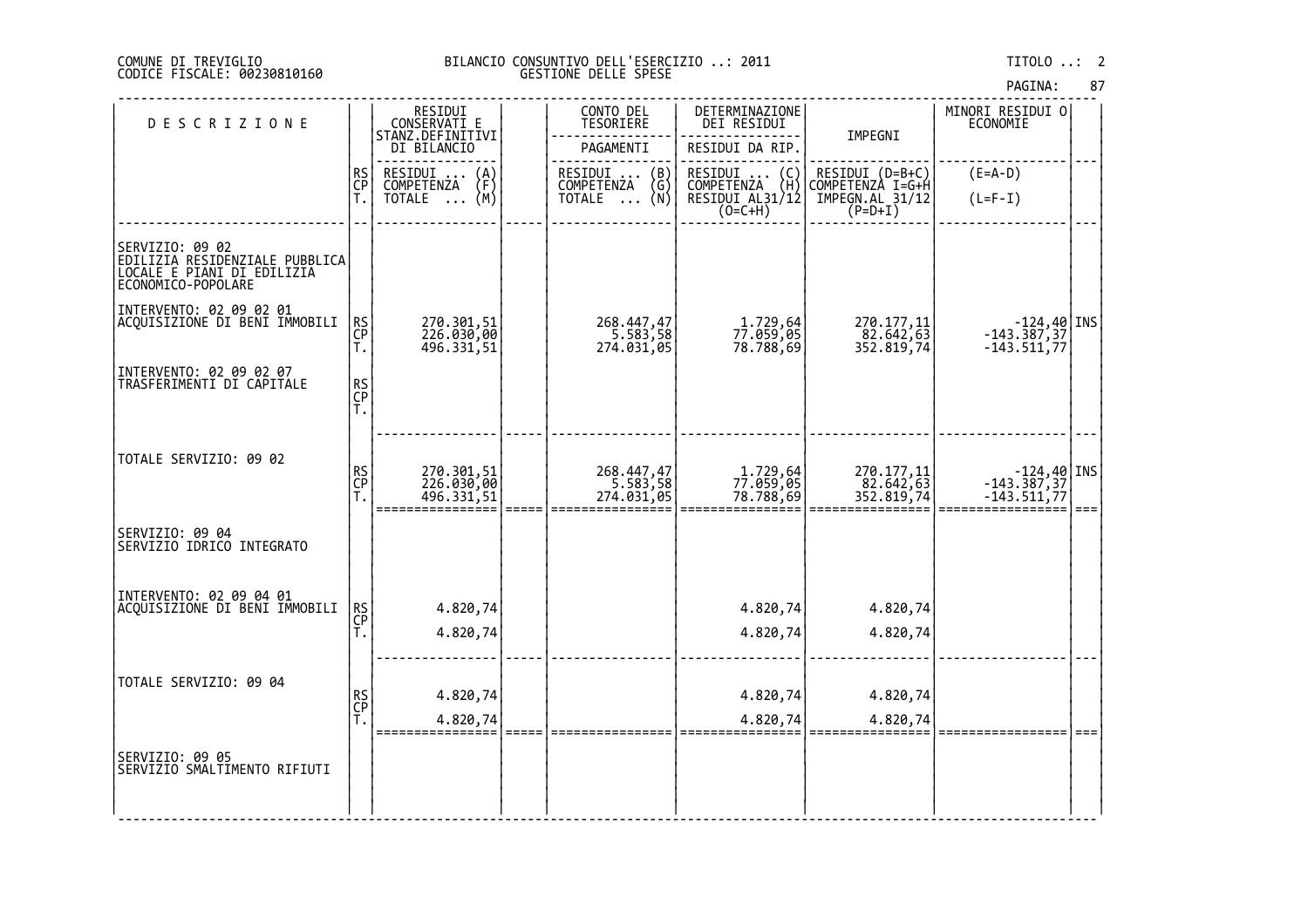COMUNE DI TREVIGLIO
CODICE FISCALE: 00230810160

BILANCIO CONSUNTIVO DELL'ESERCIZIO ..: 2011
GESTIONE DELLE SPESE

TITOLO ..: 2

| DESCRIZIONE | | RESIDUI CONSERVATI E STANZ.DEFINITIVI DI BILANCIO | | CONTO DEL TESORIERE - PAGAMENTI | DETERMINAZIONE DEI RESIDUI - RESIDUI DA RIP. | IMPEGNI | MINORI RESIDUI O ECONOMIE | |
|---|---|---|---|---|---|---|---|---|
| | RS<br>CP<br>T. | RESIDUI ... (A)<br>COMPETENZA (F)<br>TOTALE ... (M) | | RESIDUI ... (B)<br>COMPETENZA (G)<br>TOTALE ... (N) | RESIDUI ... (C)<br>COMPETENZA (H)<br>RESIDUI AL31/12 (O=C+H) | RESIDUI (D=B+C)<br>COMPETENZA I=G+H<br>IMPEGN.AL 31/12 (P=D+I) | (E=A-D)<br>(L=F-I) | |
| SERVIZIO: 09 02<br>EDILIZIA RESIDENZIALE PUBBLICA LOCALE E PIANI DI EDILIZIA ECONOMICO-POPOLARE | | | | | | | | |
| INTERVENTO: 02 09 02 01<br>ACQUISIZIONE DI BENI IMMOBILI | RS<br>CP<br>T. | 270.301,51<br>226.030,00<br>496.331,51 | | 268.447,47<br>5.583,58<br>274.031,05 | 1.729,64<br>77.059,05<br>78.788,69 | 270.177,11<br>82.642,63<br>352.819,74 | -124,40<br>-143.387,37<br>-143.511,77 | INS |
| INTERVENTO: 02 09 02 07<br>TRASFERIMENTI DI CAPITALE | RS<br>CP<br>T. | | | | | | | |
| TOTALE SERVIZIO: 09 02 | RS<br>CP<br>T. | 270.301,51<br>226.030,00<br>496.331,51 | | 268.447,47<br>5.583,58<br>274.031,05 | 1.729,64<br>77.059,05<br>78.788,69 | 270.177,11<br>82.642,63<br>352.819,74 | -124,40<br>-143.387,37<br>-143.511,77 | INS |
| SERVIZIO: 09 04<br>SERVIZIO IDRICO INTEGRATO | | | | | | | | |
| INTERVENTO: 02 09 04 01<br>ACQUISIZIONE DI BENI IMMOBILI | RS<br>CP<br>T. | 4.820,74<br><br>4.820,74 | | | 4.820,74<br><br>4.820,74 | 4.820,74<br><br>4.820,74 | | |
| TOTALE SERVIZIO: 09 04 | RS<br>CP<br>T. | 4.820,74<br><br>4.820,74 | | | 4.820,74<br><br>4.820,74 | 4.820,74<br><br>4.820,74 | | |
| SERVIZIO: 09 05<br>SERVIZIO SMALTIMENTO RIFIUTI | | | | | | | | |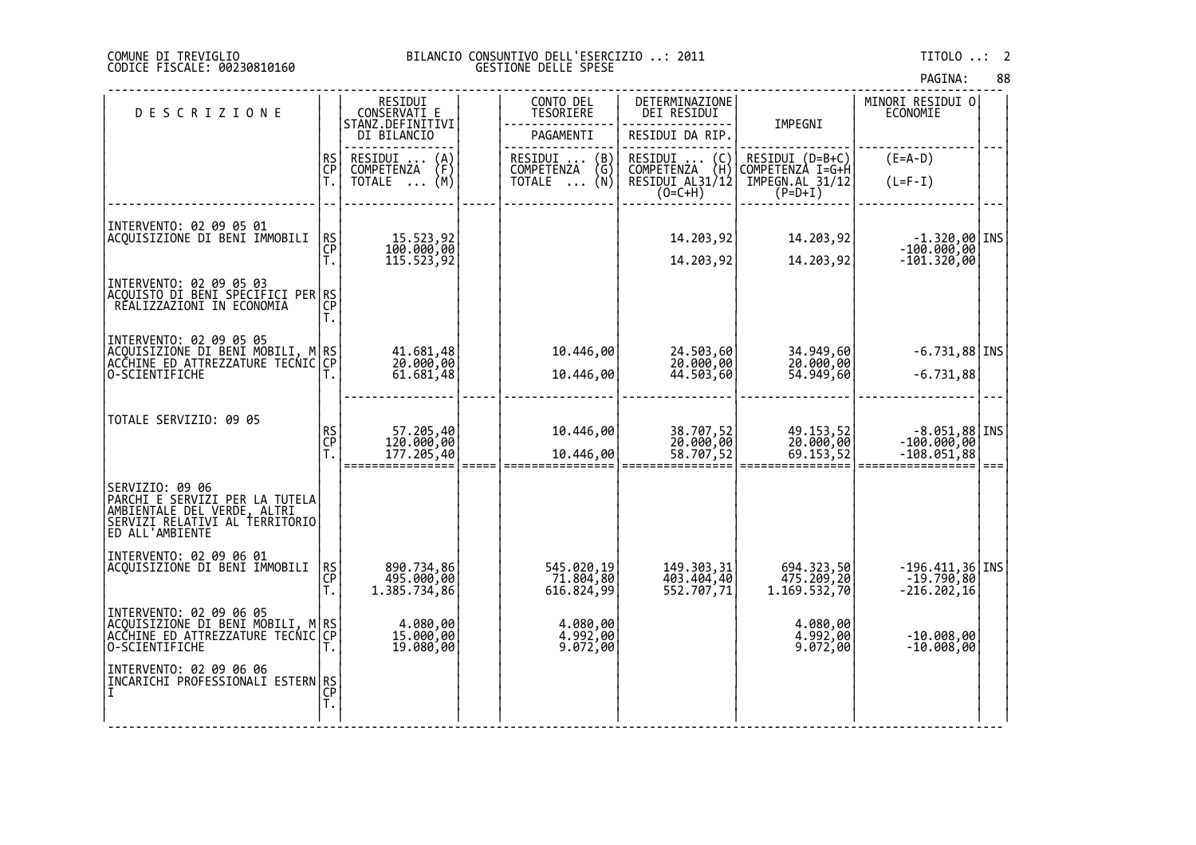COMUNE DI TREVIGLIO
CODICE FISCALE: 00230810160

BILANCIO CONSUNTIVO DELL'ESERCIZIO ..: 2011
GESTIONE DELLE SPESE

TITOLO ..: 2

| DESCRIZIONE | | RESIDUI CONSERVATI E STANZ.DEFINITIVI DI BILANCIO | | CONTO DEL TESORIERE PAGAMENTI | DETERMINAZIONE DEI RESIDUI / RESIDUI DA RIP. | IMPEGNI | MINORI RESIDUI O ECONOMIE | |
|---|---|---|---|---|---|---|---|---|
| | RS CP T. | RESIDUI ... (A) COMPETENZA (F) TOTALE ... (M) | | RESIDUI ... (B) COMPETENZA (G) TOTALE ... (N) | RESIDUI ... (C) COMPETENZA (H) RESIDUI AL31/12 (O=C+H) | RESIDUI (D=B+C) COMPETENZA I=G+H IMPEGN.AL 31/12 (P=D+I) | (E=A-D) (L=F-I) | |
| INTERVENTO: 02 09 05 01 ACQUISIZIONE DI BENI IMMOBILI | RS | 15.523,92 | | | 14.203,92 | 14.203,92 | -1.320,00 | INS |
| | CP | 100.000,00 | | | | | -100.000,00 | |
| | T. | 115.523,92 | | | 14.203,92 | 14.203,92 | -101.320,00 | |
| INTERVENTO: 02 09 05 03 ACQUISTO DI BENI SPECIFICI PER REALIZZAZIONI IN ECONOMIA | RS | | | | | | | |
| | CP | | | | | | | |
| | T. | | | | | | | |
| INTERVENTO: 02 09 05 05 ACQUISIZIONE DI BENI MOBILI, MACCHINE ED ATTREZZATURE TECNICO-SCIENTIFICHE | RS | 41.681,48 | | 10.446,00 | 24.503,60 | 34.949,60 | -6.731,88 | INS |
| | CP | 20.000,00 | | | 20.000,00 | 20.000,00 | | |
| | T. | 61.681,48 | | 10.446,00 | 44.503,60 | 54.949,60 | -6.731,88 | |
| TOTALE SERVIZIO: 09 05 | RS | 57.205,40 | | 10.446,00 | 38.707,52 | 49.153,52 | -8.051,88 | INS |
| | CP | 120.000,00 | | | 20.000,00 | 20.000,00 | -100.000,00 | |
| | T. | 177.205,40 | | 10.446,00 | 58.707,52 | 69.153,52 | -108.051,88 | |
| SERVIZIO: 09 06 PARCHI E SERVIZI PER LA TUTELA AMBIENTALE DEL VERDE, ALTRI SERVIZI RELATIVI AL TERRITORIO ED ALL'AMBIENTE | | | | | | | | |
| INTERVENTO: 02 09 06 01 ACQUISIZIONE DI BENI IMMOBILI | RS | 890.734,86 | | 545.020,19 | 149.303,31 | 694.323,50 | -196.411,36 | INS |
| | CP | 495.000,00 | | 71.804,80 | 403.404,40 | 475.209,20 | -19.790,80 | |
| | T. | 1.385.734,86 | | 616.824,99 | 552.707,71 | 1.169.532,70 | -216.202,16 | |
| INTERVENTO: 02 09 06 05 ACQUISIZIONE DI BENI MOBILI, MACCHINE ED ATTREZZATURE TECNICO-SCIENTIFICHE | RS | 4.080,00 | | 4.080,00 | | 4.080,00 | | |
| | CP | 15.000,00 | | 4.992,00 | | 4.992,00 | -10.008,00 | |
| | T. | 19.080,00 | | 9.072,00 | | 9.072,00 | -10.008,00 | |
| INTERVENTO: 02 09 06 06 INCARICHI PROFESSIONALI ESTERNI | RS | | | | | | | |
| | CP | | | | | | | |
| | T. | | | | | | | |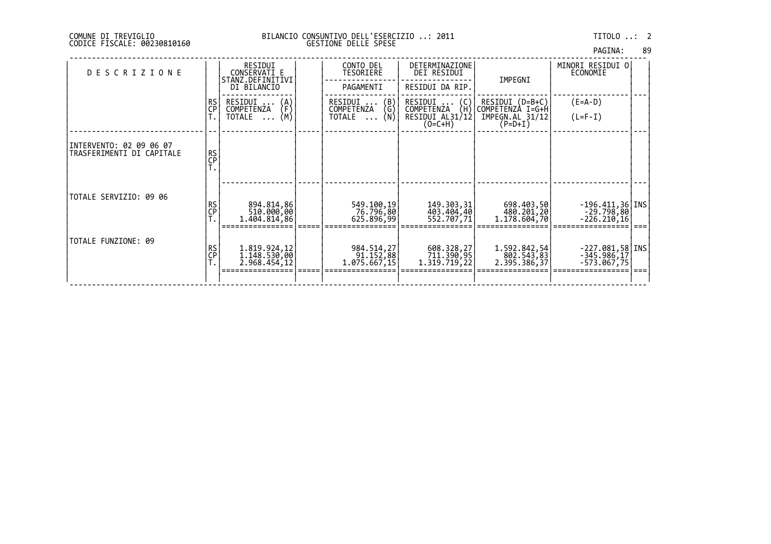COMUNE DI TREVIGLIO
CODICE FISCALE: 00230810160

BILANCIO CONSUNTIVO DELL'ESERCIZIO ..: 2011
GESTIONE DELLE SPESE

TITOLO ..: 2

| DESCRIZIONE | | RESIDUI CONSERVATI E STANZ.DEFINITIVI DI BILANCIO | | CONTO DEL TESORIERE | DETERMINAZIONE DEI RESIDUI | IMPEGNI | MINORI RESIDUI O ECONOMIE | |
|---|---|---|---|---|---|---|---|---|
| | | | | PAGAMENTI | RESIDUI DA RIP. | | | |
| | RS<br>CP<br>T. | RESIDUI ... (A)<br>COMPETENZA (F)<br>TOTALE ... (M) | | RESIDUI ... (B)<br>COMPETENZA (G)<br>TOTALE ... (N) | RESIDUI ... (C)<br>COMPETENZA (H)<br>RESIDUI AL31/12 (O=C+H) | RESIDUI (D=B+C)<br>COMPETENZA I=G+H<br>IMPEGN.AL 31/12 (P=D+I) | (E=A-D)<br>(L=F-I) | |
| INTERVENTO: 02 09 06 07<br>TRASFERIMENTI DI CAPITALE | RS<br>CP<br>T. | | | | | | | |
| TOTALE SERVIZIO: 09 06 | RS<br>CP<br>T. | 894.814,86<br>510.000,00<br>1.404.814,86 | | 549.100,19<br>76.796,80<br>625.896,99 | 149.303,31<br>403.404,40<br>552.707,71 | 698.403,50<br>480.201,20<br>1.178.604,70 | -196.411,36<br>-29.798,80<br>-226.210,16 | INS |
| TOTALE FUNZIONE: 09 | RS<br>CP<br>T. | 1.819.924,12<br>1.148.530,00<br>2.968.454,12 | | 984.514,27<br>91.152,88<br>1.075.667,15 | 608.328,27<br>711.390,95<br>1.319.719,22 | 1.592.842,54<br>802.543,83<br>2.395.386,37 | -227.081,58<br>-345.986,17<br>-573.067,75 | INS |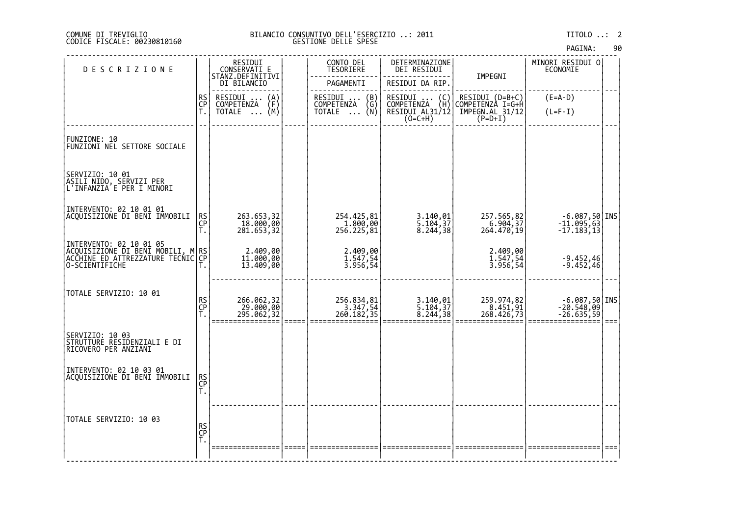COMUNE DI TREVIGLIO
CODICE FISCALE: 00230810160

BILANCIO CONSUNTIVO DELL'ESERCIZIO ..: 2011
GESTIONE DELLE SPESE

TITOLO ..: 2

| DESCRIZIONE | | RESIDUI CONSERVATI E STANZ.DEFINITIVI DI BILANCIO<br>RESIDUI ... (A)<br>COMPETENZA (F)<br>TOTALE ... (M) | | CONTO DEL TESORIERE<br>PAGAMENTI<br>RESIDUI ... (B)<br>COMPETENZA (G)<br>TOTALE ... (N) | DETERMINAZIONE DEI RESIDUI<br>RESIDUI DA RIP.<br>RESIDUI ... (C)<br>COMPETENZA (H)<br>RESIDUI AL31/12 (O=C+H) | IMPEGNI<br>RESIDUI (D=B+C)<br>COMPETENZA I=G+H<br>IMPEGN.AL 31/12 (P=D+I) | MINORI RESIDUI O ECONOMIE<br>(E=A-D)<br>(L=F-I) | |
|---|---|---|---|---|---|---|---|---|
| FUNZIONE: 10<br>FUNZIONI NEL SETTORE SOCIALE | | | | | | | | |
| SERVIZIO: 10 01<br>ASILI NIDO, SERVIZI PER L'INFANZIA E PER I MINORI | | | | | | | | |
| INTERVENTO: 02 10 01 01<br>ACQUISIZIONE DI BENI IMMOBILI | RS<br>CP<br>T. | 263.653,32<br>18.000,00<br>281.653,32 | | 254.425,81<br>1.800,00<br>256.225,81 | 3.140,01<br>5.104,37<br>8.244,38 | 257.565,82<br>6.904,37<br>264.470,19 | -6.087,50<br>-11.095,63<br>-17.183,13 | INS |
| INTERVENTO: 02 10 01 05<br>ACQUISIZIONE DI BENI MOBILI, MACCHINE ED ATTREZZATURE TECNICO-SCIENTIFICHE | RS<br>CP<br>T. | 2.409,00<br>11.000,00<br>13.409,00 | | 2.409,00<br>1.547,54<br>3.956,54 | | 2.409,00<br>1.547,54<br>3.956,54 | <br>-9.452,46<br>-9.452,46 | |
| TOTALE SERVIZIO: 10 01 | RS<br>CP<br>T. | 266.062,32<br>29.000,00<br>295.062,32 | | 256.834,81<br>3.347,54<br>260.182,35 | 3.140,01<br>5.104,37<br>8.244,38 | 259.974,82<br>8.451,91<br>268.426,73 | -6.087,50<br>-20.548,09<br>-26.635,59 | INS |
| SERVIZIO: 10 03<br>STRUTTURE RESIDENZIALI E DI RICOVERO PER ANZIANI | | | | | | | | |
| INTERVENTO: 02 10 03 01<br>ACQUISIZIONE DI BENI IMMOBILI | RS<br>CP<br>T. | | | | | | | |
| TOTALE SERVIZIO: 10 03 | RS<br>CP<br>T. | | | | | | | |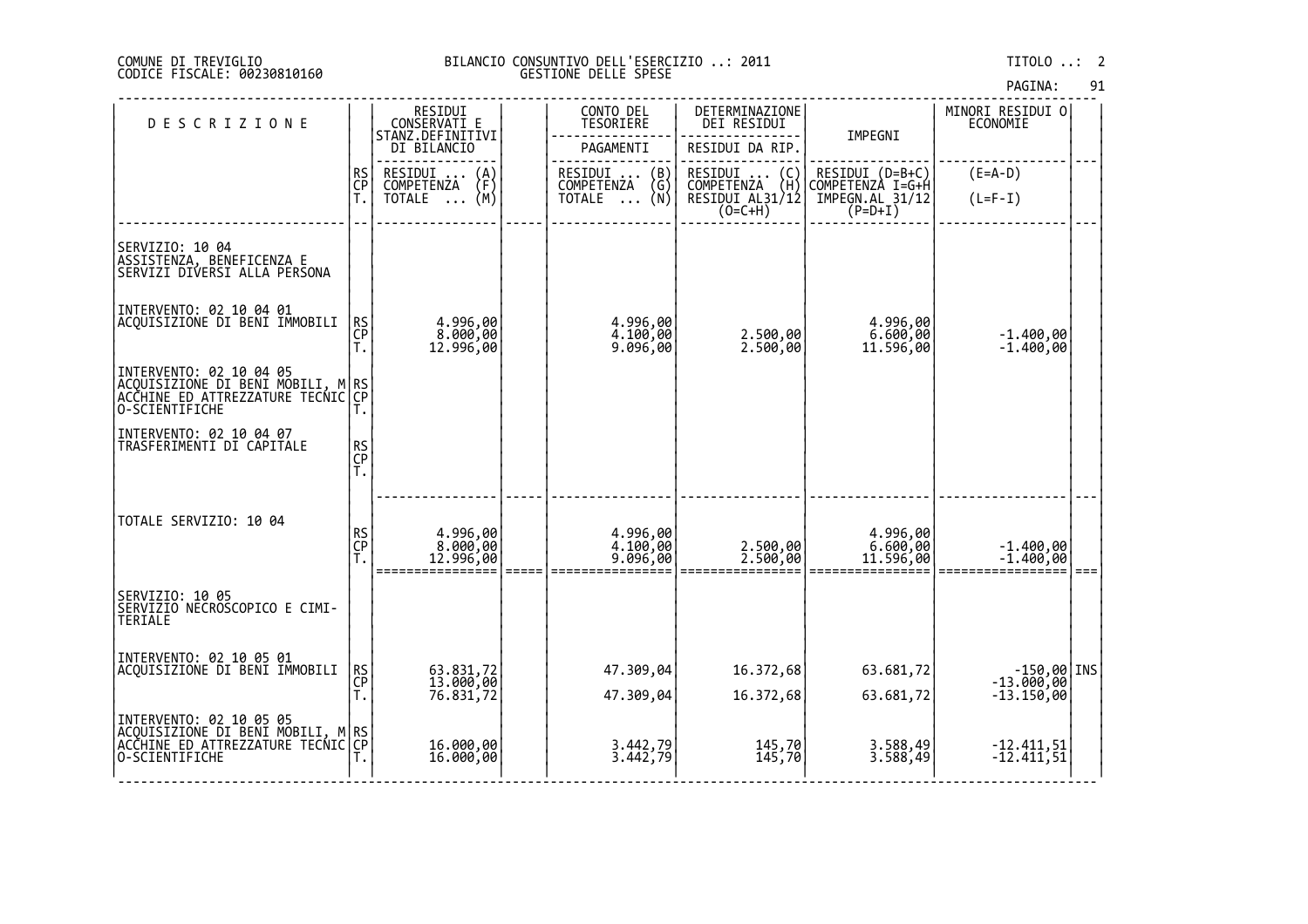COMUNE DI TREVIGLIO
CODICE FISCALE: 00230810160

BILANCIO CONSUNTIVO DELL'ESERCIZIO ..: 2011
GESTIONE DELLE SPESE

TITOLO ..: 2

| DESCRIZIONE | | RESIDUI CONSERVATI E STANZ.DEFINITIVI DI BILANCIO | | CONTO DEL TESORIERE / PAGAMENTI | DETERMINAZIONE DEI RESIDUI / RESIDUI DA RIP. | IMPEGNI | MINORI RESIDUI O ECONOMIE | |
|---|---|---|---|---|---|---|---|---|
| | RS / CP / T. | RESIDUI ... (A) / COMPETENZA (F) / TOTALE ... (M) | | RESIDUI ... (B) / COMPETENZA (G) / TOTALE ... (N) | RESIDUI ... (C) / COMPETENZA (H) / RESIDUI AL31/12 (O=C+H) | RESIDUI (D=B+C) / COMPETENZA I=G+H / IMPEGN.AL 31/12 (P=D+I) | (E=A-D) / (L=F-I) | |
| SERVIZIO: 10 04 ASSISTENZA, BENEFICENZA E SERVIZI DIVERSI ALLA PERSONA | | | | | | | | |
| INTERVENTO: 02 10 04 01 ACQUISIZIONE DI BENI IMMOBILI | RS | 4.996,00 | | 4.996,00 | | 4.996,00 | | |
| | CP | 8.000,00 | | 4.100,00 | 2.500,00 | 6.600,00 | -1.400,00 | |
| | T. | 12.996,00 | | 9.096,00 | 2.500,00 | 11.596,00 | -1.400,00 | |
| INTERVENTO: 02 10 04 05 ACQUISIZIONE DI BENI MOBILI, MACCHINE ED ATTREZZATURE TECNICO-SCIENTIFICHE | RS | | | | | | | |
| | CP | | | | | | | |
| | T. | | | | | | | |
| INTERVENTO: 02 10 04 07 TRASFERIMENTI DI CAPITALE | RS | | | | | | | |
| | CP | | | | | | | |
| | T. | | | | | | | |
| TOTALE SERVIZIO: 10 04 | RS | 4.996,00 | | 4.996,00 | | 4.996,00 | | |
| | CP | 8.000,00 | | 4.100,00 | 2.500,00 | 6.600,00 | -1.400,00 | |
| | T. | 12.996,00 | | 9.096,00 | 2.500,00 | 11.596,00 | -1.400,00 | |
| SERVIZIO: 10 05 SERVIZIO NECROSCOPICO E CIMITERIALE | | | | | | | | |
| INTERVENTO: 02 10 05 01 ACQUISIZIONE DI BENI IMMOBILI | RS | 63.831,72 | | 47.309,04 | 16.372,68 | 63.681,72 | -150,00 | INS |
| | CP | 13.000,00 | | | | | -13.000,00 | |
| | T. | 76.831,72 | | 47.309,04 | 16.372,68 | 63.681,72 | -13.150,00 | |
| INTERVENTO: 02 10 05 05 ACQUISIZIONE DI BENI MOBILI, MACCHINE ED ATTREZZATURE TECNICO-SCIENTIFICHE | RS | | | | | | | |
| | CP | 16.000,00 | | 3.442,79 | 145,70 | 3.588,49 | -12.411,51 | |
| | T. | 16.000,00 | | 3.442,79 | 145,70 | 3.588,49 | -12.411,51 | |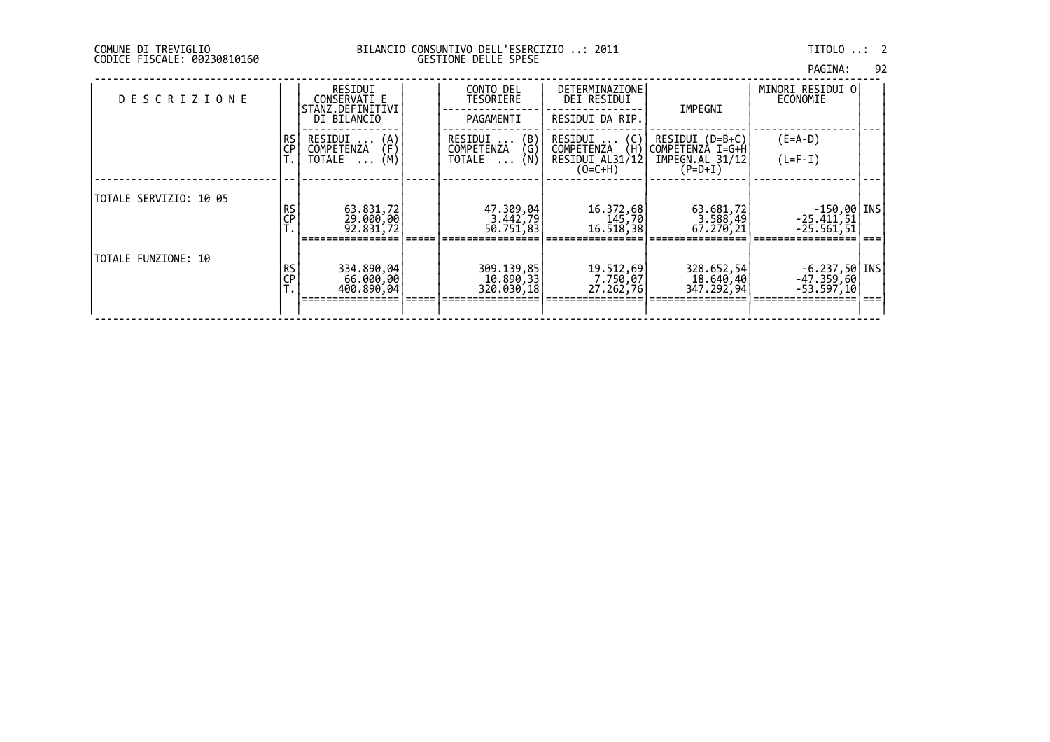COMUNE DI TREVIGLIO
CODICE FISCALE: 00230810160

BILANCIO CONSUNTIVO DELL'ESERCIZIO ..: 2011
GESTIONE DELLE SPESE

TITOLO ..: 2

| D E S C R I Z I O N E | | RESIDUI CONSERVATI E STANZ.DEFINITIVI DI BILANCIO | | CONTO DEL TESORIERE<br>PAGAMENTI | DETERMINAZIONE DEI RESIDUI<br>RESIDUI DA RIP. | IMPEGNI | MINORI RESIDUI O ECONOMIE | |
|---|---|---|---|---|---|---|---|---|
| | RS<br>CP<br>T. | RESIDUI ... (A)<br>COMPETENZA (F)<br>TOTALE ... (M) | | RESIDUI ... (B)<br>COMPETENZA (G)<br>TOTALE ... (N) | RESIDUI ... (C)<br>COMPETENZA (H)<br>RESIDUI AL31/12 (O=C+H) | RESIDUI (D=B+C)<br>COMPETENZA I=G+H<br>IMPEGN.AL 31/12 (P=D+I) | (E=A-D)<br>(L=F-I) | |
| TOTALE SERVIZIO: 10 05 | RS<br>CP<br>T. | 63.831,72<br>29.000,00<br>92.831,72 | | 47.309,04<br>3.442,79<br>50.751,83 | 16.372,68<br>145,70<br>16.518,38 | 63.681,72<br>3.588,49<br>67.270,21 | -150,00<br>-25.411,51<br>-25.561,51 | INS |
| TOTALE FUNZIONE: 10 | RS<br>CP<br>T. | 334.890,04<br>66.000,00<br>400.890,04 | | 309.139,85<br>10.890,33<br>320.030,18 | 19.512,69<br>7.750,07<br>27.262,76 | 328.652,54<br>18.640,40<br>347.292,94 | -6.237,50<br>-47.359,60<br>-53.597,10 | INS |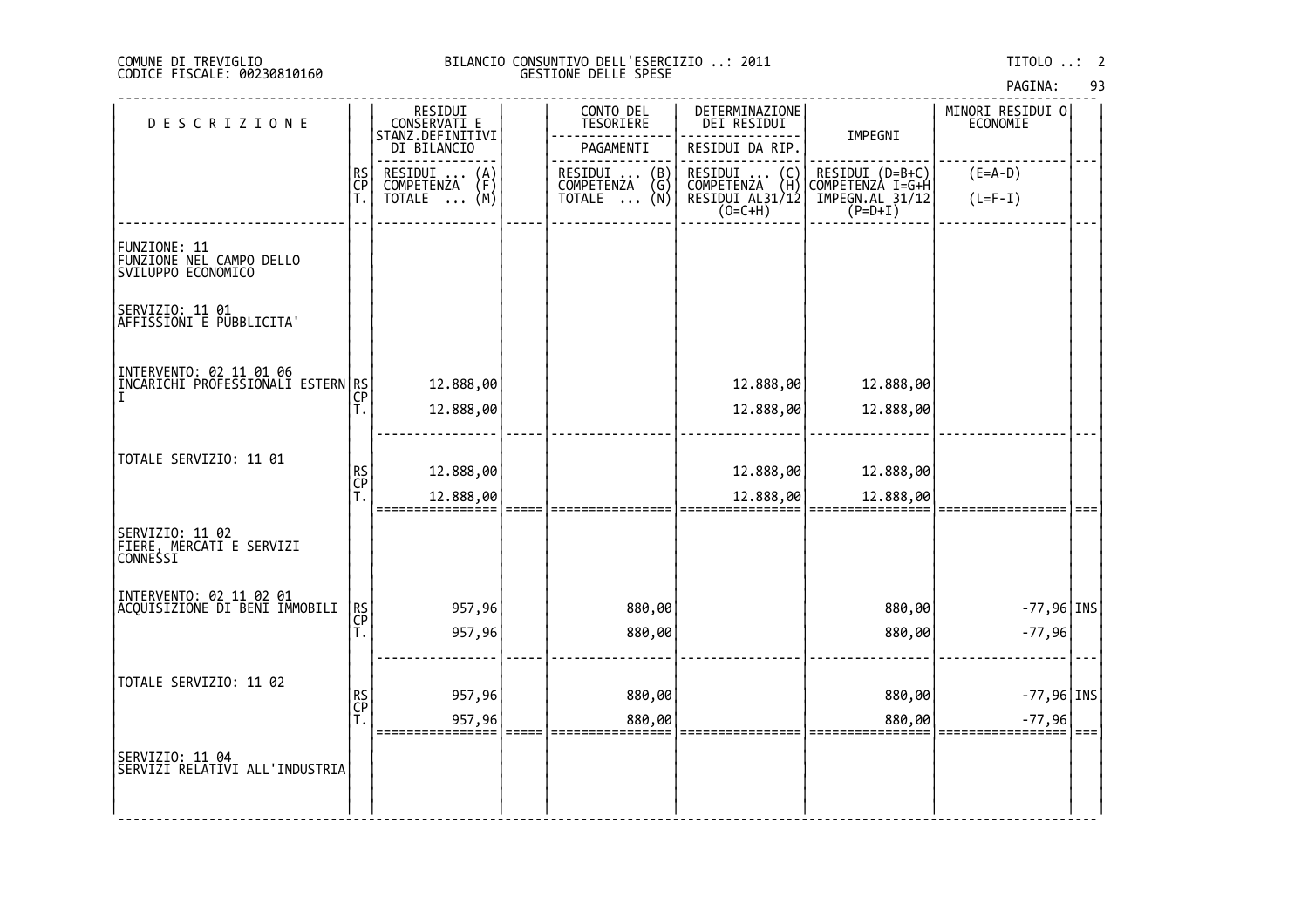COMUNE DI TREVIGLIO
CODICE FISCALE: 00230810160

BILANCIO CONSUNTIVO DELL'ESERCIZIO ..: 2011
GESTIONE DELLE SPESE

TITOLO ..: 2

| DESCRIZIONE | | RESIDUI CONSERVATI E STANZ.DEFINITIVI DI BILANCIO | | CONTO DEL TESORIERE | DETERMINAZIONE DEI RESIDUI | IMPEGNI | MINORI RESIDUI O ECONOMIE | |
|---|---|---|---|---|---|---|---|---|
| | | | | PAGAMENTI | RESIDUI DA RIP. | | | |
| | RS CP T. | RESIDUI ... (A) COMPETENZA (F) TOTALE ... (M) | | RESIDUI ... (B) COMPETENZA (G) TOTALE ... (N) | RESIDUI ... (C) COMPETENZA (H) RESIDUI AL31/12 (O=C+H) | RESIDUI (D=B+C) COMPETENZA I=G+H IMPEGN.AL 31/12 (P=D+I) | (E=A-D) (L=F-I) | |
| FUNZIONE: 11 FUNZIONE NEL CAMPO DELLO SVILUPPO ECONOMICO | | | | | | | | |
| SERVIZIO: 11 01 AFFISSIONI E PUBBLICITA' | | | | | | | | |
| INTERVENTO: 02 11 01 06 INCARICHI PROFESSIONALI ESTERNI | RS | 12.888,00 | | | 12.888,00 | 12.888,00 | | |
| | CP | | | | | | | |
| | T. | 12.888,00 | | | 12.888,00 | 12.888,00 | | |
| TOTALE SERVIZIO: 11 01 | RS | 12.888,00 | | | 12.888,00 | 12.888,00 | | |
| | CP | | | | | | | |
| | T. | 12.888,00 | | | 12.888,00 | 12.888,00 | | |
| SERVIZIO: 11 02 FIERE, MERCATI E SERVIZI CONNESSI | | | | | | | | |
| INTERVENTO: 02 11 02 01 ACQUISIZIONE DI BENI IMMOBILI | RS | 957,96 | | 880,00 | | 880,00 | -77,96 | INS |
| | CP | | | | | | | |
| | T. | 957,96 | | 880,00 | | 880,00 | -77,96 | |
| TOTALE SERVIZIO: 11 02 | RS | 957,96 | | 880,00 | | 880,00 | -77,96 | INS |
| | CP | | | | | | | |
| | T. | 957,96 | | 880,00 | | 880,00 | -77,96 | |
| SERVIZIO: 11 04 SERVIZI RELATIVI ALL'INDUSTRIA | | | | | | | | |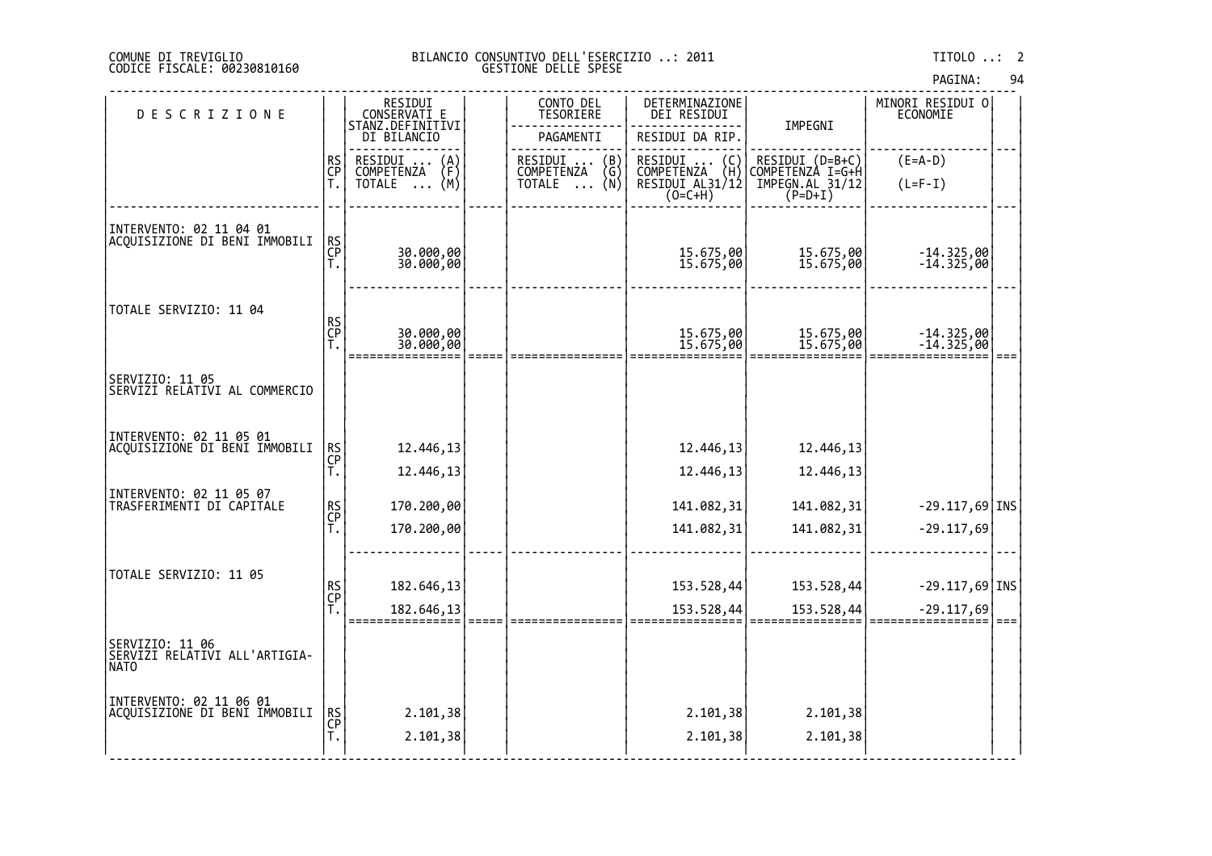COMUNE DI TREVIGLIO
CODICE FISCALE: 00230810160

BILANCIO CONSUNTIVO DELL'ESERCIZIO ..: 2011
GESTIONE DELLE SPESE

TITOLO ..: 2

| DESCRIZIONE | | RESIDUI CONSERVATI E STANZ.DEFINITIVI DI BILANCIO | | CONTO DEL TESORIERE | DETERMINAZIONE DEI RESIDUI | IMPEGNI | MINORI RESIDUI O ECONOMIE | |
|---|---|---|---|---|---|---|---|---|
| | | | | PAGAMENTI | RESIDUI DA RIP. | | | |
| | RS CP T. | RESIDUI ... (A) COMPETENZA (F) TOTALE ... (M) | | RESIDUI ... (B) COMPETENZA (G) TOTALE ... (N) | RESIDUI ... (C) COMPETENZA (H) RESIDUI AL31/12 (O=C+H) | RESIDUI (D=B+C) COMPETENZA I=G+H IMPEGN.AL 31/12 (P=D+I) | (E=A-D) (L=F-I) | |
| INTERVENTO: 02 11 04 01 ACQUISIZIONE DI BENI IMMOBILI | RS | | | | | | | |
| | CP | 30.000,00 | | | 15.675,00 | 15.675,00 | -14.325,00 | |
| | T. | 30.000,00 | | | 15.675,00 | 15.675,00 | -14.325,00 | |
| TOTALE SERVIZIO: 11 04 | RS | | | | | | | |
| | CP | 30.000,00 | | | 15.675,00 | 15.675,00 | -14.325,00 | |
| | T. | 30.000,00 | | | 15.675,00 | 15.675,00 | -14.325,00 | |
| SERVIZIO: 11 05 SERVIZI RELATIVI AL COMMERCIO | | | | | | | | |
| INTERVENTO: 02 11 05 01 ACQUISIZIONE DI BENI IMMOBILI | RS | 12.446,13 | | | 12.446,13 | 12.446,13 | | |
| | CP | | | | | | | |
| | T. | 12.446,13 | | | 12.446,13 | 12.446,13 | | |
| INTERVENTO: 02 11 05 07 TRASFERIMENTI DI CAPITALE | RS | 170.200,00 | | | 141.082,31 | 141.082,31 | -29.117,69 | INS |
| | CP | | | | | | | |
| | T. | 170.200,00 | | | 141.082,31 | 141.082,31 | -29.117,69 | |
| TOTALE SERVIZIO: 11 05 | RS | 182.646,13 | | | 153.528,44 | 153.528,44 | -29.117,69 | INS |
| | CP | | | | | | | |
| | T. | 182.646,13 | | | 153.528,44 | 153.528,44 | -29.117,69 | |
| SERVIZIO: 11 06 SERVIZI RELATIVI ALL'ARTIGIA-NATO | | | | | | | | |
| INTERVENTO: 02 11 06 01 ACQUISIZIONE DI BENI IMMOBILI | RS | 2.101,38 | | | 2.101,38 | 2.101,38 | | |
| | CP | | | | | | | |
| | T. | 2.101,38 | | | 2.101,38 | 2.101,38 | | |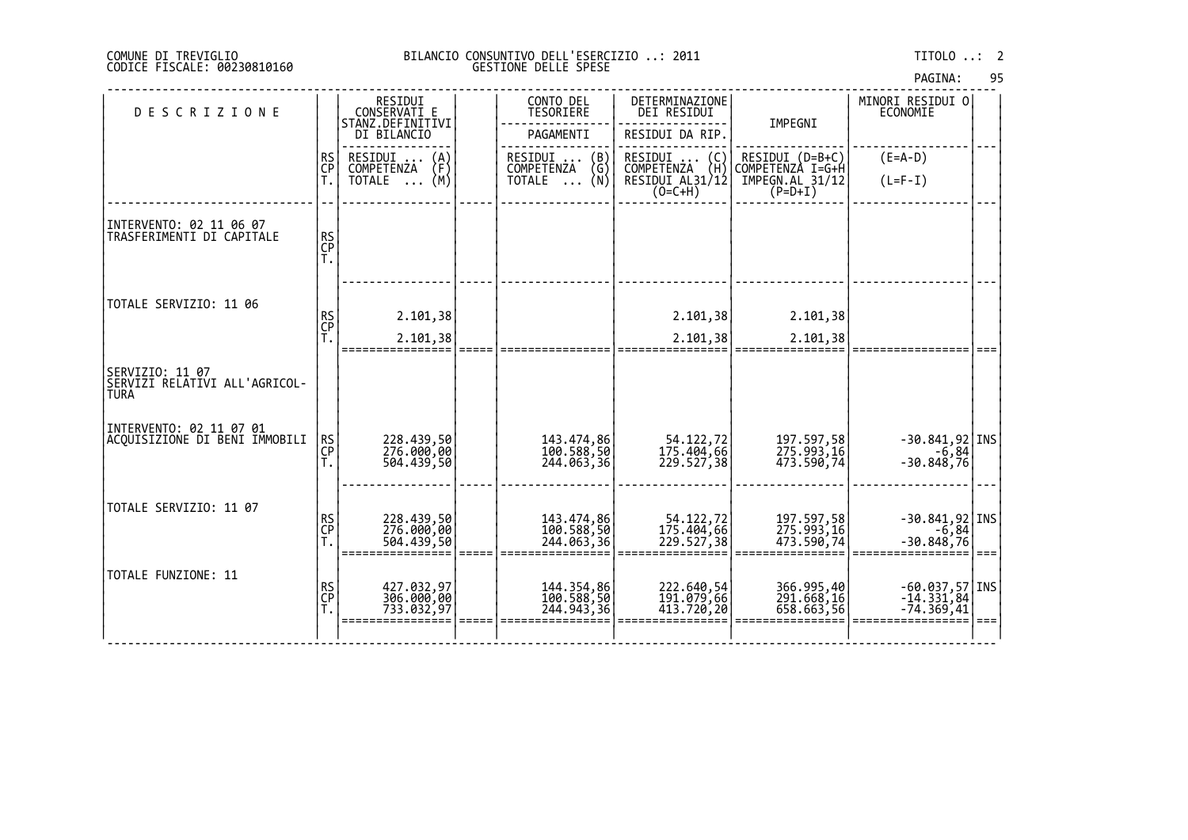COMUNE DI TREVIGLIO
CODICE FISCALE: 00230810160

BILANCIO CONSUNTIVO DELL'ESERCIZIO ..: 2011
GESTIONE DELLE SPESE

TITOLO ..: 2

| DESCRIZIONE | | RESIDUI CONSERVATI E STANZ.DEFINITIVI DI BILANCIO | | CONTO DEL TESORIERE | DETERMINAZIONE DEI RESIDUI | IMPEGNI | MINORI RESIDUI O ECONOMIE | |
|---|---|---|---|---|---|---|---|---|
| | | | | PAGAMENTI | RESIDUI DA RIP. | | | |
| | RS<br>CP<br>T. | RESIDUI ... (A)<br>COMPETENZA (F)<br>TOTALE ... (M) | | RESIDUI ... (B)<br>COMPETENZA (G)<br>TOTALE ... (N) | RESIDUI ... (C)<br>COMPETENZA (H)<br>RESIDUI AL31/12 (O=C+H) | RESIDUI (D=B+C)<br>COMPETENZA I=G+H<br>IMPEGN.AL 31/12 (P=D+I) | (E=A-D)<br>(L=F-I) | |
| INTERVENTO: 02 11 06 07<br>TRASFERIMENTI DI CAPITALE | RS<br>CP<br>T. | | | | | | | |
| TOTALE SERVIZIO: 11 06 | RS<br>CP<br>T. | 2.101,38<br><br>2.101,38 | | | 2.101,38<br><br>2.101,38 | 2.101,38<br><br>2.101,38 | | |
| SERVIZIO: 11 07<br>SERVIZI RELATIVI ALL'AGRICOL-TURA | | | | | | | | |
| INTERVENTO: 02 11 07 01<br>ACQUISIZIONE DI BENI IMMOBILI | RS<br>CP<br>T. | 228.439,50<br>276.000,00<br>504.439,50 | | 143.474,86<br>100.588,50<br>244.063,36 | 54.122,72<br>175.404,66<br>229.527,38 | 197.597,58<br>275.993,16<br>473.590,74 | -30.841,92<br>-6,84<br>-30.848,76 | INS |
| TOTALE SERVIZIO: 11 07 | RS<br>CP<br>T. | 228.439,50<br>276.000,00<br>504.439,50 | | 143.474,86<br>100.588,50<br>244.063,36 | 54.122,72<br>175.404,66<br>229.527,38 | 197.597,58<br>275.993,16<br>473.590,74 | -30.841,92<br>-6,84<br>-30.848,76 | INS |
| TOTALE FUNZIONE: 11 | RS<br>CP<br>T. | 427.032,97<br>306.000,00<br>733.032,97 | | 144.354,86<br>100.588,50<br>244.943,36 | 222.640,54<br>191.079,66<br>413.720,20 | 366.995,40<br>291.668,16<br>658.663,56 | -60.037,57<br>-14.331,84<br>-74.369,41 | INS |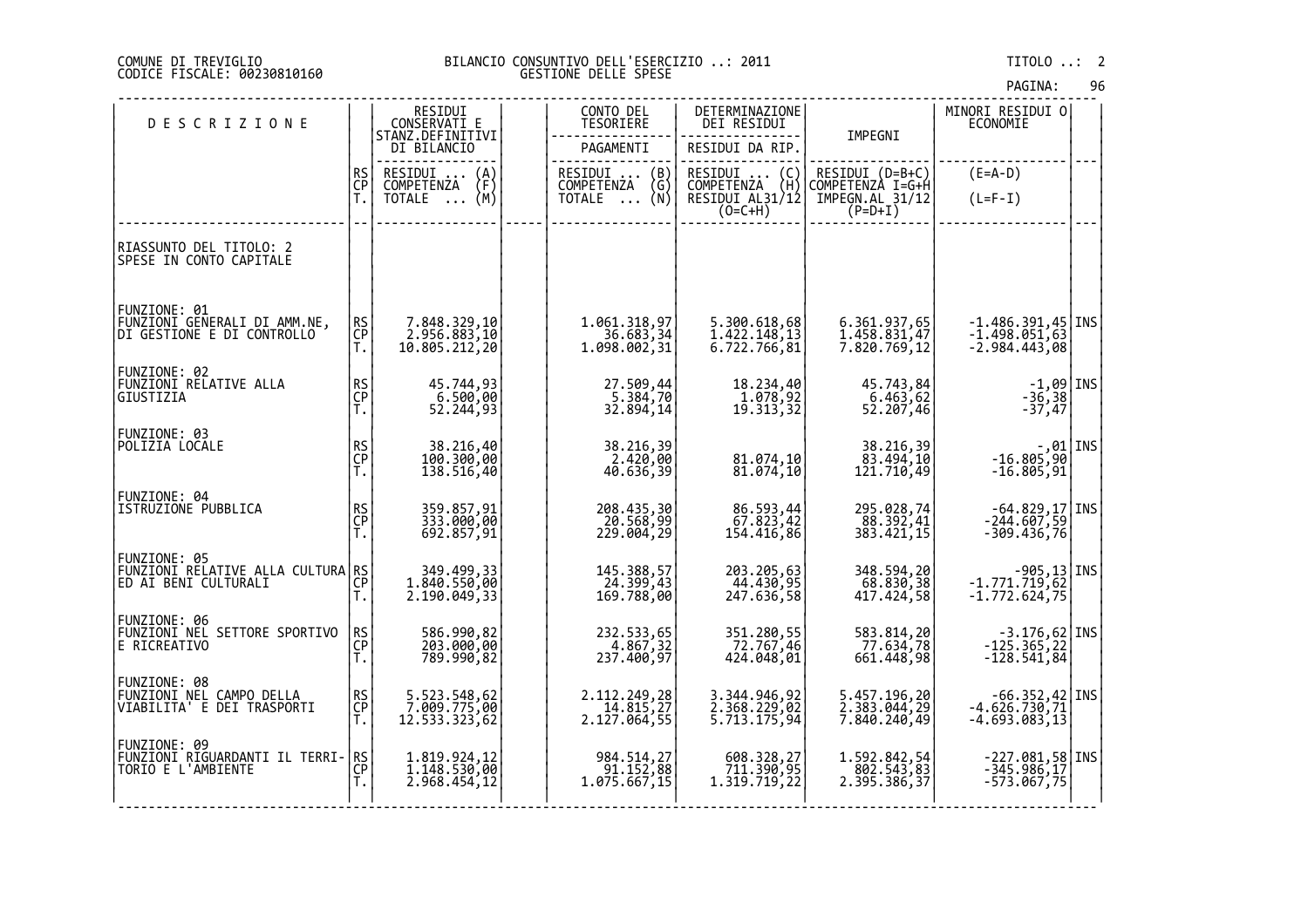COMUNE DI TREVIGLIO
CODICE FISCALE: 00230810160

BILANCIO CONSUNTIVO DELL'ESERCIZIO ..: 2011
GESTIONE DELLE SPESE

TITOLO ..: 2

| DESCRIZIONE | | RESIDUI CONSERVATI E STANZ.DEFINITIVI DI BILANCIO | CONTO DEL TESORIERE PAGAMENTI | DETERMINAZIONE DEI RESIDUI RESIDUI DA RIP. | IMPEGNI | MINORI RESIDUI O ECONOMIE | |
|---|---|---|---|---|---|---|---|
| | RS CP T. | RESIDUI ... (A) COMPETENZA (F) TOTALE ... (M) | RESIDUI ... (B) COMPETENZA (G) TOTALE ... (N) | RESIDUI ... (C) COMPETENZA (H) RESIDUI AL31/12 (O=C+H) | RESIDUI (D=B+C) COMPETENZA I=G+H IMPEGN.AL 31/12 (P=D+I) | (E=A-D) (L=F-I) | |
| RIASSUNTO DEL TITOLO: 2 SPESE IN CONTO CAPITALE | | | | | | | |
| FUNZIONE: 01 FUNZIONI GENERALI DI AMM.NE, DI GESTIONE E DI CONTROLLO | RS | 7.848.329,10 | 1.061.318,97 | 5.300.618,68 | 6.361.937,65 | -1.486.391,45 | INS |
| | CP | 2.956.883,10 | 36.683,34 | 1.422.148,13 | 1.458.831,47 | -1.498.051,63 | |
| | T. | 10.805.212,20 | 1.098.002,31 | 6.722.766,81 | 7.820.769,12 | -2.984.443,08 | |
| FUNZIONE: 02 FUNZIONI RELATIVE ALLA GIUSTIZIA | RS | 45.744,93 | 27.509,44 | 18.234,40 | 45.743,84 | -1,09 | INS |
| | CP | 6.500,00 | 5.384,70 | 1.078,92 | 6.463,62 | -36,38 | |
| | T. | 52.244,93 | 32.894,14 | 19.313,32 | 52.207,46 | -37,47 | |
| FUNZIONE: 03 POLIZIA LOCALE | RS | 38.216,40 | 38.216,39 | | 38.216,39 | -,01 | INS |
| | CP | 100.300,00 | 2.420,00 | 81.074,10 | 83.494,10 | -16.805,90 | |
| | T. | 138.516,40 | 40.636,39 | 81.074,10 | 121.710,49 | -16.805,91 | |
| FUNZIONE: 04 ISTRUZIONE PUBBLICA | RS | 359.857,91 | 208.435,30 | 86.593,44 | 295.028,74 | -64.829,17 | INS |
| | CP | 333.000,00 | 20.568,99 | 67.823,42 | 88.392,41 | -244.607,59 | |
| | T. | 692.857,91 | 229.004,29 | 154.416,86 | 383.421,15 | -309.436,76 | |
| FUNZIONE: 05 FUNZIONI RELATIVE ALLA CULTURA ED AI BENI CULTURALI | RS | 349.499,33 | 145.388,57 | 203.205,63 | 348.594,20 | -905,13 | INS |
| | CP | 1.840.550,00 | 24.399,43 | 44.430,95 | 68.830,38 | -1.771.719,62 | |
| | T. | 2.190.049,33 | 169.788,00 | 247.636,58 | 417.424,58 | -1.772.624,75 | |
| FUNZIONE: 06 FUNZIONI NEL SETTORE SPORTIVO E RICREATIVO | RS | 586.990,82 | 232.533,65 | 351.280,55 | 583.814,20 | -3.176,62 | INS |
| | CP | 203.000,00 | 4.867,32 | 72.767,46 | 77.634,78 | -125.365,22 | |
| | T. | 789.990,82 | 237.400,97 | 424.048,01 | 661.448,98 | -128.541,84 | |
| FUNZIONE: 08 FUNZIONI NEL CAMPO DELLA VIABILITA' E DEI TRASPORTI | RS | 5.523.548,62 | 2.112.249,28 | 3.344.946,92 | 5.457.196,20 | -66.352,42 | INS |
| | CP | 7.009.775,00 | 14.815,27 | 2.368.229,02 | 2.383.044,29 | -4.626.730,71 | |
| | T. | 12.533.323,62 | 2.127.064,55 | 5.713.175,94 | 7.840.240,49 | -4.693.083,13 | |
| FUNZIONE: 09 FUNZIONI RIGUARDANTI IL TERRITORIO E L'AMBIENTE | RS | 1.819.924,12 | 984.514,27 | 608.328,27 | 1.592.842,54 | -227.081,58 | INS |
| | CP | 1.148.530,00 | 91.152,88 | 711.390,95 | 802.543,83 | -345.986,17 | |
| | T. | 2.968.454,12 | 1.075.667,15 | 1.319.719,22 | 2.395.386,37 | -573.067,75 | |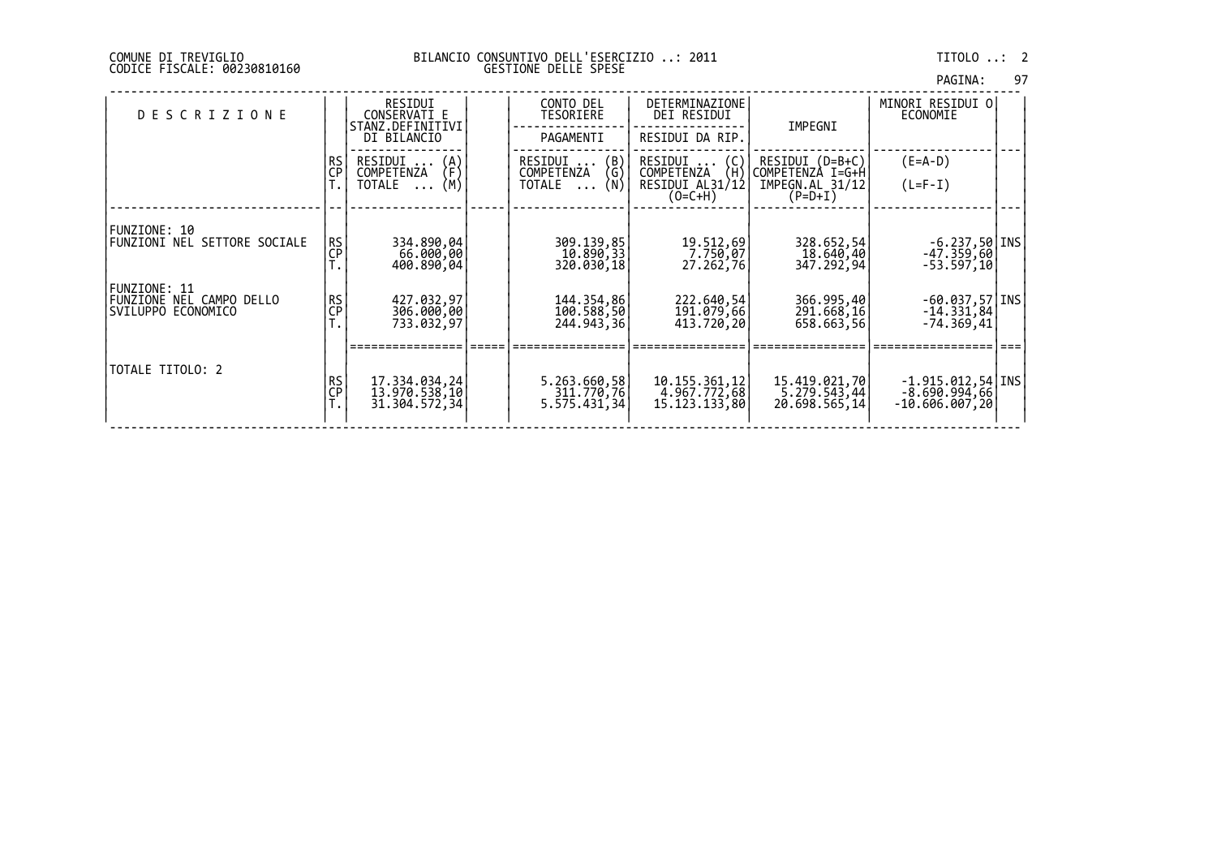COMUNE DI TREVIGLIO
CODICE FISCALE: 00230810160

BILANCIO CONSUNTIVO DELL'ESERCIZIO ..: 2011
GESTIONE DELLE SPESE

TITOLO ..: 2

| DESCRIZIONE | | RESIDUI CONSERVATI E STANZ.DEFINITIVI DI BILANCIO | CONTO DEL TESORIERE PAGAMENTI | DETERMINAZIONE DEI RESIDUI RESIDUI DA RIP. | IMPEGNI | MINORI RESIDUI O ECONOMIE | |
|---|---|---|---|---|---|---|---|
| | RS / CP / T. | RESIDUI ... (A) / COMPETENZA (F) / TOTALE ... (M) | RESIDUI ... (B) / COMPETENZA (G) / TOTALE ... (N) | RESIDUI ... (C) / COMPETENZA (H) / RESIDUI AL31/12 (O=C+H) | RESIDUI (D=B+C) / COMPETENZA I=G+H / IMPEGN.AL 31/12 (P=D+I) | (E=A-D) / (L=F-I) | |
| FUNZIONE: 10 FUNZIONI NEL SETTORE SOCIALE | RS | 334.890,04 | 309.139,85 | 19.512,69 | 328.652,54 | -6.237,50 | INS |
| | CP | 66.000,00 | 10.890,33 | 7.750,07 | 18.640,40 | -47.359,60 | |
| | T. | 400.890,04 | 320.030,18 | 27.262,76 | 347.292,94 | -53.597,10 | |
| FUNZIONE: 11 FUNZIONE NEL CAMPO DELLO SVILUPPO ECONOMICO | RS | 427.032,97 | 144.354,86 | 222.640,54 | 366.995,40 | -60.037,57 | INS |
| | CP | 306.000,00 | 100.588,50 | 191.079,66 | 291.668,16 | -14.331,84 | |
| | T. | 733.032,97 | 244.943,36 | 413.720,20 | 658.663,56 | -74.369,41 | |
| TOTALE TITOLO: 2 | RS | 17.334.034,24 | 5.263.660,58 | 10.155.361,12 | 15.419.021,70 | -1.915.012,54 | INS |
| | CP | 13.970.538,10 | 311.770,76 | 4.967.772,68 | 5.279.543,44 | -8.690.994,66 | |
| | T. | 31.304.572,34 | 5.575.431,34 | 15.123.133,80 | 20.698.565,14 | -10.606.007,20 | |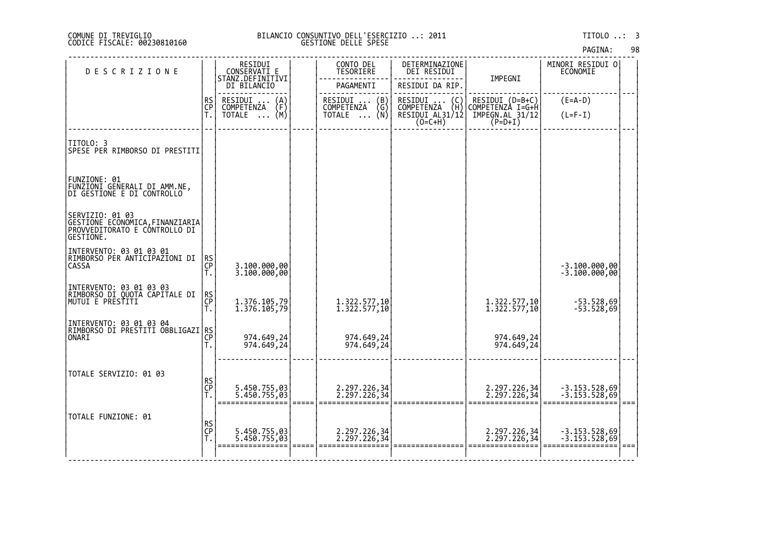COMUNE DI TREVIGLIO
CODICE FISCALE: 00230810160

BILANCIO CONSUNTIVO DELL'ESERCIZIO ..: 2011
GESTIONE DELLE SPESE

TITOLO ..: 3

| DESCRIZIONE | | RESIDUI CONSERVATI E STANZ.DEFINITIVI DI BILANCIO | | CONTO DEL TESORIERE - PAGAMENTI | DETERMINAZIONE DEI RESIDUI - RESIDUI DA RIP. | IMPEGNI | MINORI RESIDUI O ECONOMIE | |
|---|---|---|---|---|---|---|---|---|
| | RS / CP / T. | RESIDUI ... (A) / COMPETENZA (F) / TOTALE ... (M) | | RESIDUI ... (B) / COMPETENZA (G) / TOTALE ... (N) | RESIDUI ... (C) / COMPETENZA (H) / RESIDUI AL31/12 (O=C+H) | RESIDUI (D=B+C) / COMPETENZA I=G+H / IMPEGN.AL 31/12 (P=D+I) | (E=A-D) / (L=F-I) | |
| TITOLO: 3 SPESE PER RIMBORSO DI PRESTITI | | | | | | | | |
| FUNZIONE: 01 FUNZIONI GENERALI DI AMM.NE, DI GESTIONE E DI CONTROLLO | | | | | | | | |
| SERVIZIO: 01 03 GESTIONE ECONOMICA,FINANZIARIA PROVVEDITORATO E CONTROLLO DI GESTIONE. | | | | | | | | |
| INTERVENTO: 03 01 03 01 RIMBORSO PER ANTICIPAZIONI DI CASSA | RS | | | | | | | |
| | CP | 3.100.000,00 | | | | | -3.100.000,00 | |
| | T. | 3.100.000,00 | | | | | -3.100.000,00 | |
| INTERVENTO: 03 01 03 03 RIMBORSO DI QUOTA CAPITALE DI MUTUI E PRESTITI | RS | | | | | | | |
| | CP | 1.376.105,79 | | 1.322.577,10 | | 1.322.577,10 | -53.528,69 | |
| | T. | 1.376.105,79 | | 1.322.577,10 | | 1.322.577,10 | -53.528,69 | |
| INTERVENTO: 03 01 03 04 RIMBORSO DI PRESTITI OBBLIGAZIONARI | RS | | | | | | | |
| | CP | 974.649,24 | | 974.649,24 | | 974.649,24 | | |
| | T. | 974.649,24 | | 974.649,24 | | 974.649,24 | | |
| TOTALE SERVIZIO: 01 03 | RS | | | | | | | |
| | CP | 5.450.755,03 | | 2.297.226,34 | | 2.297.226,34 | -3.153.528,69 | |
| | T. | 5.450.755,03 | | 2.297.226,34 | | 2.297.226,34 | -3.153.528,69 | |
| TOTALE FUNZIONE: 01 | RS | | | | | | | |
| | CP | 5.450.755,03 | | 2.297.226,34 | | 2.297.226,34 | -3.153.528,69 | |
| | T. | 5.450.755,03 | | 2.297.226,34 | | 2.297.226,34 | -3.153.528,69 | |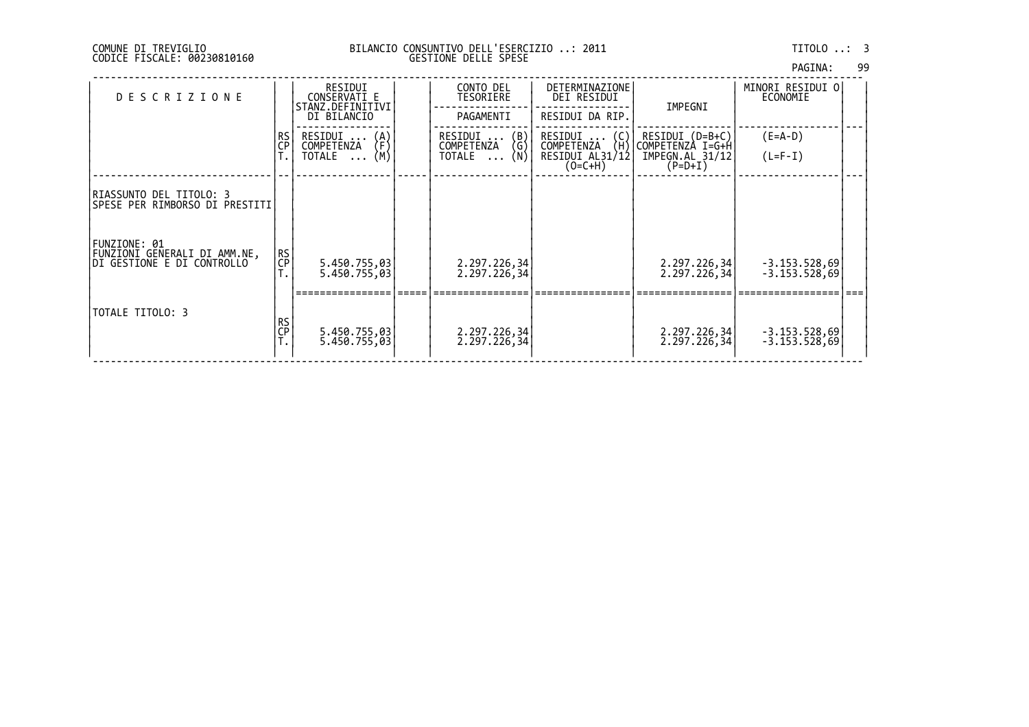COMUNE DI TREVIGLIO
CODICE FISCALE: 00230810160

BILANCIO CONSUNTIVO DELL'ESERCIZIO ..: 2011
GESTIONE DELLE SPESE

TITOLO ..: 3

| D E S C R I Z I O N E | | RESIDUI CONSERVATI E STANZ.DEFINITIVI DI BILANCIO<br>RESIDUI ... (A)<br>COMPETENZA (F)<br>TOTALE ... (M) | | CONTO DEL TESORIERE<br>PAGAMENTI<br>RESIDUI ... (B)<br>COMPETENZA (G)<br>TOTALE ... (N) | DETERMINAZIONE DEI RESIDUI<br>RESIDUI DA RIP.<br>RESIDUI ... (C)<br>COMPETENZA (H)<br>RESIDUI AL31/12 (O=C+H) | IMPEGNI<br>RESIDUI (D=B+C)<br>COMPETENZA I=G+H<br>IMPEGN.AL 31/12 (P=D+I) | MINORI RESIDUI O ECONOMIE<br>(E=A-D)<br>(L=F-I) | |
|---|---|---|---|---|---|---|---|---|
| RIASSUNTO DEL TITOLO: 3<br>SPESE PER RIMBORSO DI PRESTITI | | | | | | | | |
| FUNZIONE: 01<br>FUNZIONI GENERALI DI AMM.NE, DI GESTIONE E DI CONTROLLO | RS<br>CP<br>T. | <br>5.450.755,03<br>5.450.755,03 | | <br>2.297.226,34<br>2.297.226,34 | | <br>2.297.226,34<br>2.297.226,34 | <br>-3.153.528,69<br>-3.153.528,69 | |
| TOTALE TITOLO: 3 | RS<br>CP<br>T. | <br>5.450.755,03<br>5.450.755,03 | | <br>2.297.226,34<br>2.297.226,34 | | <br>2.297.226,34<br>2.297.226,34 | <br>-3.153.528,69<br>-3.153.528,69 | |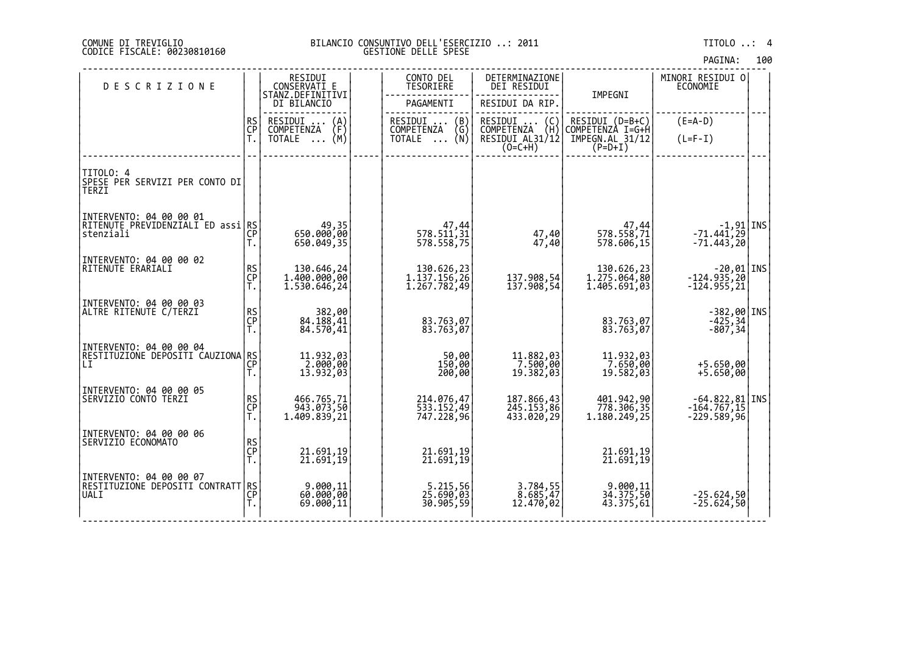COMUNE DI TREVIGLIO
CODICE FISCALE: 00230810160

BILANCIO CONSUNTIVO DELL'ESERCIZIO ..: 2011
GESTIONE DELLE SPESE

TITOLO ..: 4

| DESCRIZIONE | | RESIDUI CONSERVATI E STANZ.DEFINITIVI DI BILANCIO | CONTO DEL TESORIERE - PAGAMENTI | DETERMINAZIONE DEI RESIDUI - RESIDUI DA RIP. | IMPEGNI | MINORI RESIDUI O ECONOMIE | |
|---|---|---|---|---|---|---|---|
| | | RESIDUI ... (A) COMPETENZA (F) TOTALE ... (M) | RESIDUI ... (B) COMPETENZA (G) TOTALE ... (N) | RESIDUI ... (C) COMPETENZA (H) RESIDUI AL31/12 (O=C+H) | RESIDUI (D=B+C) COMPETENZA I=G+H IMPEGN.AL 31/12 (P=D+I) | (E=A-D) (L=F-I) | |
| TITOLO: 4<br>SPESE PER SERVIZI PER CONTO DI TERZI | | | | | | | |
| INTERVENTO: 04 00 00 01<br>RITENUTE PREVIDENZIALI ED assistenziali | RS | 49,35 | 47,44 | | 47,44 | -1,91 | INS |
| | CP | 650.000,00 | 578.511,31 | 47,40 | 578.558,71 | -71.441,29 | |
| | T. | 650.049,35 | 578.558,75 | 47,40 | 578.606,15 | -71.443,20 | |
| INTERVENTO: 04 00 00 02<br>RITENUTE ERARIALI | RS | 130.646,24 | 130.626,23 | | 130.626,23 | -20,01 | INS |
| | CP | 1.400.000,00 | 1.137.156,26 | 137.908,54 | 1.275.064,80 | -124.935,20 | |
| | T. | 1.530.646,24 | 1.267.782,49 | 137.908,54 | 1.405.691,03 | -124.955,21 | |
| INTERVENTO: 04 00 00 03<br>ALTRE RITENUTE C/TERZI | RS | 382,00 | | | | -382,00 | INS |
| | CP | 84.188,41 | 83.763,07 | | 83.763,07 | -425,34 | |
| | T. | 84.570,41 | 83.763,07 | | 83.763,07 | -807,34 | |
| INTERVENTO: 04 00 00 04<br>RESTITUZIONE DEPOSITI CAUZIONALI | RS | 11.932,03 | 50,00 | 11.882,03 | 11.932,03 | | |
| | CP | 2.000,00 | 150,00 | 7.500,00 | 7.650,00 | +5.650,00 | |
| | T. | 13.932,03 | 200,00 | 19.382,03 | 19.582,03 | +5.650,00 | |
| INTERVENTO: 04 00 00 05<br>SERVIZIO CONTO TERZI | RS | 466.765,71 | 214.076,47 | 187.866,43 | 401.942,90 | -64.822,81 | INS |
| | CP | 943.073,50 | 533.152,49 | 245.153,86 | 778.306,35 | -164.767,15 | |
| | T. | 1.409.839,21 | 747.228,96 | 433.020,29 | 1.180.249,25 | -229.589,96 | |
| INTERVENTO: 04 00 00 06<br>SERVIZIO ECONOMATO | RS | | | | | | |
| | CP | 21.691,19 | 21.691,19 | | 21.691,19 | | |
| | T. | 21.691,19 | 21.691,19 | | 21.691,19 | | |
| INTERVENTO: 04 00 00 07<br>RESTITUZIONE DEPOSITI CONTRATTUALI | RS | 9.000,11 | 5.215,56 | 3.784,55 | 9.000,11 | | |
| | CP | 60.000,00 | 25.690,03 | 8.685,47 | 34.375,50 | -25.624,50 | |
| | T. | 69.000,11 | 30.905,59 | 12.470,02 | 43.375,61 | -25.624,50 | |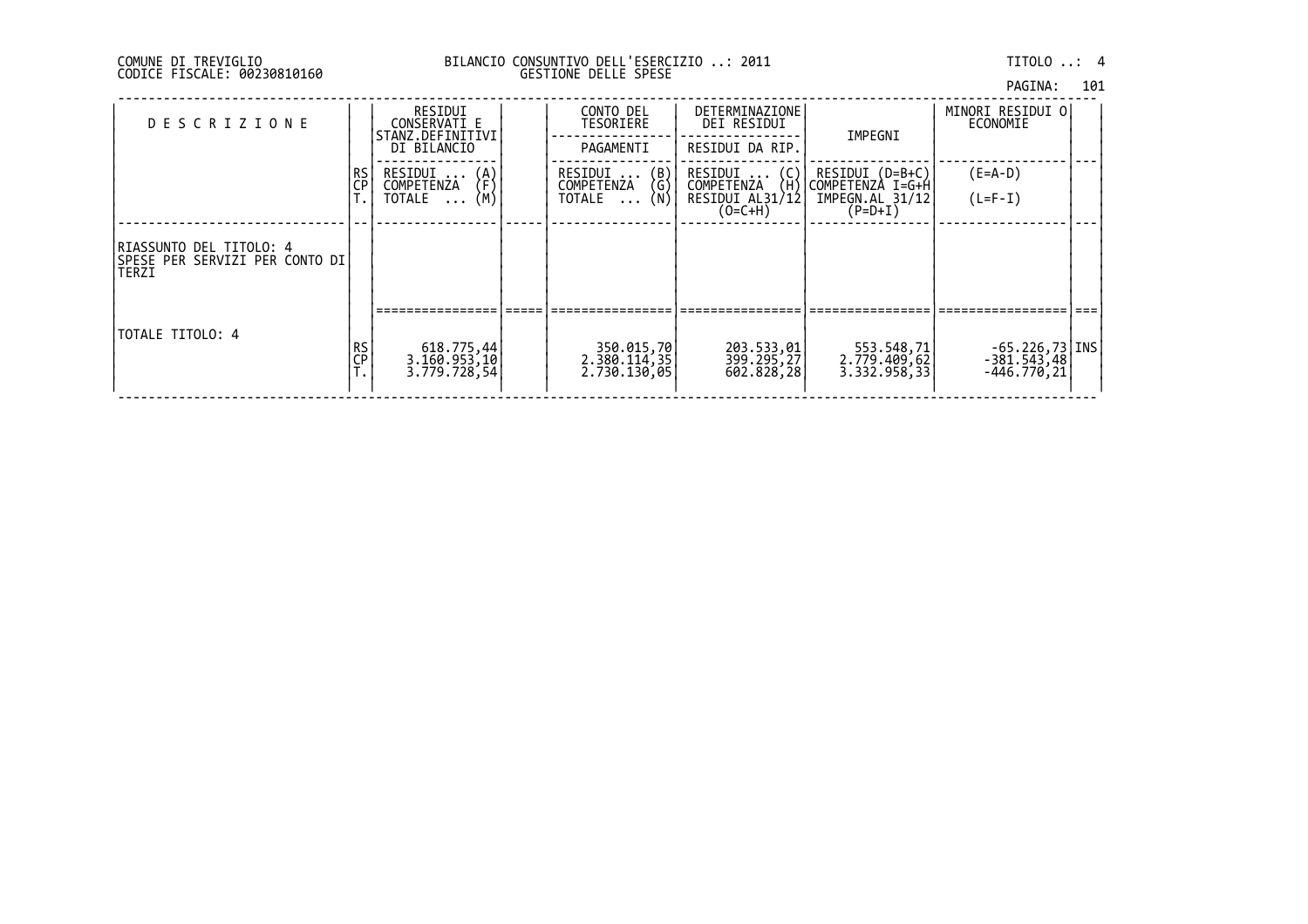COMUNE DI TREVIGLIO
CODICE FISCALE: 00230810160

BILANCIO CONSUNTIVO DELL'ESERCIZIO ..: 2011
GESTIONE DELLE SPESE

TITOLO ..: 4

| D E S C R I Z I O N E | | RESIDUI CONSERVATI E STANZ.DEFINITIVI DI BILANCIO<br>RESIDUI ... (A)<br>COMPETENZA (F)<br>TOTALE ... (M) | | CONTO DEL TESORIERE<br>PAGAMENTI<br>RESIDUI ... (B)<br>COMPETENZA (G)<br>TOTALE ... (N) | DETERMINAZIONE DEI RESIDUI<br>RESIDUI DA RIP.<br>RESIDUI ... (C)<br>COMPETENZA (H)<br>RESIDUI AL31/12 (O=C+H) | IMPEGNI<br>RESIDUI (D=B+C)<br>COMPETENZA I=G+H<br>IMPEGN.AL 31/12 (P=D+I) | MINORI RESIDUI O ECONOMIE<br>(E=A-D)<br>(L=F-I) | |
|---|---|---|---|---|---|---|---|---|
| | RS<br>CP<br>T. | | | | | | | |
| RIASSUNTO DEL TITOLO: 4<br>SPESE PER SERVIZI PER CONTO DI TERZI | | | | | | | | |
| TOTALE TITOLO: 4 | RS<br>CP<br>T. | 618.775,44<br>3.160.953,10<br>3.779.728,54 | | 350.015,70<br>2.380.114,35<br>2.730.130,05 | 203.533,01<br>399.295,27<br>602.828,28 | 553.548,71<br>2.779.409,62<br>3.332.958,33 | -65.226,73<br>-381.543,48<br>-446.770,21 | INS |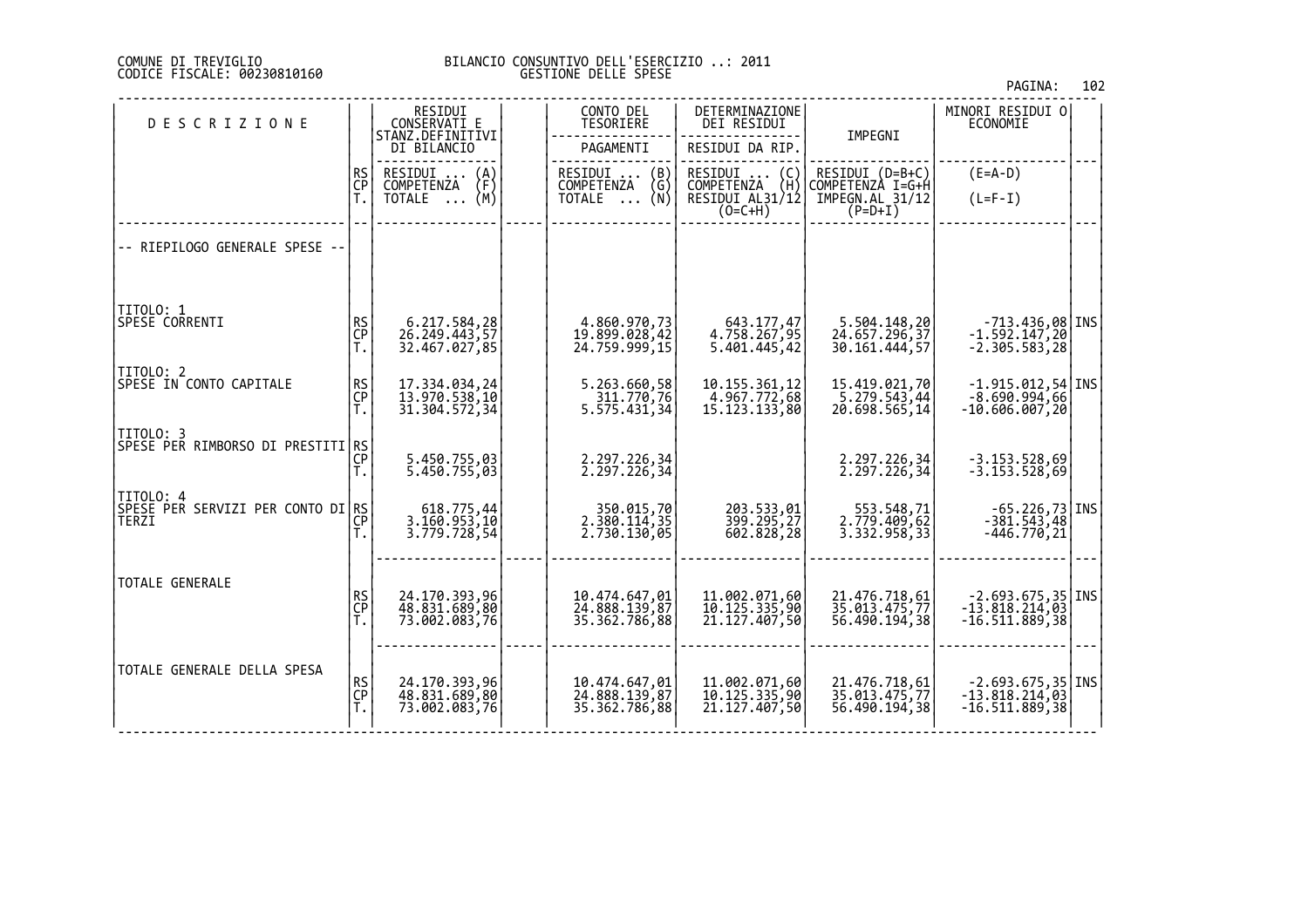COMUNE DI TREVIGLIO
CODICE FISCALE: 00230810160

BILANCIO CONSUNTIVO DELL'ESERCIZIO ..: 2011
GESTIONE DELLE SPESE

| DESCRIZIONE | | RESIDUI CONSERVATI E STANZ.DEFINITIVI DI BILANCIO<br>RESIDUI ... (A)<br>COMPETENZA (F)<br>TOTALE ... (M) | | CONTO DEL TESORIERE<br>PAGAMENTI<br>RESIDUI ... (B)<br>COMPETENZA (G)<br>TOTALE ... (N) | DETERMINAZIONE DEI RESIDUI<br>RESIDUI DA RIP.<br>RESIDUI ... (C)<br>COMPETENZA (H)<br>RESIDUI AL31/12 (O=C+H) | IMPEGNI<br>RESIDUI (D=B+C)<br>COMPETENZA I=G+H<br>IMPEGN.AL 31/12 (P=D+I) | MINORI RESIDUI O ECONOMIE<br>(E=A-D)<br>(L=F-I) | |
|---|---|---|---|---|---|---|---|---|
| -- RIEPILOGO GENERALE SPESE -- | | | | | | | | |
| TITOLO: 1<br>SPESE CORRENTI | RS<br>CP<br>T. | 6.217.584,28<br>26.249.443,57<br>32.467.027,85 | | 4.860.970,73<br>19.899.028,42<br>24.759.999,15 | 643.177,47<br>4.758.267,95<br>5.401.445,42 | 5.504.148,20<br>24.657.296,37<br>30.161.444,57 | -713.436,08<br>-1.592.147,20<br>-2.305.583,28 | INS |
| TITOLO: 2<br>SPESE IN CONTO CAPITALE | RS<br>CP<br>T. | 17.334.034,24<br>13.970.538,10<br>31.304.572,34 | | 5.263.660,58<br>311.770,76<br>5.575.431,34 | 10.155.361,12<br>4.967.772,68<br>15.123.133,80 | 15.419.021,70<br>5.279.543,44<br>20.698.565,14 | -1.915.012,54<br>-8.690.994,66<br>-10.606.007,20 | INS |
| TITOLO: 3<br>SPESE PER RIMBORSO DI PRESTITI | RS<br>CP<br>T. | 5.450.755,03<br>5.450.755,03 | | 2.297.226,34<br>2.297.226,34 | | 2.297.226,34<br>2.297.226,34 | -3.153.528,69<br>-3.153.528,69 | |
| TITOLO: 4<br>SPESE PER SERVIZI PER CONTO DI TERZI | RS<br>CP<br>T. | 618.775,44<br>3.160.953,10<br>3.779.728,54 | | 350.015,70<br>2.380.114,35<br>2.730.130,05 | 203.533,01<br>399.295,27<br>602.828,28 | 553.548,71<br>2.779.409,62<br>3.332.958,33 | -65.226,73<br>-381.543,48<br>-446.770,21 | INS |
| TOTALE GENERALE | RS<br>CP<br>T. | 24.170.393,96<br>48.831.689,80<br>73.002.083,76 | | 10.474.647,01<br>24.888.139,87<br>35.362.786,88 | 11.002.071,60<br>10.125.335,90<br>21.127.407,50 | 21.476.718,61<br>35.013.475,77<br>56.490.194,38 | -2.693.675,35<br>-13.818.214,03<br>-16.511.889,38 | INS |
| TOTALE GENERALE DELLA SPESA | RS<br>CP<br>T. | 24.170.393,96<br>48.831.689,80<br>73.002.083,76 | | 10.474.647,01<br>24.888.139,87<br>35.362.786,88 | 11.002.071,60<br>10.125.335,90<br>21.127.407,50 | 21.476.718,61<br>35.013.475,77<br>56.490.194,38 | -2.693.675,35<br>-13.818.214,03<br>-16.511.889,38 | INS |